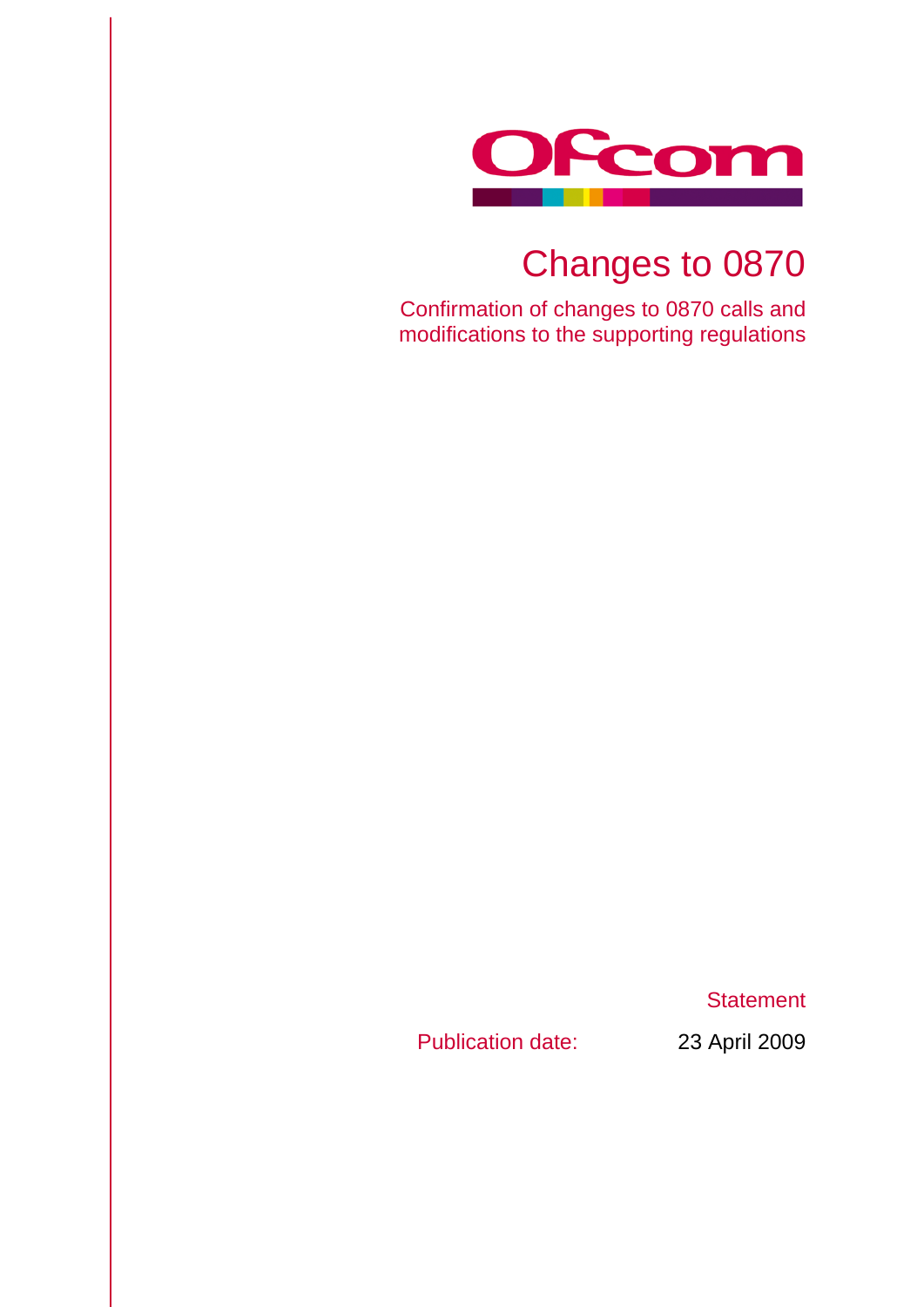Ofcom

# Changes to 0870

Confirmation of changes to 0870 calls and modifications to the supporting regulations

Statement

Publication date: 23 April 2009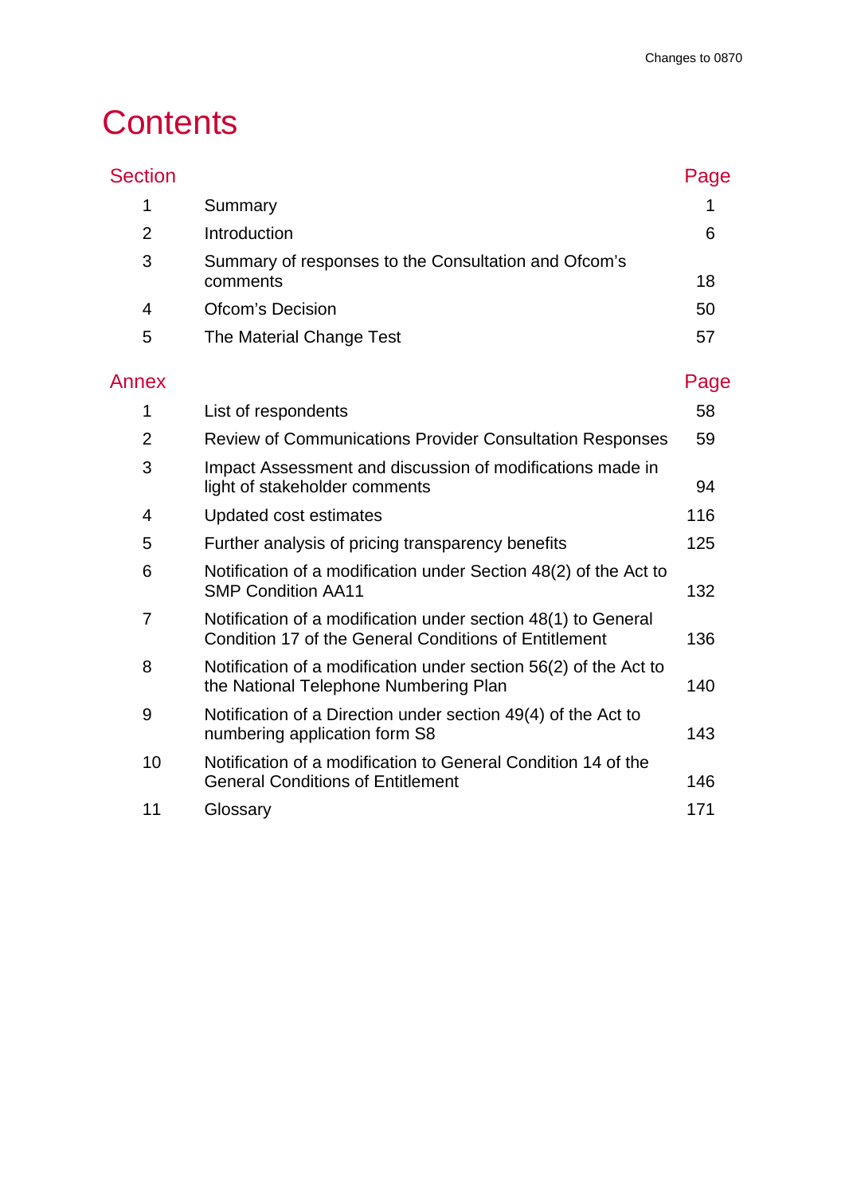# Contents

| Section | | Page |
|---|---|---|
| 1 | Summary | 1 |
| 2 | Introduction | 6 |
| 3 | Summary of responses to the Consultation and Ofcom's comments | 18 |
| 4 | Ofcom's Decision | 50 |
| 5 | The Material Change Test | 57 |

| Annex | | Page |
|---|---|---|
| 1 | List of respondents | 58 |
| 2 | Review of Communications Provider Consultation Responses | 59 |
| 3 | Impact Assessment and discussion of modifications made in light of stakeholder comments | 94 |
| 4 | Updated cost estimates | 116 |
| 5 | Further analysis of pricing transparency benefits | 125 |
| 6 | Notification of a modification under Section 48(2) of the Act to SMP Condition AA11 | 132 |
| 7 | Notification of a modification under section 48(1) to General Condition 17 of the General Conditions of Entitlement | 136 |
| 8 | Notification of a modification under section 56(2) of the Act to the National Telephone Numbering Plan | 140 |
| 9 | Notification of a Direction under section 49(4) of the Act to numbering application form S8 | 143 |
| 10 | Notification of a modification to General Condition 14 of the General Conditions of Entitlement | 146 |
| 11 | Glossary | 171 |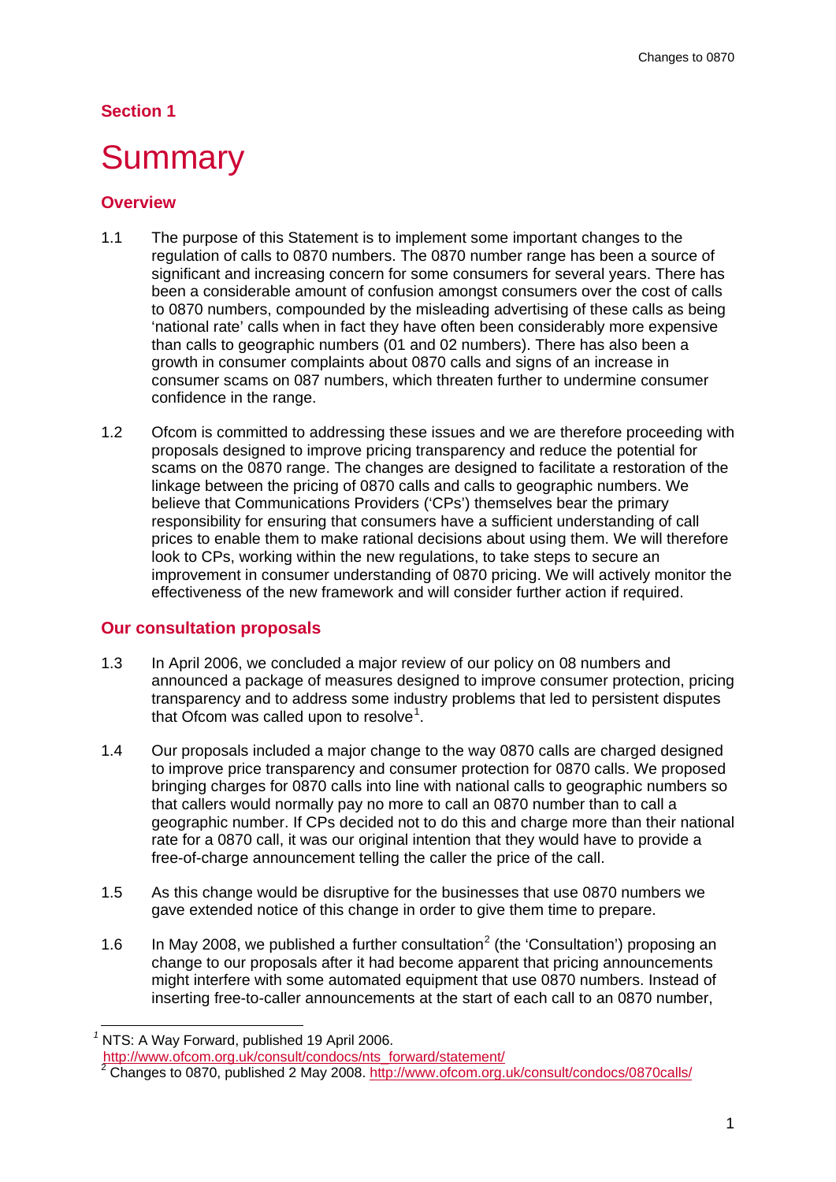## Section 1

# Summary

### Overview

1.1 The purpose of this Statement is to implement some important changes to the regulation of calls to 0870 numbers. The 0870 number range has been a source of significant and increasing concern for some consumers for several years. There has been a considerable amount of confusion amongst consumers over the cost of calls to 0870 numbers, compounded by the misleading advertising of these calls as being 'national rate' calls when in fact they have often been considerably more expensive than calls to geographic numbers (01 and 02 numbers). There has also been a growth in consumer complaints about 0870 calls and signs of an increase in consumer scams on 087 numbers, which threaten further to undermine consumer confidence in the range.

1.2 Ofcom is committed to addressing these issues and we are therefore proceeding with proposals designed to improve pricing transparency and reduce the potential for scams on the 0870 range. The changes are designed to facilitate a restoration of the linkage between the pricing of 0870 calls and calls to geographic numbers. We believe that Communications Providers ('CPs') themselves bear the primary responsibility for ensuring that consumers have a sufficient understanding of call prices to enable them to make rational decisions about using them. We will therefore look to CPs, working within the new regulations, to take steps to secure an improvement in consumer understanding of 0870 pricing. We will actively monitor the effectiveness of the new framework and will consider further action if required.

### Our consultation proposals

1.3 In April 2006, we concluded a major review of our policy on 08 numbers and announced a package of measures designed to improve consumer protection, pricing transparency and to address some industry problems that led to persistent disputes that Ofcom was called upon to resolve[1].

1.4 Our proposals included a major change to the way 0870 calls are charged designed to improve price transparency and consumer protection for 0870 calls. We proposed bringing charges for 0870 calls into line with national calls to geographic numbers so that callers would normally pay no more to call an 0870 number than to call a geographic number. If CPs decided not to do this and charge more than their national rate for a 0870 call, it was our original intention that they would have to provide a free-of-charge announcement telling the caller the price of the call.

1.5 As this change would be disruptive for the businesses that use 0870 numbers we gave extended notice of this change in order to give them time to prepare.

1.6 In May 2008, we published a further consultation[2] (the 'Consultation') proposing an change to our proposals after it had become apparent that pricing announcements might interfere with some automated equipment that use 0870 numbers. Instead of inserting free-to-caller announcements at the start of each call to an 0870 number,

---

[1] NTS: A Way Forward, published 19 April 2006. http://www.ofcom.org.uk/consult/condocs/nts_forward/statement/

[2] Changes to 0870, published 2 May 2008. http://www.ofcom.org.uk/consult/condocs/0870calls/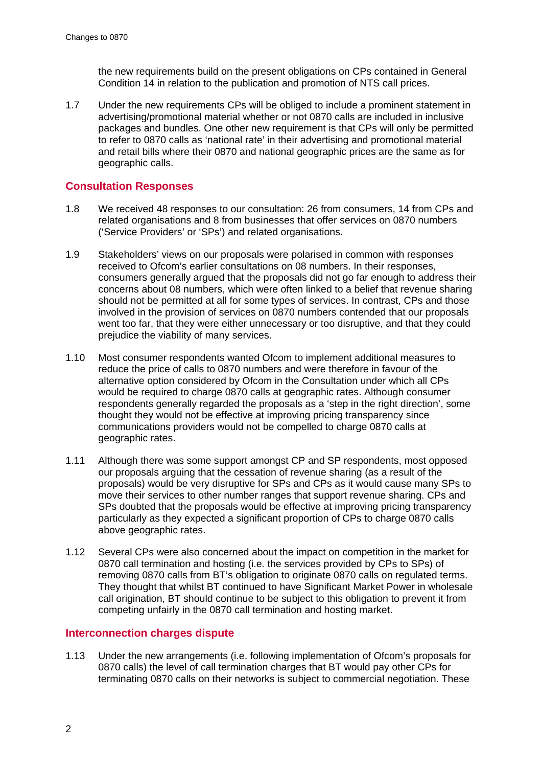the new requirements build on the present obligations on CPs contained in General Condition 14 in relation to the publication and promotion of NTS call prices.

1.7 Under the new requirements CPs will be obliged to include a prominent statement in advertising/promotional material whether or not 0870 calls are included in inclusive packages and bundles. One other new requirement is that CPs will only be permitted to refer to 0870 calls as 'national rate' in their advertising and promotional material and retail bills where their 0870 and national geographic prices are the same as for geographic calls.

## Consultation Responses

1.8 We received 48 responses to our consultation: 26 from consumers, 14 from CPs and related organisations and 8 from businesses that offer services on 0870 numbers ('Service Providers' or 'SPs') and related organisations.

1.9 Stakeholders' views on our proposals were polarised in common with responses received to Ofcom's earlier consultations on 08 numbers. In their responses, consumers generally argued that the proposals did not go far enough to address their concerns about 08 numbers, which were often linked to a belief that revenue sharing should not be permitted at all for some types of services. In contrast, CPs and those involved in the provision of services on 0870 numbers contended that our proposals went too far, that they were either unnecessary or too disruptive, and that they could prejudice the viability of many services.

1.10 Most consumer respondents wanted Ofcom to implement additional measures to reduce the price of calls to 0870 numbers and were therefore in favour of the alternative option considered by Ofcom in the Consultation under which all CPs would be required to charge 0870 calls at geographic rates. Although consumer respondents generally regarded the proposals as a 'step in the right direction', some thought they would not be effective at improving pricing transparency since communications providers would not be compelled to charge 0870 calls at geographic rates.

1.11 Although there was some support amongst CP and SP respondents, most opposed our proposals arguing that the cessation of revenue sharing (as a result of the proposals) would be very disruptive for SPs and CPs as it would cause many SPs to move their services to other number ranges that support revenue sharing. CPs and SPs doubted that the proposals would be effective at improving pricing transparency particularly as they expected a significant proportion of CPs to charge 0870 calls above geographic rates.

1.12 Several CPs were also concerned about the impact on competition in the market for 0870 call termination and hosting (i.e. the services provided by CPs to SPs) of removing 0870 calls from BT's obligation to originate 0870 calls on regulated terms. They thought that whilst BT continued to have Significant Market Power in wholesale call origination, BT should continue to be subject to this obligation to prevent it from competing unfairly in the 0870 call termination and hosting market.

## Interconnection charges dispute

1.13 Under the new arrangements (i.e. following implementation of Ofcom's proposals for 0870 calls) the level of call termination charges that BT would pay other CPs for terminating 0870 calls on their networks is subject to commercial negotiation. These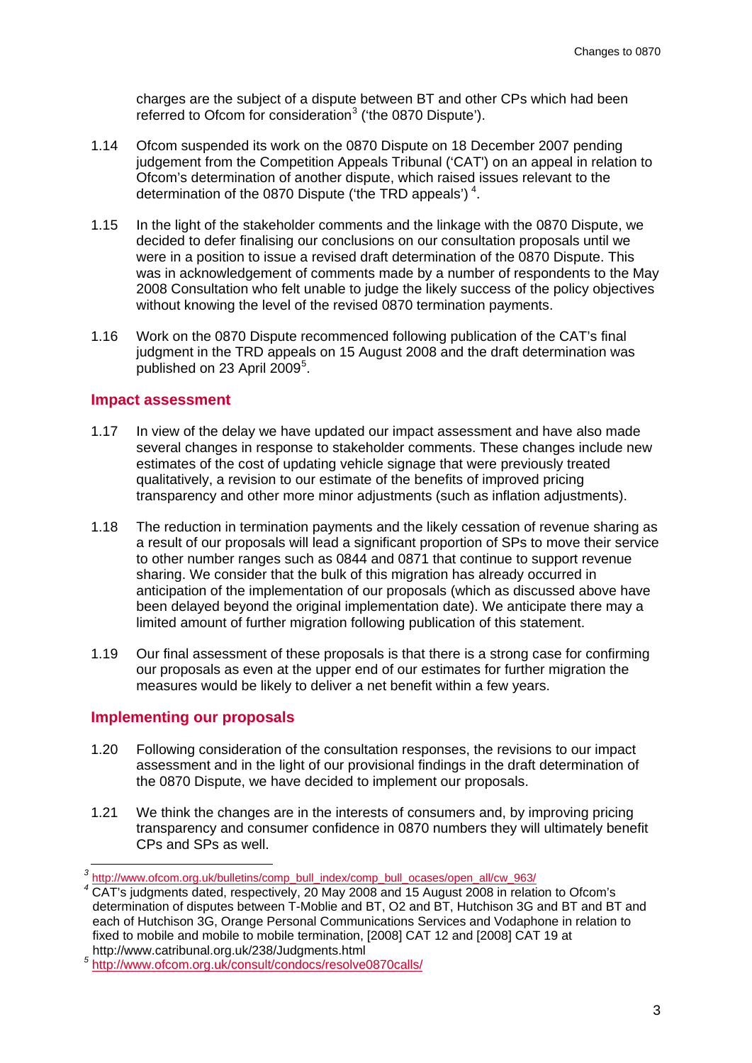charges are the subject of a dispute between BT and other CPs which had been referred to Ofcom for consideration[3] ('the 0870 Dispute').

1.14 Ofcom suspended its work on the 0870 Dispute on 18 December 2007 pending judgement from the Competition Appeals Tribunal ('CAT') on an appeal in relation to Ofcom's determination of another dispute, which raised issues relevant to the determination of the 0870 Dispute ('the TRD appeals')[4].

1.15 In the light of the stakeholder comments and the linkage with the 0870 Dispute, we decided to defer finalising our conclusions on our consultation proposals until we were in a position to issue a revised draft determination of the 0870 Dispute. This was in acknowledgement of comments made by a number of respondents to the May 2008 Consultation who felt unable to judge the likely success of the policy objectives without knowing the level of the revised 0870 termination payments.

1.16 Work on the 0870 Dispute recommenced following publication of the CAT's final judgment in the TRD appeals on 15 August 2008 and the draft determination was published on 23 April 2009[5].

## Impact assessment

1.17 In view of the delay we have updated our impact assessment and have also made several changes in response to stakeholder comments. These changes include new estimates of the cost of updating vehicle signage that were previously treated qualitatively, a revision to our estimate of the benefits of improved pricing transparency and other more minor adjustments (such as inflation adjustments).

1.18 The reduction in termination payments and the likely cessation of revenue sharing as a result of our proposals will lead a significant proportion of SPs to move their service to other number ranges such as 0844 and 0871 that continue to support revenue sharing. We consider that the bulk of this migration has already occurred in anticipation of the implementation of our proposals (which as discussed above have been delayed beyond the original implementation date). We anticipate there may a limited amount of further migration following publication of this statement.

1.19 Our final assessment of these proposals is that there is a strong case for confirming our proposals as even at the upper end of our estimates for further migration the measures would be likely to deliver a net benefit within a few years.

## Implementing our proposals

1.20 Following consideration of the consultation responses, the revisions to our impact assessment and in the light of our provisional findings in the draft determination of the 0870 Dispute, we have decided to implement our proposals.

1.21 We think the changes are in the interests of consumers and, by improving pricing transparency and consumer confidence in 0870 numbers they will ultimately benefit CPs and SPs as well.

---

[3] http://www.ofcom.org.uk/bulletins/comp_bull_index/comp_bull_ocases/open_all/cw_963/

[4] CAT's judgments dated, respectively, 20 May 2008 and 15 August 2008 in relation to Ofcom's determination of disputes between T-Moblie and BT, O2 and BT, Hutchison 3G and BT and BT and each of Hutchison 3G, Orange Personal Communications Services and Vodaphone in relation to fixed to mobile and mobile to mobile termination, [2008] CAT 12 and [2008] CAT 19 at http://www.catribunal.org.uk/238/Judgments.html

[5] http://www.ofcom.org.uk/consult/condocs/resolve0870calls/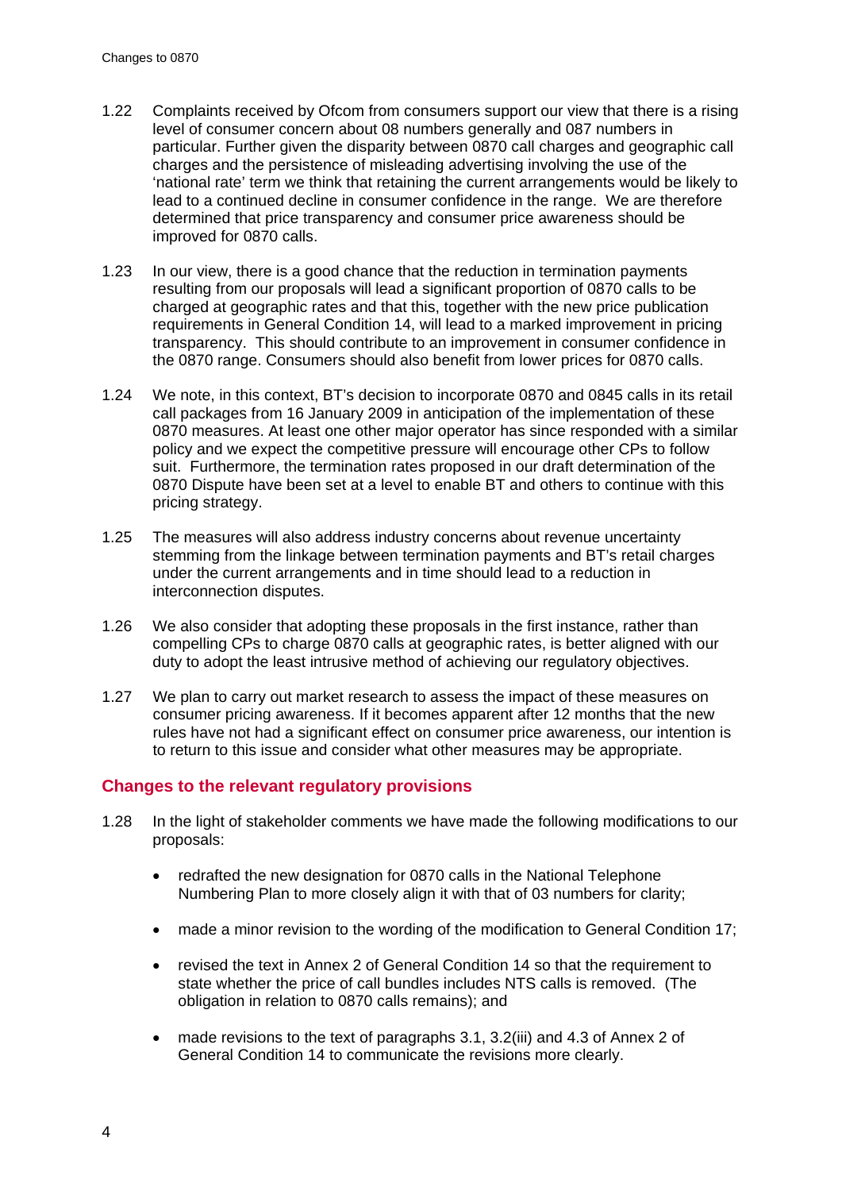1.22 Complaints received by Ofcom from consumers support our view that there is a rising level of consumer concern about 08 numbers generally and 087 numbers in particular. Further given the disparity between 0870 call charges and geographic call charges and the persistence of misleading advertising involving the use of the 'national rate' term we think that retaining the current arrangements would be likely to lead to a continued decline in consumer confidence in the range. We are therefore determined that price transparency and consumer price awareness should be improved for 0870 calls.

1.23 In our view, there is a good chance that the reduction in termination payments resulting from our proposals will lead a significant proportion of 0870 calls to be charged at geographic rates and that this, together with the new price publication requirements in General Condition 14, will lead to a marked improvement in pricing transparency. This should contribute to an improvement in consumer confidence in the 0870 range. Consumers should also benefit from lower prices for 0870 calls.

1.24 We note, in this context, BT's decision to incorporate 0870 and 0845 calls in its retail call packages from 16 January 2009 in anticipation of the implementation of these 0870 measures. At least one other major operator has since responded with a similar policy and we expect the competitive pressure will encourage other CPs to follow suit. Furthermore, the termination rates proposed in our draft determination of the 0870 Dispute have been set at a level to enable BT and others to continue with this pricing strategy.

1.25 The measures will also address industry concerns about revenue uncertainty stemming from the linkage between termination payments and BT's retail charges under the current arrangements and in time should lead to a reduction in interconnection disputes.

1.26 We also consider that adopting these proposals in the first instance, rather than compelling CPs to charge 0870 calls at geographic rates, is better aligned with our duty to adopt the least intrusive method of achieving our regulatory objectives.

1.27 We plan to carry out market research to assess the impact of these measures on consumer pricing awareness. If it becomes apparent after 12 months that the new rules have not had a significant effect on consumer price awareness, our intention is to return to this issue and consider what other measures may be appropriate.

## Changes to the relevant regulatory provisions

1.28 In the light of stakeholder comments we have made the following modifications to our proposals:

- redrafted the new designation for 0870 calls in the National Telephone Numbering Plan to more closely align it with that of 03 numbers for clarity;
- made a minor revision to the wording of the modification to General Condition 17;
- revised the text in Annex 2 of General Condition 14 so that the requirement to state whether the price of call bundles includes NTS calls is removed. (The obligation in relation to 0870 calls remains); and
- made revisions to the text of paragraphs 3.1, 3.2(iii) and 4.3 of Annex 2 of General Condition 14 to communicate the revisions more clearly.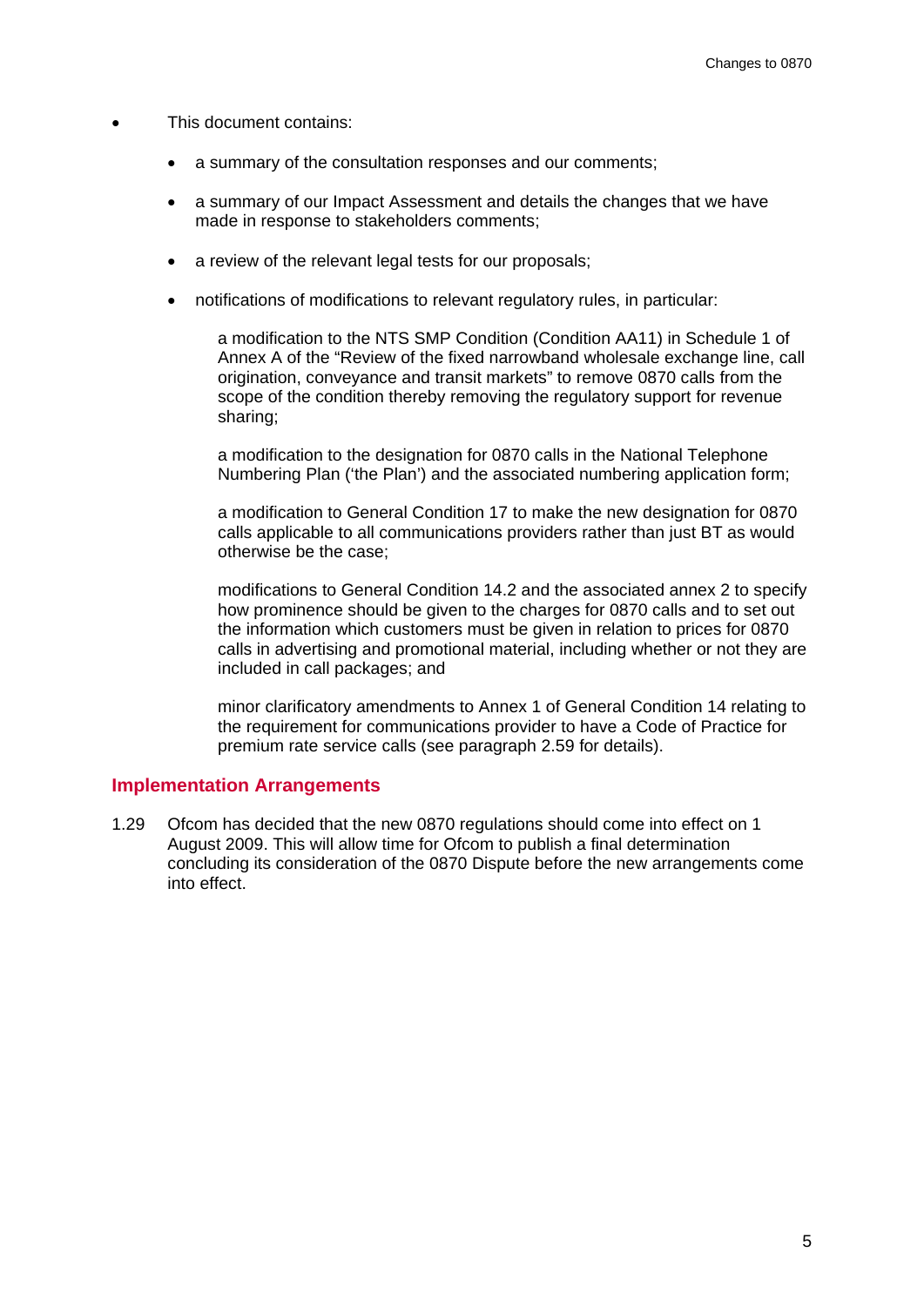- This document contains:
  - a summary of the consultation responses and our comments;
  - a summary of our Impact Assessment and details the changes that we have made in response to stakeholders comments;
  - a review of the relevant legal tests for our proposals;
  - notifications of modifications to relevant regulatory rules, in particular:

    a modification to the NTS SMP Condition (Condition AA11) in Schedule 1 of Annex A of the "Review of the fixed narrowband wholesale exchange line, call origination, conveyance and transit markets" to remove 0870 calls from the scope of the condition thereby removing the regulatory support for revenue sharing;

    a modification to the designation for 0870 calls in the National Telephone Numbering Plan ('the Plan') and the associated numbering application form;

    a modification to General Condition 17 to make the new designation for 0870 calls applicable to all communications providers rather than just BT as would otherwise be the case;

    modifications to General Condition 14.2 and the associated annex 2 to specify how prominence should be given to the charges for 0870 calls and to set out the information which customers must be given in relation to prices for 0870 calls in advertising and promotional material, including whether or not they are included in call packages; and

    minor clarificatory amendments to Annex 1 of General Condition 14 relating to the requirement for communications provider to have a Code of Practice for premium rate service calls (see paragraph 2.59 for details).

## Implementation Arrangements

1.29 Ofcom has decided that the new 0870 regulations should come into effect on 1 August 2009. This will allow time for Ofcom to publish a final determination concluding its consideration of the 0870 Dispute before the new arrangements come into effect.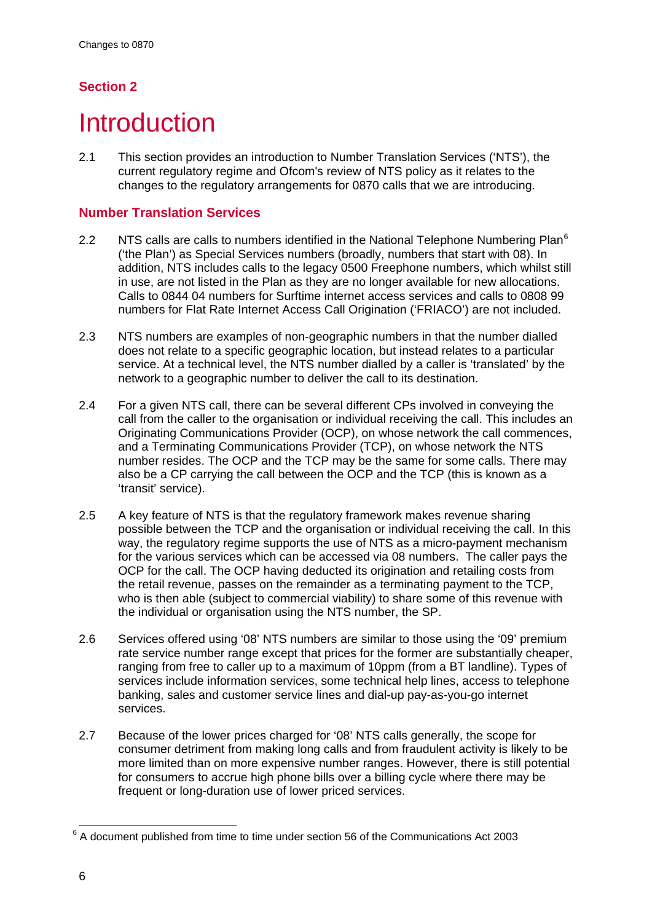## Section 2

# Introduction

2.1 This section provides an introduction to Number Translation Services ('NTS'), the current regulatory regime and Ofcom's review of NTS policy as it relates to the changes to the regulatory arrangements for 0870 calls that we are introducing.

### Number Translation Services

2.2 NTS calls are calls to numbers identified in the National Telephone Numbering Plan[6] ('the Plan') as Special Services numbers (broadly, numbers that start with 08). In addition, NTS includes calls to the legacy 0500 Freephone numbers, which whilst still in use, are not listed in the Plan as they are no longer available for new allocations. Calls to 0844 04 numbers for Surftime internet access services and calls to 0808 99 numbers for Flat Rate Internet Access Call Origination ('FRIACO') are not included.

2.3 NTS numbers are examples of non-geographic numbers in that the number dialled does not relate to a specific geographic location, but instead relates to a particular service. At a technical level, the NTS number dialled by a caller is 'translated' by the network to a geographic number to deliver the call to its destination.

2.4 For a given NTS call, there can be several different CPs involved in conveying the call from the caller to the organisation or individual receiving the call. This includes an Originating Communications Provider (OCP), on whose network the call commences, and a Terminating Communications Provider (TCP), on whose network the NTS number resides. The OCP and the TCP may be the same for some calls. There may also be a CP carrying the call between the OCP and the TCP (this is known as a 'transit' service).

2.5 A key feature of NTS is that the regulatory framework makes revenue sharing possible between the TCP and the organisation or individual receiving the call. In this way, the regulatory regime supports the use of NTS as a micro-payment mechanism for the various services which can be accessed via 08 numbers. The caller pays the OCP for the call. The OCP having deducted its origination and retailing costs from the retail revenue, passes on the remainder as a terminating payment to the TCP, who is then able (subject to commercial viability) to share some of this revenue with the individual or organisation using the NTS number, the SP.

2.6 Services offered using '08' NTS numbers are similar to those using the '09' premium rate service number range except that prices for the former are substantially cheaper, ranging from free to caller up to a maximum of 10ppm (from a BT landline). Types of services include information services, some technical help lines, access to telephone banking, sales and customer service lines and dial-up pay-as-you-go internet services.

2.7 Because of the lower prices charged for '08' NTS calls generally, the scope for consumer detriment from making long calls and from fraudulent activity is likely to be more limited than on more expensive number ranges. However, there is still potential for consumers to accrue high phone bills over a billing cycle where there may be frequent or long-duration use of lower priced services.

[6] A document published from time to time under section 56 of the Communications Act 2003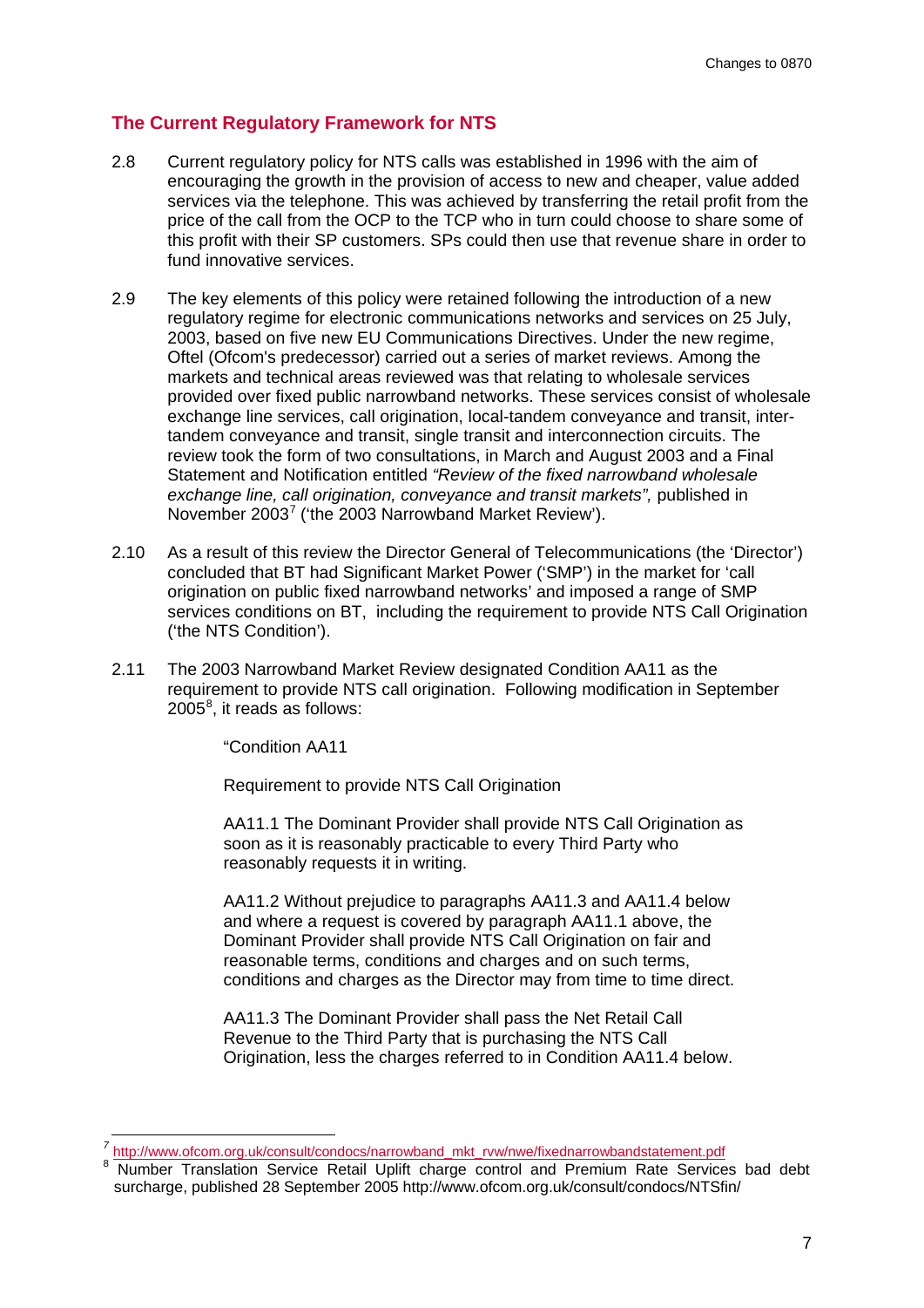## The Current Regulatory Framework for NTS

2.8 Current regulatory policy for NTS calls was established in 1996 with the aim of encouraging the growth in the provision of access to new and cheaper, value added services via the telephone. This was achieved by transferring the retail profit from the price of the call from the OCP to the TCP who in turn could choose to share some of this profit with their SP customers. SPs could then use that revenue share in order to fund innovative services.

2.9 The key elements of this policy were retained following the introduction of a new regulatory regime for electronic communications networks and services on 25 July, 2003, based on five new EU Communications Directives. Under the new regime, Oftel (Ofcom's predecessor) carried out a series of market reviews. Among the markets and technical areas reviewed was that relating to wholesale services provided over fixed public narrowband networks. These services consist of wholesale exchange line services, call origination, local-tandem conveyance and transit, inter-tandem conveyance and transit, single transit and interconnection circuits. The review took the form of two consultations, in March and August 2003 and a Final Statement and Notification entitled *"Review of the fixed narrowband wholesale exchange line, call origination, conveyance and transit markets",* published in November 2003[7] ('the 2003 Narrowband Market Review').

2.10 As a result of this review the Director General of Telecommunications (the 'Director') concluded that BT had Significant Market Power ('SMP') in the market for 'call origination on public fixed narrowband networks' and imposed a range of SMP services conditions on BT, including the requirement to provide NTS Call Origination ('the NTS Condition').

2.11 The 2003 Narrowband Market Review designated Condition AA11 as the requirement to provide NTS call origination. Following modification in September 2005[8], it reads as follows:

> "Condition AA11
>
> Requirement to provide NTS Call Origination
>
> AA11.1 The Dominant Provider shall provide NTS Call Origination as soon as it is reasonably practicable to every Third Party who reasonably requests it in writing.
>
> AA11.2 Without prejudice to paragraphs AA11.3 and AA11.4 below and where a request is covered by paragraph AA11.1 above, the Dominant Provider shall provide NTS Call Origination on fair and reasonable terms, conditions and charges and on such terms, conditions and charges as the Director may from time to time direct.
>
> AA11.3 The Dominant Provider shall pass the Net Retail Call Revenue to the Third Party that is purchasing the NTS Call Origination, less the charges referred to in Condition AA11.4 below.

---

[7] http://www.ofcom.org.uk/consult/condocs/narrowband_mkt_rvw/nwe/fixednarrowbandstatement.pdf

[8] Number Translation Service Retail Uplift charge control and Premium Rate Services bad debt surcharge, published 28 September 2005 http://www.ofcom.org.uk/consult/condocs/NTSfin/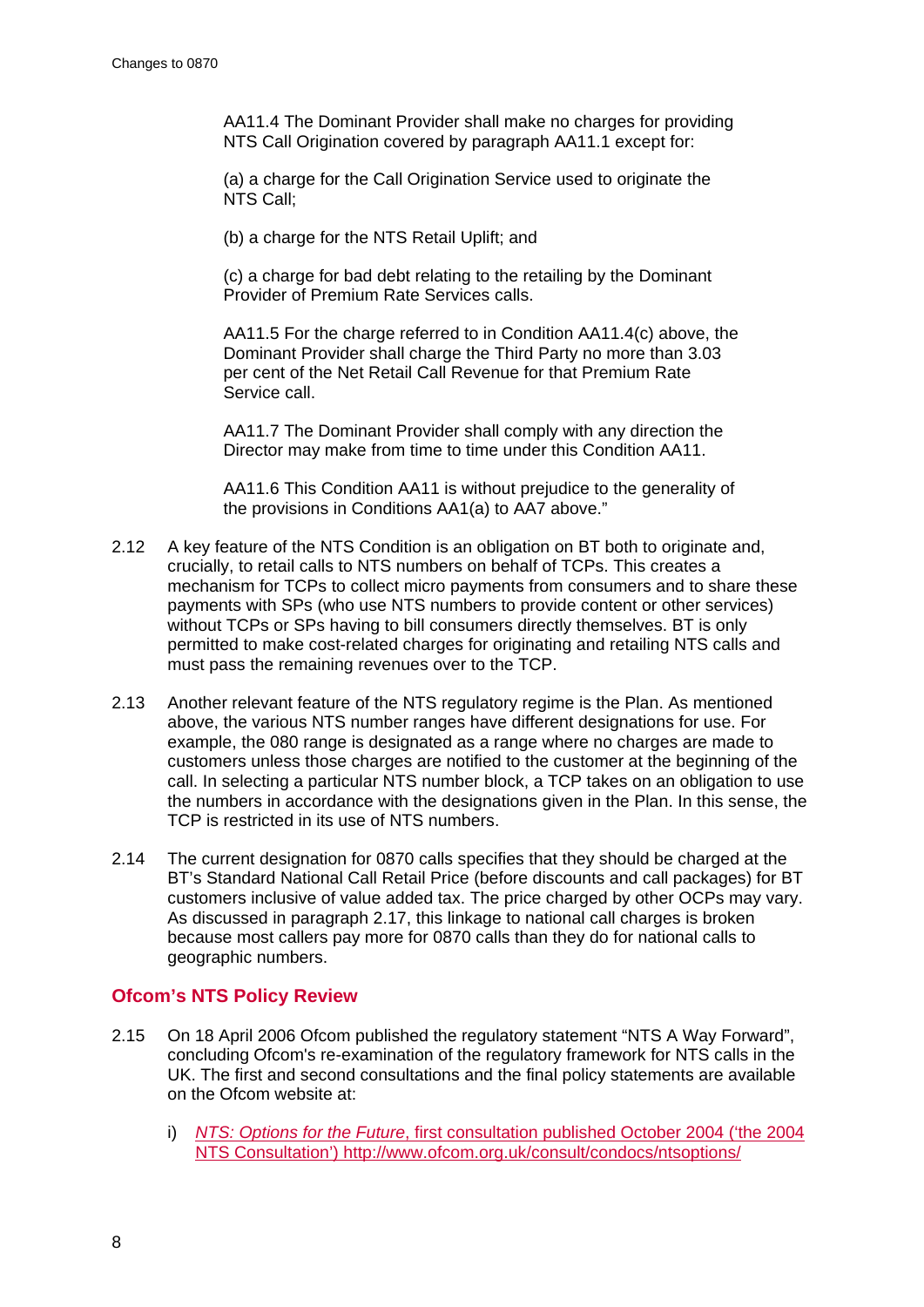AA11.4 The Dominant Provider shall make no charges for providing NTS Call Origination covered by paragraph AA11.1 except for:

(a) a charge for the Call Origination Service used to originate the NTS Call;

(b) a charge for the NTS Retail Uplift; and

(c) a charge for bad debt relating to the retailing by the Dominant Provider of Premium Rate Services calls.

AA11.5 For the charge referred to in Condition AA11.4(c) above, the Dominant Provider shall charge the Third Party no more than 3.03 per cent of the Net Retail Call Revenue for that Premium Rate Service call.

AA11.7 The Dominant Provider shall comply with any direction the Director may make from time to time under this Condition AA11.

AA11.6 This Condition AA11 is without prejudice to the generality of the provisions in Conditions AA1(a) to AA7 above."

2.12 A key feature of the NTS Condition is an obligation on BT both to originate and, crucially, to retail calls to NTS numbers on behalf of TCPs. This creates a mechanism for TCPs to collect micro payments from consumers and to share these payments with SPs (who use NTS numbers to provide content or other services) without TCPs or SPs having to bill consumers directly themselves. BT is only permitted to make cost-related charges for originating and retailing NTS calls and must pass the remaining revenues over to the TCP.

2.13 Another relevant feature of the NTS regulatory regime is the Plan. As mentioned above, the various NTS number ranges have different designations for use. For example, the 080 range is designated as a range where no charges are made to customers unless those charges are notified to the customer at the beginning of the call. In selecting a particular NTS number block, a TCP takes on an obligation to use the numbers in accordance with the designations given in the Plan. In this sense, the TCP is restricted in its use of NTS numbers.

2.14 The current designation for 0870 calls specifies that they should be charged at the BT's Standard National Call Retail Price (before discounts and call packages) for BT customers inclusive of value added tax. The price charged by other OCPs may vary. As discussed in paragraph 2.17, this linkage to national call charges is broken because most callers pay more for 0870 calls than they do for national calls to geographic numbers.

## Ofcom's NTS Policy Review

2.15 On 18 April 2006 Ofcom published the regulatory statement "NTS A Way Forward", concluding Ofcom's re-examination of the regulatory framework for NTS calls in the UK. The first and second consultations and the final policy statements are available on the Ofcom website at:

i) *NTS: Options for the Future*, first consultation published October 2004 ('the 2004 NTS Consultation') http://www.ofcom.org.uk/consult/condocs/ntsoptions/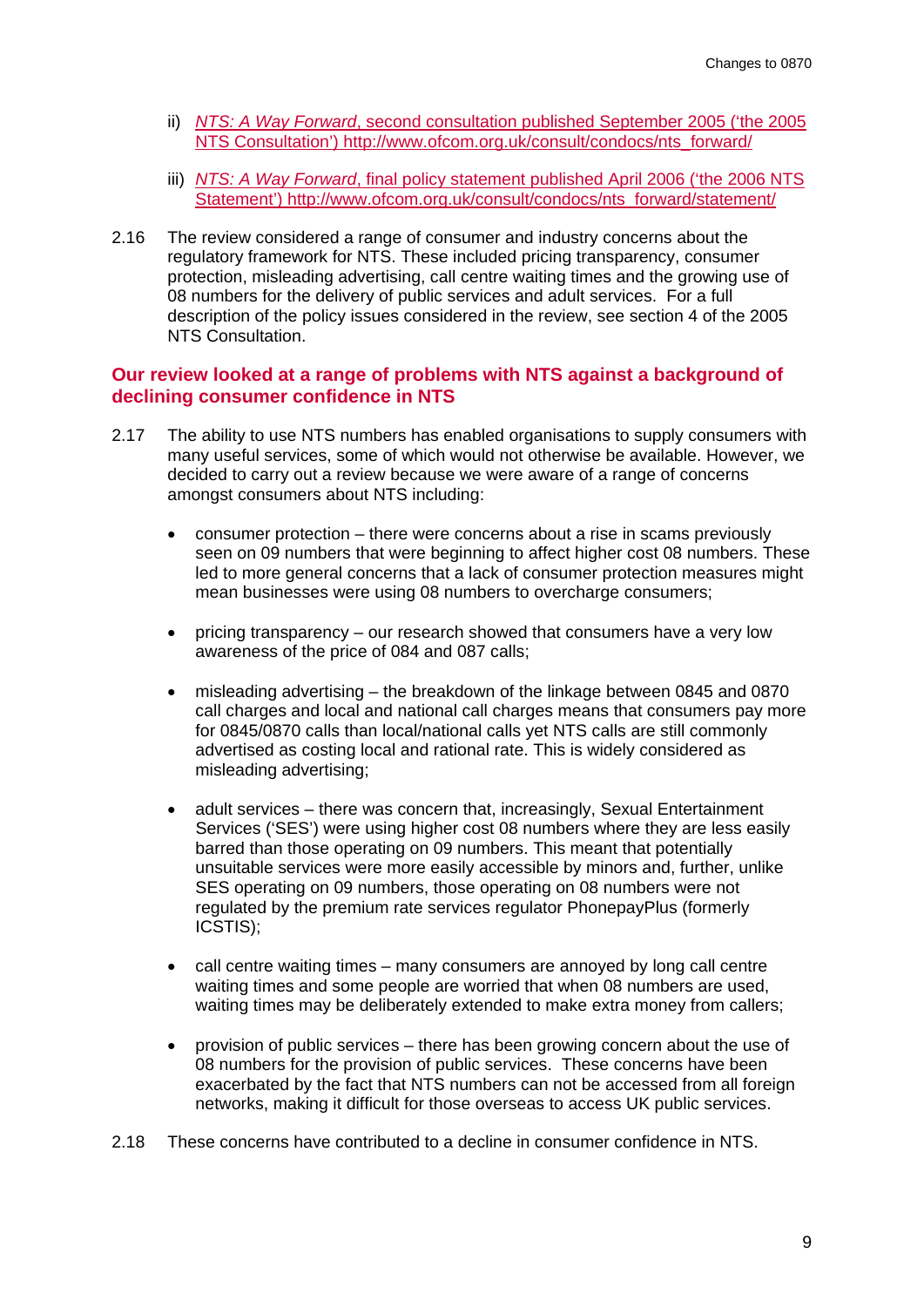ii) *NTS: A Way Forward*, second consultation published September 2005 ('the 2005 NTS Consultation') http://www.ofcom.org.uk/consult/condocs/nts_forward/

iii) *NTS: A Way Forward*, final policy statement published April 2006 ('the 2006 NTS Statement') http://www.ofcom.org.uk/consult/condocs/nts_forward/statement/

2.16 The review considered a range of consumer and industry concerns about the regulatory framework for NTS. These included pricing transparency, consumer protection, misleading advertising, call centre waiting times and the growing use of 08 numbers for the delivery of public services and adult services. For a full description of the policy issues considered in the review, see section 4 of the 2005 NTS Consultation.

## Our review looked at a range of problems with NTS against a background of declining consumer confidence in NTS

2.17 The ability to use NTS numbers has enabled organisations to supply consumers with many useful services, some of which would not otherwise be available. However, we decided to carry out a review because we were aware of a range of concerns amongst consumers about NTS including:

- consumer protection – there were concerns about a rise in scams previously seen on 09 numbers that were beginning to affect higher cost 08 numbers. These led to more general concerns that a lack of consumer protection measures might mean businesses were using 08 numbers to overcharge consumers;

- pricing transparency – our research showed that consumers have a very low awareness of the price of 084 and 087 calls;

- misleading advertising – the breakdown of the linkage between 0845 and 0870 call charges and local and national call charges means that consumers pay more for 0845/0870 calls than local/national calls yet NTS calls are still commonly advertised as costing local and rational rate. This is widely considered as misleading advertising;

- adult services – there was concern that, increasingly, Sexual Entertainment Services ('SES') were using higher cost 08 numbers where they are less easily barred than those operating on 09 numbers. This meant that potentially unsuitable services were more easily accessible by minors and, further, unlike SES operating on 09 numbers, those operating on 08 numbers were not regulated by the premium rate services regulator PhonepayPlus (formerly ICSTIS);

- call centre waiting times – many consumers are annoyed by long call centre waiting times and some people are worried that when 08 numbers are used, waiting times may be deliberately extended to make extra money from callers;

- provision of public services – there has been growing concern about the use of 08 numbers for the provision of public services. These concerns have been exacerbated by the fact that NTS numbers can not be accessed from all foreign networks, making it difficult for those overseas to access UK public services.

2.18 These concerns have contributed to a decline in consumer confidence in NTS.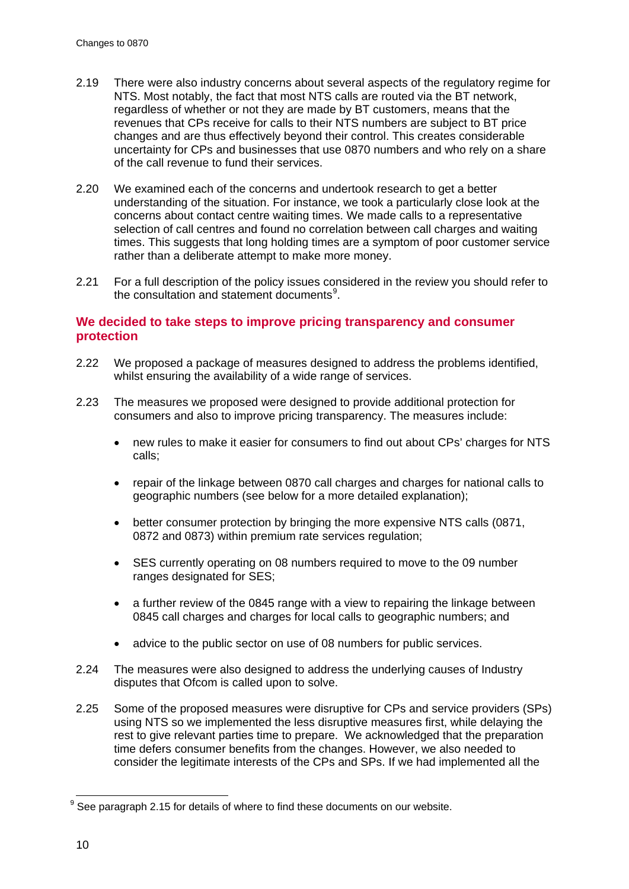2.19 There were also industry concerns about several aspects of the regulatory regime for NTS. Most notably, the fact that most NTS calls are routed via the BT network, regardless of whether or not they are made by BT customers, means that the revenues that CPs receive for calls to their NTS numbers are subject to BT price changes and are thus effectively beyond their control. This creates considerable uncertainty for CPs and businesses that use 0870 numbers and who rely on a share of the call revenue to fund their services.

2.20 We examined each of the concerns and undertook research to get a better understanding of the situation. For instance, we took a particularly close look at the concerns about contact centre waiting times. We made calls to a representative selection of call centres and found no correlation between call charges and waiting times. This suggests that long holding times are a symptom of poor customer service rather than a deliberate attempt to make more money.

2.21 For a full description of the policy issues considered in the review you should refer to the consultation and statement documents[9].

## We decided to take steps to improve pricing transparency and consumer protection

2.22 We proposed a package of measures designed to address the problems identified, whilst ensuring the availability of a wide range of services.

2.23 The measures we proposed were designed to provide additional protection for consumers and also to improve pricing transparency. The measures include:

- new rules to make it easier for consumers to find out about CPs' charges for NTS calls;
- repair of the linkage between 0870 call charges and charges for national calls to geographic numbers (see below for a more detailed explanation);
- better consumer protection by bringing the more expensive NTS calls (0871, 0872 and 0873) within premium rate services regulation;
- SES currently operating on 08 numbers required to move to the 09 number ranges designated for SES;
- a further review of the 0845 range with a view to repairing the linkage between 0845 call charges and charges for local calls to geographic numbers; and
- advice to the public sector on use of 08 numbers for public services.

2.24 The measures were also designed to address the underlying causes of Industry disputes that Ofcom is called upon to solve.

2.25 Some of the proposed measures were disruptive for CPs and service providers (SPs) using NTS so we implemented the less disruptive measures first, while delaying the rest to give relevant parties time to prepare. We acknowledged that the preparation time defers consumer benefits from the changes. However, we also needed to consider the legitimate interests of the CPs and SPs. If we had implemented all the

[9] See paragraph 2.15 for details of where to find these documents on our website.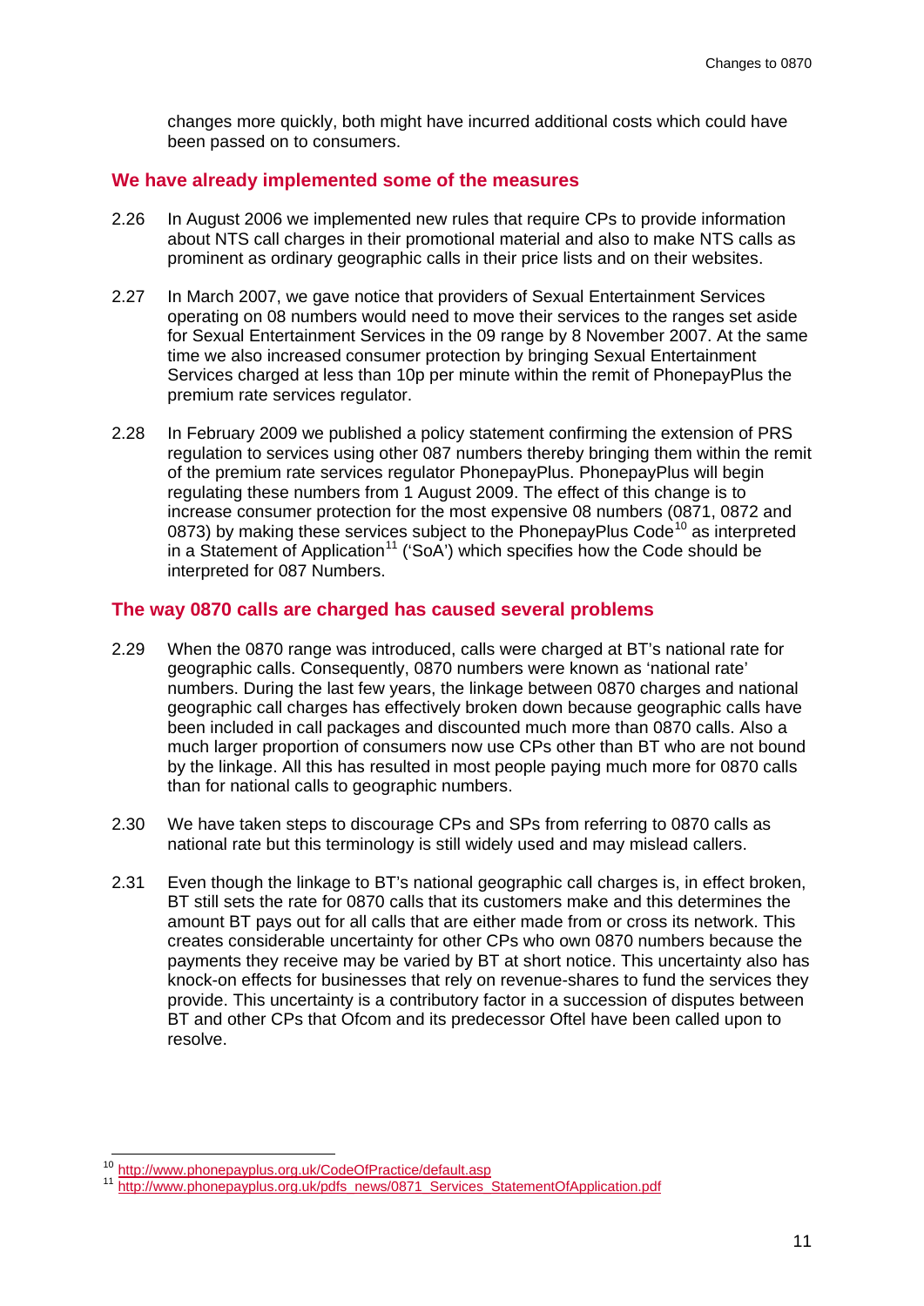changes more quickly, both might have incurred additional costs which could have been passed on to consumers.

## We have already implemented some of the measures

2.26 In August 2006 we implemented new rules that require CPs to provide information about NTS call charges in their promotional material and also to make NTS calls as prominent as ordinary geographic calls in their price lists and on their websites.

2.27 In March 2007, we gave notice that providers of Sexual Entertainment Services operating on 08 numbers would need to move their services to the ranges set aside for Sexual Entertainment Services in the 09 range by 8 November 2007. At the same time we also increased consumer protection by bringing Sexual Entertainment Services charged at less than 10p per minute within the remit of PhonepayPlus the premium rate services regulator.

2.28 In February 2009 we published a policy statement confirming the extension of PRS regulation to services using other 087 numbers thereby bringing them within the remit of the premium rate services regulator PhonepayPlus. PhonepayPlus will begin regulating these numbers from 1 August 2009. The effect of this change is to increase consumer protection for the most expensive 08 numbers (0871, 0872 and 0873) by making these services subject to the PhonepayPlus Code[10] as interpreted in a Statement of Application[11] ('SoA') which specifies how the Code should be interpreted for 087 Numbers.

## The way 0870 calls are charged has caused several problems

2.29 When the 0870 range was introduced, calls were charged at BT's national rate for geographic calls. Consequently, 0870 numbers were known as 'national rate' numbers. During the last few years, the linkage between 0870 charges and national geographic call charges has effectively broken down because geographic calls have been included in call packages and discounted much more than 0870 calls. Also a much larger proportion of consumers now use CPs other than BT who are not bound by the linkage. All this has resulted in most people paying much more for 0870 calls than for national calls to geographic numbers.

2.30 We have taken steps to discourage CPs and SPs from referring to 0870 calls as national rate but this terminology is still widely used and may mislead callers.

2.31 Even though the linkage to BT's national geographic call charges is, in effect broken, BT still sets the rate for 0870 calls that its customers make and this determines the amount BT pays out for all calls that are either made from or cross its network. This creates considerable uncertainty for other CPs who own 0870 numbers because the payments they receive may be varied by BT at short notice. This uncertainty also has knock-on effects for businesses that rely on revenue-shares to fund the services they provide. This uncertainty is a contributory factor in a succession of disputes between BT and other CPs that Ofcom and its predecessor Oftel have been called upon to resolve.

---

[10] http://www.phonepayplus.org.uk/CodeOfPractice/default.asp

[11] http://www.phonepayplus.org.uk/pdfs_news/0871_Services_StatementOfApplication.pdf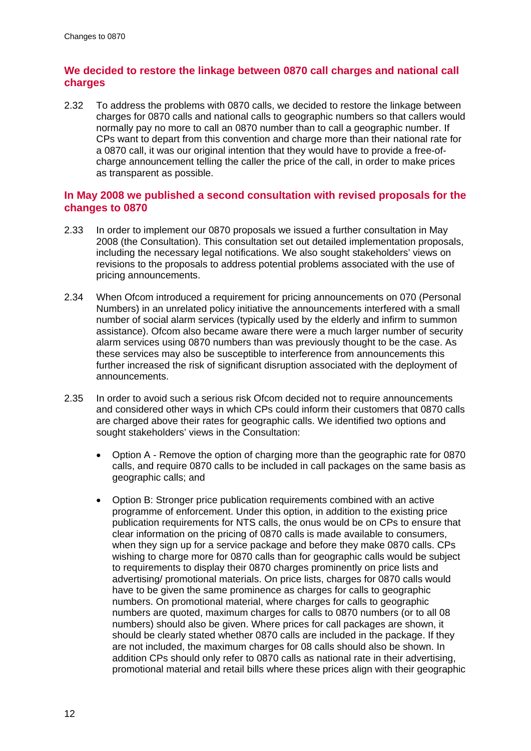## We decided to restore the linkage between 0870 call charges and national call charges

2.32 To address the problems with 0870 calls, we decided to restore the linkage between charges for 0870 calls and national calls to geographic numbers so that callers would normally pay no more to call an 0870 number than to call a geographic number. If CPs want to depart from this convention and charge more than their national rate for a 0870 call, it was our original intention that they would have to provide a free-of-charge announcement telling the caller the price of the call, in order to make prices as transparent as possible.

## In May 2008 we published a second consultation with revised proposals for the changes to 0870

2.33 In order to implement our 0870 proposals we issued a further consultation in May 2008 (the Consultation). This consultation set out detailed implementation proposals, including the necessary legal notifications. We also sought stakeholders' views on revisions to the proposals to address potential problems associated with the use of pricing announcements.

2.34 When Ofcom introduced a requirement for pricing announcements on 070 (Personal Numbers) in an unrelated policy initiative the announcements interfered with a small number of social alarm services (typically used by the elderly and infirm to summon assistance). Ofcom also became aware there were a much larger number of security alarm services using 0870 numbers than was previously thought to be the case. As these services may also be susceptible to interference from announcements this further increased the risk of significant disruption associated with the deployment of announcements.

2.35 In order to avoid such a serious risk Ofcom decided not to require announcements and considered other ways in which CPs could inform their customers that 0870 calls are charged above their rates for geographic calls. We identified two options and sought stakeholders' views in the Consultation:

- Option A - Remove the option of charging more than the geographic rate for 0870 calls, and require 0870 calls to be included in call packages on the same basis as geographic calls; and
- Option B: Stronger price publication requirements combined with an active programme of enforcement. Under this option, in addition to the existing price publication requirements for NTS calls, the onus would be on CPs to ensure that clear information on the pricing of 0870 calls is made available to consumers, when they sign up for a service package and before they make 0870 calls. CPs wishing to charge more for 0870 calls than for geographic calls would be subject to requirements to display their 0870 charges prominently on price lists and advertising/ promotional materials. On price lists, charges for 0870 calls would have to be given the same prominence as charges for calls to geographic numbers. On promotional material, where charges for calls to geographic numbers are quoted, maximum charges for calls to 0870 numbers (or to all 08 numbers) should also be given. Where prices for call packages are shown, it should be clearly stated whether 0870 calls are included in the package. If they are not included, the maximum charges for 08 calls should also be shown. In addition CPs should only refer to 0870 calls as national rate in their advertising, promotional material and retail bills where these prices align with their geographic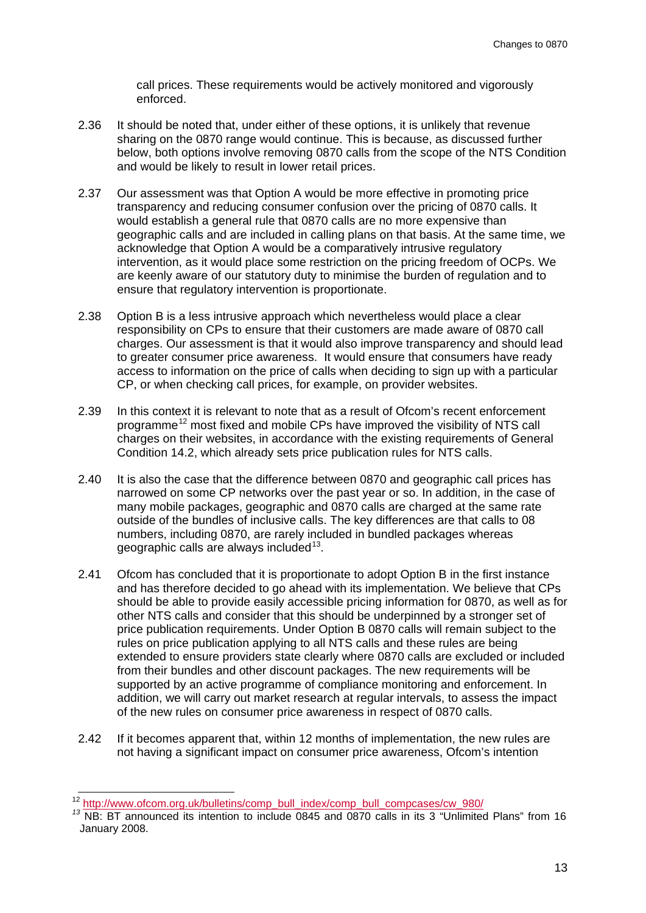call prices. These requirements would be actively monitored and vigorously enforced.

2.36 It should be noted that, under either of these options, it is unlikely that revenue sharing on the 0870 range would continue. This is because, as discussed further below, both options involve removing 0870 calls from the scope of the NTS Condition and would be likely to result in lower retail prices.

2.37 Our assessment was that Option A would be more effective in promoting price transparency and reducing consumer confusion over the pricing of 0870 calls. It would establish a general rule that 0870 calls are no more expensive than geographic calls and are included in calling plans on that basis. At the same time, we acknowledge that Option A would be a comparatively intrusive regulatory intervention, as it would place some restriction on the pricing freedom of OCPs. We are keenly aware of our statutory duty to minimise the burden of regulation and to ensure that regulatory intervention is proportionate.

2.38 Option B is a less intrusive approach which nevertheless would place a clear responsibility on CPs to ensure that their customers are made aware of 0870 call charges. Our assessment is that it would also improve transparency and should lead to greater consumer price awareness. It would ensure that consumers have ready access to information on the price of calls when deciding to sign up with a particular CP, or when checking call prices, for example, on provider websites.

2.39 In this context it is relevant to note that as a result of Ofcom's recent enforcement programme[12] most fixed and mobile CPs have improved the visibility of NTS call charges on their websites, in accordance with the existing requirements of General Condition 14.2, which already sets price publication rules for NTS calls.

2.40 It is also the case that the difference between 0870 and geographic call prices has narrowed on some CP networks over the past year or so. In addition, in the case of many mobile packages, geographic and 0870 calls are charged at the same rate outside of the bundles of inclusive calls. The key differences are that calls to 08 numbers, including 0870, are rarely included in bundled packages whereas geographic calls are always included[13].

2.41 Ofcom has concluded that it is proportionate to adopt Option B in the first instance and has therefore decided to go ahead with its implementation. We believe that CPs should be able to provide easily accessible pricing information for 0870, as well as for other NTS calls and consider that this should be underpinned by a stronger set of price publication requirements. Under Option B 0870 calls will remain subject to the rules on price publication applying to all NTS calls and these rules are being extended to ensure providers state clearly where 0870 calls are excluded or included from their bundles and other discount packages. The new requirements will be supported by an active programme of compliance monitoring and enforcement. In addition, we will carry out market research at regular intervals, to assess the impact of the new rules on consumer price awareness in respect of 0870 calls.

2.42 If it becomes apparent that, within 12 months of implementation, the new rules are not having a significant impact on consumer price awareness, Ofcom's intention

---

[12] http://www.ofcom.org.uk/bulletins/comp_bull_index/comp_bull_compcases/cw_980/

[13] NB: BT announced its intention to include 0845 and 0870 calls in its 3 "Unlimited Plans" from 16 January 2008.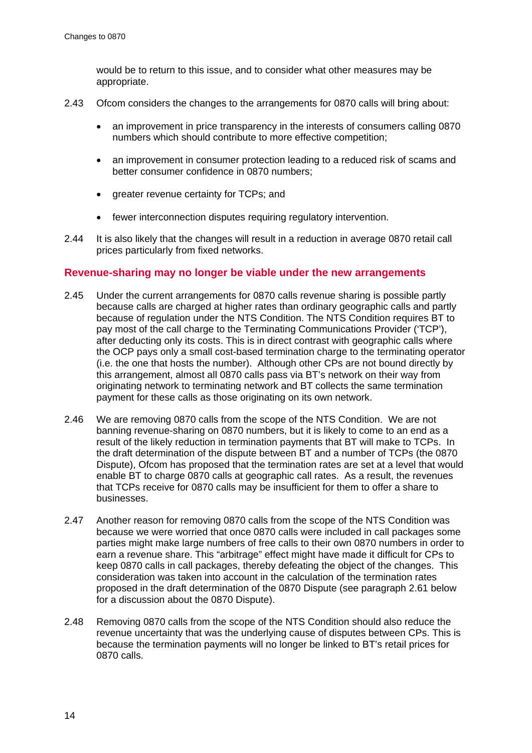would be to return to this issue, and to consider what other measures may be appropriate.

2.43 Ofcom considers the changes to the arrangements for 0870 calls will bring about:

- an improvement in price transparency in the interests of consumers calling 0870 numbers which should contribute to more effective competition;
- an improvement in consumer protection leading to a reduced risk of scams and better consumer confidence in 0870 numbers;
- greater revenue certainty for TCPs; and
- fewer interconnection disputes requiring regulatory intervention.

2.44 It is also likely that the changes will result in a reduction in average 0870 retail call prices particularly from fixed networks.

## Revenue-sharing may no longer be viable under the new arrangements

2.45 Under the current arrangements for 0870 calls revenue sharing is possible partly because calls are charged at higher rates than ordinary geographic calls and partly because of regulation under the NTS Condition. The NTS Condition requires BT to pay most of the call charge to the Terminating Communications Provider ('TCP'), after deducting only its costs. This is in direct contrast with geographic calls where the OCP pays only a small cost-based termination charge to the terminating operator (i.e. the one that hosts the number). Although other CPs are not bound directly by this arrangement, almost all 0870 calls pass via BT's network on their way from originating network to terminating network and BT collects the same termination payment for these calls as those originating on its own network.

2.46 We are removing 0870 calls from the scope of the NTS Condition. We are not banning revenue-sharing on 0870 numbers, but it is likely to come to an end as a result of the likely reduction in termination payments that BT will make to TCPs. In the draft determination of the dispute between BT and a number of TCPs (the 0870 Dispute), Ofcom has proposed that the termination rates are set at a level that would enable BT to charge 0870 calls at geographic call rates. As a result, the revenues that TCPs receive for 0870 calls may be insufficient for them to offer a share to businesses.

2.47 Another reason for removing 0870 calls from the scope of the NTS Condition was because we were worried that once 0870 calls were included in call packages some parties might make large numbers of free calls to their own 0870 numbers in order to earn a revenue share. This "arbitrage" effect might have made it difficult for CPs to keep 0870 calls in call packages, thereby defeating the object of the changes. This consideration was taken into account in the calculation of the termination rates proposed in the draft determination of the 0870 Dispute (see paragraph 2.61 below for a discussion about the 0870 Dispute).

2.48 Removing 0870 calls from the scope of the NTS Condition should also reduce the revenue uncertainty that was the underlying cause of disputes between CPs. This is because the termination payments will no longer be linked to BT's retail prices for 0870 calls.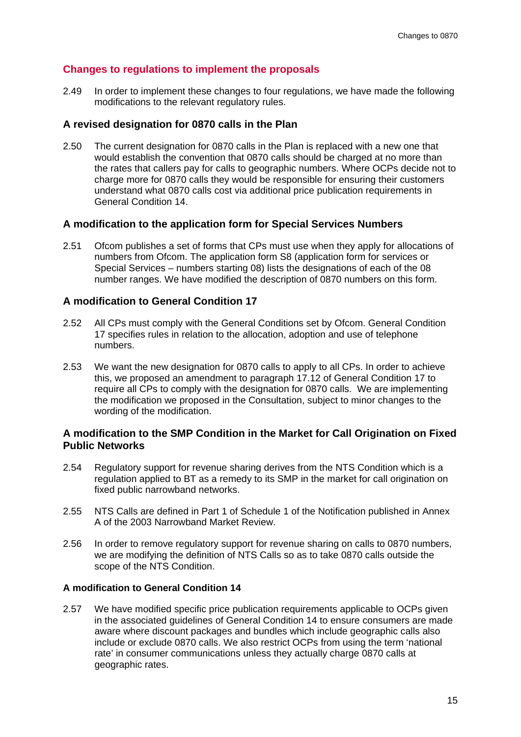## Changes to regulations to implement the proposals

2.49 In order to implement these changes to four regulations, we have made the following modifications to the relevant regulatory rules.

### A revised designation for 0870 calls in the Plan

2.50 The current designation for 0870 calls in the Plan is replaced with a new one that would establish the convention that 0870 calls should be charged at no more than the rates that callers pay for calls to geographic numbers. Where OCPs decide not to charge more for 0870 calls they would be responsible for ensuring their customers understand what 0870 calls cost via additional price publication requirements in General Condition 14.

### A modification to the application form for Special Services Numbers

2.51 Ofcom publishes a set of forms that CPs must use when they apply for allocations of numbers from Ofcom. The application form S8 (application form for services or Special Services – numbers starting 08) lists the designations of each of the 08 number ranges. We have modified the description of 0870 numbers on this form.

### A modification to General Condition 17

2.52 All CPs must comply with the General Conditions set by Ofcom. General Condition 17 specifies rules in relation to the allocation, adoption and use of telephone numbers.

2.53 We want the new designation for 0870 calls to apply to all CPs. In order to achieve this, we proposed an amendment to paragraph 17.12 of General Condition 17 to require all CPs to comply with the designation for 0870 calls. We are implementing the modification we proposed in the Consultation, subject to minor changes to the wording of the modification.

### A modification to the SMP Condition in the Market for Call Origination on Fixed Public Networks

2.54 Regulatory support for revenue sharing derives from the NTS Condition which is a regulation applied to BT as a remedy to its SMP in the market for call origination on fixed public narrowband networks.

2.55 NTS Calls are defined in Part 1 of Schedule 1 of the Notification published in Annex A of the 2003 Narrowband Market Review.

2.56 In order to remove regulatory support for revenue sharing on calls to 0870 numbers, we are modifying the definition of NTS Calls so as to take 0870 calls outside the scope of the NTS Condition.

#### A modification to General Condition 14

2.57 We have modified specific price publication requirements applicable to OCPs given in the associated guidelines of General Condition 14 to ensure consumers are made aware where discount packages and bundles which include geographic calls also include or exclude 0870 calls. We also restrict OCPs from using the term 'national rate' in consumer communications unless they actually charge 0870 calls at geographic rates.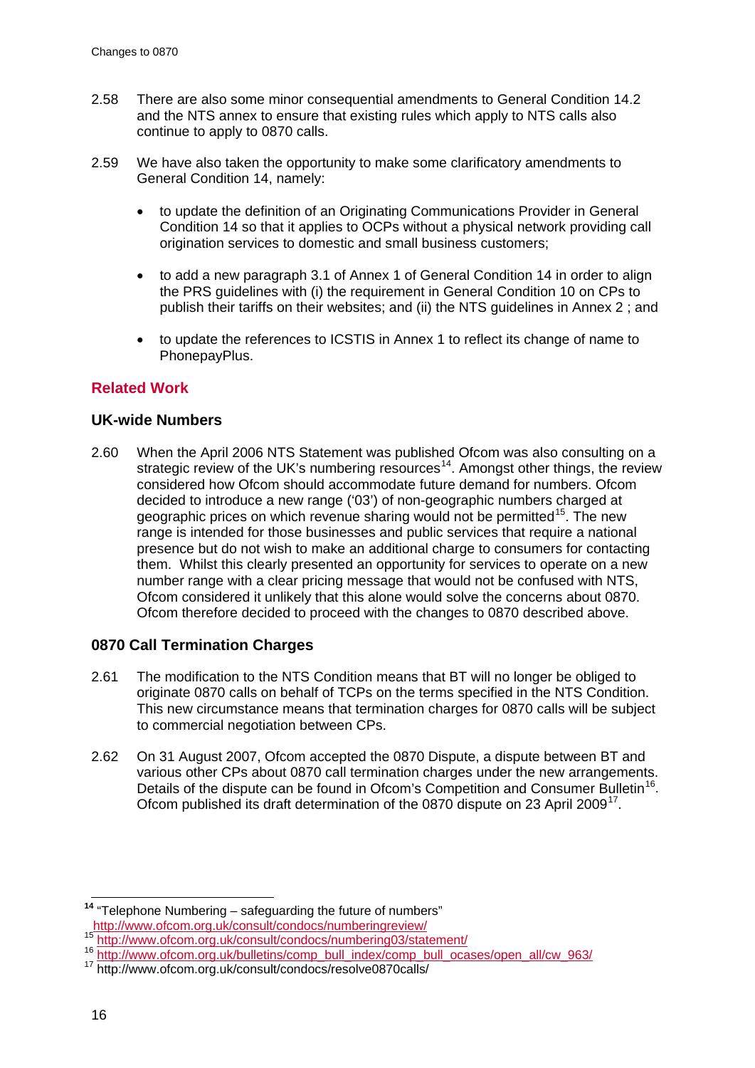2.58 There are also some minor consequential amendments to General Condition 14.2 and the NTS annex to ensure that existing rules which apply to NTS calls also continue to apply to 0870 calls.

2.59 We have also taken the opportunity to make some clarificatory amendments to General Condition 14, namely:

- to update the definition of an Originating Communications Provider in General Condition 14 so that it applies to OCPs without a physical network providing call origination services to domestic and small business customers;
- to add a new paragraph 3.1 of Annex 1 of General Condition 14 in order to align the PRS guidelines with (i) the requirement in General Condition 10 on CPs to publish their tariffs on their websites; and (ii) the NTS guidelines in Annex 2 ; and
- to update the references to ICSTIS in Annex 1 to reflect its change of name to PhonepayPlus.

## Related Work

### UK-wide Numbers

2.60 When the April 2006 NTS Statement was published Ofcom was also consulting on a strategic review of the UK's numbering resources[14]. Amongst other things, the review considered how Ofcom should accommodate future demand for numbers. Ofcom decided to introduce a new range ('03') of non-geographic numbers charged at geographic prices on which revenue sharing would not be permitted[15]. The new range is intended for those businesses and public services that require a national presence but do not wish to make an additional charge to consumers for contacting them. Whilst this clearly presented an opportunity for services to operate on a new number range with a clear pricing message that would not be confused with NTS, Ofcom considered it unlikely that this alone would solve the concerns about 0870. Ofcom therefore decided to proceed with the changes to 0870 described above.

### 0870 Call Termination Charges

2.61 The modification to the NTS Condition means that BT will no longer be obliged to originate 0870 calls on behalf of TCPs on the terms specified in the NTS Condition. This new circumstance means that termination charges for 0870 calls will be subject to commercial negotiation between CPs.

2.62 On 31 August 2007, Ofcom accepted the 0870 Dispute, a dispute between BT and various other CPs about 0870 call termination charges under the new arrangements. Details of the dispute can be found in Ofcom's Competition and Consumer Bulletin[16]. Ofcom published its draft determination of the 0870 dispute on 23 April 2009[17].

---

[14] "Telephone Numbering – safeguarding the future of numbers" http://www.ofcom.org.uk/consult/condocs/numberingreview/

[15] http://www.ofcom.org.uk/consult/condocs/numbering03/statement/

[16] http://www.ofcom.org.uk/bulletins/comp_bull_index/comp_bull_ocases/open_all/cw_963/

[17] http://www.ofcom.org.uk/consult/condocs/resolve0870calls/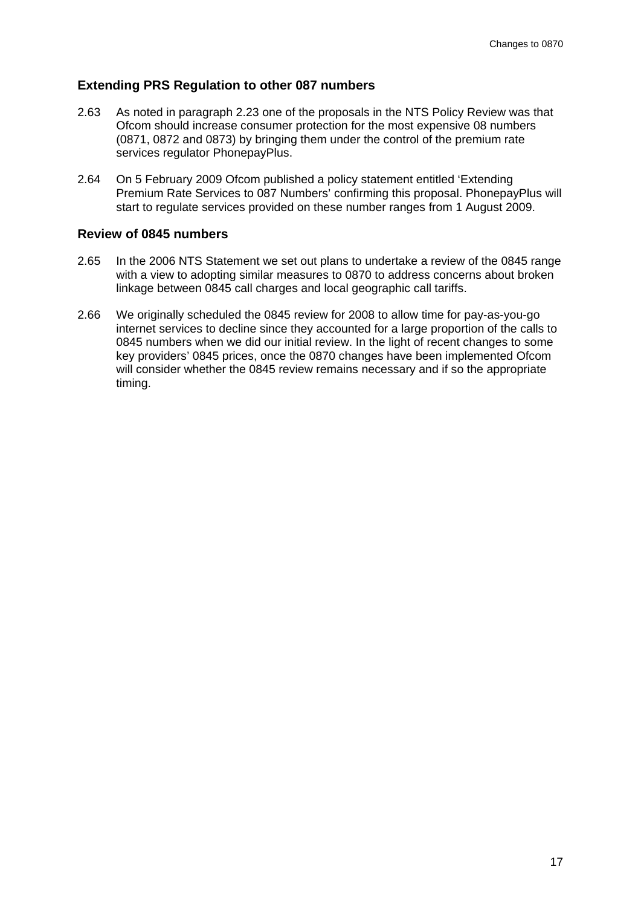### Extending PRS Regulation to other 087 numbers

2.63 As noted in paragraph 2.23 one of the proposals in the NTS Policy Review was that Ofcom should increase consumer protection for the most expensive 08 numbers (0871, 0872 and 0873) by bringing them under the control of the premium rate services regulator PhonepayPlus.

2.64 On 5 February 2009 Ofcom published a policy statement entitled 'Extending Premium Rate Services to 087 Numbers' confirming this proposal. PhonepayPlus will start to regulate services provided on these number ranges from 1 August 2009.

### Review of 0845 numbers

2.65 In the 2006 NTS Statement we set out plans to undertake a review of the 0845 range with a view to adopting similar measures to 0870 to address concerns about broken linkage between 0845 call charges and local geographic call tariffs.

2.66 We originally scheduled the 0845 review for 2008 to allow time for pay-as-you-go internet services to decline since they accounted for a large proportion of the calls to 0845 numbers when we did our initial review. In the light of recent changes to some key providers' 0845 prices, once the 0870 changes have been implemented Ofcom will consider whether the 0845 review remains necessary and if so the appropriate timing.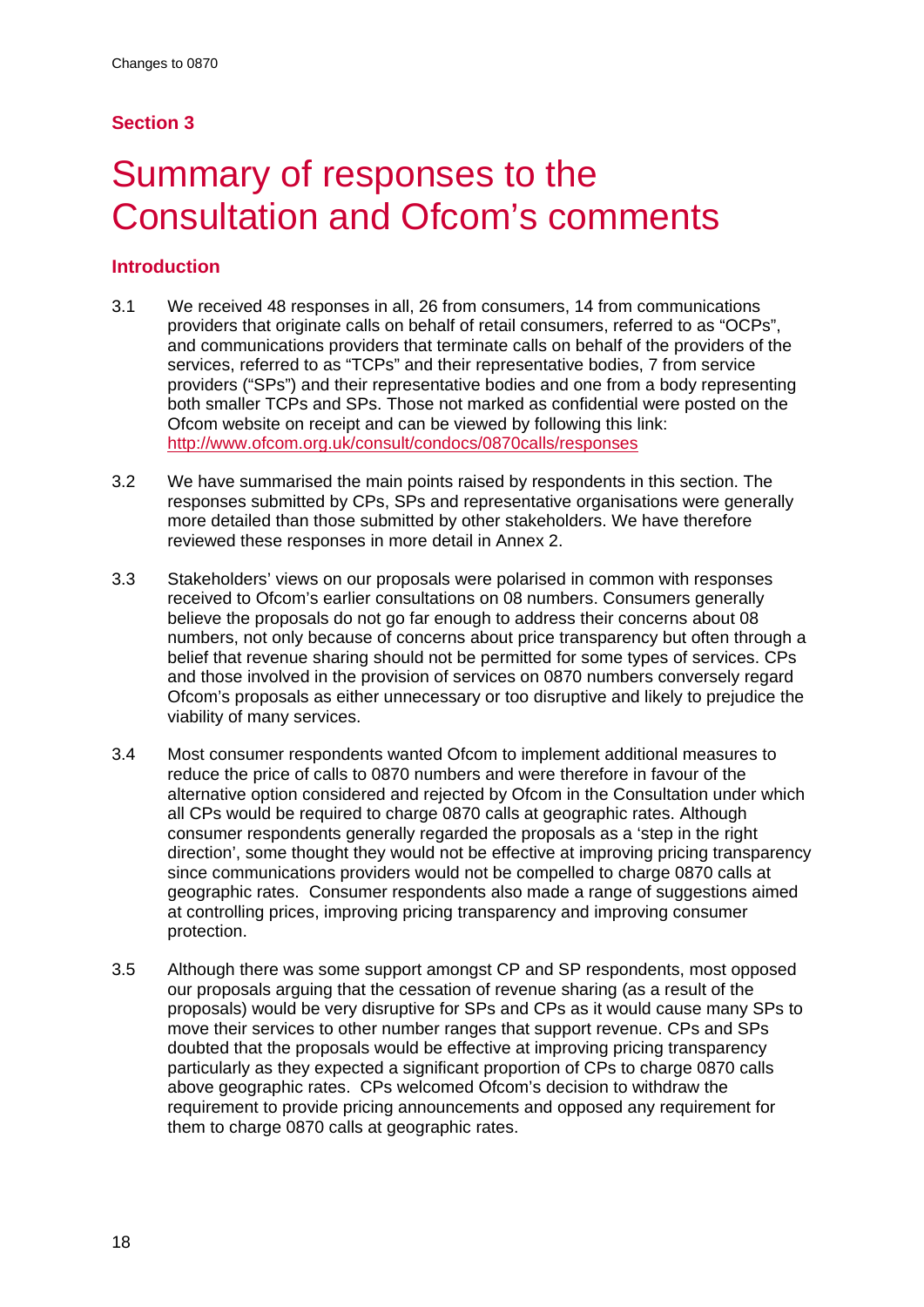## Section 3

# Summary of responses to the Consultation and Ofcom's comments

### Introduction

3.1 We received 48 responses in all, 26 from consumers, 14 from communications providers that originate calls on behalf of retail consumers, referred to as "OCPs", and communications providers that terminate calls on behalf of the providers of the services, referred to as "TCPs" and their representative bodies, 7 from service providers ("SPs") and their representative bodies and one from a body representing both smaller TCPs and SPs. Those not marked as confidential were posted on the Ofcom website on receipt and can be viewed by following this link: http://www.ofcom.org.uk/consult/condocs/0870calls/responses

3.2 We have summarised the main points raised by respondents in this section. The responses submitted by CPs, SPs and representative organisations were generally more detailed than those submitted by other stakeholders. We have therefore reviewed these responses in more detail in Annex 2.

3.3 Stakeholders' views on our proposals were polarised in common with responses received to Ofcom's earlier consultations on 08 numbers. Consumers generally believe the proposals do not go far enough to address their concerns about 08 numbers, not only because of concerns about price transparency but often through a belief that revenue sharing should not be permitted for some types of services. CPs and those involved in the provision of services on 0870 numbers conversely regard Ofcom's proposals as either unnecessary or too disruptive and likely to prejudice the viability of many services.

3.4 Most consumer respondents wanted Ofcom to implement additional measures to reduce the price of calls to 0870 numbers and were therefore in favour of the alternative option considered and rejected by Ofcom in the Consultation under which all CPs would be required to charge 0870 calls at geographic rates. Although consumer respondents generally regarded the proposals as a 'step in the right direction', some thought they would not be effective at improving pricing transparency since communications providers would not be compelled to charge 0870 calls at geographic rates. Consumer respondents also made a range of suggestions aimed at controlling prices, improving pricing transparency and improving consumer protection.

3.5 Although there was some support amongst CP and SP respondents, most opposed our proposals arguing that the cessation of revenue sharing (as a result of the proposals) would be very disruptive for SPs and CPs as it would cause many SPs to move their services to other number ranges that support revenue. CPs and SPs doubted that the proposals would be effective at improving pricing transparency particularly as they expected a significant proportion of CPs to charge 0870 calls above geographic rates. CPs welcomed Ofcom's decision to withdraw the requirement to provide pricing announcements and opposed any requirement for them to charge 0870 calls at geographic rates.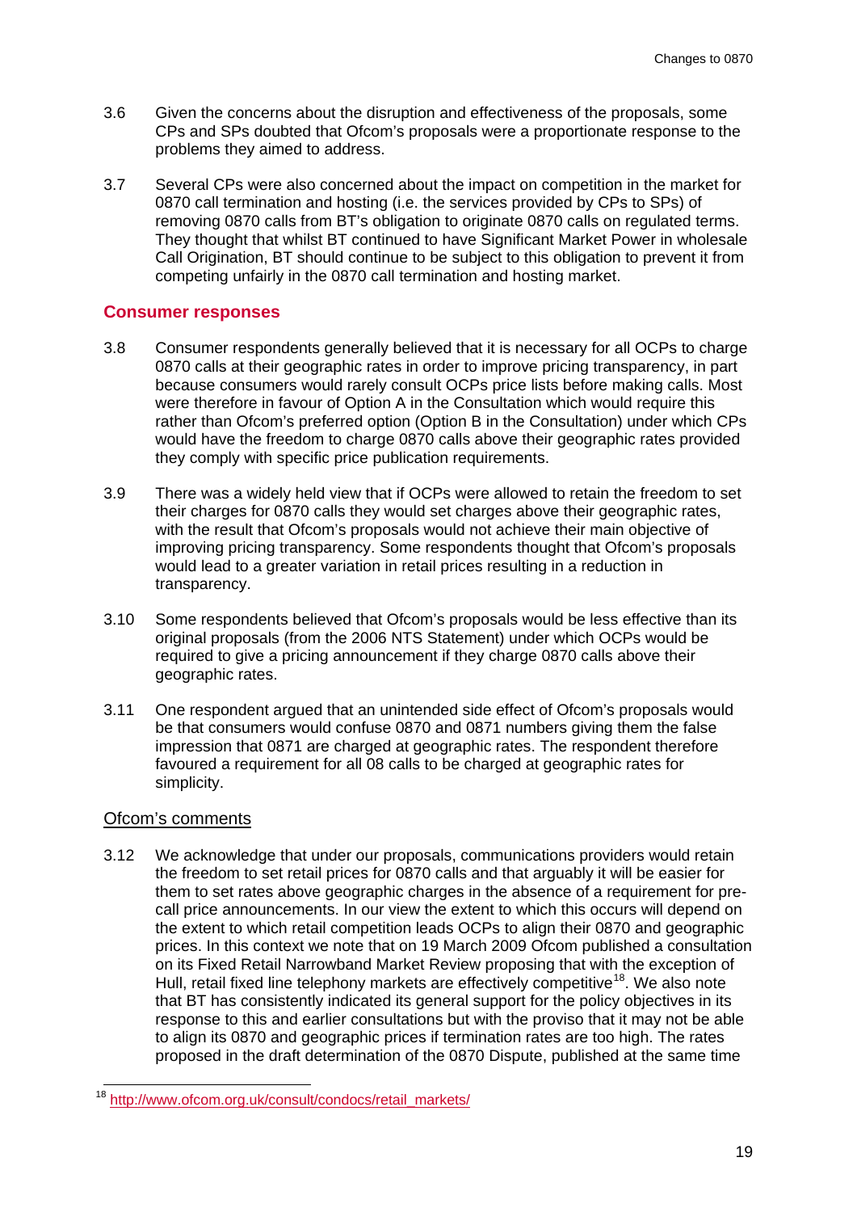3.6 Given the concerns about the disruption and effectiveness of the proposals, some CPs and SPs doubted that Ofcom's proposals were a proportionate response to the problems they aimed to address.

3.7 Several CPs were also concerned about the impact on competition in the market for 0870 call termination and hosting (i.e. the services provided by CPs to SPs) of removing 0870 calls from BT's obligation to originate 0870 calls on regulated terms. They thought that whilst BT continued to have Significant Market Power in wholesale Call Origination, BT should continue to be subject to this obligation to prevent it from competing unfairly in the 0870 call termination and hosting market.

## Consumer responses

3.8 Consumer respondents generally believed that it is necessary for all OCPs to charge 0870 calls at their geographic rates in order to improve pricing transparency, in part because consumers would rarely consult OCPs price lists before making calls. Most were therefore in favour of Option A in the Consultation which would require this rather than Ofcom's preferred option (Option B in the Consultation) under which CPs would have the freedom to charge 0870 calls above their geographic rates provided they comply with specific price publication requirements.

3.9 There was a widely held view that if OCPs were allowed to retain the freedom to set their charges for 0870 calls they would set charges above their geographic rates, with the result that Ofcom's proposals would not achieve their main objective of improving pricing transparency. Some respondents thought that Ofcom's proposals would lead to a greater variation in retail prices resulting in a reduction in transparency.

3.10 Some respondents believed that Ofcom's proposals would be less effective than its original proposals (from the 2006 NTS Statement) under which OCPs would be required to give a pricing announcement if they charge 0870 calls above their geographic rates.

3.11 One respondent argued that an unintended side effect of Ofcom's proposals would be that consumers would confuse 0870 and 0871 numbers giving them the false impression that 0871 are charged at geographic rates. The respondent therefore favoured a requirement for all 08 calls to be charged at geographic rates for simplicity.

### Ofcom's comments

3.12 We acknowledge that under our proposals, communications providers would retain the freedom to set retail prices for 0870 calls and that arguably it will be easier for them to set rates above geographic charges in the absence of a requirement for pre-call price announcements. In our view the extent to which this occurs will depend on the extent to which retail competition leads OCPs to align their 0870 and geographic prices. In this context we note that on 19 March 2009 Ofcom published a consultation on its Fixed Retail Narrowband Market Review proposing that with the exception of Hull, retail fixed line telephony markets are effectively competitive[18]. We also note that BT has consistently indicated its general support for the policy objectives in its response to this and earlier consultations but with the proviso that it may not be able to align its 0870 and geographic prices if termination rates are too high. The rates proposed in the draft determination of the 0870 Dispute, published at the same time

[18] http://www.ofcom.org.uk/consult/condocs/retail_markets/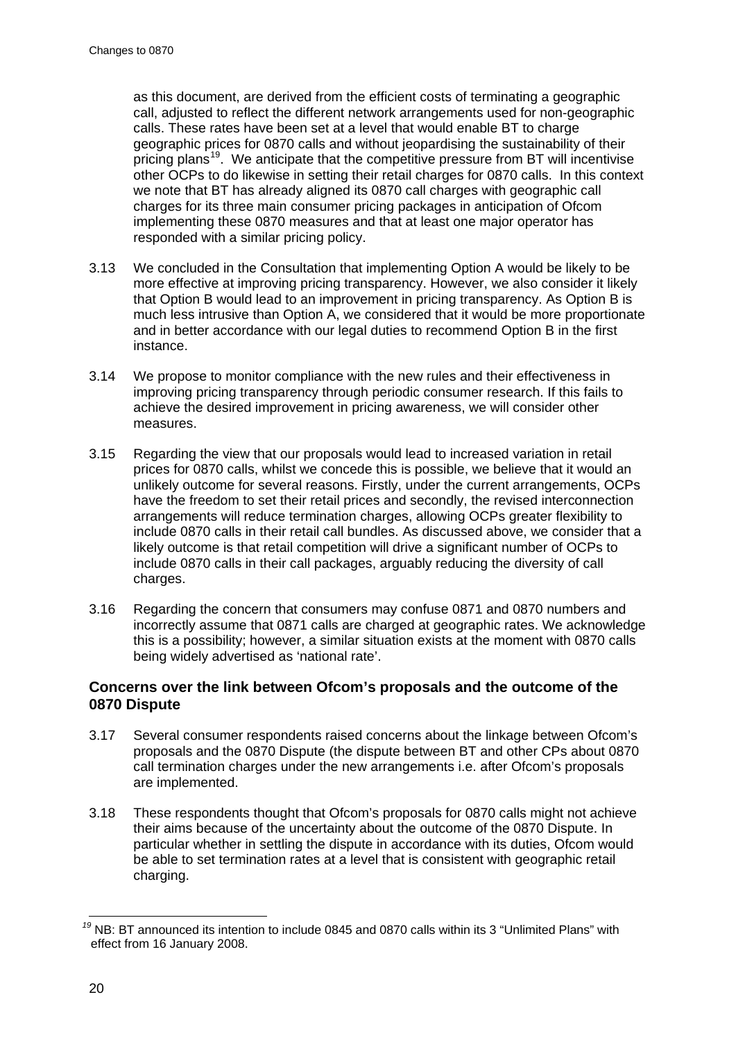as this document, are derived from the efficient costs of terminating a geographic call, adjusted to reflect the different network arrangements used for non-geographic calls. These rates have been set at a level that would enable BT to charge geographic prices for 0870 calls and without jeopardising the sustainability of their pricing plans[19]. We anticipate that the competitive pressure from BT will incentivise other OCPs to do likewise in setting their retail charges for 0870 calls. In this context we note that BT has already aligned its 0870 call charges with geographic call charges for its three main consumer pricing packages in anticipation of Ofcom implementing these 0870 measures and that at least one major operator has responded with a similar pricing policy.

3.13 We concluded in the Consultation that implementing Option A would be likely to be more effective at improving pricing transparency. However, we also consider it likely that Option B would lead to an improvement in pricing transparency. As Option B is much less intrusive than Option A, we considered that it would be more proportionate and in better accordance with our legal duties to recommend Option B in the first instance.

3.14 We propose to monitor compliance with the new rules and their effectiveness in improving pricing transparency through periodic consumer research. If this fails to achieve the desired improvement in pricing awareness, we will consider other measures.

3.15 Regarding the view that our proposals would lead to increased variation in retail prices for 0870 calls, whilst we concede this is possible, we believe that it would an unlikely outcome for several reasons. Firstly, under the current arrangements, OCPs have the freedom to set their retail prices and secondly, the revised interconnection arrangements will reduce termination charges, allowing OCPs greater flexibility to include 0870 calls in their retail call bundles. As discussed above, we consider that a likely outcome is that retail competition will drive a significant number of OCPs to include 0870 calls in their call packages, arguably reducing the diversity of call charges.

3.16 Regarding the concern that consumers may confuse 0871 and 0870 numbers and incorrectly assume that 0871 calls are charged at geographic rates. We acknowledge this is a possibility; however, a similar situation exists at the moment with 0870 calls being widely advertised as 'national rate'.

### Concerns over the link between Ofcom's proposals and the outcome of the 0870 Dispute

3.17 Several consumer respondents raised concerns about the linkage between Ofcom's proposals and the 0870 Dispute (the dispute between BT and other CPs about 0870 call termination charges under the new arrangements i.e. after Ofcom's proposals are implemented.

3.18 These respondents thought that Ofcom's proposals for 0870 calls might not achieve their aims because of the uncertainty about the outcome of the 0870 Dispute. In particular whether in settling the dispute in accordance with its duties, Ofcom would be able to set termination rates at a level that is consistent with geographic retail charging.

[19] NB: BT announced its intention to include 0845 and 0870 calls within its 3 "Unlimited Plans" with effect from 16 January 2008.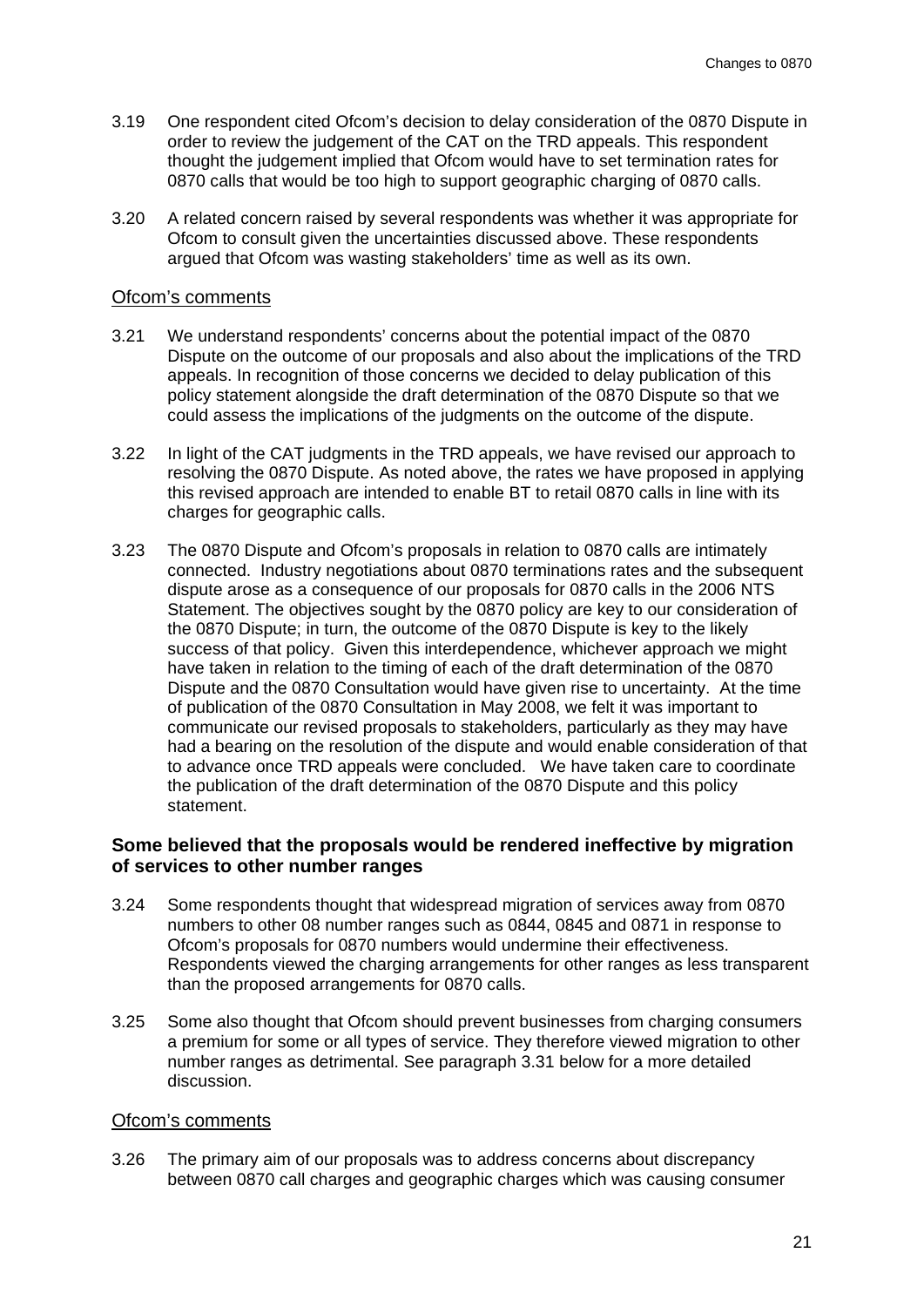3.19 One respondent cited Ofcom's decision to delay consideration of the 0870 Dispute in order to review the judgement of the CAT on the TRD appeals. This respondent thought the judgement implied that Ofcom would have to set termination rates for 0870 calls that would be too high to support geographic charging of 0870 calls.

3.20 A related concern raised by several respondents was whether it was appropriate for Ofcom to consult given the uncertainties discussed above. These respondents argued that Ofcom was wasting stakeholders' time as well as its own.

### Ofcom's comments

3.21 We understand respondents' concerns about the potential impact of the 0870 Dispute on the outcome of our proposals and also about the implications of the TRD appeals. In recognition of those concerns we decided to delay publication of this policy statement alongside the draft determination of the 0870 Dispute so that we could assess the implications of the judgments on the outcome of the dispute.

3.22 In light of the CAT judgments in the TRD appeals, we have revised our approach to resolving the 0870 Dispute. As noted above, the rates we have proposed in applying this revised approach are intended to enable BT to retail 0870 calls in line with its charges for geographic calls.

3.23 The 0870 Dispute and Ofcom's proposals in relation to 0870 calls are intimately connected. Industry negotiations about 0870 terminations rates and the subsequent dispute arose as a consequence of our proposals for 0870 calls in the 2006 NTS Statement. The objectives sought by the 0870 policy are key to our consideration of the 0870 Dispute; in turn, the outcome of the 0870 Dispute is key to the likely success of that policy. Given this interdependence, whichever approach we might have taken in relation to the timing of each of the draft determination of the 0870 Dispute and the 0870 Consultation would have given rise to uncertainty. At the time of publication of the 0870 Consultation in May 2008, we felt it was important to communicate our revised proposals to stakeholders, particularly as they may have had a bearing on the resolution of the dispute and would enable consideration of that to advance once TRD appeals were concluded. We have taken care to coordinate the publication of the draft determination of the 0870 Dispute and this policy statement.

## Some believed that the proposals would be rendered ineffective by migration of services to other number ranges

3.24 Some respondents thought that widespread migration of services away from 0870 numbers to other 08 number ranges such as 0844, 0845 and 0871 in response to Ofcom's proposals for 0870 numbers would undermine their effectiveness. Respondents viewed the charging arrangements for other ranges as less transparent than the proposed arrangements for 0870 calls.

3.25 Some also thought that Ofcom should prevent businesses from charging consumers a premium for some or all types of service. They therefore viewed migration to other number ranges as detrimental. See paragraph 3.31 below for a more detailed discussion.

### Ofcom's comments

3.26 The primary aim of our proposals was to address concerns about discrepancy between 0870 call charges and geographic charges which was causing consumer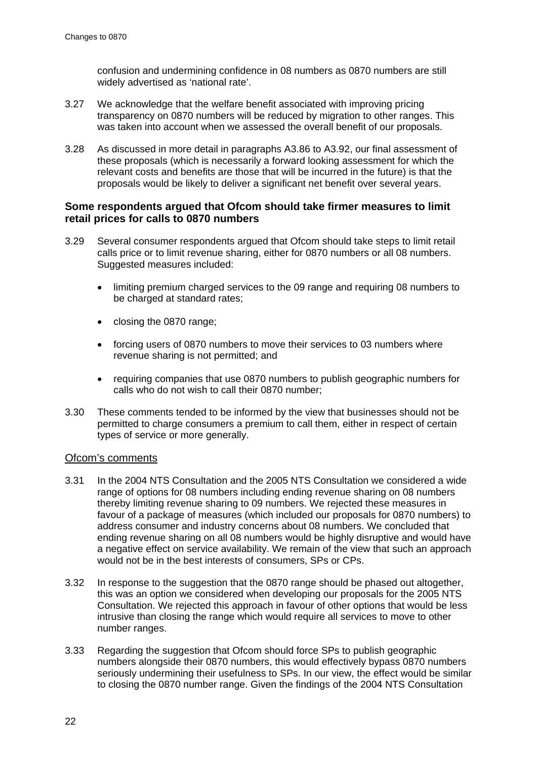confusion and undermining confidence in 08 numbers as 0870 numbers are still widely advertised as 'national rate'.

3.27 We acknowledge that the welfare benefit associated with improving pricing transparency on 0870 numbers will be reduced by migration to other ranges. This was taken into account when we assessed the overall benefit of our proposals.

3.28 As discussed in more detail in paragraphs A3.86 to A3.92, our final assessment of these proposals (which is necessarily a forward looking assessment for which the relevant costs and benefits are those that will be incurred in the future) is that the proposals would be likely to deliver a significant net benefit over several years.

### Some respondents argued that Ofcom should take firmer measures to limit retail prices for calls to 0870 numbers

3.29 Several consumer respondents argued that Ofcom should take steps to limit retail calls price or to limit revenue sharing, either for 0870 numbers or all 08 numbers. Suggested measures included:

- limiting premium charged services to the 09 range and requiring 08 numbers to be charged at standard rates;
- closing the 0870 range;
- forcing users of 0870 numbers to move their services to 03 numbers where revenue sharing is not permitted; and
- requiring companies that use 0870 numbers to publish geographic numbers for calls who do not wish to call their 0870 number;

3.30 These comments tended to be informed by the view that businesses should not be permitted to charge consumers a premium to call them, either in respect of certain types of service or more generally.

#### Ofcom's comments

3.31 In the 2004 NTS Consultation and the 2005 NTS Consultation we considered a wide range of options for 08 numbers including ending revenue sharing on 08 numbers thereby limiting revenue sharing to 09 numbers. We rejected these measures in favour of a package of measures (which included our proposals for 0870 numbers) to address consumer and industry concerns about 08 numbers. We concluded that ending revenue sharing on all 08 numbers would be highly disruptive and would have a negative effect on service availability. We remain of the view that such an approach would not be in the best interests of consumers, SPs or CPs.

3.32 In response to the suggestion that the 0870 range should be phased out altogether, this was an option we considered when developing our proposals for the 2005 NTS Consultation. We rejected this approach in favour of other options that would be less intrusive than closing the range which would require all services to move to other number ranges.

3.33 Regarding the suggestion that Ofcom should force SPs to publish geographic numbers alongside their 0870 numbers, this would effectively bypass 0870 numbers seriously undermining their usefulness to SPs. In our view, the effect would be similar to closing the 0870 number range. Given the findings of the 2004 NTS Consultation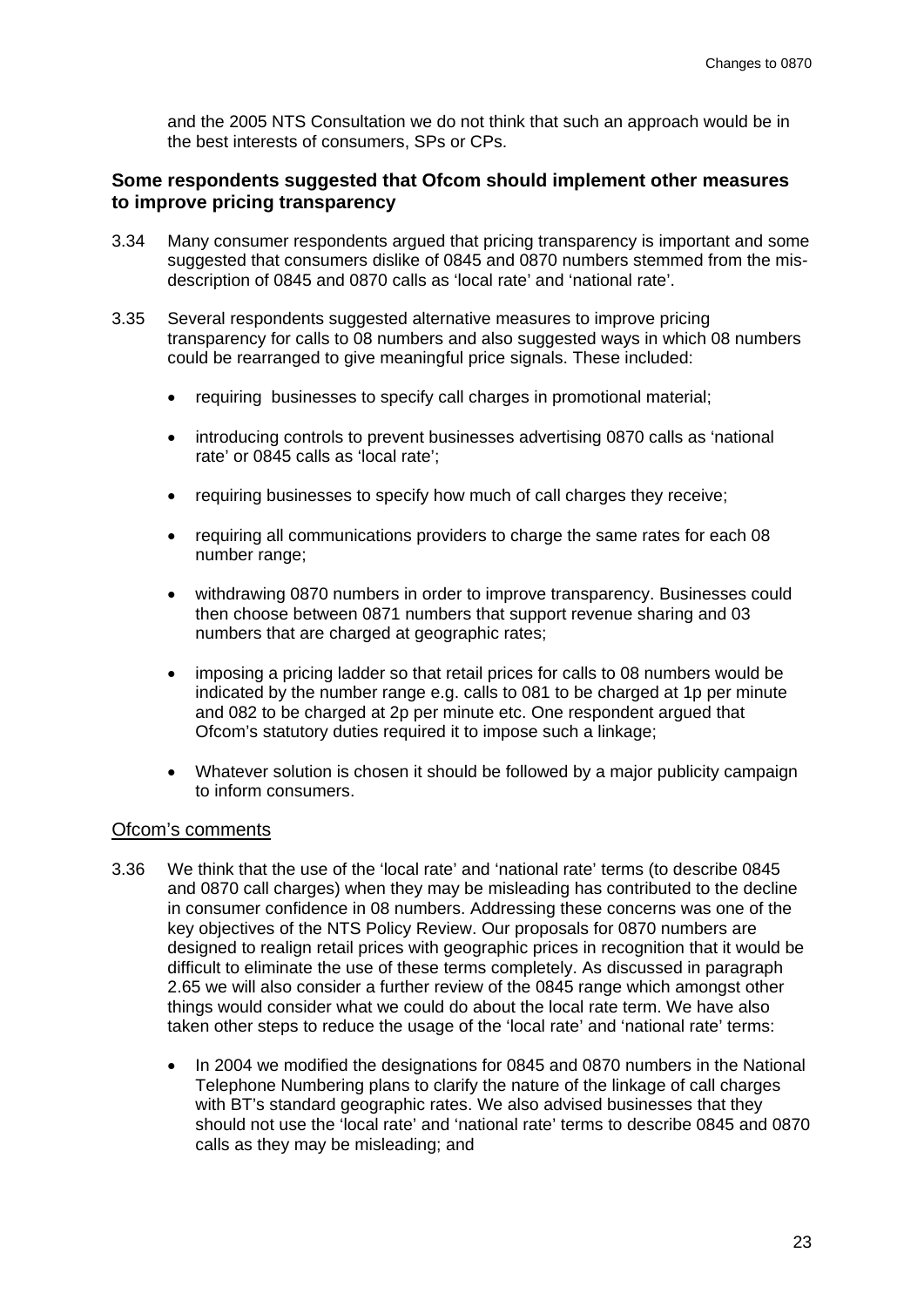and the 2005 NTS Consultation we do not think that such an approach would be in the best interests of consumers, SPs or CPs.

### Some respondents suggested that Ofcom should implement other measures to improve pricing transparency

3.34 Many consumer respondents argued that pricing transparency is important and some suggested that consumers dislike of 0845 and 0870 numbers stemmed from the mis-description of 0845 and 0870 calls as 'local rate' and 'national rate'.

3.35 Several respondents suggested alternative measures to improve pricing transparency for calls to 08 numbers and also suggested ways in which 08 numbers could be rearranged to give meaningful price signals. These included:

- requiring businesses to specify call charges in promotional material;
- introducing controls to prevent businesses advertising 0870 calls as 'national rate' or 0845 calls as 'local rate';
- requiring businesses to specify how much of call charges they receive;
- requiring all communications providers to charge the same rates for each 08 number range;
- withdrawing 0870 numbers in order to improve transparency. Businesses could then choose between 0871 numbers that support revenue sharing and 03 numbers that are charged at geographic rates;
- imposing a pricing ladder so that retail prices for calls to 08 numbers would be indicated by the number range e.g. calls to 081 to be charged at 1p per minute and 082 to be charged at 2p per minute etc. One respondent argued that Ofcom's statutory duties required it to impose such a linkage;
- Whatever solution is chosen it should be followed by a major publicity campaign to inform consumers.

#### Ofcom's comments

3.36 We think that the use of the 'local rate' and 'national rate' terms (to describe 0845 and 0870 call charges) when they may be misleading has contributed to the decline in consumer confidence in 08 numbers. Addressing these concerns was one of the key objectives of the NTS Policy Review. Our proposals for 0870 numbers are designed to realign retail prices with geographic prices in recognition that it would be difficult to eliminate the use of these terms completely. As discussed in paragraph 2.65 we will also consider a further review of the 0845 range which amongst other things would consider what we could do about the local rate term. We have also taken other steps to reduce the usage of the 'local rate' and 'national rate' terms:

- In 2004 we modified the designations for 0845 and 0870 numbers in the National Telephone Numbering plans to clarify the nature of the linkage of call charges with BT's standard geographic rates. We also advised businesses that they should not use the 'local rate' and 'national rate' terms to describe 0845 and 0870 calls as they may be misleading; and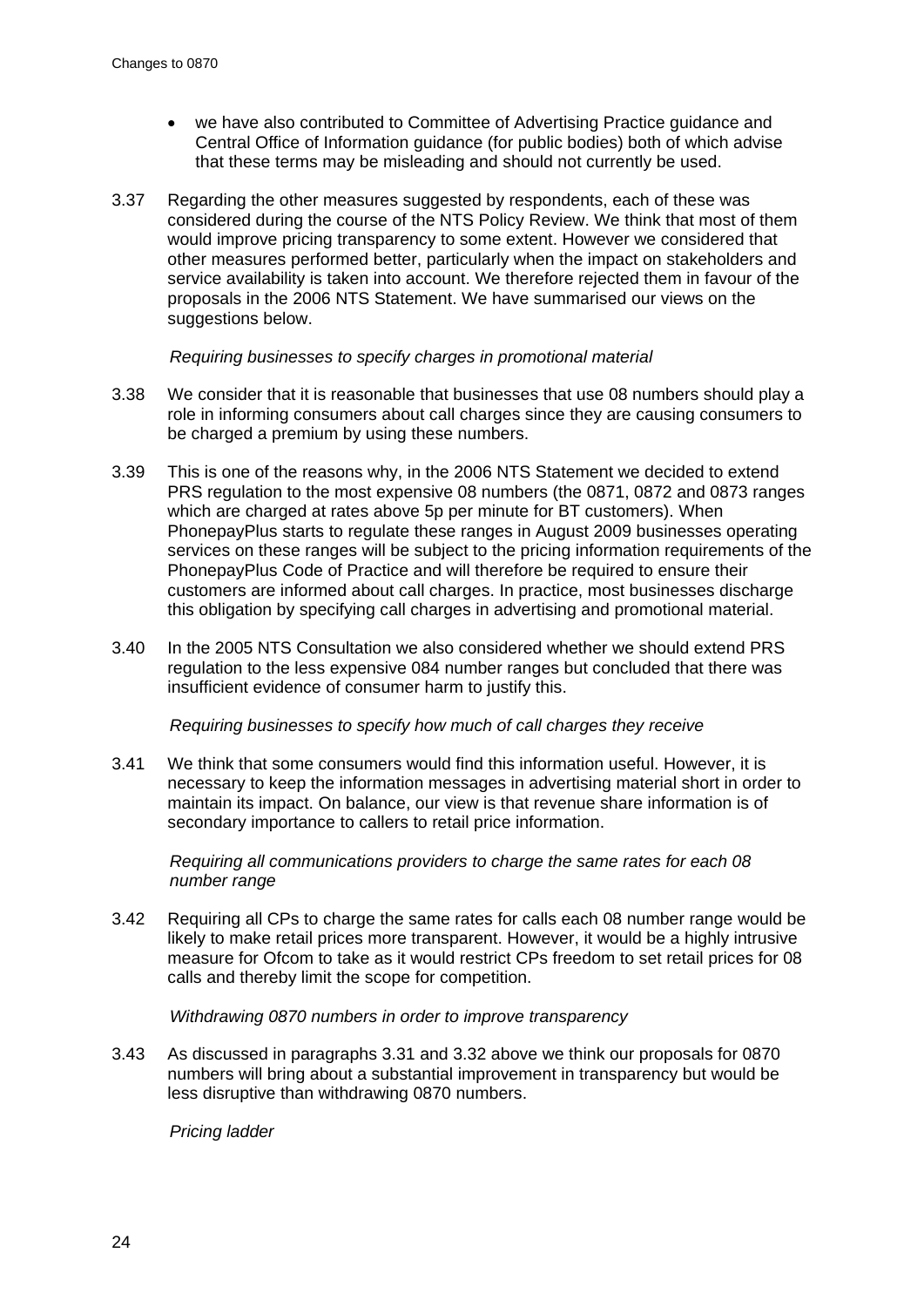- we have also contributed to Committee of Advertising Practice guidance and Central Office of Information guidance (for public bodies) both of which advise that these terms may be misleading and should not currently be used.

3.37 Regarding the other measures suggested by respondents, each of these was considered during the course of the NTS Policy Review. We think that most of them would improve pricing transparency to some extent. However we considered that other measures performed better, particularly when the impact on stakeholders and service availability is taken into account. We therefore rejected them in favour of the proposals in the 2006 NTS Statement. We have summarised our views on the suggestions below.

*Requiring businesses to specify charges in promotional material*

3.38 We consider that it is reasonable that businesses that use 08 numbers should play a role in informing consumers about call charges since they are causing consumers to be charged a premium by using these numbers.

3.39 This is one of the reasons why, in the 2006 NTS Statement we decided to extend PRS regulation to the most expensive 08 numbers (the 0871, 0872 and 0873 ranges which are charged at rates above 5p per minute for BT customers). When PhonepayPlus starts to regulate these ranges in August 2009 businesses operating services on these ranges will be subject to the pricing information requirements of the PhonepayPlus Code of Practice and will therefore be required to ensure their customers are informed about call charges. In practice, most businesses discharge this obligation by specifying call charges in advertising and promotional material.

3.40 In the 2005 NTS Consultation we also considered whether we should extend PRS regulation to the less expensive 084 number ranges but concluded that there was insufficient evidence of consumer harm to justify this.

*Requiring businesses to specify how much of call charges they receive*

3.41 We think that some consumers would find this information useful. However, it is necessary to keep the information messages in advertising material short in order to maintain its impact. On balance, our view is that revenue share information is of secondary importance to callers to retail price information.

*Requiring all communications providers to charge the same rates for each 08 number range*

3.42 Requiring all CPs to charge the same rates for calls each 08 number range would be likely to make retail prices more transparent. However, it would be a highly intrusive measure for Ofcom to take as it would restrict CPs freedom to set retail prices for 08 calls and thereby limit the scope for competition.

*Withdrawing 0870 numbers in order to improve transparency*

3.43 As discussed in paragraphs 3.31 and 3.32 above we think our proposals for 0870 numbers will bring about a substantial improvement in transparency but would be less disruptive than withdrawing 0870 numbers.

*Pricing ladder*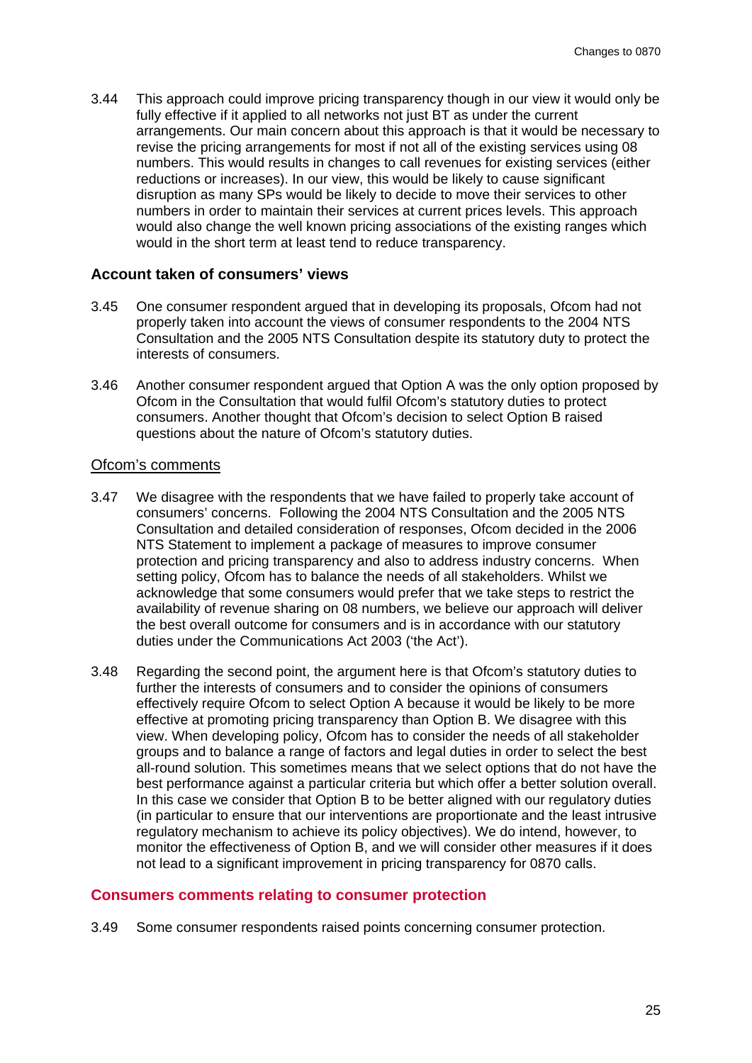3.44 This approach could improve pricing transparency though in our view it would only be fully effective if it applied to all networks not just BT as under the current arrangements. Our main concern about this approach is that it would be necessary to revise the pricing arrangements for most if not all of the existing services using 08 numbers. This would results in changes to call revenues for existing services (either reductions or increases). In our view, this would be likely to cause significant disruption as many SPs would be likely to decide to move their services to other numbers in order to maintain their services at current prices levels. This approach would also change the well known pricing associations of the existing ranges which would in the short term at least tend to reduce transparency.

### Account taken of consumers' views

3.45 One consumer respondent argued that in developing its proposals, Ofcom had not properly taken into account the views of consumer respondents to the 2004 NTS Consultation and the 2005 NTS Consultation despite its statutory duty to protect the interests of consumers.

3.46 Another consumer respondent argued that Option A was the only option proposed by Ofcom in the Consultation that would fulfil Ofcom's statutory duties to protect consumers. Another thought that Ofcom's decision to select Option B raised questions about the nature of Ofcom's statutory duties.

#### Ofcom's comments

3.47 We disagree with the respondents that we have failed to properly take account of consumers' concerns. Following the 2004 NTS Consultation and the 2005 NTS Consultation and detailed consideration of responses, Ofcom decided in the 2006 NTS Statement to implement a package of measures to improve consumer protection and pricing transparency and also to address industry concerns. When setting policy, Ofcom has to balance the needs of all stakeholders. Whilst we acknowledge that some consumers would prefer that we take steps to restrict the availability of revenue sharing on 08 numbers, we believe our approach will deliver the best overall outcome for consumers and is in accordance with our statutory duties under the Communications Act 2003 ('the Act').

3.48 Regarding the second point, the argument here is that Ofcom's statutory duties to further the interests of consumers and to consider the opinions of consumers effectively require Ofcom to select Option A because it would be likely to be more effective at promoting pricing transparency than Option B. We disagree with this view. When developing policy, Ofcom has to consider the needs of all stakeholder groups and to balance a range of factors and legal duties in order to select the best all-round solution. This sometimes means that we select options that do not have the best performance against a particular criteria but which offer a better solution overall. In this case we consider that Option B to be better aligned with our regulatory duties (in particular to ensure that our interventions are proportionate and the least intrusive regulatory mechanism to achieve its policy objectives). We do intend, however, to monitor the effectiveness of Option B, and we will consider other measures if it does not lead to a significant improvement in pricing transparency for 0870 calls.

### Consumers comments relating to consumer protection

3.49 Some consumer respondents raised points concerning consumer protection.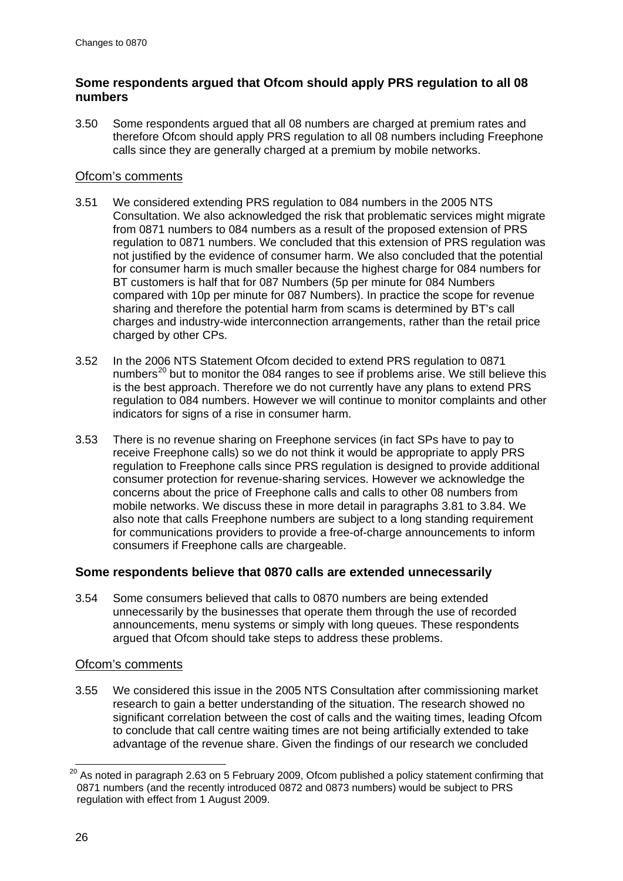### Some respondents argued that Ofcom should apply PRS regulation to all 08 numbers

3.50 Some respondents argued that all 08 numbers are charged at premium rates and therefore Ofcom should apply PRS regulation to all 08 numbers including Freephone calls since they are generally charged at a premium by mobile networks.

#### Ofcom's comments

3.51 We considered extending PRS regulation to 084 numbers in the 2005 NTS Consultation. We also acknowledged the risk that problematic services might migrate from 0871 numbers to 084 numbers as a result of the proposed extension of PRS regulation to 0871 numbers. We concluded that this extension of PRS regulation was not justified by the evidence of consumer harm. We also concluded that the potential for consumer harm is much smaller because the highest charge for 084 numbers for BT customers is half that for 087 Numbers (5p per minute for 084 Numbers compared with 10p per minute for 087 Numbers). In practice the scope for revenue sharing and therefore the potential harm from scams is determined by BT's call charges and industry-wide interconnection arrangements, rather than the retail price charged by other CPs.

3.52 In the 2006 NTS Statement Ofcom decided to extend PRS regulation to 0871 numbers[20] but to monitor the 084 ranges to see if problems arise. We still believe this is the best approach. Therefore we do not currently have any plans to extend PRS regulation to 084 numbers. However we will continue to monitor complaints and other indicators for signs of a rise in consumer harm.

3.53 There is no revenue sharing on Freephone services (in fact SPs have to pay to receive Freephone calls) so we do not think it would be appropriate to apply PRS regulation to Freephone calls since PRS regulation is designed to provide additional consumer protection for revenue-sharing services. However we acknowledge the concerns about the price of Freephone calls and calls to other 08 numbers from mobile networks. We discuss these in more detail in paragraphs 3.81 to 3.84. We also note that calls Freephone numbers are subject to a long standing requirement for communications providers to provide a free-of-charge announcements to inform consumers if Freephone calls are chargeable.

### Some respondents believe that 0870 calls are extended unnecessarily

3.54 Some consumers believed that calls to 0870 numbers are being extended unnecessarily by the businesses that operate them through the use of recorded announcements, menu systems or simply with long queues. These respondents argued that Ofcom should take steps to address these problems.

#### Ofcom's comments

3.55 We considered this issue in the 2005 NTS Consultation after commissioning market research to gain a better understanding of the situation. The research showed no significant correlation between the cost of calls and the waiting times, leading Ofcom to conclude that call centre waiting times are not being artificially extended to take advantage of the revenue share. Given the findings of our research we concluded

[20] As noted in paragraph 2.63 on 5 February 2009, Ofcom published a policy statement confirming that 0871 numbers (and the recently introduced 0872 and 0873 numbers) would be subject to PRS regulation with effect from 1 August 2009.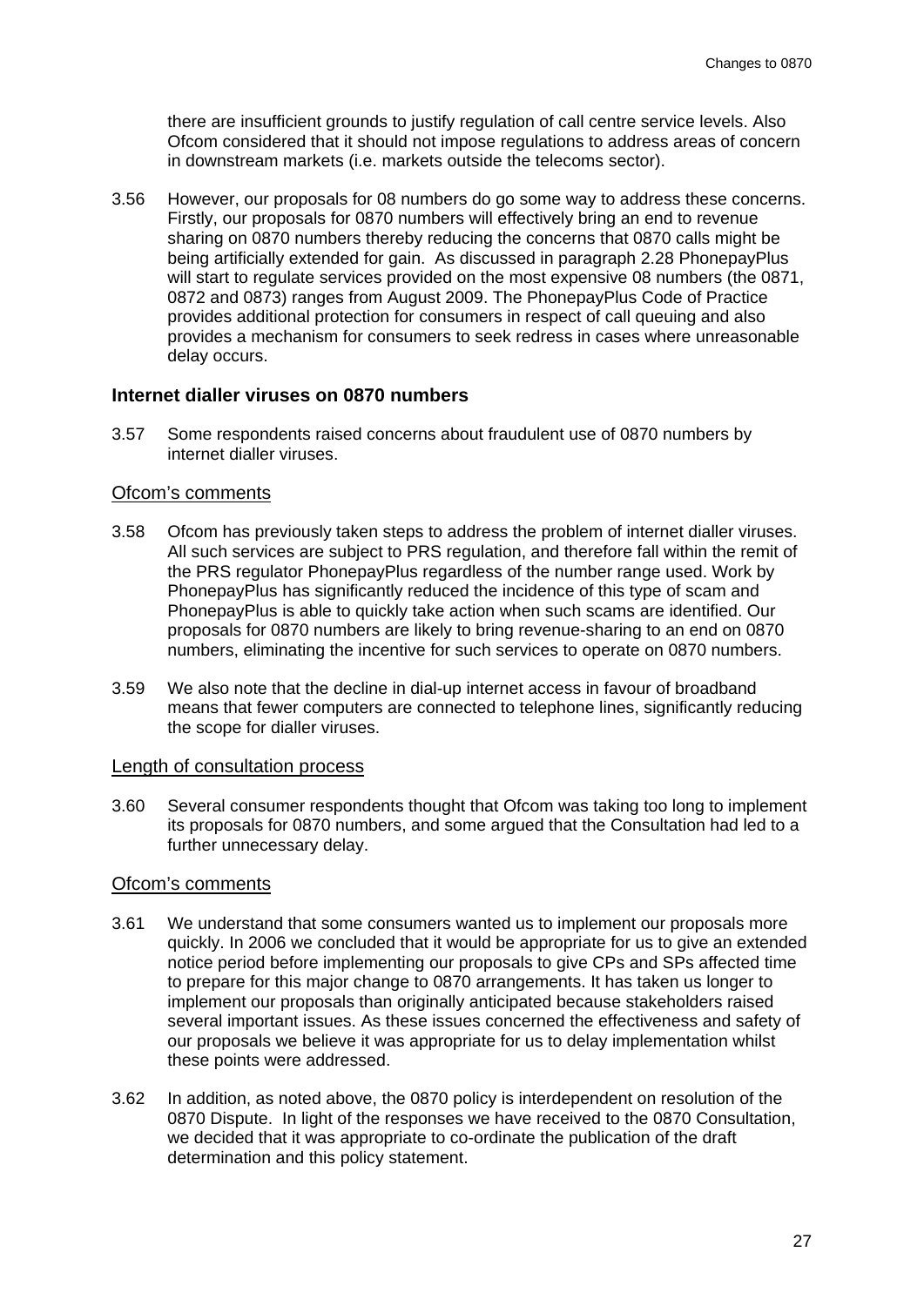there are insufficient grounds to justify regulation of call centre service levels. Also Ofcom considered that it should not impose regulations to address areas of concern in downstream markets (i.e. markets outside the telecoms sector).

3.56 However, our proposals for 08 numbers do go some way to address these concerns. Firstly, our proposals for 0870 numbers will effectively bring an end to revenue sharing on 0870 numbers thereby reducing the concerns that 0870 calls might be being artificially extended for gain. As discussed in paragraph 2.28 PhonepayPlus will start to regulate services provided on the most expensive 08 numbers (the 0871, 0872 and 0873) ranges from August 2009. The PhonepayPlus Code of Practice provides additional protection for consumers in respect of call queuing and also provides a mechanism for consumers to seek redress in cases where unreasonable delay occurs.

### Internet dialler viruses on 0870 numbers

3.57 Some respondents raised concerns about fraudulent use of 0870 numbers by internet dialler viruses.

#### Ofcom's comments

3.58 Ofcom has previously taken steps to address the problem of internet dialler viruses. All such services are subject to PRS regulation, and therefore fall within the remit of the PRS regulator PhonepayPlus regardless of the number range used. Work by PhonepayPlus has significantly reduced the incidence of this type of scam and PhonepayPlus is able to quickly take action when such scams are identified. Our proposals for 0870 numbers are likely to bring revenue-sharing to an end on 0870 numbers, eliminating the incentive for such services to operate on 0870 numbers.

3.59 We also note that the decline in dial-up internet access in favour of broadband means that fewer computers are connected to telephone lines, significantly reducing the scope for dialler viruses.

#### Length of consultation process

3.60 Several consumer respondents thought that Ofcom was taking too long to implement its proposals for 0870 numbers, and some argued that the Consultation had led to a further unnecessary delay.

#### Ofcom's comments

3.61 We understand that some consumers wanted us to implement our proposals more quickly. In 2006 we concluded that it would be appropriate for us to give an extended notice period before implementing our proposals to give CPs and SPs affected time to prepare for this major change to 0870 arrangements. It has taken us longer to implement our proposals than originally anticipated because stakeholders raised several important issues. As these issues concerned the effectiveness and safety of our proposals we believe it was appropriate for us to delay implementation whilst these points were addressed.

3.62 In addition, as noted above, the 0870 policy is interdependent on resolution of the 0870 Dispute. In light of the responses we have received to the 0870 Consultation, we decided that it was appropriate to co-ordinate the publication of the draft determination and this policy statement.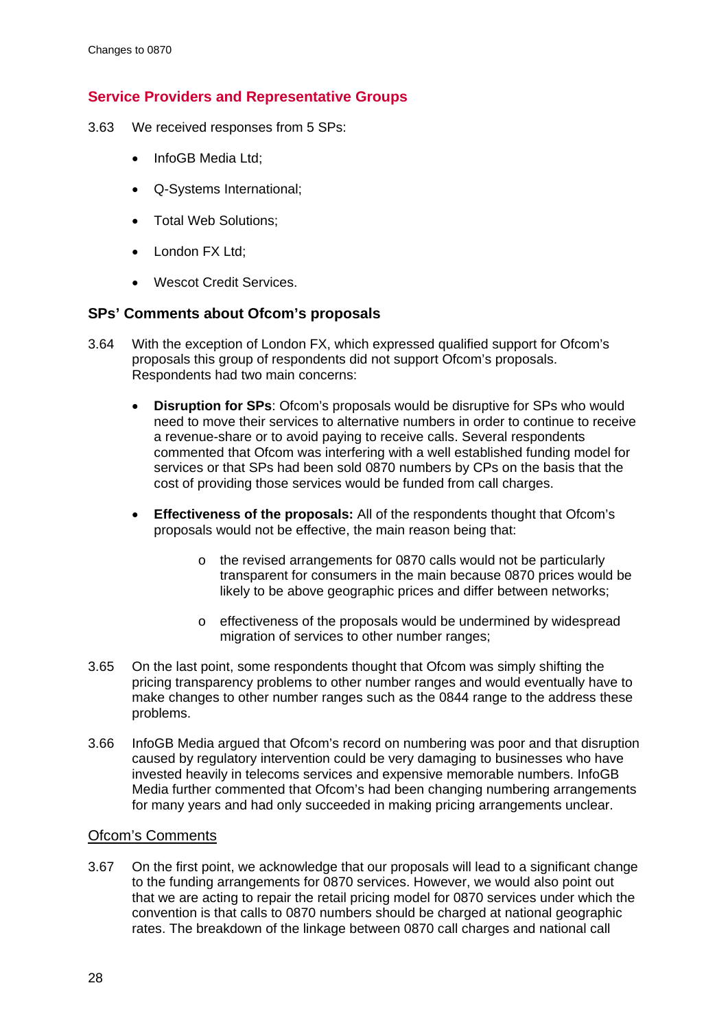## Service Providers and Representative Groups

3.63 We received responses from 5 SPs:

- InfoGB Media Ltd;
- Q-Systems International;
- Total Web Solutions;
- London FX Ltd;
- Wescot Credit Services.

### SPs' Comments about Ofcom's proposals

3.64 With the exception of London FX, which expressed qualified support for Ofcom's proposals this group of respondents did not support Ofcom's proposals. Respondents had two main concerns:

- **Disruption for SPs**: Ofcom's proposals would be disruptive for SPs who would need to move their services to alternative numbers in order to continue to receive a revenue-share or to avoid paying to receive calls. Several respondents commented that Ofcom was interfering with a well established funding model for services or that SPs had been sold 0870 numbers by CPs on the basis that the cost of providing those services would be funded from call charges.

- **Effectiveness of the proposals:** All of the respondents thought that Ofcom's proposals would not be effective, the main reason being that:
  - the revised arrangements for 0870 calls would not be particularly transparent for consumers in the main because 0870 prices would be likely to be above geographic prices and differ between networks;
  - effectiveness of the proposals would be undermined by widespread migration of services to other number ranges;

3.65 On the last point, some respondents thought that Ofcom was simply shifting the pricing transparency problems to other number ranges and would eventually have to make changes to other number ranges such as the 0844 range to the address these problems.

3.66 InfoGB Media argued that Ofcom's record on numbering was poor and that disruption caused by regulatory intervention could be very damaging to businesses who have invested heavily in telecoms services and expensive memorable numbers. InfoGB Media further commented that Ofcom's had been changing numbering arrangements for many years and had only succeeded in making pricing arrangements unclear.

<u>Ofcom's Comments</u>

3.67 On the first point, we acknowledge that our proposals will lead to a significant change to the funding arrangements for 0870 services. However, we would also point out that we are acting to repair the retail pricing model for 0870 services under which the convention is that calls to 0870 numbers should be charged at national geographic rates. The breakdown of the linkage between 0870 call charges and national call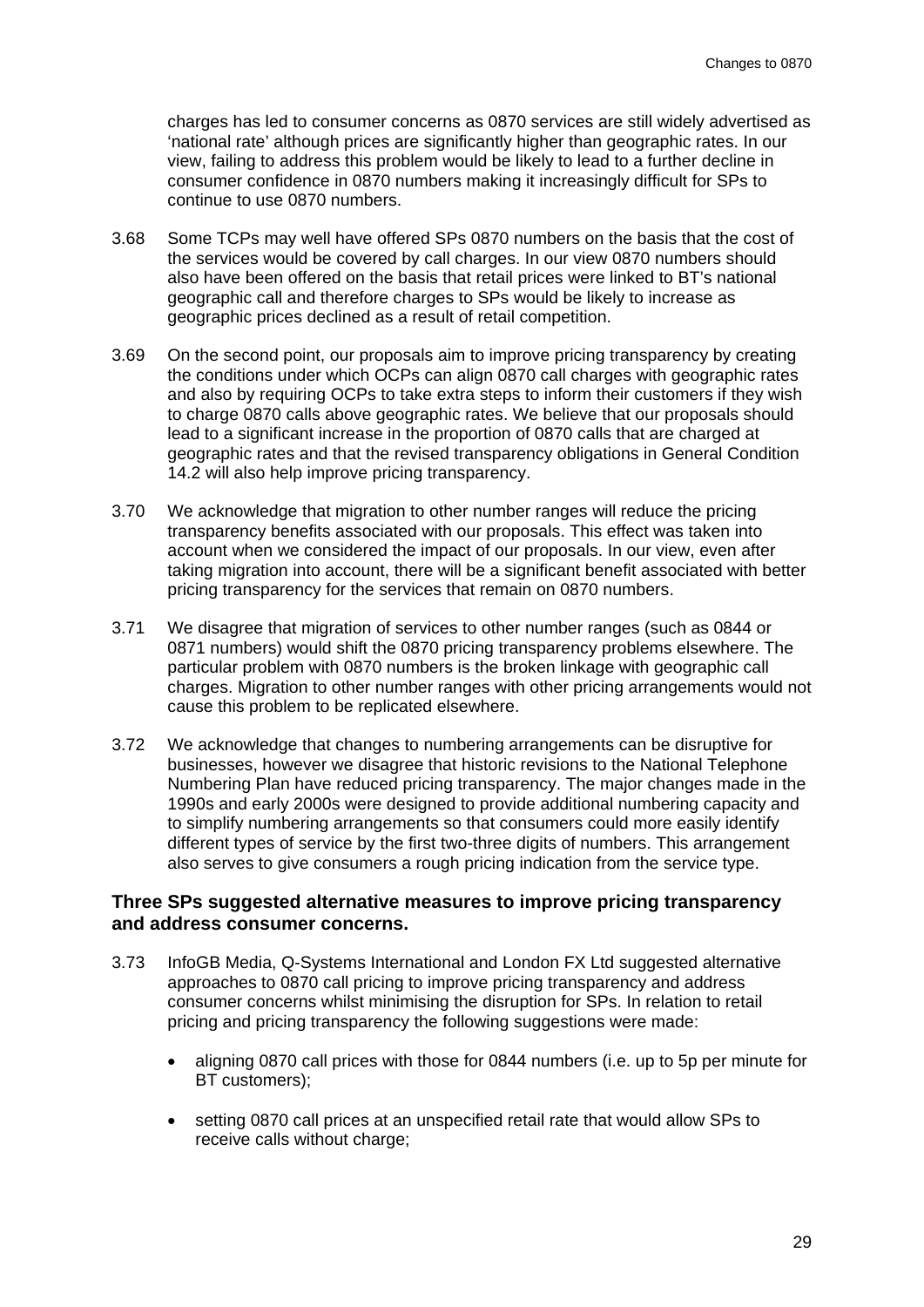charges has led to consumer concerns as 0870 services are still widely advertised as 'national rate' although prices are significantly higher than geographic rates. In our view, failing to address this problem would be likely to lead to a further decline in consumer confidence in 0870 numbers making it increasingly difficult for SPs to continue to use 0870 numbers.

3.68 Some TCPs may well have offered SPs 0870 numbers on the basis that the cost of the services would be covered by call charges. In our view 0870 numbers should also have been offered on the basis that retail prices were linked to BT's national geographic call and therefore charges to SPs would be likely to increase as geographic prices declined as a result of retail competition.

3.69 On the second point, our proposals aim to improve pricing transparency by creating the conditions under which OCPs can align 0870 call charges with geographic rates and also by requiring OCPs to take extra steps to inform their customers if they wish to charge 0870 calls above geographic rates. We believe that our proposals should lead to a significant increase in the proportion of 0870 calls that are charged at geographic rates and that the revised transparency obligations in General Condition 14.2 will also help improve pricing transparency.

3.70 We acknowledge that migration to other number ranges will reduce the pricing transparency benefits associated with our proposals. This effect was taken into account when we considered the impact of our proposals. In our view, even after taking migration into account, there will be a significant benefit associated with better pricing transparency for the services that remain on 0870 numbers.

3.71 We disagree that migration of services to other number ranges (such as 0844 or 0871 numbers) would shift the 0870 pricing transparency problems elsewhere. The particular problem with 0870 numbers is the broken linkage with geographic call charges. Migration to other number ranges with other pricing arrangements would not cause this problem to be replicated elsewhere.

3.72 We acknowledge that changes to numbering arrangements can be disruptive for businesses, however we disagree that historic revisions to the National Telephone Numbering Plan have reduced pricing transparency. The major changes made in the 1990s and early 2000s were designed to provide additional numbering capacity and to simplify numbering arrangements so that consumers could more easily identify different types of service by the first two-three digits of numbers. This arrangement also serves to give consumers a rough pricing indication from the service type.

### Three SPs suggested alternative measures to improve pricing transparency and address consumer concerns.

3.73 InfoGB Media, Q-Systems International and London FX Ltd suggested alternative approaches to 0870 call pricing to improve pricing transparency and address consumer concerns whilst minimising the disruption for SPs. In relation to retail pricing and pricing transparency the following suggestions were made:

- aligning 0870 call prices with those for 0844 numbers (i.e. up to 5p per minute for BT customers);
- setting 0870 call prices at an unspecified retail rate that would allow SPs to receive calls without charge;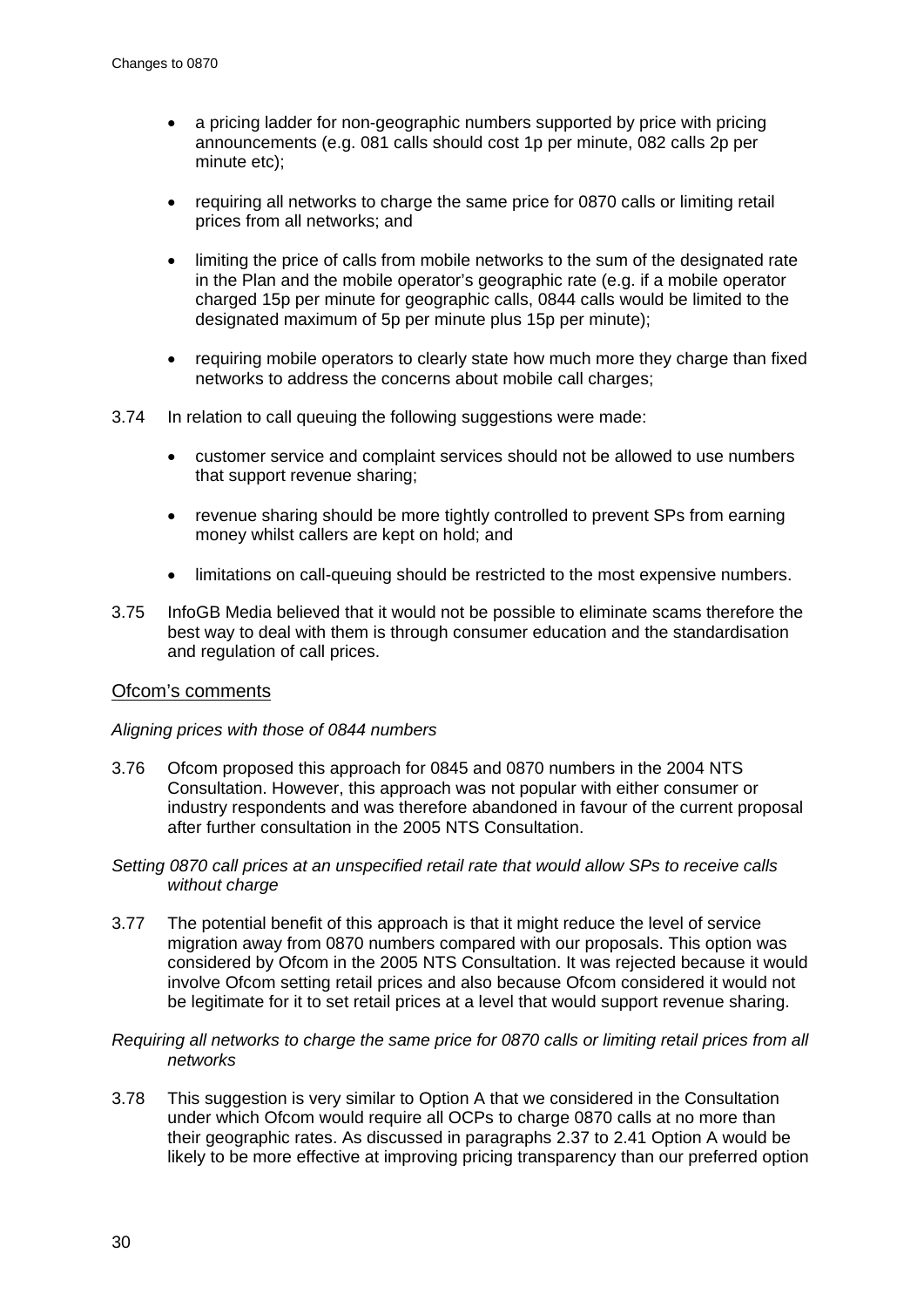- a pricing ladder for non-geographic numbers supported by price with pricing announcements (e.g. 081 calls should cost 1p per minute, 082 calls 2p per minute etc);
- requiring all networks to charge the same price for 0870 calls or limiting retail prices from all networks; and
- limiting the price of calls from mobile networks to the sum of the designated rate in the Plan and the mobile operator's geographic rate (e.g. if a mobile operator charged 15p per minute for geographic calls, 0844 calls would be limited to the designated maximum of 5p per minute plus 15p per minute);
- requiring mobile operators to clearly state how much more they charge than fixed networks to address the concerns about mobile call charges;

3.74 In relation to call queuing the following suggestions were made:

- customer service and complaint services should not be allowed to use numbers that support revenue sharing;
- revenue sharing should be more tightly controlled to prevent SPs from earning money whilst callers are kept on hold; and
- limitations on call-queuing should be restricted to the most expensive numbers.

3.75 InfoGB Media believed that it would not be possible to eliminate scams therefore the best way to deal with them is through consumer education and the standardisation and regulation of call prices.

## Ofcom's comments

*Aligning prices with those of 0844 numbers*

3.76 Ofcom proposed this approach for 0845 and 0870 numbers in the 2004 NTS Consultation. However, this approach was not popular with either consumer or industry respondents and was therefore abandoned in favour of the current proposal after further consultation in the 2005 NTS Consultation.

*Setting 0870 call prices at an unspecified retail rate that would allow SPs to receive calls without charge*

3.77 The potential benefit of this approach is that it might reduce the level of service migration away from 0870 numbers compared with our proposals. This option was considered by Ofcom in the 2005 NTS Consultation. It was rejected because it would involve Ofcom setting retail prices and also because Ofcom considered it would not be legitimate for it to set retail prices at a level that would support revenue sharing.

*Requiring all networks to charge the same price for 0870 calls or limiting retail prices from all networks*

3.78 This suggestion is very similar to Option A that we considered in the Consultation under which Ofcom would require all OCPs to charge 0870 calls at no more than their geographic rates. As discussed in paragraphs 2.37 to 2.41 Option A would be likely to be more effective at improving pricing transparency than our preferred option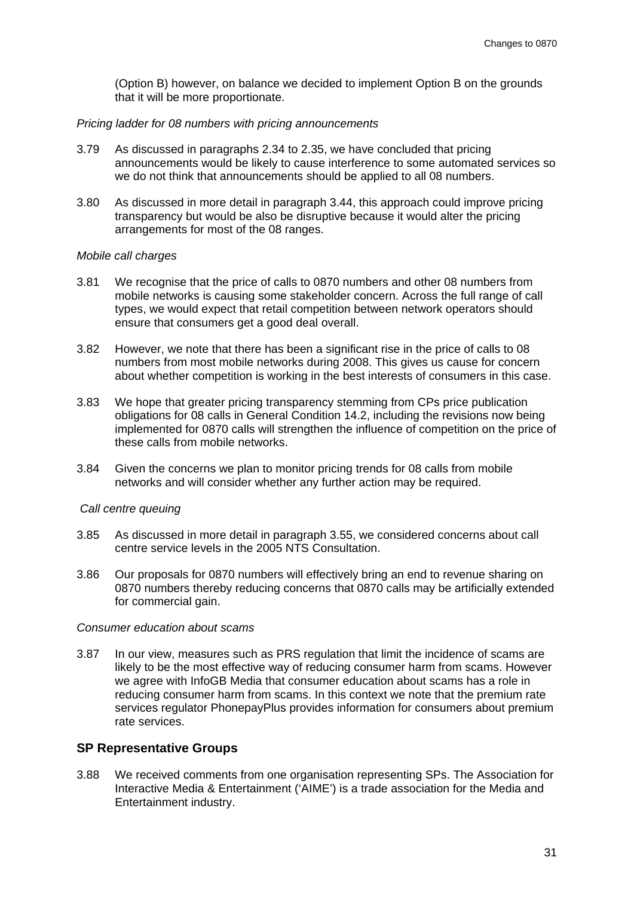(Option B) however, on balance we decided to implement Option B on the grounds that it will be more proportionate.

*Pricing ladder for 08 numbers with pricing announcements*

3.79 As discussed in paragraphs 2.34 to 2.35, we have concluded that pricing announcements would be likely to cause interference to some automated services so we do not think that announcements should be applied to all 08 numbers.

3.80 As discussed in more detail in paragraph 3.44, this approach could improve pricing transparency but would be also be disruptive because it would alter the pricing arrangements for most of the 08 ranges.

*Mobile call charges*

3.81 We recognise that the price of calls to 0870 numbers and other 08 numbers from mobile networks is causing some stakeholder concern. Across the full range of call types, we would expect that retail competition between network operators should ensure that consumers get a good deal overall.

3.82 However, we note that there has been a significant rise in the price of calls to 08 numbers from most mobile networks during 2008. This gives us cause for concern about whether competition is working in the best interests of consumers in this case.

3.83 We hope that greater pricing transparency stemming from CPs price publication obligations for 08 calls in General Condition 14.2, including the revisions now being implemented for 0870 calls will strengthen the influence of competition on the price of these calls from mobile networks.

3.84 Given the concerns we plan to monitor pricing trends for 08 calls from mobile networks and will consider whether any further action may be required.

*Call centre queuing*

3.85 As discussed in more detail in paragraph 3.55, we considered concerns about call centre service levels in the 2005 NTS Consultation.

3.86 Our proposals for 0870 numbers will effectively bring an end to revenue sharing on 0870 numbers thereby reducing concerns that 0870 calls may be artificially extended for commercial gain.

*Consumer education about scams*

3.87 In our view, measures such as PRS regulation that limit the incidence of scams are likely to be the most effective way of reducing consumer harm from scams. However we agree with InfoGB Media that consumer education about scams has a role in reducing consumer harm from scams. In this context we note that the premium rate services regulator PhonepayPlus provides information for consumers about premium rate services.

## SP Representative Groups

3.88 We received comments from one organisation representing SPs. The Association for Interactive Media & Entertainment ('AIME') is a trade association for the Media and Entertainment industry.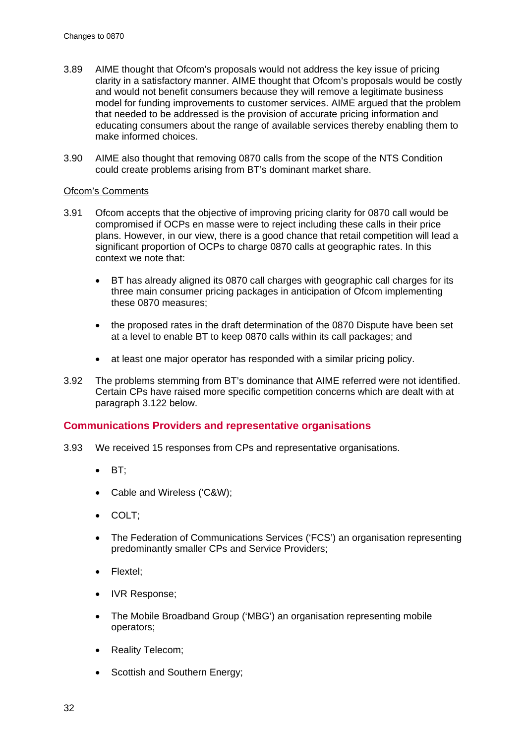3.89 AIME thought that Ofcom's proposals would not address the key issue of pricing clarity in a satisfactory manner. AIME thought that Ofcom's proposals would be costly and would not benefit consumers because they will remove a legitimate business model for funding improvements to customer services. AIME argued that the problem that needed to be addressed is the provision of accurate pricing information and educating consumers about the range of available services thereby enabling them to make informed choices.

3.90 AIME also thought that removing 0870 calls from the scope of the NTS Condition could create problems arising from BT's dominant market share.

Ofcom's Comments

3.91 Ofcom accepts that the objective of improving pricing clarity for 0870 call would be compromised if OCPs en masse were to reject including these calls in their price plans. However, in our view, there is a good chance that retail competition will lead a significant proportion of OCPs to charge 0870 calls at geographic rates. In this context we note that:

- BT has already aligned its 0870 call charges with geographic call charges for its three main consumer pricing packages in anticipation of Ofcom implementing these 0870 measures;
- the proposed rates in the draft determination of the 0870 Dispute have been set at a level to enable BT to keep 0870 calls within its call packages; and
- at least one major operator has responded with a similar pricing policy.

3.92 The problems stemming from BT's dominance that AIME referred were not identified. Certain CPs have raised more specific competition concerns which are dealt with at paragraph 3.122 below.

## Communications Providers and representative organisations

3.93 We received 15 responses from CPs and representative organisations.

- BT;
- Cable and Wireless ('C&W);
- COLT;
- The Federation of Communications Services ('FCS') an organisation representing predominantly smaller CPs and Service Providers;
- Flextel;
- IVR Response;
- The Mobile Broadband Group ('MBG') an organisation representing mobile operators;
- Reality Telecom;
- Scottish and Southern Energy;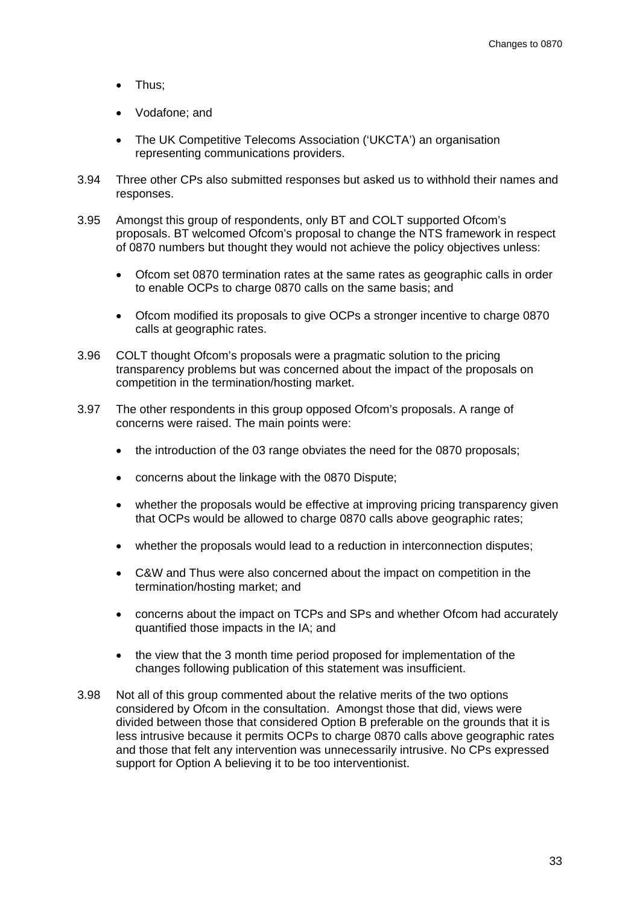- Thus;
- Vodafone; and
- The UK Competitive Telecoms Association ('UKCTA') an organisation representing communications providers.

3.94 Three other CPs also submitted responses but asked us to withhold their names and responses.

3.95 Amongst this group of respondents, only BT and COLT supported Ofcom's proposals. BT welcomed Ofcom's proposal to change the NTS framework in respect of 0870 numbers but thought they would not achieve the policy objectives unless:

- Ofcom set 0870 termination rates at the same rates as geographic calls in order to enable OCPs to charge 0870 calls on the same basis; and
- Ofcom modified its proposals to give OCPs a stronger incentive to charge 0870 calls at geographic rates.

3.96 COLT thought Ofcom's proposals were a pragmatic solution to the pricing transparency problems but was concerned about the impact of the proposals on competition in the termination/hosting market.

3.97 The other respondents in this group opposed Ofcom's proposals. A range of concerns were raised. The main points were:

- the introduction of the 03 range obviates the need for the 0870 proposals;
- concerns about the linkage with the 0870 Dispute;
- whether the proposals would be effective at improving pricing transparency given that OCPs would be allowed to charge 0870 calls above geographic rates;
- whether the proposals would lead to a reduction in interconnection disputes;
- C&W and Thus were also concerned about the impact on competition in the termination/hosting market; and
- concerns about the impact on TCPs and SPs and whether Ofcom had accurately quantified those impacts in the IA; and
- the view that the 3 month time period proposed for implementation of the changes following publication of this statement was insufficient.

3.98 Not all of this group commented about the relative merits of the two options considered by Ofcom in the consultation. Amongst those that did, views were divided between those that considered Option B preferable on the grounds that it is less intrusive because it permits OCPs to charge 0870 calls above geographic rates and those that felt any intervention was unnecessarily intrusive. No CPs expressed support for Option A believing it to be too interventionist.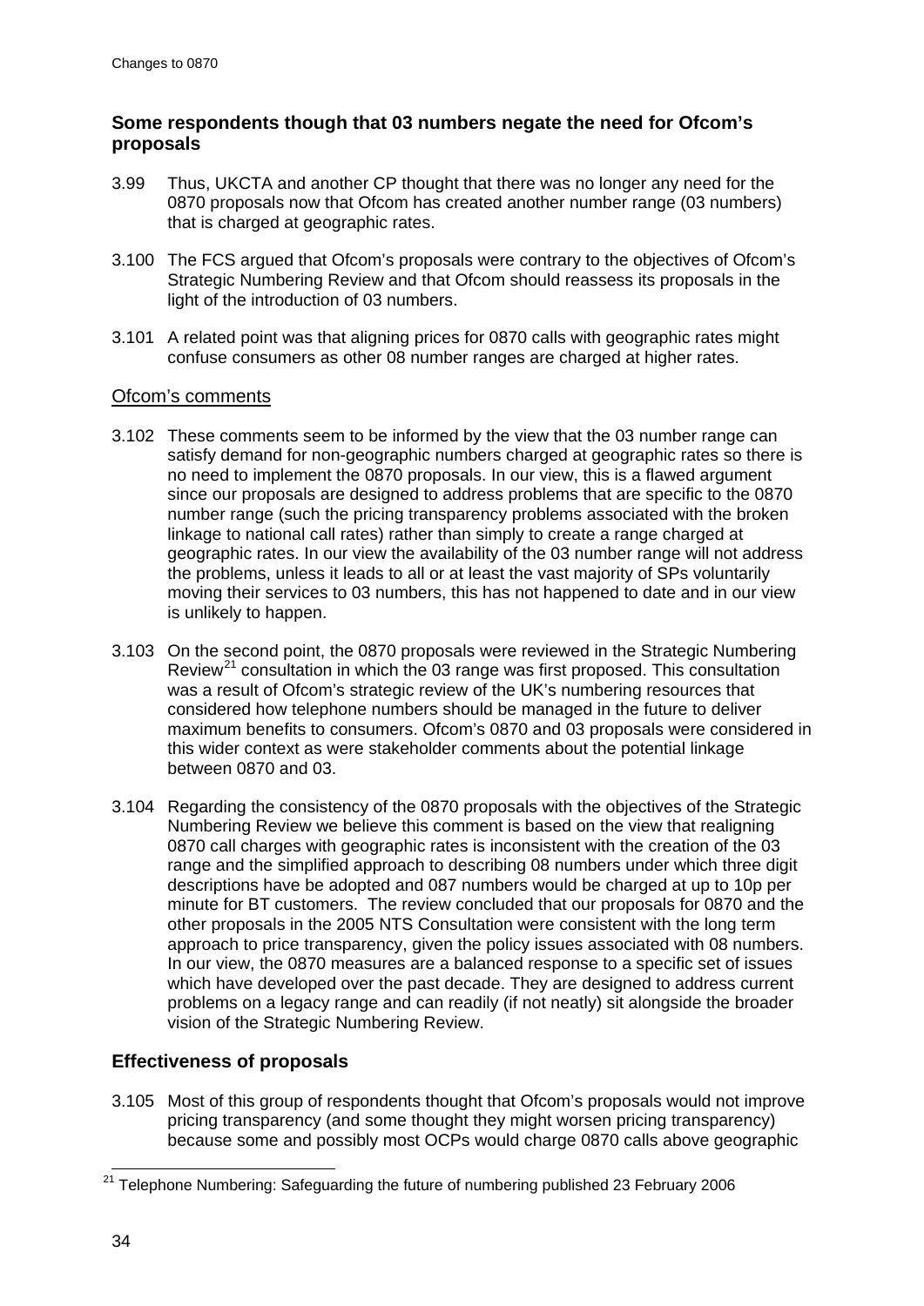### Some respondents though that 03 numbers negate the need for Ofcom's proposals

3.99 Thus, UKCTA and another CP thought that there was no longer any need for the 0870 proposals now that Ofcom has created another number range (03 numbers) that is charged at geographic rates.

3.100 The FCS argued that Ofcom's proposals were contrary to the objectives of Ofcom's Strategic Numbering Review and that Ofcom should reassess its proposals in the light of the introduction of 03 numbers.

3.101 A related point was that aligning prices for 0870 calls with geographic rates might confuse consumers as other 08 number ranges are charged at higher rates.

#### Ofcom's comments

3.102 These comments seem to be informed by the view that the 03 number range can satisfy demand for non-geographic numbers charged at geographic rates so there is no need to implement the 0870 proposals. In our view, this is a flawed argument since our proposals are designed to address problems that are specific to the 0870 number range (such the pricing transparency problems associated with the broken linkage to national call rates) rather than simply to create a range charged at geographic rates. In our view the availability of the 03 number range will not address the problems, unless it leads to all or at least the vast majority of SPs voluntarily moving their services to 03 numbers, this has not happened to date and in our view is unlikely to happen.

3.103 On the second point, the 0870 proposals were reviewed in the Strategic Numbering Review[21] consultation in which the 03 range was first proposed. This consultation was a result of Ofcom's strategic review of the UK's numbering resources that considered how telephone numbers should be managed in the future to deliver maximum benefits to consumers. Ofcom's 0870 and 03 proposals were considered in this wider context as were stakeholder comments about the potential linkage between 0870 and 03.

3.104 Regarding the consistency of the 0870 proposals with the objectives of the Strategic Numbering Review we believe this comment is based on the view that realigning 0870 call charges with geographic rates is inconsistent with the creation of the 03 range and the simplified approach to describing 08 numbers under which three digit descriptions have be adopted and 087 numbers would be charged at up to 10p per minute for BT customers. The review concluded that our proposals for 0870 and the other proposals in the 2005 NTS Consultation were consistent with the long term approach to price transparency, given the policy issues associated with 08 numbers. In our view, the 0870 measures are a balanced response to a specific set of issues which have developed over the past decade. They are designed to address current problems on a legacy range and can readily (if not neatly) sit alongside the broader vision of the Strategic Numbering Review.

### Effectiveness of proposals

3.105 Most of this group of respondents thought that Ofcom's proposals would not improve pricing transparency (and some thought they might worsen pricing transparency) because some and possibly most OCPs would charge 0870 calls above geographic

[21] Telephone Numbering: Safeguarding the future of numbering published 23 February 2006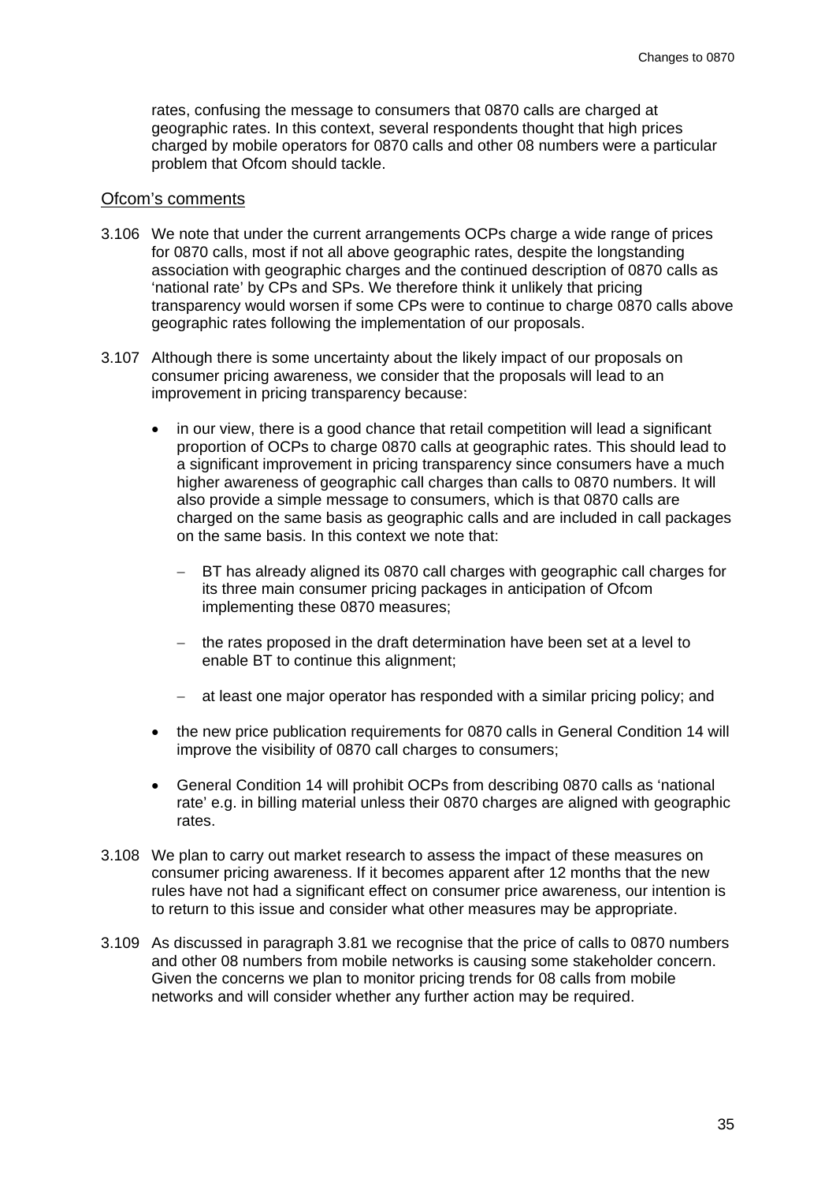rates, confusing the message to consumers that 0870 calls are charged at geographic rates. In this context, several respondents thought that high prices charged by mobile operators for 0870 calls and other 08 numbers were a particular problem that Ofcom should tackle.

Ofcom's comments

3.106 We note that under the current arrangements OCPs charge a wide range of prices for 0870 calls, most if not all above geographic rates, despite the longstanding association with geographic charges and the continued description of 0870 calls as 'national rate' by CPs and SPs. We therefore think it unlikely that pricing transparency would worsen if some CPs were to continue to charge 0870 calls above geographic rates following the implementation of our proposals.

3.107 Although there is some uncertainty about the likely impact of our proposals on consumer pricing awareness, we consider that the proposals will lead to an improvement in pricing transparency because:

- in our view, there is a good chance that retail competition will lead a significant proportion of OCPs to charge 0870 calls at geographic rates. This should lead to a significant improvement in pricing transparency since consumers have a much higher awareness of geographic call charges than calls to 0870 numbers. It will also provide a simple message to consumers, which is that 0870 calls are charged on the same basis as geographic calls and are included in call packages on the same basis. In this context we note that:
  - BT has already aligned its 0870 call charges with geographic call charges for its three main consumer pricing packages in anticipation of Ofcom implementing these 0870 measures;
  - the rates proposed in the draft determination have been set at a level to enable BT to continue this alignment;
  - at least one major operator has responded with a similar pricing policy; and
- the new price publication requirements for 0870 calls in General Condition 14 will improve the visibility of 0870 call charges to consumers;
- General Condition 14 will prohibit OCPs from describing 0870 calls as 'national rate' e.g. in billing material unless their 0870 charges are aligned with geographic rates.

3.108 We plan to carry out market research to assess the impact of these measures on consumer pricing awareness. If it becomes apparent after 12 months that the new rules have not had a significant effect on consumer price awareness, our intention is to return to this issue and consider what other measures may be appropriate.

3.109 As discussed in paragraph 3.81 we recognise that the price of calls to 0870 numbers and other 08 numbers from mobile networks is causing some stakeholder concern. Given the concerns we plan to monitor pricing trends for 08 calls from mobile networks and will consider whether any further action may be required.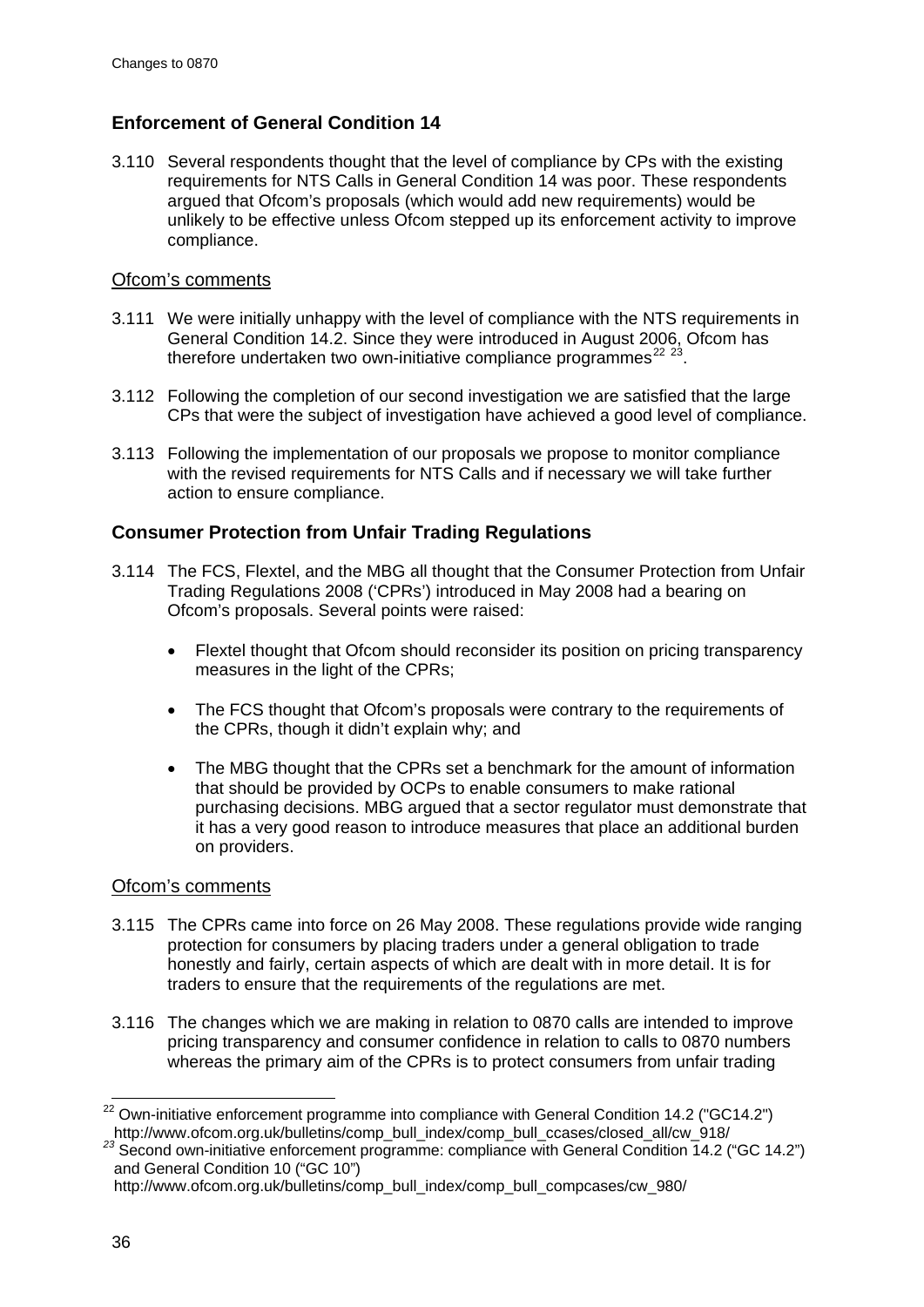## Enforcement of General Condition 14

3.110 Several respondents thought that the level of compliance by CPs with the existing requirements for NTS Calls in General Condition 14 was poor. These respondents argued that Ofcom's proposals (which would add new requirements) would be unlikely to be effective unless Ofcom stepped up its enforcement activity to improve compliance.

### Ofcom's comments

3.111 We were initially unhappy with the level of compliance with the NTS requirements in General Condition 14.2. Since they were introduced in August 2006, Ofcom has therefore undertaken two own-initiative compliance programmes[22] [23].

3.112 Following the completion of our second investigation we are satisfied that the large CPs that were the subject of investigation have achieved a good level of compliance.

3.113 Following the implementation of our proposals we propose to monitor compliance with the revised requirements for NTS Calls and if necessary we will take further action to ensure compliance.

## Consumer Protection from Unfair Trading Regulations

3.114 The FCS, Flextel, and the MBG all thought that the Consumer Protection from Unfair Trading Regulations 2008 ('CPRs') introduced in May 2008 had a bearing on Ofcom's proposals. Several points were raised:

- Flextel thought that Ofcom should reconsider its position on pricing transparency measures in the light of the CPRs;
- The FCS thought that Ofcom's proposals were contrary to the requirements of the CPRs, though it didn't explain why; and
- The MBG thought that the CPRs set a benchmark for the amount of information that should be provided by OCPs to enable consumers to make rational purchasing decisions. MBG argued that a sector regulator must demonstrate that it has a very good reason to introduce measures that place an additional burden on providers.

### Ofcom's comments

3.115 The CPRs came into force on 26 May 2008. These regulations provide wide ranging protection for consumers by placing traders under a general obligation to trade honestly and fairly, certain aspects of which are dealt with in more detail. It is for traders to ensure that the requirements of the regulations are met.

3.116 The changes which we are making in relation to 0870 calls are intended to improve pricing transparency and consumer confidence in relation to calls to 0870 numbers whereas the primary aim of the CPRs is to protect consumers from unfair trading

---

[22] Own-initiative enforcement programme into compliance with General Condition 14.2 ("GC14.2") http://www.ofcom.org.uk/bulletins/comp_bull_index/comp_bull_ccases/closed_all/cw_918/

[23] Second own-initiative enforcement programme: compliance with General Condition 14.2 ("GC 14.2") and General Condition 10 ("GC 10") http://www.ofcom.org.uk/bulletins/comp_bull_index/comp_bull_compcases/cw_980/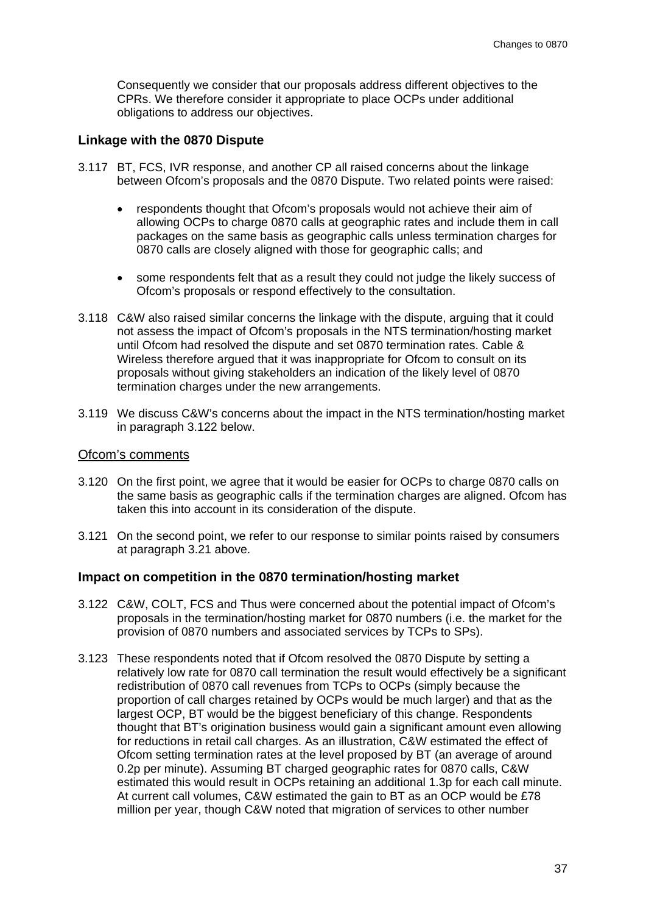Consequently we consider that our proposals address different objectives to the CPRs. We therefore consider it appropriate to place OCPs under additional obligations to address our objectives.

### Linkage with the 0870 Dispute

3.117 BT, FCS, IVR response, and another CP all raised concerns about the linkage between Ofcom's proposals and the 0870 Dispute. Two related points were raised:

- respondents thought that Ofcom's proposals would not achieve their aim of allowing OCPs to charge 0870 calls at geographic rates and include them in call packages on the same basis as geographic calls unless termination charges for 0870 calls are closely aligned with those for geographic calls; and
- some respondents felt that as a result they could not judge the likely success of Ofcom's proposals or respond effectively to the consultation.

3.118 C&W also raised similar concerns the linkage with the dispute, arguing that it could not assess the impact of Ofcom's proposals in the NTS termination/hosting market until Ofcom had resolved the dispute and set 0870 termination rates. Cable & Wireless therefore argued that it was inappropriate for Ofcom to consult on its proposals without giving stakeholders an indication of the likely level of 0870 termination charges under the new arrangements.

3.119 We discuss C&W's concerns about the impact in the NTS termination/hosting market in paragraph 3.122 below.

<u>Ofcom's comments</u>

3.120 On the first point, we agree that it would be easier for OCPs to charge 0870 calls on the same basis as geographic calls if the termination charges are aligned. Ofcom has taken this into account in its consideration of the dispute.

3.121 On the second point, we refer to our response to similar points raised by consumers at paragraph 3.21 above.

### Impact on competition in the 0870 termination/hosting market

3.122 C&W, COLT, FCS and Thus were concerned about the potential impact of Ofcom's proposals in the termination/hosting market for 0870 numbers (i.e. the market for the provision of 0870 numbers and associated services by TCPs to SPs).

3.123 These respondents noted that if Ofcom resolved the 0870 Dispute by setting a relatively low rate for 0870 call termination the result would effectively be a significant redistribution of 0870 call revenues from TCPs to OCPs (simply because the proportion of call charges retained by OCPs would be much larger) and that as the largest OCP, BT would be the biggest beneficiary of this change. Respondents thought that BT's origination business would gain a significant amount even allowing for reductions in retail call charges. As an illustration, C&W estimated the effect of Ofcom setting termination rates at the level proposed by BT (an average of around 0.2p per minute). Assuming BT charged geographic rates for 0870 calls, C&W estimated this would result in OCPs retaining an additional 1.3p for each call minute. At current call volumes, C&W estimated the gain to BT as an OCP would be £78 million per year, though C&W noted that migration of services to other number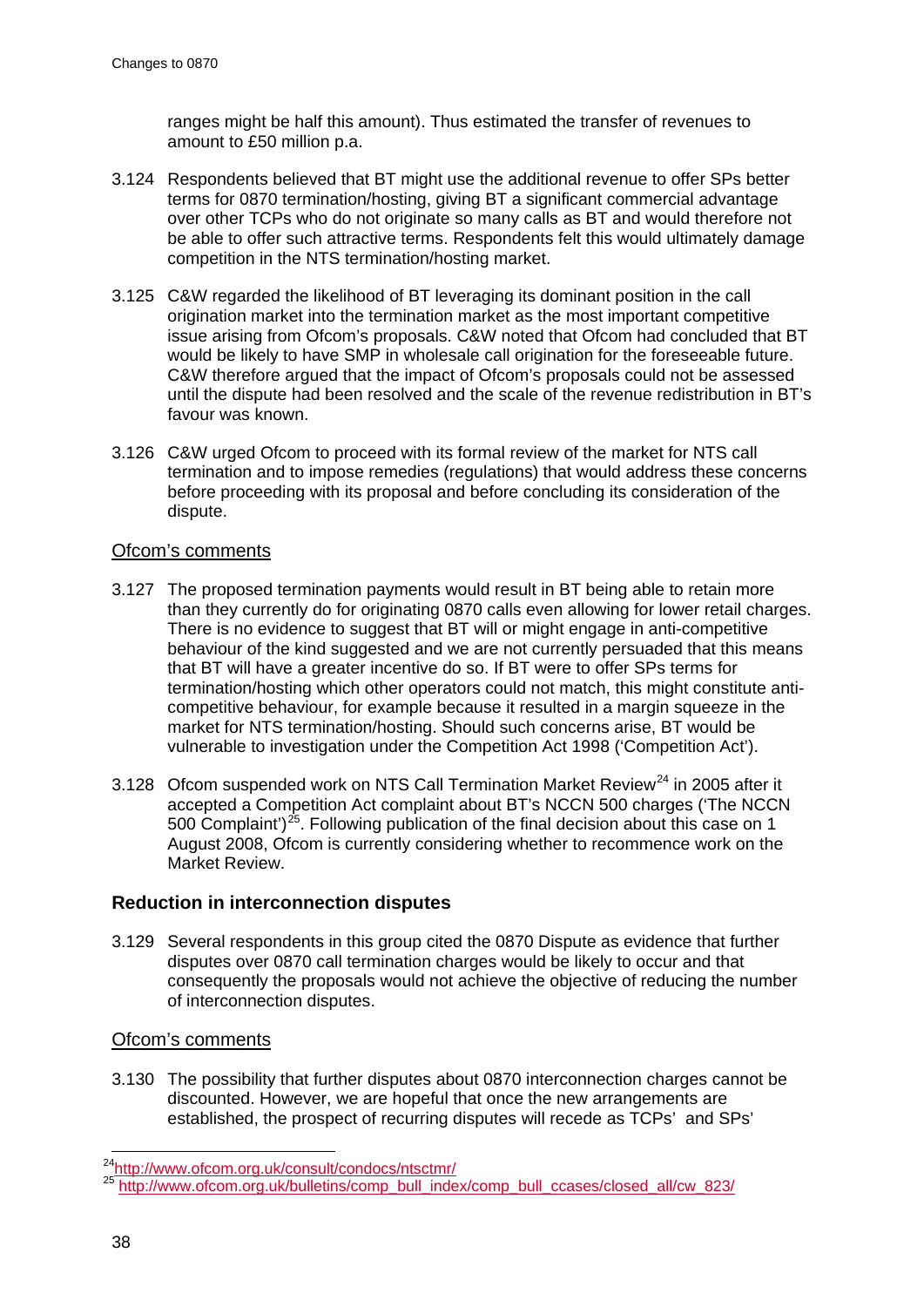ranges might be half this amount). Thus estimated the transfer of revenues to amount to £50 million p.a.

3.124 Respondents believed that BT might use the additional revenue to offer SPs better terms for 0870 termination/hosting, giving BT a significant commercial advantage over other TCPs who do not originate so many calls as BT and would therefore not be able to offer such attractive terms. Respondents felt this would ultimately damage competition in the NTS termination/hosting market.

3.125 C&W regarded the likelihood of BT leveraging its dominant position in the call origination market into the termination market as the most important competitive issue arising from Ofcom's proposals. C&W noted that Ofcom had concluded that BT would be likely to have SMP in wholesale call origination for the foreseeable future. C&W therefore argued that the impact of Ofcom's proposals could not be assessed until the dispute had been resolved and the scale of the revenue redistribution in BT's favour was known.

3.126 C&W urged Ofcom to proceed with its formal review of the market for NTS call termination and to impose remedies (regulations) that would address these concerns before proceeding with its proposal and before concluding its consideration of the dispute.

Ofcom's comments

3.127 The proposed termination payments would result in BT being able to retain more than they currently do for originating 0870 calls even allowing for lower retail charges. There is no evidence to suggest that BT will or might engage in anti-competitive behaviour of the kind suggested and we are not currently persuaded that this means that BT will have a greater incentive do so. If BT were to offer SPs terms for termination/hosting which other operators could not match, this might constitute anti-competitive behaviour, for example because it resulted in a margin squeeze in the market for NTS termination/hosting. Should such concerns arise, BT would be vulnerable to investigation under the Competition Act 1998 ('Competition Act').

3.128 Ofcom suspended work on NTS Call Termination Market Review[24] in 2005 after it accepted a Competition Act complaint about BT's NCCN 500 charges ('The NCCN 500 Complaint')[25]. Following publication of the final decision about this case on 1 August 2008, Ofcom is currently considering whether to recommence work on the Market Review.

### Reduction in interconnection disputes

3.129 Several respondents in this group cited the 0870 Dispute as evidence that further disputes over 0870 call termination charges would be likely to occur and that consequently the proposals would not achieve the objective of reducing the number of interconnection disputes.

Ofcom's comments

3.130 The possibility that further disputes about 0870 interconnection charges cannot be discounted. However, we are hopeful that once the new arrangements are established, the prospect of recurring disputes will recede as TCPs' and SPs'

[24] http://www.ofcom.org.uk/consult/condocs/ntsctmr/

[25] http://www.ofcom.org.uk/bulletins/comp_bull_index/comp_bull_ccases/closed_all/cw_823/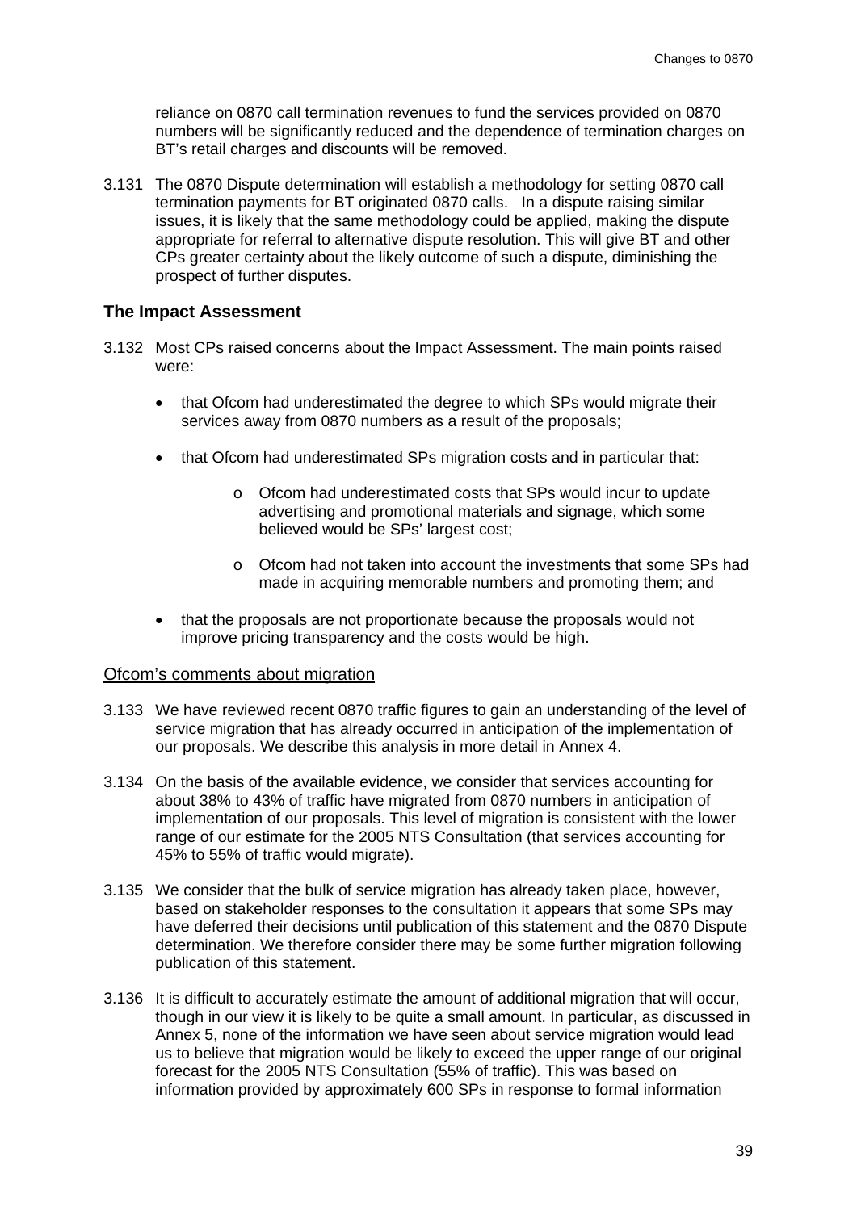reliance on 0870 call termination revenues to fund the services provided on 0870 numbers will be significantly reduced and the dependence of termination charges on BT's retail charges and discounts will be removed.

3.131 The 0870 Dispute determination will establish a methodology for setting 0870 call termination payments for BT originated 0870 calls. In a dispute raising similar issues, it is likely that the same methodology could be applied, making the dispute appropriate for referral to alternative dispute resolution. This will give BT and other CPs greater certainty about the likely outcome of such a dispute, diminishing the prospect of further disputes.

### The Impact Assessment

3.132 Most CPs raised concerns about the Impact Assessment. The main points raised were:

- that Ofcom had underestimated the degree to which SPs would migrate their services away from 0870 numbers as a result of the proposals;
- that Ofcom had underestimated SPs migration costs and in particular that:
  - Ofcom had underestimated costs that SPs would incur to update advertising and promotional materials and signage, which some believed would be SPs' largest cost;
  - Ofcom had not taken into account the investments that some SPs had made in acquiring memorable numbers and promoting them; and
- that the proposals are not proportionate because the proposals would not improve pricing transparency and the costs would be high.

<u>Ofcom's comments about migration</u>

3.133 We have reviewed recent 0870 traffic figures to gain an understanding of the level of service migration that has already occurred in anticipation of the implementation of our proposals. We describe this analysis in more detail in Annex 4.

3.134 On the basis of the available evidence, we consider that services accounting for about 38% to 43% of traffic have migrated from 0870 numbers in anticipation of implementation of our proposals. This level of migration is consistent with the lower range of our estimate for the 2005 NTS Consultation (that services accounting for 45% to 55% of traffic would migrate).

3.135 We consider that the bulk of service migration has already taken place, however, based on stakeholder responses to the consultation it appears that some SPs may have deferred their decisions until publication of this statement and the 0870 Dispute determination. We therefore consider there may be some further migration following publication of this statement.

3.136 It is difficult to accurately estimate the amount of additional migration that will occur, though in our view it is likely to be quite a small amount. In particular, as discussed in Annex 5, none of the information we have seen about service migration would lead us to believe that migration would be likely to exceed the upper range of our original forecast for the 2005 NTS Consultation (55% of traffic). This was based on information provided by approximately 600 SPs in response to formal information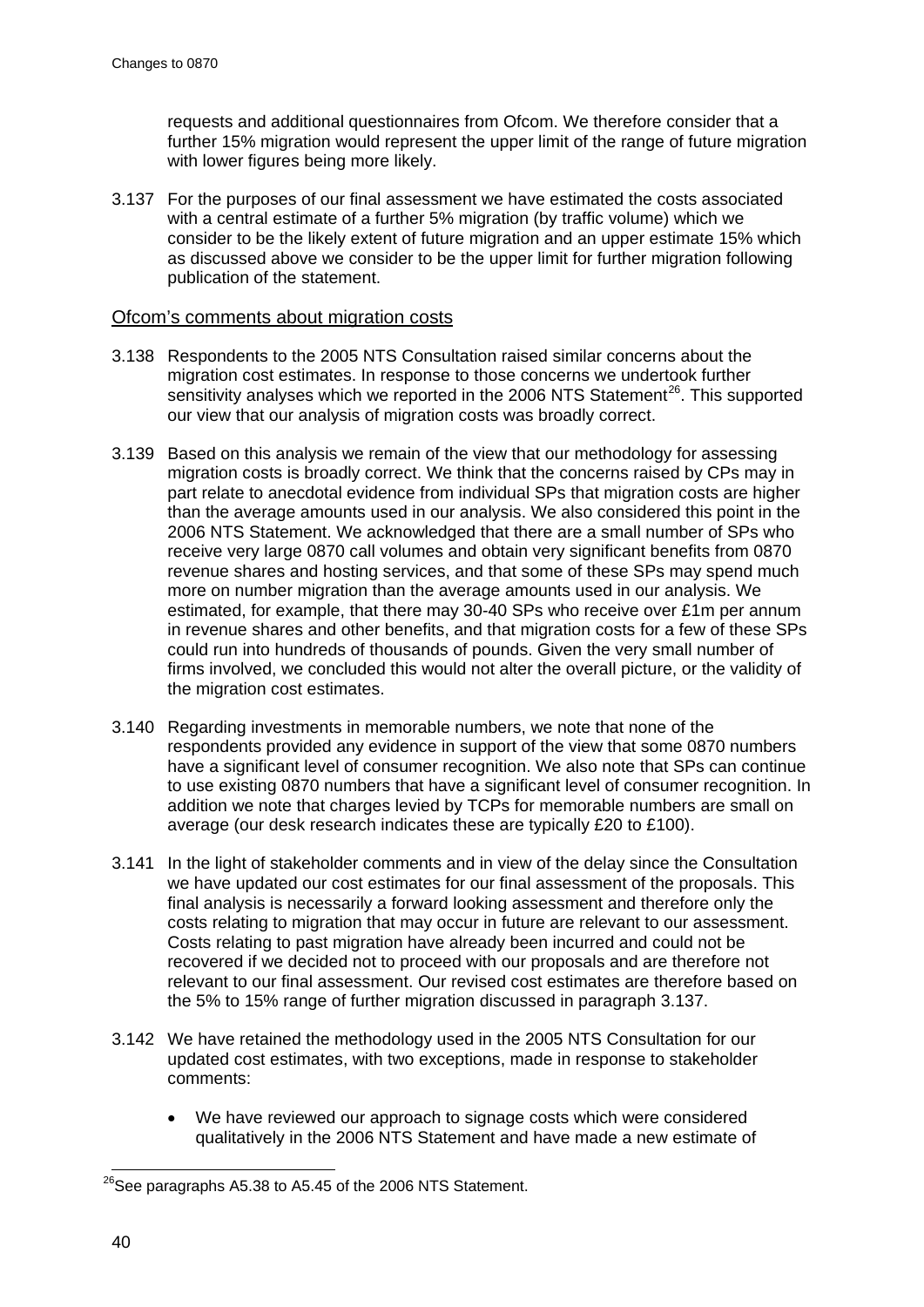requests and additional questionnaires from Ofcom. We therefore consider that a further 15% migration would represent the upper limit of the range of future migration with lower figures being more likely.

3.137 For the purposes of our final assessment we have estimated the costs associated with a central estimate of a further 5% migration (by traffic volume) which we consider to be the likely extent of future migration and an upper estimate 15% which as discussed above we consider to be the upper limit for further migration following publication of the statement.

### Ofcom's comments about migration costs

3.138 Respondents to the 2005 NTS Consultation raised similar concerns about the migration cost estimates. In response to those concerns we undertook further sensitivity analyses which we reported in the 2006 NTS Statement[26]. This supported our view that our analysis of migration costs was broadly correct.

3.139 Based on this analysis we remain of the view that our methodology for assessing migration costs is broadly correct. We think that the concerns raised by CPs may in part relate to anecdotal evidence from individual SPs that migration costs are higher than the average amounts used in our analysis. We also considered this point in the 2006 NTS Statement. We acknowledged that there are a small number of SPs who receive very large 0870 call volumes and obtain very significant benefits from 0870 revenue shares and hosting services, and that some of these SPs may spend much more on number migration than the average amounts used in our analysis. We estimated, for example, that there may 30-40 SPs who receive over £1m per annum in revenue shares and other benefits, and that migration costs for a few of these SPs could run into hundreds of thousands of pounds. Given the very small number of firms involved, we concluded this would not alter the overall picture, or the validity of the migration cost estimates.

3.140 Regarding investments in memorable numbers, we note that none of the respondents provided any evidence in support of the view that some 0870 numbers have a significant level of consumer recognition. We also note that SPs can continue to use existing 0870 numbers that have a significant level of consumer recognition. In addition we note that charges levied by TCPs for memorable numbers are small on average (our desk research indicates these are typically £20 to £100).

3.141 In the light of stakeholder comments and in view of the delay since the Consultation we have updated our cost estimates for our final assessment of the proposals. This final analysis is necessarily a forward looking assessment and therefore only the costs relating to migration that may occur in future are relevant to our assessment. Costs relating to past migration have already been incurred and could not be recovered if we decided not to proceed with our proposals and are therefore not relevant to our final assessment. Our revised cost estimates are therefore based on the 5% to 15% range of further migration discussed in paragraph 3.137.

3.142 We have retained the methodology used in the 2005 NTS Consultation for our updated cost estimates, with two exceptions, made in response to stakeholder comments:

- We have reviewed our approach to signage costs which were considered qualitatively in the 2006 NTS Statement and have made a new estimate of

[26] See paragraphs A5.38 to A5.45 of the 2006 NTS Statement.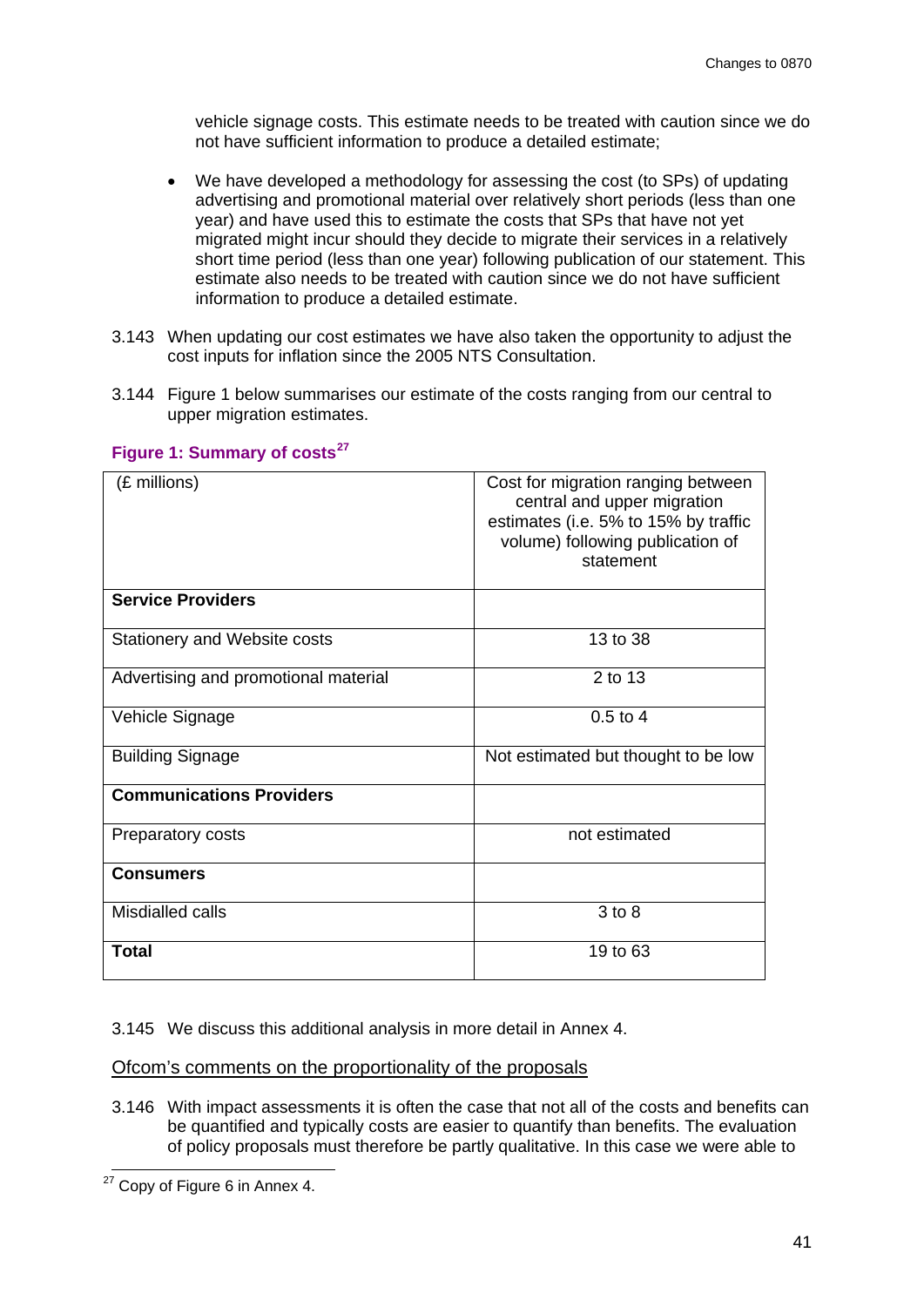vehicle signage costs. This estimate needs to be treated with caution since we do not have sufficient information to produce a detailed estimate;

- We have developed a methodology for assessing the cost (to SPs) of updating advertising and promotional material over relatively short periods (less than one year) and have used this to estimate the costs that SPs that have not yet migrated might incur should they decide to migrate their services in a relatively short time period (less than one year) following publication of our statement. This estimate also needs to be treated with caution since we do not have sufficient information to produce a detailed estimate.

3.143 When updating our cost estimates we have also taken the opportunity to adjust the cost inputs for inflation since the 2005 NTS Consultation.

3.144 Figure 1 below summarises our estimate of the costs ranging from our central to upper migration estimates.

**Figure 1: Summary of costs[27]**

| (£ millions) | Cost for migration ranging between central and upper migration estimates (i.e. 5% to 15% by traffic volume) following publication of statement |
|---|---|
| **Service Providers** | |
| Stationery and Website costs | 13 to 38 |
| Advertising and promotional material | 2 to 13 |
| Vehicle Signage | 0.5 to 4 |
| Building Signage | Not estimated but thought to be low |
| **Communications Providers** | |
| Preparatory costs | not estimated |
| **Consumers** | |
| Misdialled calls | 3 to 8 |
| **Total** | 19 to 63 |

3.145 We discuss this additional analysis in more detail in Annex 4.

Ofcom's comments on the proportionality of the proposals

3.146 With impact assessments it is often the case that not all of the costs and benefits can be quantified and typically costs are easier to quantify than benefits. The evaluation of policy proposals must therefore be partly qualitative. In this case we were able to

[27] Copy of Figure 6 in Annex 4.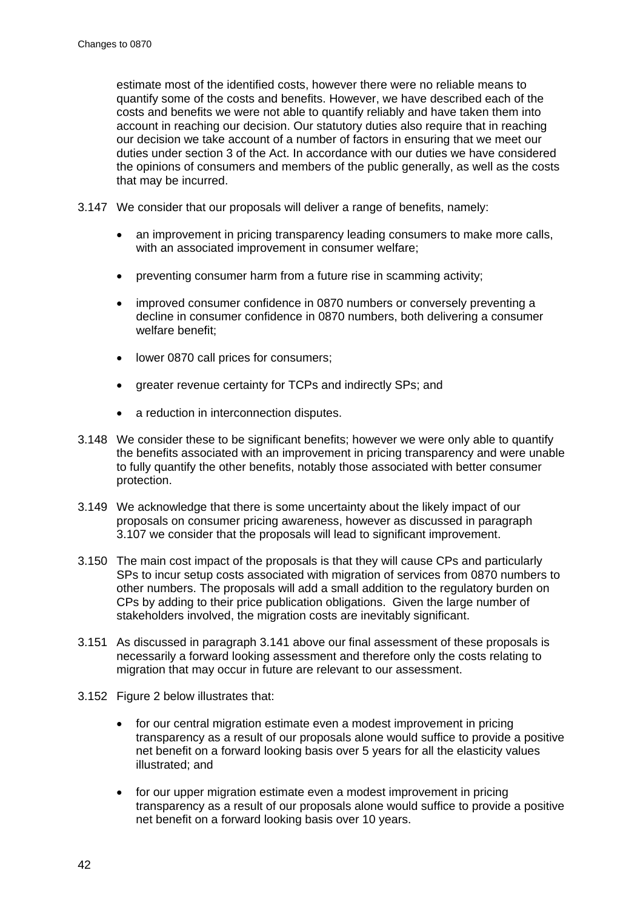estimate most of the identified costs, however there were no reliable means to quantify some of the costs and benefits. However, we have described each of the costs and benefits we were not able to quantify reliably and have taken them into account in reaching our decision. Our statutory duties also require that in reaching our decision we take account of a number of factors in ensuring that we meet our duties under section 3 of the Act. In accordance with our duties we have considered the opinions of consumers and members of the public generally, as well as the costs that may be incurred.

3.147 We consider that our proposals will deliver a range of benefits, namely:

- an improvement in pricing transparency leading consumers to make more calls, with an associated improvement in consumer welfare;
- preventing consumer harm from a future rise in scamming activity;
- improved consumer confidence in 0870 numbers or conversely preventing a decline in consumer confidence in 0870 numbers, both delivering a consumer welfare benefit;
- lower 0870 call prices for consumers;
- greater revenue certainty for TCPs and indirectly SPs; and
- a reduction in interconnection disputes.

3.148 We consider these to be significant benefits; however we were only able to quantify the benefits associated with an improvement in pricing transparency and were unable to fully quantify the other benefits, notably those associated with better consumer protection.

3.149 We acknowledge that there is some uncertainty about the likely impact of our proposals on consumer pricing awareness, however as discussed in paragraph 3.107 we consider that the proposals will lead to significant improvement.

3.150 The main cost impact of the proposals is that they will cause CPs and particularly SPs to incur setup costs associated with migration of services from 0870 numbers to other numbers. The proposals will add a small addition to the regulatory burden on CPs by adding to their price publication obligations. Given the large number of stakeholders involved, the migration costs are inevitably significant.

3.151 As discussed in paragraph 3.141 above our final assessment of these proposals is necessarily a forward looking assessment and therefore only the costs relating to migration that may occur in future are relevant to our assessment.

3.152 Figure 2 below illustrates that:

- for our central migration estimate even a modest improvement in pricing transparency as a result of our proposals alone would suffice to provide a positive net benefit on a forward looking basis over 5 years for all the elasticity values illustrated; and
- for our upper migration estimate even a modest improvement in pricing transparency as a result of our proposals alone would suffice to provide a positive net benefit on a forward looking basis over 10 years.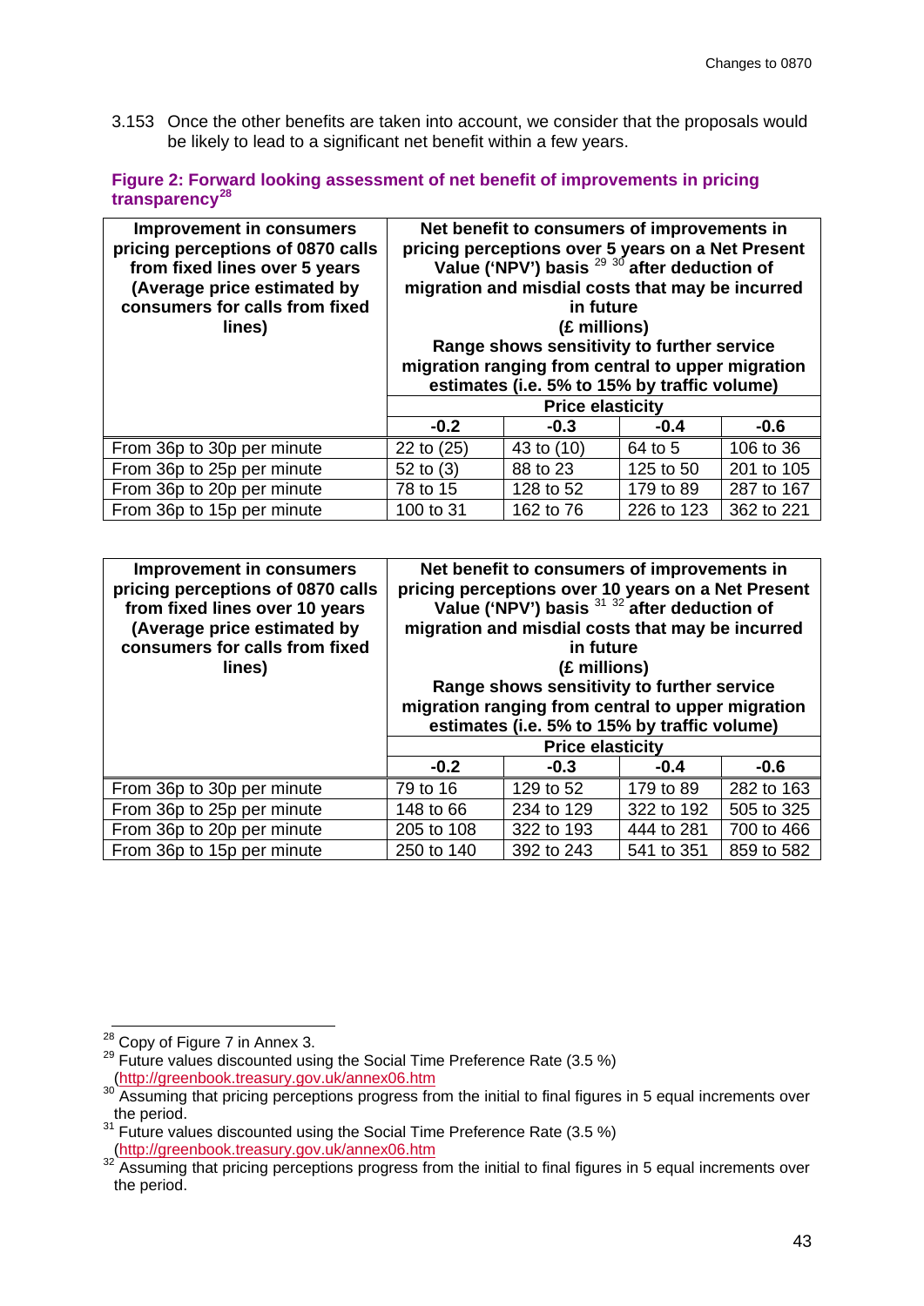3.153 Once the other benefits are taken into account, we consider that the proposals would be likely to lead to a significant net benefit within a few years.

**Figure 2: Forward looking assessment of net benefit of improvements in pricing transparency**[28]

| Improvement in consumers pricing perceptions of 0870 calls from fixed lines over 5 years (Average price estimated by consumers for calls from fixed lines) | Net benefit to consumers of improvements in pricing perceptions over 5 years on a Net Present Value ('NPV') basis [29] [30] after deduction of migration and misdial costs that may be incurred in future (£ millions) Range shows sensitivity to further service migration ranging from central to upper migration estimates (i.e. 5% to 15% by traffic volume) | | | |
|---|---|---|---|---|
| | **Price elasticity** | | | |
| | **-0.2** | **-0.3** | **-0.4** | **-0.6** |
| From 36p to 30p per minute | 22 to (25) | 43 to (10) | 64 to 5 | 106 to 36 |
| From 36p to 25p per minute | 52 to (3) | 88 to 23 | 125 to 50 | 201 to 105 |
| From 36p to 20p per minute | 78 to 15 | 128 to 52 | 179 to 89 | 287 to 167 |
| From 36p to 15p per minute | 100 to 31 | 162 to 76 | 226 to 123 | 362 to 221 |

| Improvement in consumers pricing perceptions of 0870 calls from fixed lines over 10 years (Average price estimated by consumers for calls from fixed lines) | Net benefit to consumers of improvements in pricing perceptions over 10 years on a Net Present Value ('NPV') basis [31] [32] after deduction of migration and misdial costs that may be incurred in future (£ millions) Range shows sensitivity to further service migration ranging from central to upper migration estimates (i.e. 5% to 15% by traffic volume) | | | |
|---|---|---|---|---|
| | **Price elasticity** | | | |
| | **-0.2** | **-0.3** | **-0.4** | **-0.6** |
| From 36p to 30p per minute | 79 to 16 | 129 to 52 | 179 to 89 | 282 to 163 |
| From 36p to 25p per minute | 148 to 66 | 234 to 129 | 322 to 192 | 505 to 325 |
| From 36p to 20p per minute | 205 to 108 | 322 to 193 | 444 to 281 | 700 to 466 |
| From 36p to 15p per minute | 250 to 140 | 392 to 243 | 541 to 351 | 859 to 582 |

[28] Copy of Figure 7 in Annex 3.

[29] Future values discounted using the Social Time Preference Rate (3.5 %) (http://greenbook.treasury.gov.uk/annex06.htm

[30] Assuming that pricing perceptions progress from the initial to final figures in 5 equal increments over the period.

[31] Future values discounted using the Social Time Preference Rate (3.5 %) (http://greenbook.treasury.gov.uk/annex06.htm

[32] Assuming that pricing perceptions progress from the initial to final figures in 5 equal increments over the period.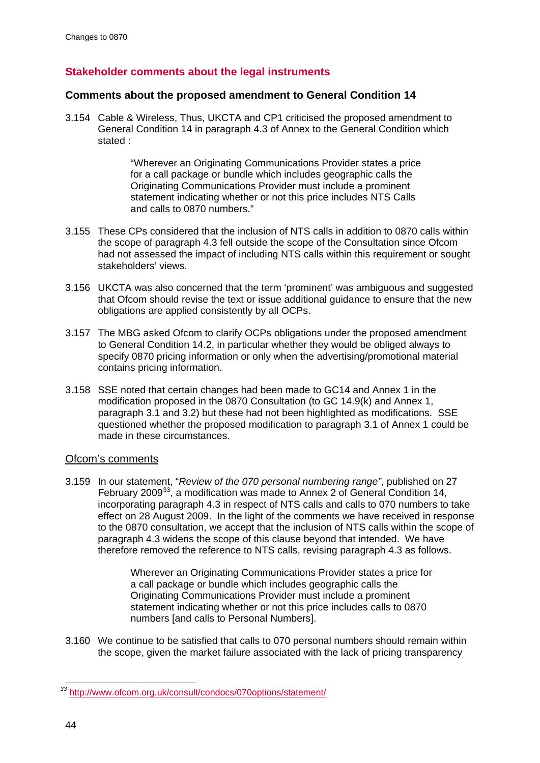## Stakeholder comments about the legal instruments

### Comments about the proposed amendment to General Condition 14

3.154 Cable & Wireless, Thus, UKCTA and CP1 criticised the proposed amendment to General Condition 14 in paragraph 4.3 of Annex to the General Condition which stated :

> "Wherever an Originating Communications Provider states a price for a call package or bundle which includes geographic calls the Originating Communications Provider must include a prominent statement indicating whether or not this price includes NTS Calls and calls to 0870 numbers."

3.155 These CPs considered that the inclusion of NTS calls in addition to 0870 calls within the scope of paragraph 4.3 fell outside the scope of the Consultation since Ofcom had not assessed the impact of including NTS calls within this requirement or sought stakeholders' views.

3.156 UKCTA was also concerned that the term 'prominent' was ambiguous and suggested that Ofcom should revise the text or issue additional guidance to ensure that the new obligations are applied consistently by all OCPs.

3.157 The MBG asked Ofcom to clarify OCPs obligations under the proposed amendment to General Condition 14.2, in particular whether they would be obliged always to specify 0870 pricing information or only when the advertising/promotional material contains pricing information.

3.158 SSE noted that certain changes had been made to GC14 and Annex 1 in the modification proposed in the 0870 Consultation (to GC 14.9(k) and Annex 1, paragraph 3.1 and 3.2) but these had not been highlighted as modifications. SSE questioned whether the proposed modification to paragraph 3.1 of Annex 1 could be made in these circumstances.

<u>Ofcom's comments</u>

3.159 In our statement, "*Review of the 070 personal numbering range*", published on 27 February 2009[33], a modification was made to Annex 2 of General Condition 14, incorporating paragraph 4.3 in respect of NTS calls and calls to 070 numbers to take effect on 28 August 2009. In the light of the comments we have received in response to the 0870 consultation, we accept that the inclusion of NTS calls within the scope of paragraph 4.3 widens the scope of this clause beyond that intended. We have therefore removed the reference to NTS calls, revising paragraph 4.3 as follows.

> Wherever an Originating Communications Provider states a price for a call package or bundle which includes geographic calls the Originating Communications Provider must include a prominent statement indicating whether or not this price includes calls to 0870 numbers [and calls to Personal Numbers].

3.160 We continue to be satisfied that calls to 070 personal numbers should remain within the scope, given the market failure associated with the lack of pricing transparency

[33] http://www.ofcom.org.uk/consult/condocs/070options/statement/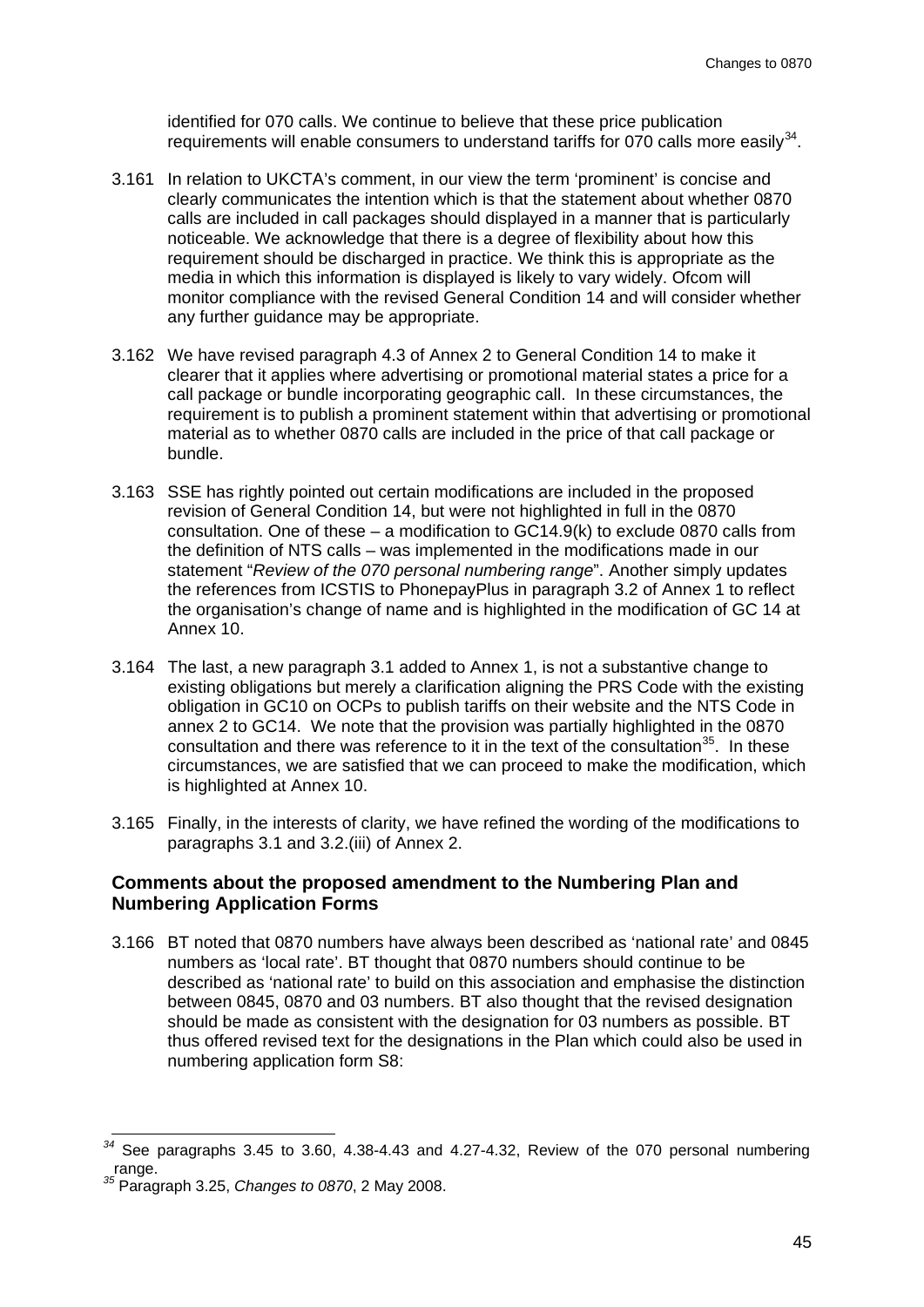identified for 070 calls. We continue to believe that these price publication requirements will enable consumers to understand tariffs for 070 calls more easily[34].

3.161 In relation to UKCTA's comment, in our view the term 'prominent' is concise and clearly communicates the intention which is that the statement about whether 0870 calls are included in call packages should displayed in a manner that is particularly noticeable. We acknowledge that there is a degree of flexibility about how this requirement should be discharged in practice. We think this is appropriate as the media in which this information is displayed is likely to vary widely. Ofcom will monitor compliance with the revised General Condition 14 and will consider whether any further guidance may be appropriate.

3.162 We have revised paragraph 4.3 of Annex 2 to General Condition 14 to make it clearer that it applies where advertising or promotional material states a price for a call package or bundle incorporating geographic call. In these circumstances, the requirement is to publish a prominent statement within that advertising or promotional material as to whether 0870 calls are included in the price of that call package or bundle.

3.163 SSE has rightly pointed out certain modifications are included in the proposed revision of General Condition 14, but were not highlighted in full in the 0870 consultation. One of these – a modification to GC14.9(k) to exclude 0870 calls from the definition of NTS calls – was implemented in the modifications made in our statement "*Review of the 070 personal numbering range*". Another simply updates the references from ICSTIS to PhonepayPlus in paragraph 3.2 of Annex 1 to reflect the organisation's change of name and is highlighted in the modification of GC 14 at Annex 10.

3.164 The last, a new paragraph 3.1 added to Annex 1, is not a substantive change to existing obligations but merely a clarification aligning the PRS Code with the existing obligation in GC10 on OCPs to publish tariffs on their website and the NTS Code in annex 2 to GC14. We note that the provision was partially highlighted in the 0870 consultation and there was reference to it in the text of the consultation[35]. In these circumstances, we are satisfied that we can proceed to make the modification, which is highlighted at Annex 10.

3.165 Finally, in the interests of clarity, we have refined the wording of the modifications to paragraphs 3.1 and 3.2.(iii) of Annex 2.

### Comments about the proposed amendment to the Numbering Plan and Numbering Application Forms

3.166 BT noted that 0870 numbers have always been described as 'national rate' and 0845 numbers as 'local rate'. BT thought that 0870 numbers should continue to be described as 'national rate' to build on this association and emphasise the distinction between 0845, 0870 and 03 numbers. BT also thought that the revised designation should be made as consistent with the designation for 03 numbers as possible. BT thus offered revised text for the designations in the Plan which could also be used in numbering application form S8:

---

[34] See paragraphs 3.45 to 3.60, 4.38-4.43 and 4.27-4.32, Review of the 070 personal numbering range.

[35] Paragraph 3.25, *Changes to 0870*, 2 May 2008.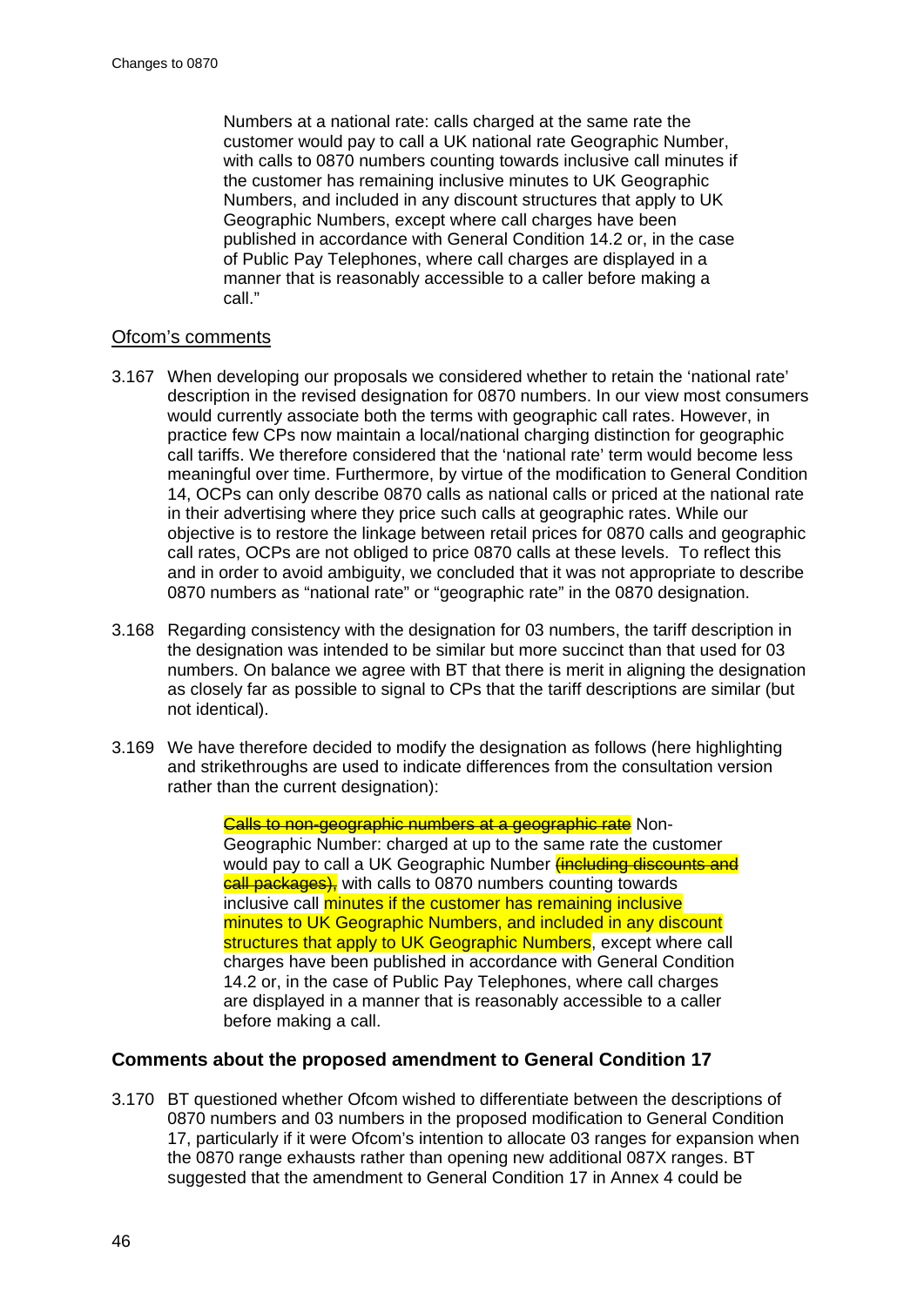> Numbers at a national rate: calls charged at the same rate the customer would pay to call a UK national rate Geographic Number, with calls to 0870 numbers counting towards inclusive call minutes if the customer has remaining inclusive minutes to UK Geographic Numbers, and included in any discount structures that apply to UK Geographic Numbers, except where call charges have been published in accordance with General Condition 14.2 or, in the case of Public Pay Telephones, where call charges are displayed in a manner that is reasonably accessible to a caller before making a call."

### Ofcom's comments

3.167 When developing our proposals we considered whether to retain the 'national rate' description in the revised designation for 0870 numbers. In our view most consumers would currently associate both the terms with geographic call rates. However, in practice few CPs now maintain a local/national charging distinction for geographic call tariffs. We therefore considered that the 'national rate' term would become less meaningful over time. Furthermore, by virtue of the modification to General Condition 14, OCPs can only describe 0870 calls as national calls or priced at the national rate in their advertising where they price such calls at geographic rates. While our objective is to restore the linkage between retail prices for 0870 calls and geographic call rates, OCPs are not obliged to price 0870 calls at these levels. To reflect this and in order to avoid ambiguity, we concluded that it was not appropriate to describe 0870 numbers as "national rate" or "geographic rate" in the 0870 designation.

3.168 Regarding consistency with the designation for 03 numbers, the tariff description in the designation was intended to be similar but more succinct than that used for 03 numbers. On balance we agree with BT that there is merit in aligning the designation as closely far as possible to signal to CPs that the tariff descriptions are similar (but not identical).

3.169 We have therefore decided to modify the designation as follows (here highlighting and strikethroughs are used to indicate differences from the consultation version rather than the current designation):

> ~~Calls to non-geographic numbers at a geographic rate~~ Non-Geographic Number: charged at up to the same rate the customer would pay to call a UK Geographic Number ~~(including discounts and call packages),~~ with calls to 0870 numbers counting towards inclusive call minutes if the customer has remaining inclusive minutes to UK Geographic Numbers, and included in any discount structures that apply to UK Geographic Numbers, except where call charges have been published in accordance with General Condition 14.2 or, in the case of Public Pay Telephones, where call charges are displayed in a manner that is reasonably accessible to a caller before making a call.

## Comments about the proposed amendment to General Condition 17

3.170 BT questioned whether Ofcom wished to differentiate between the descriptions of 0870 numbers and 03 numbers in the proposed modification to General Condition 17, particularly if it were Ofcom's intention to allocate 03 ranges for expansion when the 0870 range exhausts rather than opening new additional 087X ranges. BT suggested that the amendment to General Condition 17 in Annex 4 could be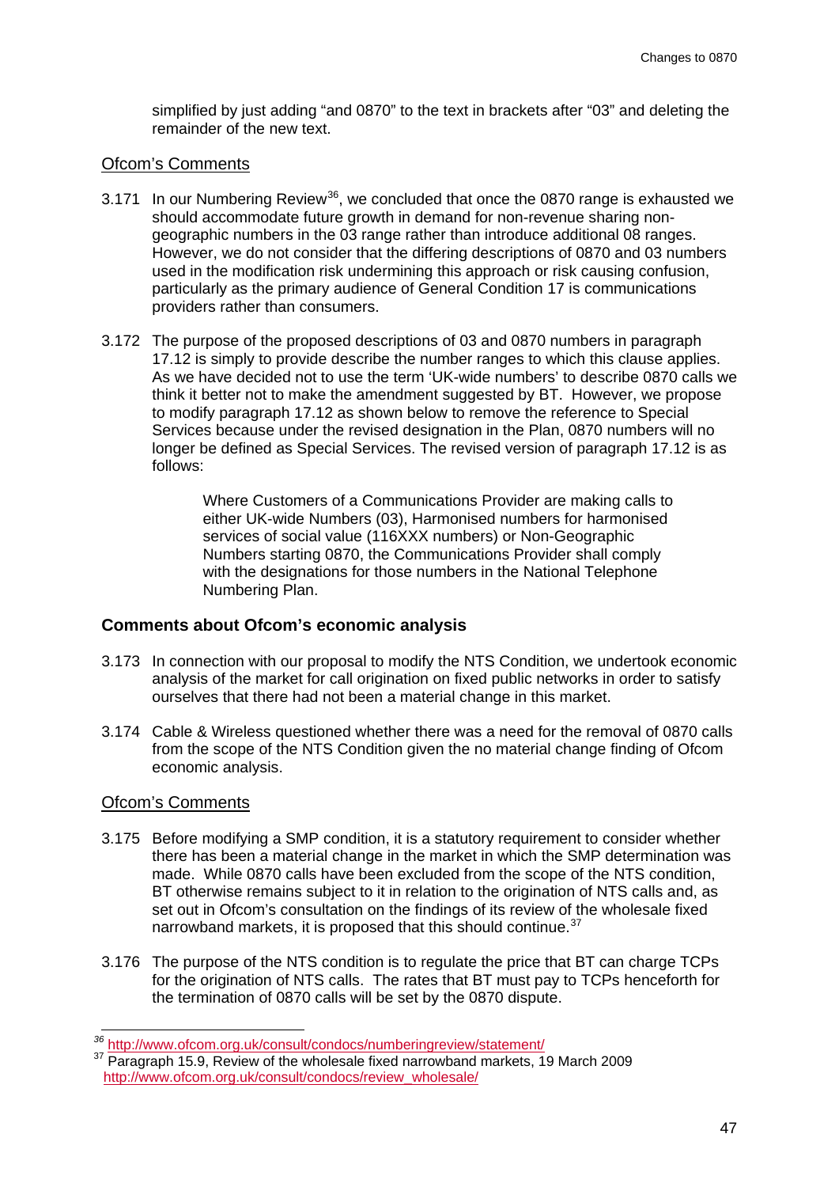simplified by just adding "and 0870" to the text in brackets after "03" and deleting the remainder of the new text.

### Ofcom's Comments

3.171 In our Numbering Review[36], we concluded that once the 0870 range is exhausted we should accommodate future growth in demand for non-revenue sharing non-geographic numbers in the 03 range rather than introduce additional 08 ranges. However, we do not consider that the differing descriptions of 0870 and 03 numbers used in the modification risk undermining this approach or risk causing confusion, particularly as the primary audience of General Condition 17 is communications providers rather than consumers.

3.172 The purpose of the proposed descriptions of 03 and 0870 numbers in paragraph 17.12 is simply to provide describe the number ranges to which this clause applies. As we have decided not to use the term 'UK-wide numbers' to describe 0870 calls we think it better not to make the amendment suggested by BT. However, we propose to modify paragraph 17.12 as shown below to remove the reference to Special Services because under the revised designation in the Plan, 0870 numbers will no longer be defined as Special Services. The revised version of paragraph 17.12 is as follows:

> Where Customers of a Communications Provider are making calls to either UK-wide Numbers (03), Harmonised numbers for harmonised services of social value (116XXX numbers) or Non-Geographic Numbers starting 0870, the Communications Provider shall comply with the designations for those numbers in the National Telephone Numbering Plan.

## Comments about Ofcom's economic analysis

3.173 In connection with our proposal to modify the NTS Condition, we undertook economic analysis of the market for call origination on fixed public networks in order to satisfy ourselves that there had not been a material change in this market.

3.174 Cable & Wireless questioned whether there was a need for the removal of 0870 calls from the scope of the NTS Condition given the no material change finding of Ofcom economic analysis.

### Ofcom's Comments

3.175 Before modifying a SMP condition, it is a statutory requirement to consider whether there has been a material change in the market in which the SMP determination was made. While 0870 calls have been excluded from the scope of the NTS condition, BT otherwise remains subject to it in relation to the origination of NTS calls and, as set out in Ofcom's consultation on the findings of its review of the wholesale fixed narrowband markets, it is proposed that this should continue.[37]

3.176 The purpose of the NTS condition is to regulate the price that BT can charge TCPs for the origination of NTS calls. The rates that BT must pay to TCPs henceforth for the termination of 0870 calls will be set by the 0870 dispute.

---

[36] http://www.ofcom.org.uk/consult/condocs/numberingreview/statement/

[37] Paragraph 15.9, Review of the wholesale fixed narrowband markets, 19 March 2009 http://www.ofcom.org.uk/consult/condocs/review_wholesale/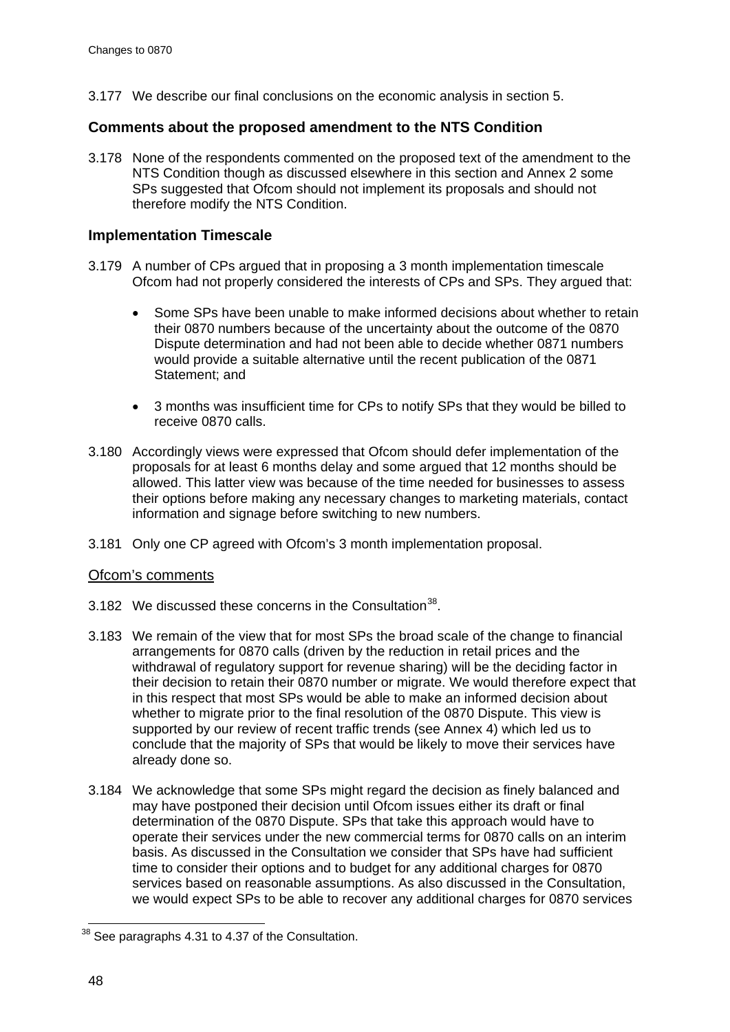3.177 We describe our final conclusions on the economic analysis in section 5.

## Comments about the proposed amendment to the NTS Condition

3.178 None of the respondents commented on the proposed text of the amendment to the NTS Condition though as discussed elsewhere in this section and Annex 2 some SPs suggested that Ofcom should not implement its proposals and should not therefore modify the NTS Condition.

## Implementation Timescale

3.179 A number of CPs argued that in proposing a 3 month implementation timescale Ofcom had not properly considered the interests of CPs and SPs. They argued that:

- Some SPs have been unable to make informed decisions about whether to retain their 0870 numbers because of the uncertainty about the outcome of the 0870 Dispute determination and had not been able to decide whether 0871 numbers would provide a suitable alternative until the recent publication of the 0871 Statement; and
- 3 months was insufficient time for CPs to notify SPs that they would be billed to receive 0870 calls.

3.180 Accordingly views were expressed that Ofcom should defer implementation of the proposals for at least 6 months delay and some argued that 12 months should be allowed. This latter view was because of the time needed for businesses to assess their options before making any necessary changes to marketing materials, contact information and signage before switching to new numbers.

3.181 Only one CP agreed with Ofcom's 3 month implementation proposal.

### Ofcom's comments

3.182 We discussed these concerns in the Consultation[38].

3.183 We remain of the view that for most SPs the broad scale of the change to financial arrangements for 0870 calls (driven by the reduction in retail prices and the withdrawal of regulatory support for revenue sharing) will be the deciding factor in their decision to retain their 0870 number or migrate. We would therefore expect that in this respect that most SPs would be able to make an informed decision about whether to migrate prior to the final resolution of the 0870 Dispute. This view is supported by our review of recent traffic trends (see Annex 4) which led us to conclude that the majority of SPs that would be likely to move their services have already done so.

3.184 We acknowledge that some SPs might regard the decision as finely balanced and may have postponed their decision until Ofcom issues either its draft or final determination of the 0870 Dispute. SPs that take this approach would have to operate their services under the new commercial terms for 0870 calls on an interim basis. As discussed in the Consultation we consider that SPs have had sufficient time to consider their options and to budget for any additional charges for 0870 services based on reasonable assumptions. As also discussed in the Consultation, we would expect SPs to be able to recover any additional charges for 0870 services

[38] See paragraphs 4.31 to 4.37 of the Consultation.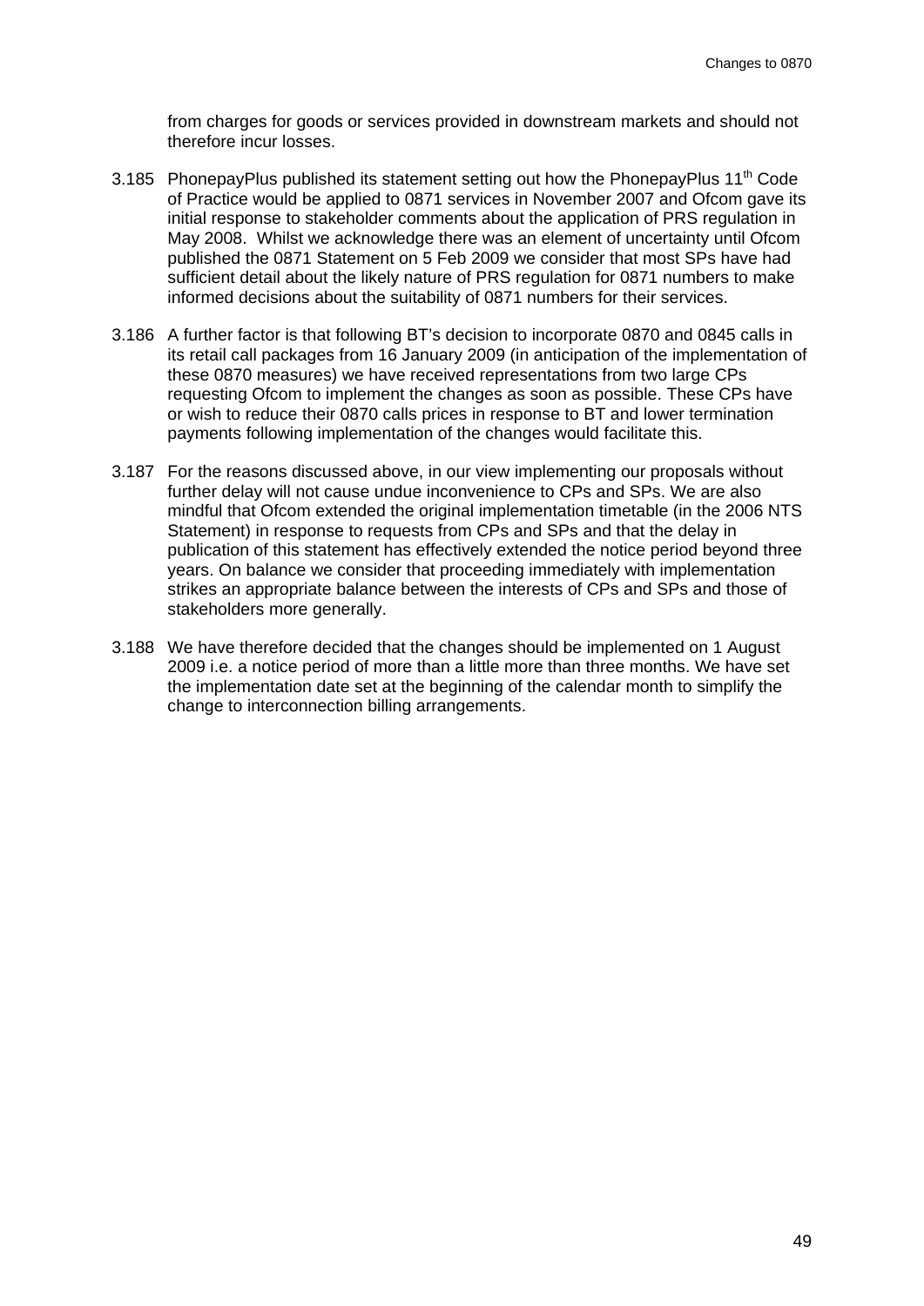from charges for goods or services provided in downstream markets and should not therefore incur losses.

3.185 PhonepayPlus published its statement setting out how the PhonepayPlus 11th Code of Practice would be applied to 0871 services in November 2007 and Ofcom gave its initial response to stakeholder comments about the application of PRS regulation in May 2008. Whilst we acknowledge there was an element of uncertainty until Ofcom published the 0871 Statement on 5 Feb 2009 we consider that most SPs have had sufficient detail about the likely nature of PRS regulation for 0871 numbers to make informed decisions about the suitability of 0871 numbers for their services.

3.186 A further factor is that following BT's decision to incorporate 0870 and 0845 calls in its retail call packages from 16 January 2009 (in anticipation of the implementation of these 0870 measures) we have received representations from two large CPs requesting Ofcom to implement the changes as soon as possible. These CPs have or wish to reduce their 0870 calls prices in response to BT and lower termination payments following implementation of the changes would facilitate this.

3.187 For the reasons discussed above, in our view implementing our proposals without further delay will not cause undue inconvenience to CPs and SPs. We are also mindful that Ofcom extended the original implementation timetable (in the 2006 NTS Statement) in response to requests from CPs and SPs and that the delay in publication of this statement has effectively extended the notice period beyond three years. On balance we consider that proceeding immediately with implementation strikes an appropriate balance between the interests of CPs and SPs and those of stakeholders more generally.

3.188 We have therefore decided that the changes should be implemented on 1 August 2009 i.e. a notice period of more than a little more than three months. We have set the implementation date set at the beginning of the calendar month to simplify the change to interconnection billing arrangements.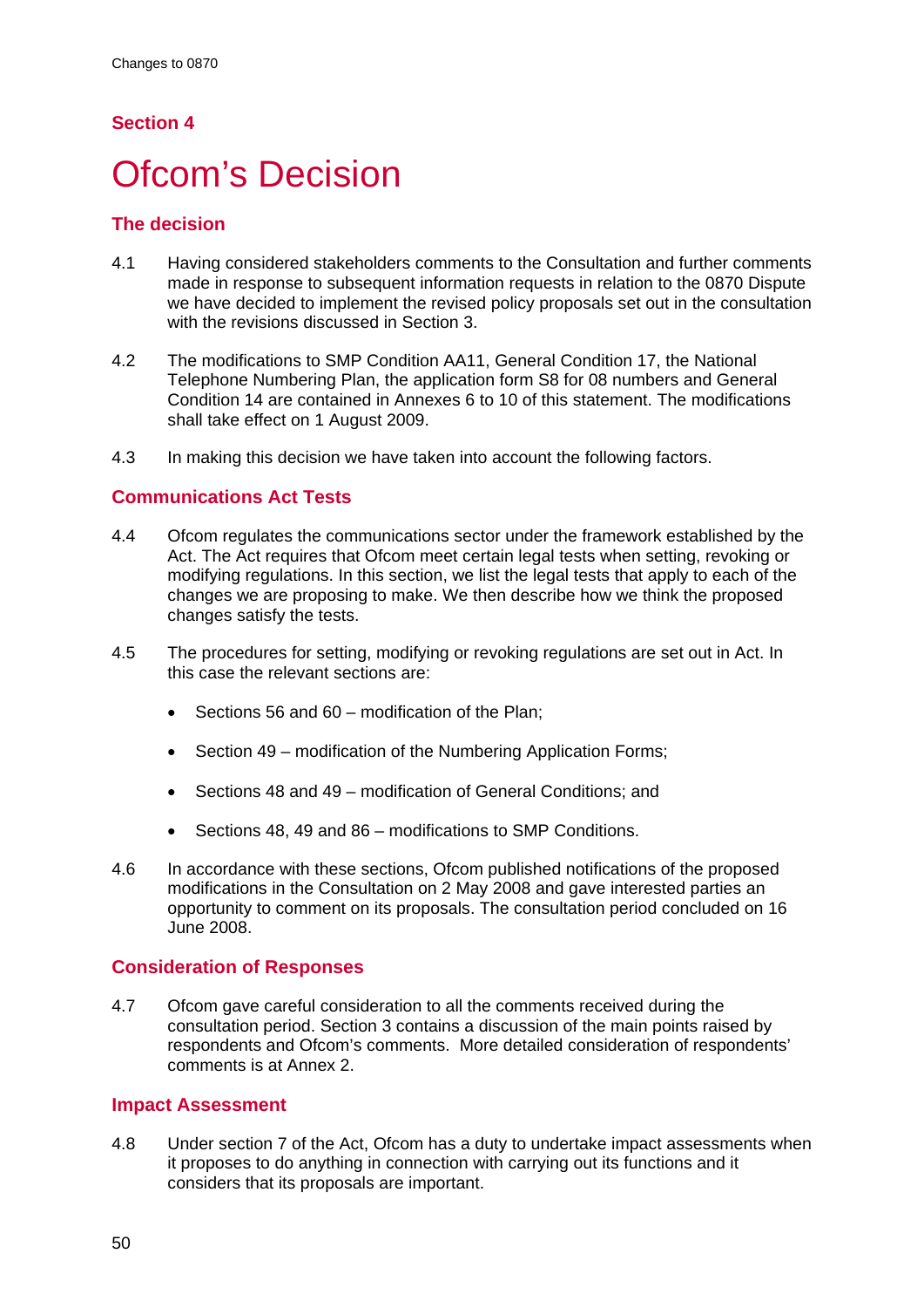## Section 4

# Ofcom's Decision

### The decision

4.1 Having considered stakeholders comments to the Consultation and further comments made in response to subsequent information requests in relation to the 0870 Dispute we have decided to implement the revised policy proposals set out in the consultation with the revisions discussed in Section 3.

4.2 The modifications to SMP Condition AA11, General Condition 17, the National Telephone Numbering Plan, the application form S8 for 08 numbers and General Condition 14 are contained in Annexes 6 to 10 of this statement. The modifications shall take effect on 1 August 2009.

4.3 In making this decision we have taken into account the following factors.

### Communications Act Tests

4.4 Ofcom regulates the communications sector under the framework established by the Act. The Act requires that Ofcom meet certain legal tests when setting, revoking or modifying regulations. In this section, we list the legal tests that apply to each of the changes we are proposing to make. We then describe how we think the proposed changes satisfy the tests.

4.5 The procedures for setting, modifying or revoking regulations are set out in Act. In this case the relevant sections are:

- Sections 56 and 60 – modification of the Plan;
- Section 49 – modification of the Numbering Application Forms;
- Sections 48 and 49 – modification of General Conditions; and
- Sections 48, 49 and 86 – modifications to SMP Conditions.

4.6 In accordance with these sections, Ofcom published notifications of the proposed modifications in the Consultation on 2 May 2008 and gave interested parties an opportunity to comment on its proposals. The consultation period concluded on 16 June 2008.

### Consideration of Responses

4.7 Ofcom gave careful consideration to all the comments received during the consultation period. Section 3 contains a discussion of the main points raised by respondents and Ofcom's comments. More detailed consideration of respondents' comments is at Annex 2.

### Impact Assessment

4.8 Under section 7 of the Act, Ofcom has a duty to undertake impact assessments when it proposes to do anything in connection with carrying out its functions and it considers that its proposals are important.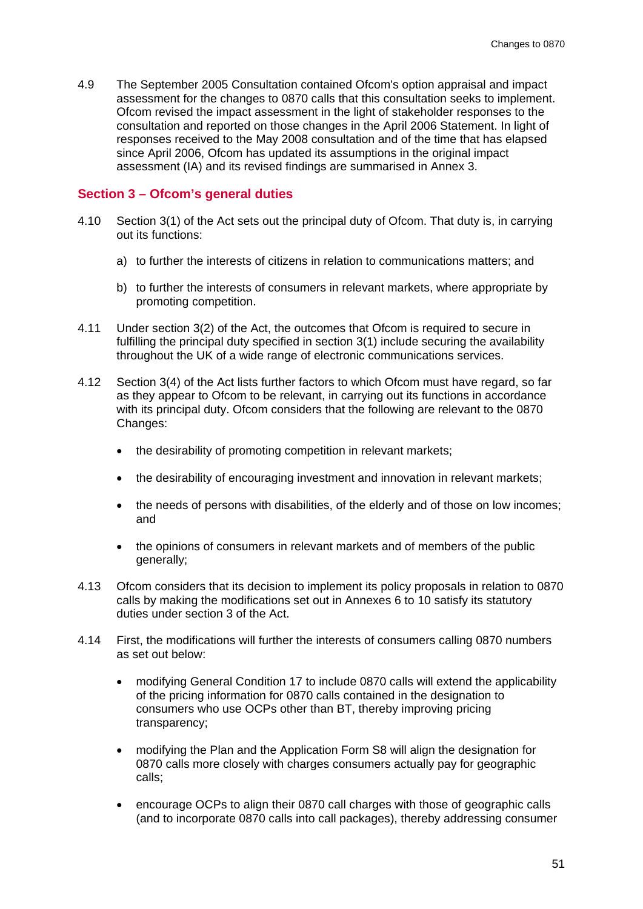4.9 The September 2005 Consultation contained Ofcom's option appraisal and impact assessment for the changes to 0870 calls that this consultation seeks to implement. Ofcom revised the impact assessment in the light of stakeholder responses to the consultation and reported on those changes in the April 2006 Statement. In light of responses received to the May 2008 consultation and of the time that has elapsed since April 2006, Ofcom has updated its assumptions in the original impact assessment (IA) and its revised findings are summarised in Annex 3.

### Section 3 – Ofcom's general duties

4.10 Section 3(1) of the Act sets out the principal duty of Ofcom. That duty is, in carrying out its functions:

a) to further the interests of citizens in relation to communications matters; and

b) to further the interests of consumers in relevant markets, where appropriate by promoting competition.

4.11 Under section 3(2) of the Act, the outcomes that Ofcom is required to secure in fulfilling the principal duty specified in section 3(1) include securing the availability throughout the UK of a wide range of electronic communications services.

4.12 Section 3(4) of the Act lists further factors to which Ofcom must have regard, so far as they appear to Ofcom to be relevant, in carrying out its functions in accordance with its principal duty. Ofcom considers that the following are relevant to the 0870 Changes:

- the desirability of promoting competition in relevant markets;
- the desirability of encouraging investment and innovation in relevant markets;
- the needs of persons with disabilities, of the elderly and of those on low incomes; and
- the opinions of consumers in relevant markets and of members of the public generally;

4.13 Ofcom considers that its decision to implement its policy proposals in relation to 0870 calls by making the modifications set out in Annexes 6 to 10 satisfy its statutory duties under section 3 of the Act.

4.14 First, the modifications will further the interests of consumers calling 0870 numbers as set out below:

- modifying General Condition 17 to include 0870 calls will extend the applicability of the pricing information for 0870 calls contained in the designation to consumers who use OCPs other than BT, thereby improving pricing transparency;
- modifying the Plan and the Application Form S8 will align the designation for 0870 calls more closely with charges consumers actually pay for geographic calls;
- encourage OCPs to align their 0870 call charges with those of geographic calls (and to incorporate 0870 calls into call packages), thereby addressing consumer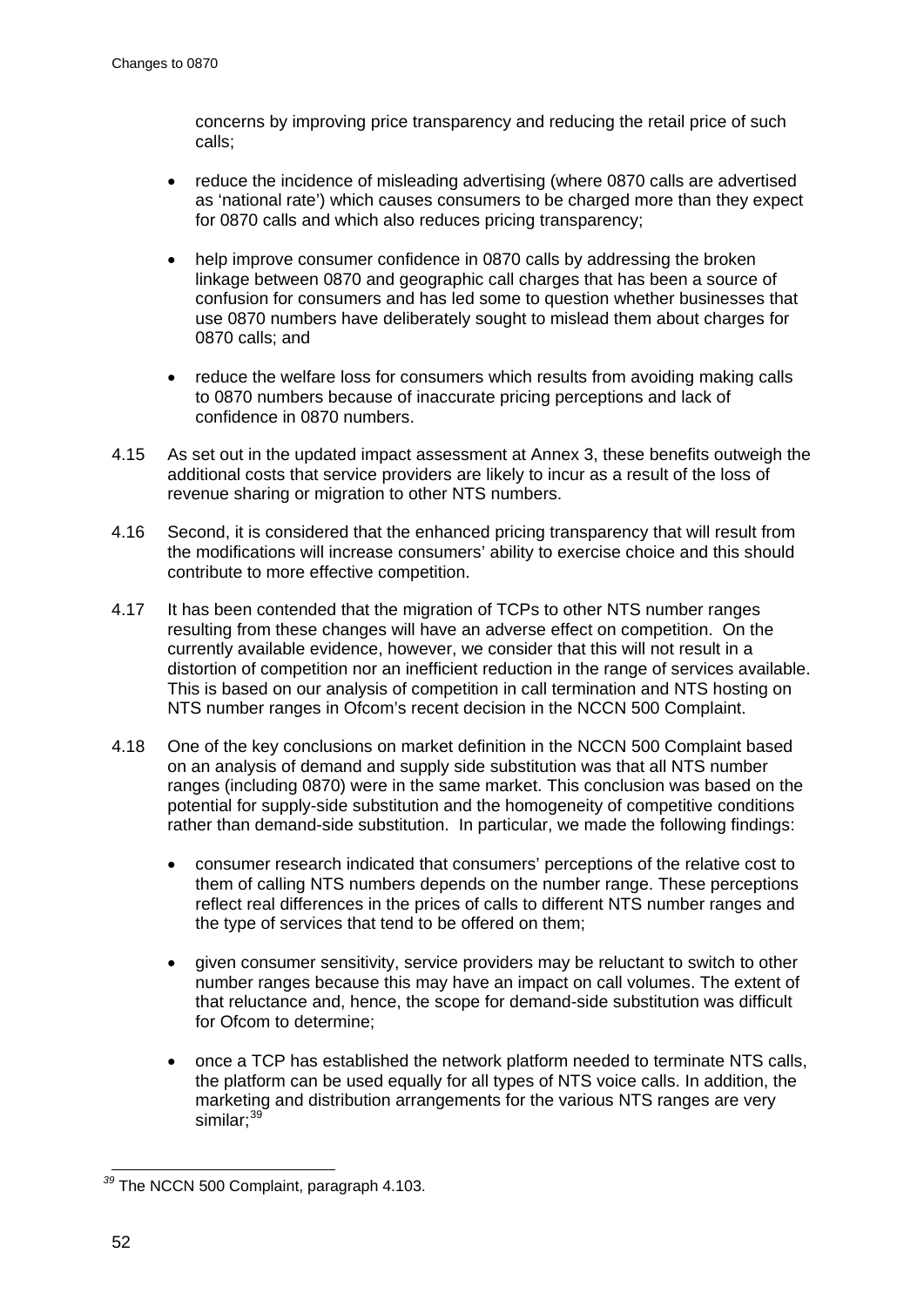concerns by improving price transparency and reducing the retail price of such calls;

- reduce the incidence of misleading advertising (where 0870 calls are advertised as 'national rate') which causes consumers to be charged more than they expect for 0870 calls and which also reduces pricing transparency;
- help improve consumer confidence in 0870 calls by addressing the broken linkage between 0870 and geographic call charges that has been a source of confusion for consumers and has led some to question whether businesses that use 0870 numbers have deliberately sought to mislead them about charges for 0870 calls; and
- reduce the welfare loss for consumers which results from avoiding making calls to 0870 numbers because of inaccurate pricing perceptions and lack of confidence in 0870 numbers.

4.15 As set out in the updated impact assessment at Annex 3, these benefits outweigh the additional costs that service providers are likely to incur as a result of the loss of revenue sharing or migration to other NTS numbers.

4.16 Second, it is considered that the enhanced pricing transparency that will result from the modifications will increase consumers' ability to exercise choice and this should contribute to more effective competition.

4.17 It has been contended that the migration of TCPs to other NTS number ranges resulting from these changes will have an adverse effect on competition. On the currently available evidence, however, we consider that this will not result in a distortion of competition nor an inefficient reduction in the range of services available. This is based on our analysis of competition in call termination and NTS hosting on NTS number ranges in Ofcom's recent decision in the NCCN 500 Complaint.

4.18 One of the key conclusions on market definition in the NCCN 500 Complaint based on an analysis of demand and supply side substitution was that all NTS number ranges (including 0870) were in the same market. This conclusion was based on the potential for supply-side substitution and the homogeneity of competitive conditions rather than demand-side substitution. In particular, we made the following findings:

- consumer research indicated that consumers' perceptions of the relative cost to them of calling NTS numbers depends on the number range. These perceptions reflect real differences in the prices of calls to different NTS number ranges and the type of services that tend to be offered on them;
- given consumer sensitivity, service providers may be reluctant to switch to other number ranges because this may have an impact on call volumes. The extent of that reluctance and, hence, the scope for demand-side substitution was difficult for Ofcom to determine;
- once a TCP has established the network platform needed to terminate NTS calls, the platform can be used equally for all types of NTS voice calls. In addition, the marketing and distribution arrangements for the various NTS ranges are very similar;[39]

[39] The NCCN 500 Complaint, paragraph 4.103.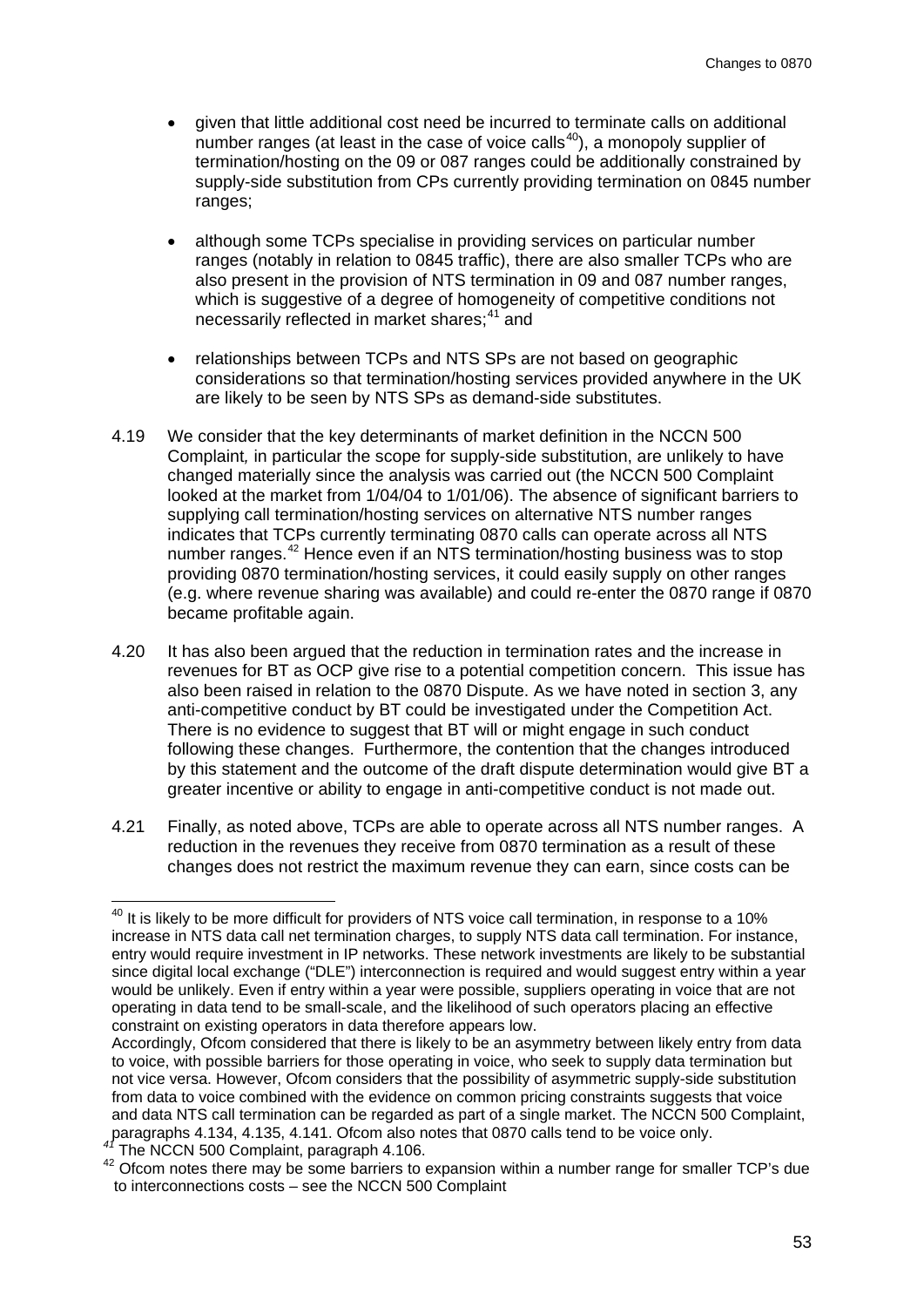- given that little additional cost need be incurred to terminate calls on additional number ranges (at least in the case of voice calls[40]), a monopoly supplier of termination/hosting on the 09 or 087 ranges could be additionally constrained by supply-side substitution from CPs currently providing termination on 0845 number ranges;

- although some TCPs specialise in providing services on particular number ranges (notably in relation to 0845 traffic), there are also smaller TCPs who are also present in the provision of NTS termination in 09 and 087 number ranges, which is suggestive of a degree of homogeneity of competitive conditions not necessarily reflected in market shares;[41] and

- relationships between TCPs and NTS SPs are not based on geographic considerations so that termination/hosting services provided anywhere in the UK are likely to be seen by NTS SPs as demand-side substitutes.

4.19 We consider that the key determinants of market definition in the NCCN 500 Complaint, in particular the scope for supply-side substitution, are unlikely to have changed materially since the analysis was carried out (the NCCN 500 Complaint looked at the market from 1/04/04 to 1/01/06). The absence of significant barriers to supplying call termination/hosting services on alternative NTS number ranges indicates that TCPs currently terminating 0870 calls can operate across all NTS number ranges.[42] Hence even if an NTS termination/hosting business was to stop providing 0870 termination/hosting services, it could easily supply on other ranges (e.g. where revenue sharing was available) and could re-enter the 0870 range if 0870 became profitable again.

4.20 It has also been argued that the reduction in termination rates and the increase in revenues for BT as OCP give rise to a potential competition concern. This issue has also been raised in relation to the 0870 Dispute. As we have noted in section 3, any anti-competitive conduct by BT could be investigated under the Competition Act. There is no evidence to suggest that BT will or might engage in such conduct following these changes. Furthermore, the contention that the changes introduced by this statement and the outcome of the draft dispute determination would give BT a greater incentive or ability to engage in anti-competitive conduct is not made out.

4.21 Finally, as noted above, TCPs are able to operate across all NTS number ranges. A reduction in the revenues they receive from 0870 termination as a result of these changes does not restrict the maximum revenue they can earn, since costs can be

---

[40] It is likely to be more difficult for providers of NTS voice call termination, in response to a 10% increase in NTS data call net termination charges, to supply NTS data call termination. For instance, entry would require investment in IP networks. These network investments are likely to be substantial since digital local exchange ("DLE") interconnection is required and would suggest entry within a year would be unlikely. Even if entry within a year were possible, suppliers operating in voice that are not operating in data tend to be small-scale, and the likelihood of such operators placing an effective constraint on existing operators in data therefore appears low.
Accordingly, Ofcom considered that there is likely to be an asymmetry between likely entry from data to voice, with possible barriers for those operating in voice, who seek to supply data termination but not vice versa. However, Ofcom considers that the possibility of asymmetric supply-side substitution from data to voice combined with the evidence on common pricing constraints suggests that voice and data NTS call termination can be regarded as part of a single market. The NCCN 500 Complaint, paragraphs 4.134, 4.135, 4.141. Ofcom also notes that 0870 calls tend to be voice only.

[41] The NCCN 500 Complaint, paragraph 4.106.

[42] Ofcom notes there may be some barriers to expansion within a number range for smaller TCP's due to interconnections costs – see the NCCN 500 Complaint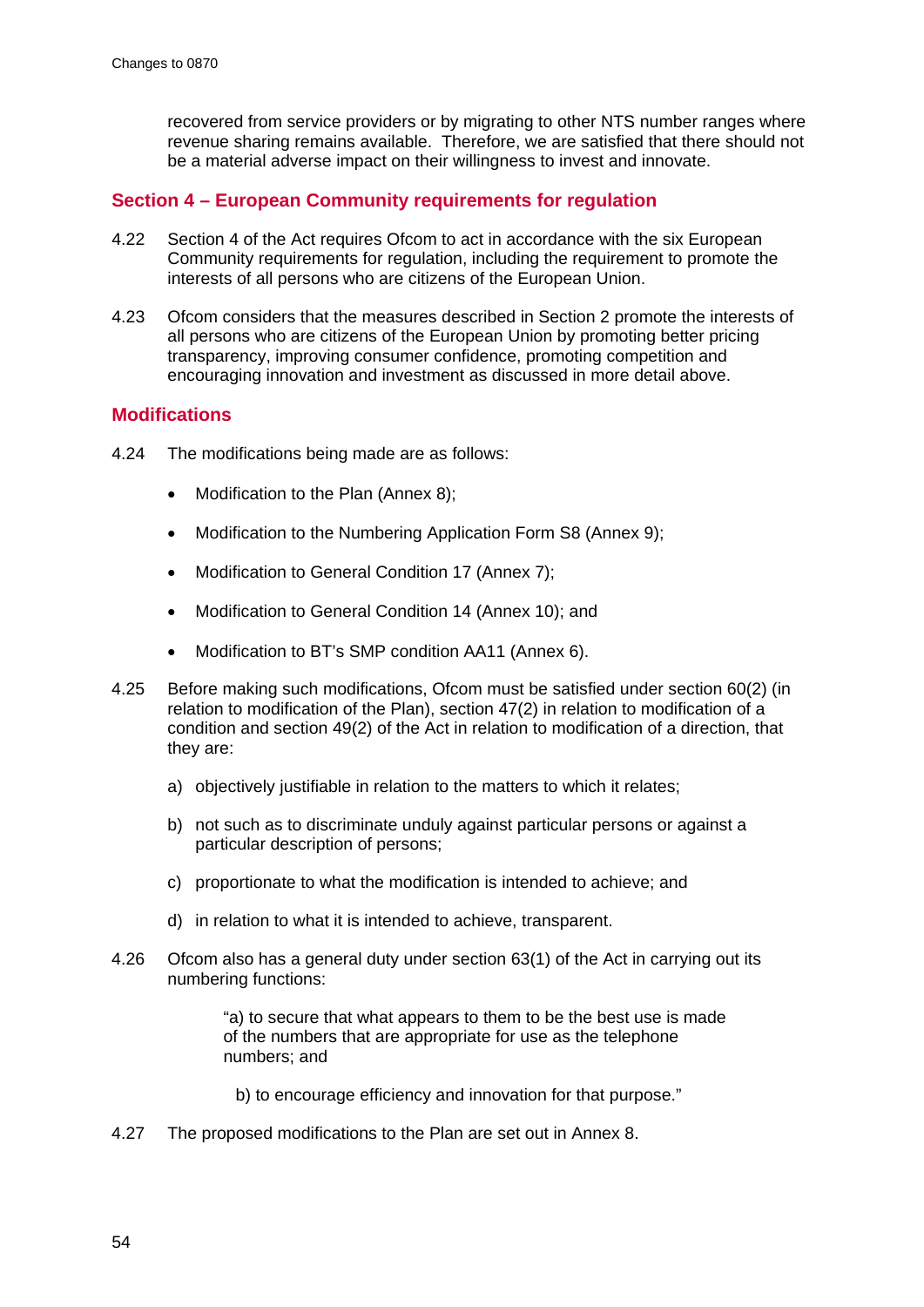recovered from service providers or by migrating to other NTS number ranges where revenue sharing remains available. Therefore, we are satisfied that there should not be a material adverse impact on their willingness to invest and innovate.

## Section 4 – European Community requirements for regulation

4.22 Section 4 of the Act requires Ofcom to act in accordance with the six European Community requirements for regulation, including the requirement to promote the interests of all persons who are citizens of the European Union.

4.23 Ofcom considers that the measures described in Section 2 promote the interests of all persons who are citizens of the European Union by promoting better pricing transparency, improving consumer confidence, promoting competition and encouraging innovation and investment as discussed in more detail above.

## Modifications

4.24 The modifications being made are as follows:

- Modification to the Plan (Annex 8);
- Modification to the Numbering Application Form S8 (Annex 9);
- Modification to General Condition 17 (Annex 7);
- Modification to General Condition 14 (Annex 10); and
- Modification to BT's SMP condition AA11 (Annex 6).

4.25 Before making such modifications, Ofcom must be satisfied under section 60(2) (in relation to modification of the Plan), section 47(2) in relation to modification of a condition and section 49(2) of the Act in relation to modification of a direction, that they are:

a) objectively justifiable in relation to the matters to which it relates;

b) not such as to discriminate unduly against particular persons or against a particular description of persons;

c) proportionate to what the modification is intended to achieve; and

d) in relation to what it is intended to achieve, transparent.

4.26 Ofcom also has a general duty under section 63(1) of the Act in carrying out its numbering functions:

> "a) to secure that what appears to them to be the best use is made of the numbers that are appropriate for use as the telephone numbers; and
>
> b) to encourage efficiency and innovation for that purpose."

4.27 The proposed modifications to the Plan are set out in Annex 8.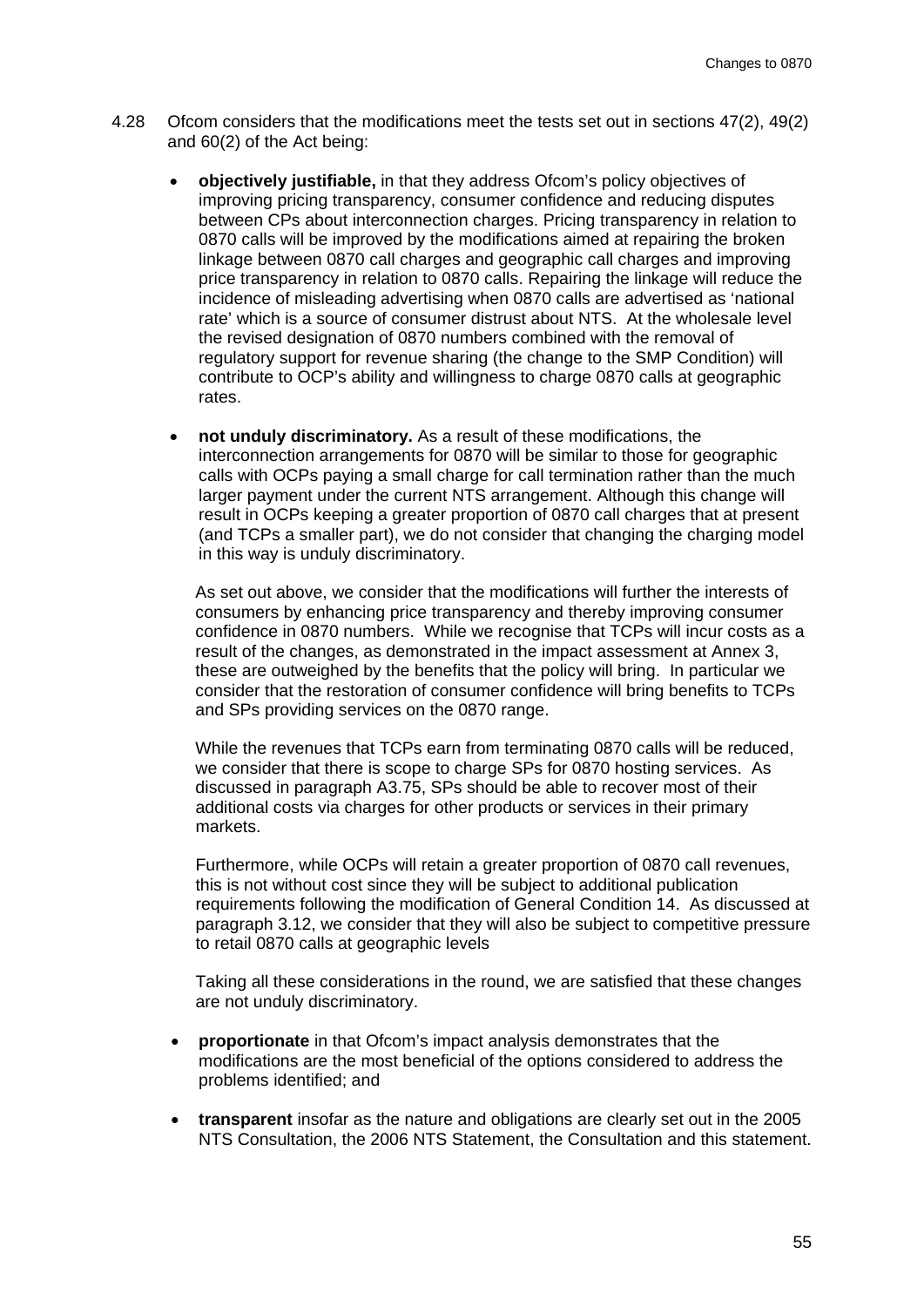4.28 Ofcom considers that the modifications meet the tests set out in sections 47(2), 49(2) and 60(2) of the Act being:

- **objectively justifiable,** in that they address Ofcom's policy objectives of improving pricing transparency, consumer confidence and reducing disputes between CPs about interconnection charges. Pricing transparency in relation to 0870 calls will be improved by the modifications aimed at repairing the broken linkage between 0870 call charges and geographic call charges and improving price transparency in relation to 0870 calls. Repairing the linkage will reduce the incidence of misleading advertising when 0870 calls are advertised as 'national rate' which is a source of consumer distrust about NTS. At the wholesale level the revised designation of 0870 numbers combined with the removal of regulatory support for revenue sharing (the change to the SMP Condition) will contribute to OCP's ability and willingness to charge 0870 calls at geographic rates.

- **not unduly discriminatory.** As a result of these modifications, the interconnection arrangements for 0870 will be similar to those for geographic calls with OCPs paying a small charge for call termination rather than the much larger payment under the current NTS arrangement. Although this change will result in OCPs keeping a greater proportion of 0870 call charges that at present (and TCPs a smaller part), we do not consider that changing the charging model in this way is unduly discriminatory.

  As set out above, we consider that the modifications will further the interests of consumers by enhancing price transparency and thereby improving consumer confidence in 0870 numbers. While we recognise that TCPs will incur costs as a result of the changes, as demonstrated in the impact assessment at Annex 3, these are outweighed by the benefits that the policy will bring. In particular we consider that the restoration of consumer confidence will bring benefits to TCPs and SPs providing services on the 0870 range.

  While the revenues that TCPs earn from terminating 0870 calls will be reduced, we consider that there is scope to charge SPs for 0870 hosting services. As discussed in paragraph A3.75, SPs should be able to recover most of their additional costs via charges for other products or services in their primary markets.

  Furthermore, while OCPs will retain a greater proportion of 0870 call revenues, this is not without cost since they will be subject to additional publication requirements following the modification of General Condition 14. As discussed at paragraph 3.12, we consider that they will also be subject to competitive pressure to retail 0870 calls at geographic levels

  Taking all these considerations in the round, we are satisfied that these changes are not unduly discriminatory.

- **proportionate** in that Ofcom's impact analysis demonstrates that the modifications are the most beneficial of the options considered to address the problems identified; and

- **transparent** insofar as the nature and obligations are clearly set out in the 2005 NTS Consultation, the 2006 NTS Statement, the Consultation and this statement.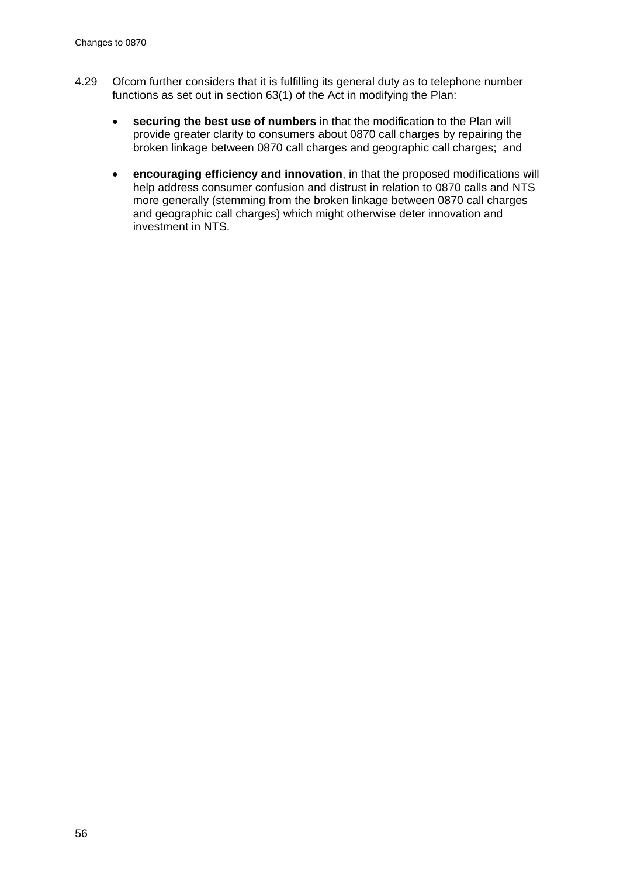4.29 Ofcom further considers that it is fulfilling its general duty as to telephone number functions as set out in section 63(1) of the Act in modifying the Plan:

- **securing the best use of numbers** in that the modification to the Plan will provide greater clarity to consumers about 0870 call charges by repairing the broken linkage between 0870 call charges and geographic call charges; and

- **encouraging efficiency and innovation**, in that the proposed modifications will help address consumer confusion and distrust in relation to 0870 calls and NTS more generally (stemming from the broken linkage between 0870 call charges and geographic call charges) which might otherwise deter innovation and investment in NTS.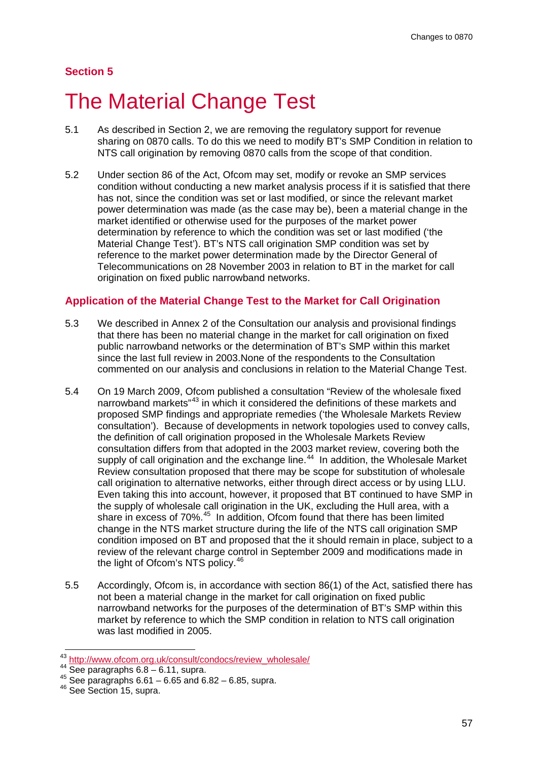## Section 5

# The Material Change Test

5.1 As described in Section 2, we are removing the regulatory support for revenue sharing on 0870 calls. To do this we need to modify BT's SMP Condition in relation to NTS call origination by removing 0870 calls from the scope of that condition.

5.2 Under section 86 of the Act, Ofcom may set, modify or revoke an SMP services condition without conducting a new market analysis process if it is satisfied that there has not, since the condition was set or last modified, or since the relevant market power determination was made (as the case may be), been a material change in the market identified or otherwise used for the purposes of the market power determination by reference to which the condition was set or last modified ('the Material Change Test'). BT's NTS call origination SMP condition was set by reference to the market power determination made by the Director General of Telecommunications on 28 November 2003 in relation to BT in the market for call origination on fixed public narrowband networks.

### Application of the Material Change Test to the Market for Call Origination

5.3 We described in Annex 2 of the Consultation our analysis and provisional findings that there has been no material change in the market for call origination on fixed public narrowband networks or the determination of BT's SMP within this market since the last full review in 2003.None of the respondents to the Consultation commented on our analysis and conclusions in relation to the Material Change Test.

5.4 On 19 March 2009, Ofcom published a consultation "Review of the wholesale fixed narrowband markets"[43] in which it considered the definitions of these markets and proposed SMP findings and appropriate remedies ('the Wholesale Markets Review consultation'). Because of developments in network topologies used to convey calls, the definition of call origination proposed in the Wholesale Markets Review consultation differs from that adopted in the 2003 market review, covering both the supply of call origination and the exchange line.[44] In addition, the Wholesale Market Review consultation proposed that there may be scope for substitution of wholesale call origination to alternative networks, either through direct access or by using LLU. Even taking this into account, however, it proposed that BT continued to have SMP in the supply of wholesale call origination in the UK, excluding the Hull area, with a share in excess of 70%.[45] In addition, Ofcom found that there has been limited change in the NTS market structure during the life of the NTS call origination SMP condition imposed on BT and proposed that the it should remain in place, subject to a review of the relevant charge control in September 2009 and modifications made in the light of Ofcom's NTS policy.[46]

5.5 Accordingly, Ofcom is, in accordance with section 86(1) of the Act, satisfied there has not been a material change in the market for call origination on fixed public narrowband networks for the purposes of the determination of BT's SMP within this market by reference to which the SMP condition in relation to NTS call origination was last modified in 2005.

---

[43] http://www.ofcom.org.uk/consult/condocs/review_wholesale/

[44] See paragraphs 6.8 – 6.11, supra.

[45] See paragraphs 6.61 – 6.65 and 6.82 – 6.85, supra.

[46] See Section 15, supra.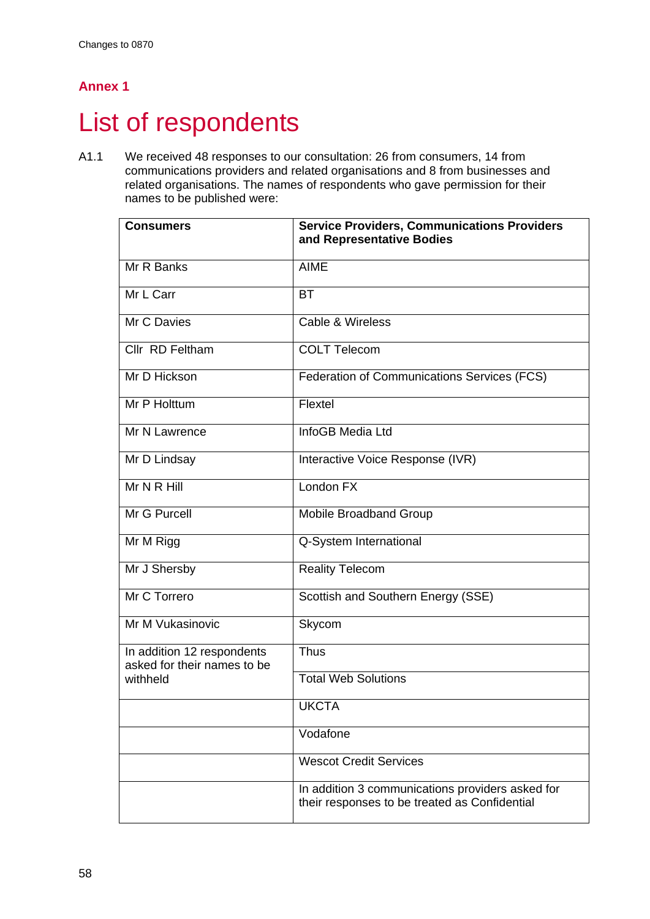## Annex 1

# List of respondents

A1.1 We received 48 responses to our consultation: 26 from consumers, 14 from communications providers and related organisations and 8 from businesses and related organisations. The names of respondents who gave permission for their names to be published were:

| Consumers | Service Providers, Communications Providers and Representative Bodies |
|---|---|
| Mr R Banks | AIME |
| Mr L Carr | BT |
| Mr C Davies | Cable & Wireless |
| Cllr RD Feltham | COLT Telecom |
| Mr D Hickson | Federation of Communications Services (FCS) |
| Mr P Holttum | Flextel |
| Mr N Lawrence | InfoGB Media Ltd |
| Mr D Lindsay | Interactive Voice Response (IVR) |
| Mr N R Hill | London FX |
| Mr G Purcell | Mobile Broadband Group |
| Mr M Rigg | Q-System International |
| Mr J Shersby | Reality Telecom |
| Mr C Torrero | Scottish and Southern Energy (SSE) |
| Mr M Vukasinovic | Skycom |
| In addition 12 respondents asked for their names to be withheld | Thus |
| | Total Web Solutions |
| | UKCTA |
| | Vodafone |
| | Wescot Credit Services |
| | In addition 3 communications providers asked for their responses to be treated as Confidential |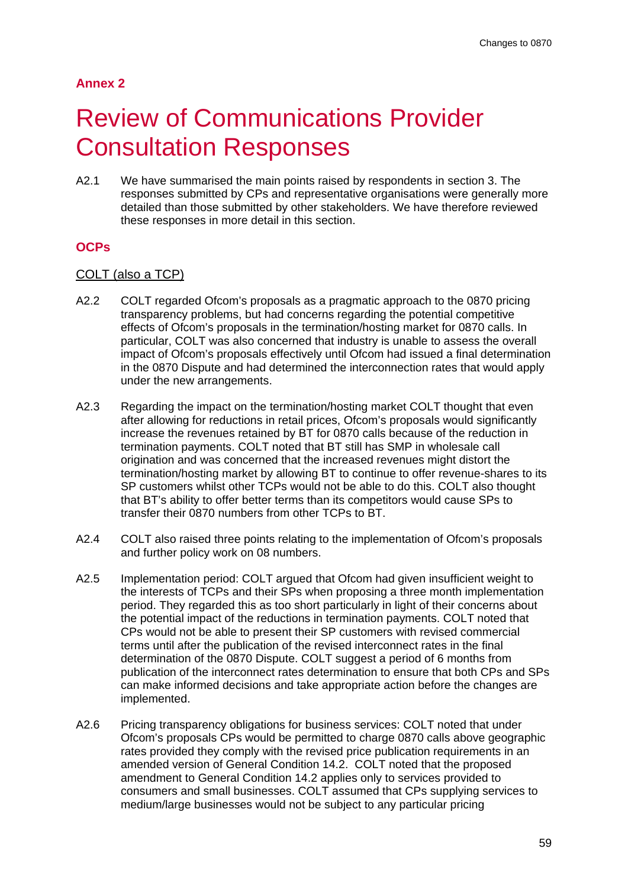## Annex 2

# Review of Communications Provider Consultation Responses

A2.1 We have summarised the main points raised by respondents in section 3. The responses submitted by CPs and representative organisations were generally more detailed than those submitted by other stakeholders. We have therefore reviewed these responses in more detail in this section.

### OCPs

<u>COLT (also a TCP)</u>

A2.2 COLT regarded Ofcom's proposals as a pragmatic approach to the 0870 pricing transparency problems, but had concerns regarding the potential competitive effects of Ofcom's proposals in the termination/hosting market for 0870 calls. In particular, COLT was also concerned that industry is unable to assess the overall impact of Ofcom's proposals effectively until Ofcom had issued a final determination in the 0870 Dispute and had determined the interconnection rates that would apply under the new arrangements.

A2.3 Regarding the impact on the termination/hosting market COLT thought that even after allowing for reductions in retail prices, Ofcom's proposals would significantly increase the revenues retained by BT for 0870 calls because of the reduction in termination payments. COLT noted that BT still has SMP in wholesale call origination and was concerned that the increased revenues might distort the termination/hosting market by allowing BT to continue to offer revenue-shares to its SP customers whilst other TCPs would not be able to do this. COLT also thought that BT's ability to offer better terms than its competitors would cause SPs to transfer their 0870 numbers from other TCPs to BT.

A2.4 COLT also raised three points relating to the implementation of Ofcom's proposals and further policy work on 08 numbers.

A2.5 Implementation period: COLT argued that Ofcom had given insufficient weight to the interests of TCPs and their SPs when proposing a three month implementation period. They regarded this as too short particularly in light of their concerns about the potential impact of the reductions in termination payments. COLT noted that CPs would not be able to present their SP customers with revised commercial terms until after the publication of the revised interconnect rates in the final determination of the 0870 Dispute. COLT suggest a period of 6 months from publication of the interconnect rates determination to ensure that both CPs and SPs can make informed decisions and take appropriate action before the changes are implemented.

A2.6 Pricing transparency obligations for business services: COLT noted that under Ofcom's proposals CPs would be permitted to charge 0870 calls above geographic rates provided they comply with the revised price publication requirements in an amended version of General Condition 14.2. COLT noted that the proposed amendment to General Condition 14.2 applies only to services provided to consumers and small businesses. COLT assumed that CPs supplying services to medium/large businesses would not be subject to any particular pricing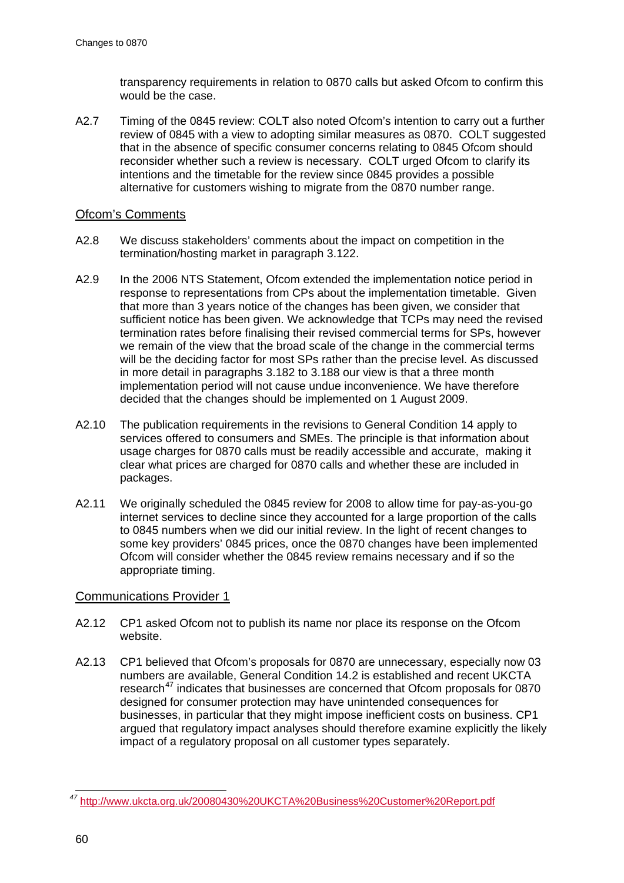transparency requirements in relation to 0870 calls but asked Ofcom to confirm this would be the case.

A2.7 Timing of the 0845 review: COLT also noted Ofcom's intention to carry out a further review of 0845 with a view to adopting similar measures as 0870. COLT suggested that in the absence of specific consumer concerns relating to 0845 Ofcom should reconsider whether such a review is necessary. COLT urged Ofcom to clarify its intentions and the timetable for the review since 0845 provides a possible alternative for customers wishing to migrate from the 0870 number range.

## Ofcom's Comments

A2.8 We discuss stakeholders' comments about the impact on competition in the termination/hosting market in paragraph 3.122.

A2.9 In the 2006 NTS Statement, Ofcom extended the implementation notice period in response to representations from CPs about the implementation timetable. Given that more than 3 years notice of the changes has been given, we consider that sufficient notice has been given. We acknowledge that TCPs may need the revised termination rates before finalising their revised commercial terms for SPs, however we remain of the view that the broad scale of the change in the commercial terms will be the deciding factor for most SPs rather than the precise level. As discussed in more detail in paragraphs 3.182 to 3.188 our view is that a three month implementation period will not cause undue inconvenience. We have therefore decided that the changes should be implemented on 1 August 2009.

A2.10 The publication requirements in the revisions to General Condition 14 apply to services offered to consumers and SMEs. The principle is that information about usage charges for 0870 calls must be readily accessible and accurate, making it clear what prices are charged for 0870 calls and whether these are included in packages.

A2.11 We originally scheduled the 0845 review for 2008 to allow time for pay-as-you-go internet services to decline since they accounted for a large proportion of the calls to 0845 numbers when we did our initial review. In the light of recent changes to some key providers' 0845 prices, once the 0870 changes have been implemented Ofcom will consider whether the 0845 review remains necessary and if so the appropriate timing.

## Communications Provider 1

A2.12 CP1 asked Ofcom not to publish its name nor place its response on the Ofcom website.

A2.13 CP1 believed that Ofcom's proposals for 0870 are unnecessary, especially now 03 numbers are available, General Condition 14.2 is established and recent UKCTA research[47] indicates that businesses are concerned that Ofcom proposals for 0870 designed for consumer protection may have unintended consequences for businesses, in particular that they might impose inefficient costs on business. CP1 argued that regulatory impact analyses should therefore examine explicitly the likely impact of a regulatory proposal on all customer types separately.

---

[47] http://www.ukcta.org.uk/20080430%20UKCTA%20Business%20Customer%20Report.pdf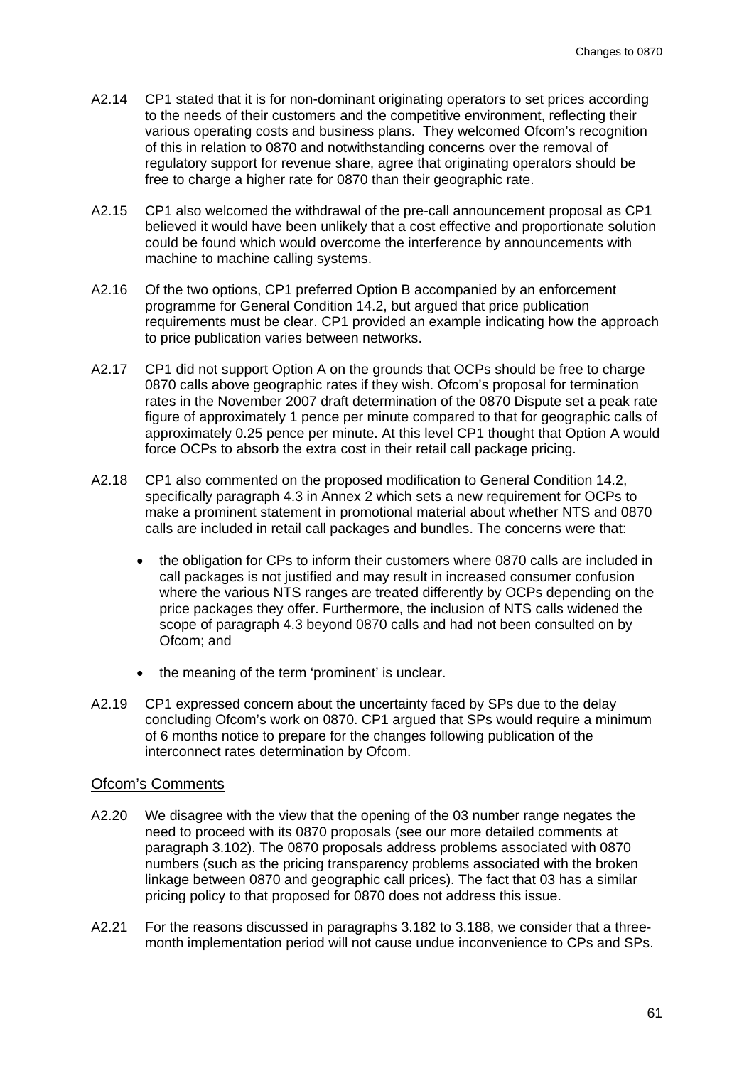A2.14 CP1 stated that it is for non-dominant originating operators to set prices according to the needs of their customers and the competitive environment, reflecting their various operating costs and business plans. They welcomed Ofcom's recognition of this in relation to 0870 and notwithstanding concerns over the removal of regulatory support for revenue share, agree that originating operators should be free to charge a higher rate for 0870 than their geographic rate.

A2.15 CP1 also welcomed the withdrawal of the pre-call announcement proposal as CP1 believed it would have been unlikely that a cost effective and proportionate solution could be found which would overcome the interference by announcements with machine to machine calling systems.

A2.16 Of the two options, CP1 preferred Option B accompanied by an enforcement programme for General Condition 14.2, but argued that price publication requirements must be clear. CP1 provided an example indicating how the approach to price publication varies between networks.

A2.17 CP1 did not support Option A on the grounds that OCPs should be free to charge 0870 calls above geographic rates if they wish. Ofcom's proposal for termination rates in the November 2007 draft determination of the 0870 Dispute set a peak rate figure of approximately 1 pence per minute compared to that for geographic calls of approximately 0.25 pence per minute. At this level CP1 thought that Option A would force OCPs to absorb the extra cost in their retail call package pricing.

A2.18 CP1 also commented on the proposed modification to General Condition 14.2, specifically paragraph 4.3 in Annex 2 which sets a new requirement for OCPs to make a prominent statement in promotional material about whether NTS and 0870 calls are included in retail call packages and bundles. The concerns were that:

- the obligation for CPs to inform their customers where 0870 calls are included in call packages is not justified and may result in increased consumer confusion where the various NTS ranges are treated differently by OCPs depending on the price packages they offer. Furthermore, the inclusion of NTS calls widened the scope of paragraph 4.3 beyond 0870 calls and had not been consulted on by Ofcom; and
- the meaning of the term 'prominent' is unclear.

A2.19 CP1 expressed concern about the uncertainty faced by SPs due to the delay concluding Ofcom's work on 0870. CP1 argued that SPs would require a minimum of 6 months notice to prepare for the changes following publication of the interconnect rates determination by Ofcom.

## Ofcom's Comments

A2.20 We disagree with the view that the opening of the 03 number range negates the need to proceed with its 0870 proposals (see our more detailed comments at paragraph 3.102). The 0870 proposals address problems associated with 0870 numbers (such as the pricing transparency problems associated with the broken linkage between 0870 and geographic call prices). The fact that 03 has a similar pricing policy to that proposed for 0870 does not address this issue.

A2.21 For the reasons discussed in paragraphs 3.182 to 3.188, we consider that a three-month implementation period will not cause undue inconvenience to CPs and SPs.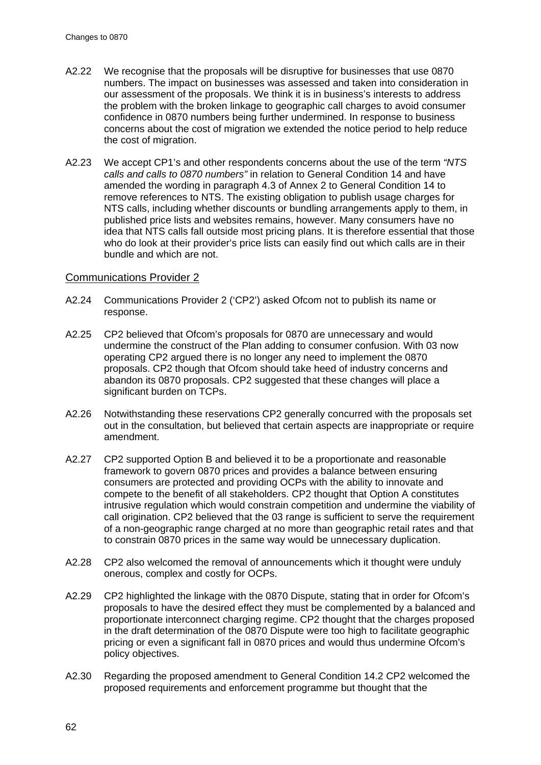A2.22 We recognise that the proposals will be disruptive for businesses that use 0870 numbers. The impact on businesses was assessed and taken into consideration in our assessment of the proposals. We think it is in business's interests to address the problem with the broken linkage to geographic call charges to avoid consumer confidence in 0870 numbers being further undermined. In response to business concerns about the cost of migration we extended the notice period to help reduce the cost of migration.

A2.23 We accept CP1's and other respondents concerns about the use of the term *"NTS calls and calls to 0870 numbers"* in relation to General Condition 14 and have amended the wording in paragraph 4.3 of Annex 2 to General Condition 14 to remove references to NTS. The existing obligation to publish usage charges for NTS calls, including whether discounts or bundling arrangements apply to them, in published price lists and websites remains, however. Many consumers have no idea that NTS calls fall outside most pricing plans. It is therefore essential that those who do look at their provider's price lists can easily find out which calls are in their bundle and which are not.

## Communications Provider 2

A2.24 Communications Provider 2 ('CP2') asked Ofcom not to publish its name or response.

A2.25 CP2 believed that Ofcom's proposals for 0870 are unnecessary and would undermine the construct of the Plan adding to consumer confusion. With 03 now operating CP2 argued there is no longer any need to implement the 0870 proposals. CP2 though that Ofcom should take heed of industry concerns and abandon its 0870 proposals. CP2 suggested that these changes will place a significant burden on TCPs.

A2.26 Notwithstanding these reservations CP2 generally concurred with the proposals set out in the consultation, but believed that certain aspects are inappropriate or require amendment.

A2.27 CP2 supported Option B and believed it to be a proportionate and reasonable framework to govern 0870 prices and provides a balance between ensuring consumers are protected and providing OCPs with the ability to innovate and compete to the benefit of all stakeholders. CP2 thought that Option A constitutes intrusive regulation which would constrain competition and undermine the viability of call origination. CP2 believed that the 03 range is sufficient to serve the requirement of a non-geographic range charged at no more than geographic retail rates and that to constrain 0870 prices in the same way would be unnecessary duplication.

A2.28 CP2 also welcomed the removal of announcements which it thought were unduly onerous, complex and costly for OCPs.

A2.29 CP2 highlighted the linkage with the 0870 Dispute, stating that in order for Ofcom's proposals to have the desired effect they must be complemented by a balanced and proportionate interconnect charging regime. CP2 thought that the charges proposed in the draft determination of the 0870 Dispute were too high to facilitate geographic pricing or even a significant fall in 0870 prices and would thus undermine Ofcom's policy objectives.

A2.30 Regarding the proposed amendment to General Condition 14.2 CP2 welcomed the proposed requirements and enforcement programme but thought that the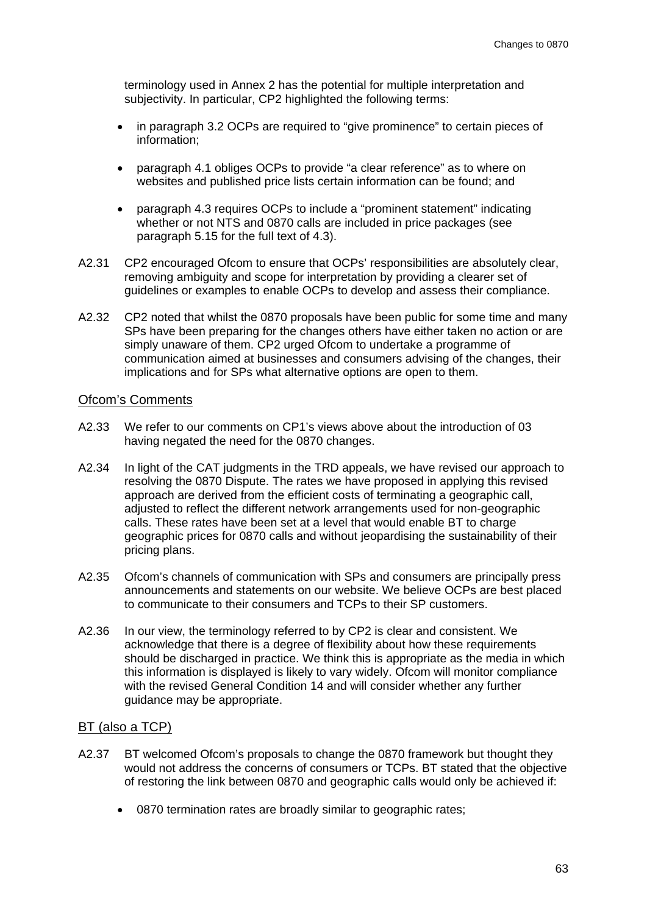terminology used in Annex 2 has the potential for multiple interpretation and subjectivity. In particular, CP2 highlighted the following terms:

- in paragraph 3.2 OCPs are required to "give prominence" to certain pieces of information;
- paragraph 4.1 obliges OCPs to provide "a clear reference" as to where on websites and published price lists certain information can be found; and
- paragraph 4.3 requires OCPs to include a "prominent statement" indicating whether or not NTS and 0870 calls are included in price packages (see paragraph 5.15 for the full text of 4.3).

A2.31 CP2 encouraged Ofcom to ensure that OCPs' responsibilities are absolutely clear, removing ambiguity and scope for interpretation by providing a clearer set of guidelines or examples to enable OCPs to develop and assess their compliance.

A2.32 CP2 noted that whilst the 0870 proposals have been public for some time and many SPs have been preparing for the changes others have either taken no action or are simply unaware of them. CP2 urged Ofcom to undertake a programme of communication aimed at businesses and consumers advising of the changes, their implications and for SPs what alternative options are open to them.

## Ofcom's Comments

A2.33 We refer to our comments on CP1's views above about the introduction of 03 having negated the need for the 0870 changes.

A2.34 In light of the CAT judgments in the TRD appeals, we have revised our approach to resolving the 0870 Dispute. The rates we have proposed in applying this revised approach are derived from the efficient costs of terminating a geographic call, adjusted to reflect the different network arrangements used for non-geographic calls. These rates have been set at a level that would enable BT to charge geographic prices for 0870 calls and without jeopardising the sustainability of their pricing plans.

A2.35 Ofcom's channels of communication with SPs and consumers are principally press announcements and statements on our website. We believe OCPs are best placed to communicate to their consumers and TCPs to their SP customers.

A2.36 In our view, the terminology referred to by CP2 is clear and consistent. We acknowledge that there is a degree of flexibility about how these requirements should be discharged in practice. We think this is appropriate as the media in which this information is displayed is likely to vary widely. Ofcom will monitor compliance with the revised General Condition 14 and will consider whether any further guidance may be appropriate.

## BT (also a TCP)

A2.37 BT welcomed Ofcom's proposals to change the 0870 framework but thought they would not address the concerns of consumers or TCPs. BT stated that the objective of restoring the link between 0870 and geographic calls would only be achieved if:

- 0870 termination rates are broadly similar to geographic rates;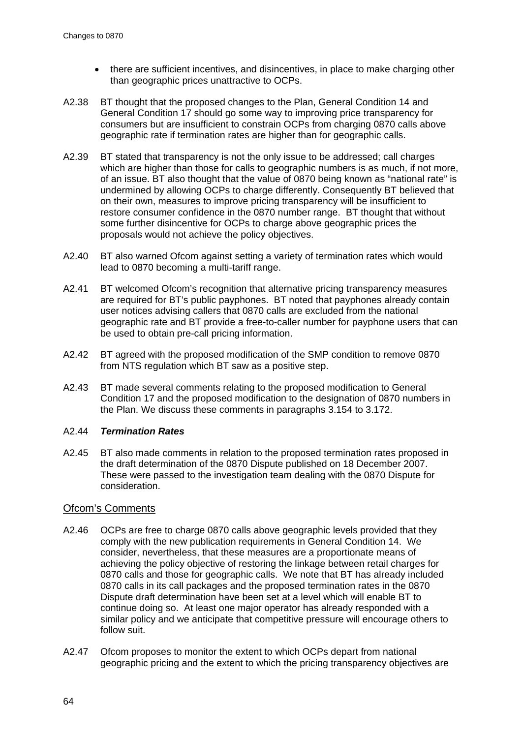- there are sufficient incentives, and disincentives, in place to make charging other than geographic prices unattractive to OCPs.

A2.38 BT thought that the proposed changes to the Plan, General Condition 14 and General Condition 17 should go some way to improving price transparency for consumers but are insufficient to constrain OCPs from charging 0870 calls above geographic rate if termination rates are higher than for geographic calls.

A2.39 BT stated that transparency is not the only issue to be addressed; call charges which are higher than those for calls to geographic numbers is as much, if not more, of an issue. BT also thought that the value of 0870 being known as "national rate" is undermined by allowing OCPs to charge differently. Consequently BT believed that on their own, measures to improve pricing transparency will be insufficient to restore consumer confidence in the 0870 number range. BT thought that without some further disincentive for OCPs to charge above geographic prices the proposals would not achieve the policy objectives.

A2.40 BT also warned Ofcom against setting a variety of termination rates which would lead to 0870 becoming a multi-tariff range.

A2.41 BT welcomed Ofcom's recognition that alternative pricing transparency measures are required for BT's public payphones. BT noted that payphones already contain user notices advising callers that 0870 calls are excluded from the national geographic rate and BT provide a free-to-caller number for payphone users that can be used to obtain pre-call pricing information.

A2.42 BT agreed with the proposed modification of the SMP condition to remove 0870 from NTS regulation which BT saw as a positive step.

A2.43 BT made several comments relating to the proposed modification to General Condition 17 and the proposed modification to the designation of 0870 numbers in the Plan. We discuss these comments in paragraphs 3.154 to 3.172.

A2.44 ***Termination Rates***

A2.45 BT also made comments in relation to the proposed termination rates proposed in the draft determination of the 0870 Dispute published on 18 December 2007. These were passed to the investigation team dealing with the 0870 Dispute for consideration.

## Ofcom's Comments

A2.46 OCPs are free to charge 0870 calls above geographic levels provided that they comply with the new publication requirements in General Condition 14. We consider, nevertheless, that these measures are a proportionate means of achieving the policy objective of restoring the linkage between retail charges for 0870 calls and those for geographic calls. We note that BT has already included 0870 calls in its call packages and the proposed termination rates in the 0870 Dispute draft determination have been set at a level which will enable BT to continue doing so. At least one major operator has already responded with a similar policy and we anticipate that competitive pressure will encourage others to follow suit.

A2.47 Ofcom proposes to monitor the extent to which OCPs depart from national geographic pricing and the extent to which the pricing transparency objectives are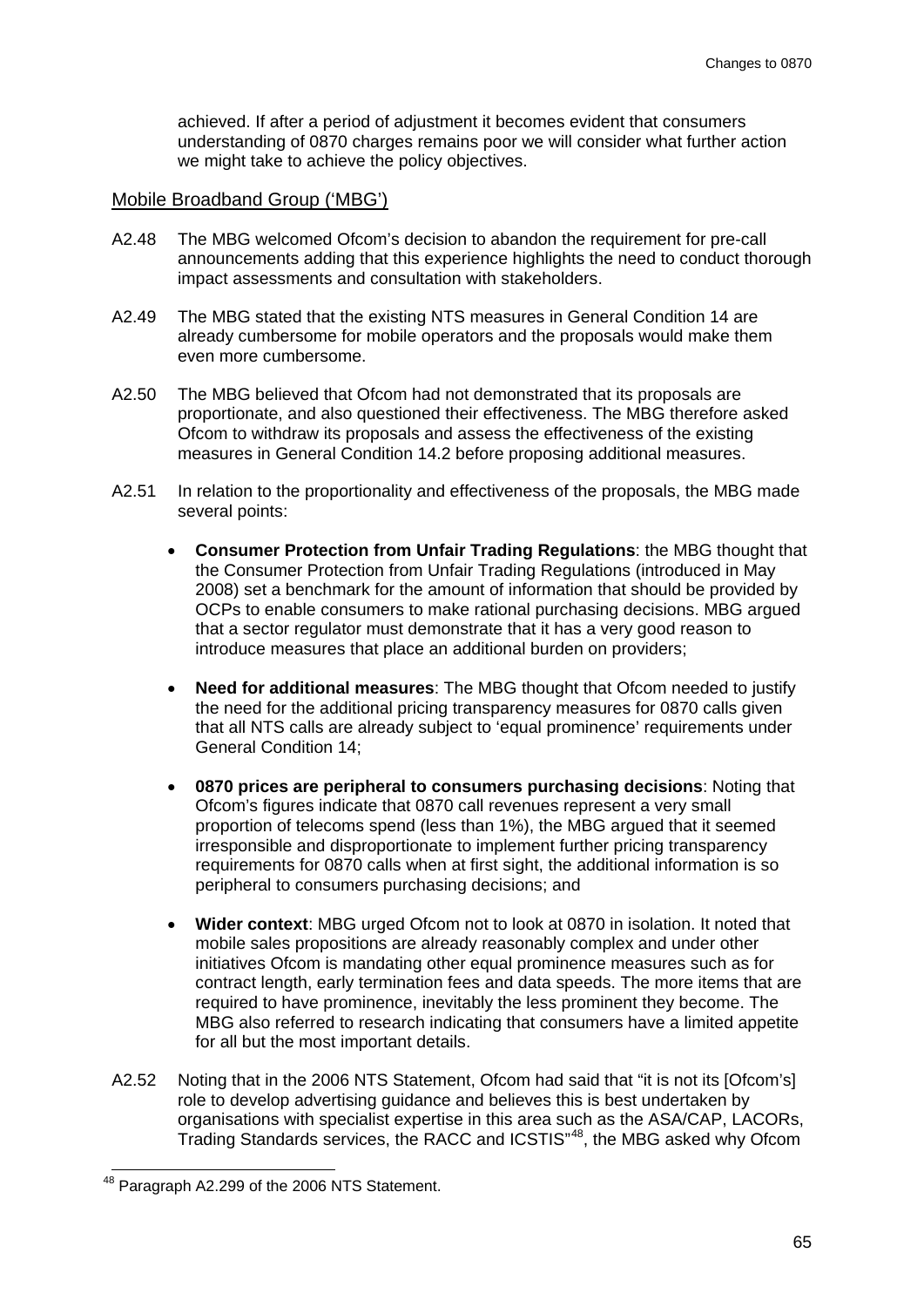achieved. If after a period of adjustment it becomes evident that consumers understanding of 0870 charges remains poor we will consider what further action we might take to achieve the policy objectives.

### Mobile Broadband Group ('MBG')

A2.48 The MBG welcomed Ofcom's decision to abandon the requirement for pre-call announcements adding that this experience highlights the need to conduct thorough impact assessments and consultation with stakeholders.

A2.49 The MBG stated that the existing NTS measures in General Condition 14 are already cumbersome for mobile operators and the proposals would make them even more cumbersome.

A2.50 The MBG believed that Ofcom had not demonstrated that its proposals are proportionate, and also questioned their effectiveness. The MBG therefore asked Ofcom to withdraw its proposals and assess the effectiveness of the existing measures in General Condition 14.2 before proposing additional measures.

A2.51 In relation to the proportionality and effectiveness of the proposals, the MBG made several points:

- **Consumer Protection from Unfair Trading Regulations**: the MBG thought that the Consumer Protection from Unfair Trading Regulations (introduced in May 2008) set a benchmark for the amount of information that should be provided by OCPs to enable consumers to make rational purchasing decisions. MBG argued that a sector regulator must demonstrate that it has a very good reason to introduce measures that place an additional burden on providers;
- **Need for additional measures**: The MBG thought that Ofcom needed to justify the need for the additional pricing transparency measures for 0870 calls given that all NTS calls are already subject to 'equal prominence' requirements under General Condition 14;
- **0870 prices are peripheral to consumers purchasing decisions**: Noting that Ofcom's figures indicate that 0870 call revenues represent a very small proportion of telecoms spend (less than 1%), the MBG argued that it seemed irresponsible and disproportionate to implement further pricing transparency requirements for 0870 calls when at first sight, the additional information is so peripheral to consumers purchasing decisions; and
- **Wider context**: MBG urged Ofcom not to look at 0870 in isolation. It noted that mobile sales propositions are already reasonably complex and under other initiatives Ofcom is mandating other equal prominence measures such as for contract length, early termination fees and data speeds. The more items that are required to have prominence, inevitably the less prominent they become. The MBG also referred to research indicating that consumers have a limited appetite for all but the most important details.

A2.52 Noting that in the 2006 NTS Statement, Ofcom had said that "it is not its [Ofcom's] role to develop advertising guidance and believes this is best undertaken by organisations with specialist expertise in this area such as the ASA/CAP, LACORs, Trading Standards services, the RACC and ICSTIS"[48], the MBG asked why Ofcom

[48] Paragraph A2.299 of the 2006 NTS Statement.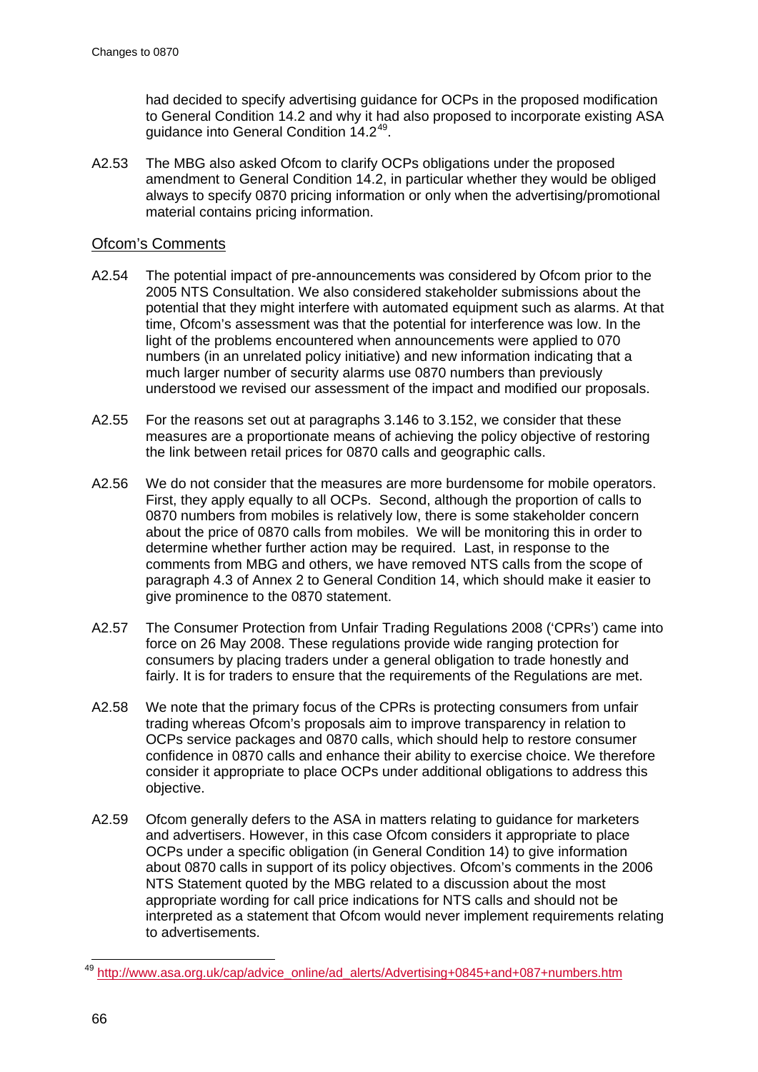had decided to specify advertising guidance for OCPs in the proposed modification to General Condition 14.2 and why it had also proposed to incorporate existing ASA guidance into General Condition 14.2[49].

A2.53 The MBG also asked Ofcom to clarify OCPs obligations under the proposed amendment to General Condition 14.2, in particular whether they would be obliged always to specify 0870 pricing information or only when the advertising/promotional material contains pricing information.

## Ofcom's Comments

A2.54 The potential impact of pre-announcements was considered by Ofcom prior to the 2005 NTS Consultation. We also considered stakeholder submissions about the potential that they might interfere with automated equipment such as alarms. At that time, Ofcom's assessment was that the potential for interference was low. In the light of the problems encountered when announcements were applied to 070 numbers (in an unrelated policy initiative) and new information indicating that a much larger number of security alarms use 0870 numbers than previously understood we revised our assessment of the impact and modified our proposals.

A2.55 For the reasons set out at paragraphs 3.146 to 3.152, we consider that these measures are a proportionate means of achieving the policy objective of restoring the link between retail prices for 0870 calls and geographic calls.

A2.56 We do not consider that the measures are more burdensome for mobile operators. First, they apply equally to all OCPs. Second, although the proportion of calls to 0870 numbers from mobiles is relatively low, there is some stakeholder concern about the price of 0870 calls from mobiles. We will be monitoring this in order to determine whether further action may be required. Last, in response to the comments from MBG and others, we have removed NTS calls from the scope of paragraph 4.3 of Annex 2 to General Condition 14, which should make it easier to give prominence to the 0870 statement.

A2.57 The Consumer Protection from Unfair Trading Regulations 2008 ('CPRs') came into force on 26 May 2008. These regulations provide wide ranging protection for consumers by placing traders under a general obligation to trade honestly and fairly. It is for traders to ensure that the requirements of the Regulations are met.

A2.58 We note that the primary focus of the CPRs is protecting consumers from unfair trading whereas Ofcom's proposals aim to improve transparency in relation to OCPs service packages and 0870 calls, which should help to restore consumer confidence in 0870 calls and enhance their ability to exercise choice. We therefore consider it appropriate to place OCPs under additional obligations to address this objective.

A2.59 Ofcom generally defers to the ASA in matters relating to guidance for marketers and advertisers. However, in this case Ofcom considers it appropriate to place OCPs under a specific obligation (in General Condition 14) to give information about 0870 calls in support of its policy objectives. Ofcom's comments in the 2006 NTS Statement quoted by the MBG related to a discussion about the most appropriate wording for call price indications for NTS calls and should not be interpreted as a statement that Ofcom would never implement requirements relating to advertisements.

[49] http://www.asa.org.uk/cap/advice_online/ad_alerts/Advertising+0845+and+087+numbers.htm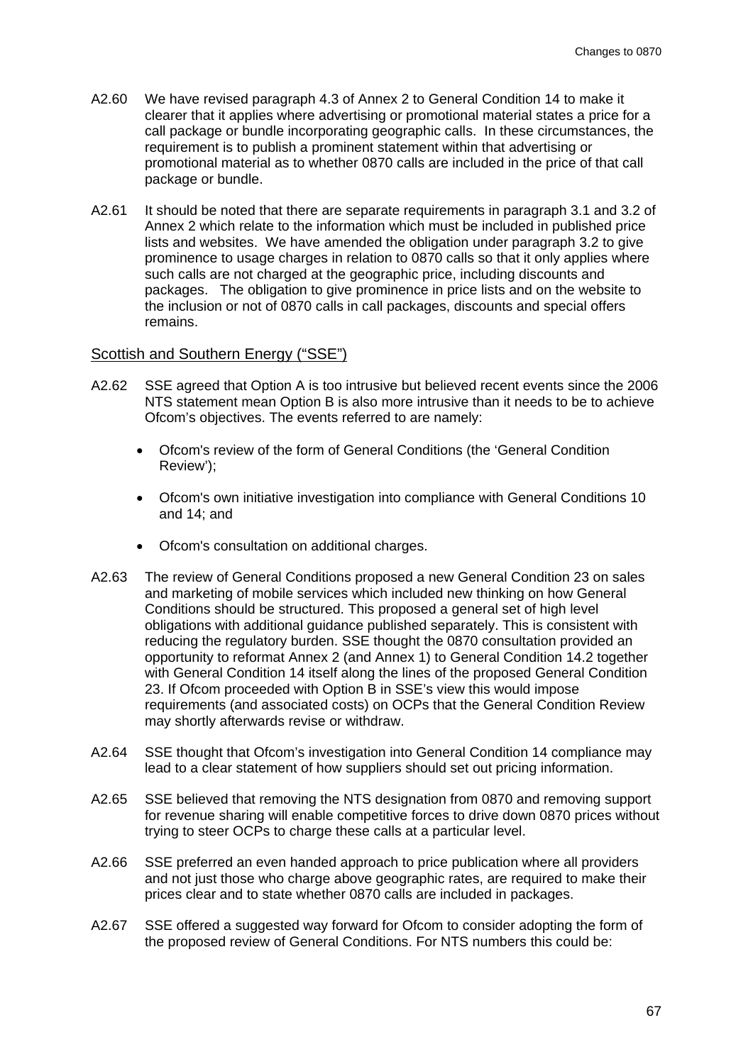A2.60 We have revised paragraph 4.3 of Annex 2 to General Condition 14 to make it clearer that it applies where advertising or promotional material states a price for a call package or bundle incorporating geographic calls. In these circumstances, the requirement is to publish a prominent statement within that advertising or promotional material as to whether 0870 calls are included in the price of that call package or bundle.

A2.61 It should be noted that there are separate requirements in paragraph 3.1 and 3.2 of Annex 2 which relate to the information which must be included in published price lists and websites. We have amended the obligation under paragraph 3.2 to give prominence to usage charges in relation to 0870 calls so that it only applies where such calls are not charged at the geographic price, including discounts and packages. The obligation to give prominence in price lists and on the website to the inclusion or not of 0870 calls in call packages, discounts and special offers remains.

## Scottish and Southern Energy ("SSE")

A2.62 SSE agreed that Option A is too intrusive but believed recent events since the 2006 NTS statement mean Option B is also more intrusive than it needs to be to achieve Ofcom's objectives. The events referred to are namely:

- Ofcom's review of the form of General Conditions (the 'General Condition Review');
- Ofcom's own initiative investigation into compliance with General Conditions 10 and 14; and
- Ofcom's consultation on additional charges.

A2.63 The review of General Conditions proposed a new General Condition 23 on sales and marketing of mobile services which included new thinking on how General Conditions should be structured. This proposed a general set of high level obligations with additional guidance published separately. This is consistent with reducing the regulatory burden. SSE thought the 0870 consultation provided an opportunity to reformat Annex 2 (and Annex 1) to General Condition 14.2 together with General Condition 14 itself along the lines of the proposed General Condition 23. If Ofcom proceeded with Option B in SSE's view this would impose requirements (and associated costs) on OCPs that the General Condition Review may shortly afterwards revise or withdraw.

A2.64 SSE thought that Ofcom's investigation into General Condition 14 compliance may lead to a clear statement of how suppliers should set out pricing information.

A2.65 SSE believed that removing the NTS designation from 0870 and removing support for revenue sharing will enable competitive forces to drive down 0870 prices without trying to steer OCPs to charge these calls at a particular level.

A2.66 SSE preferred an even handed approach to price publication where all providers and not just those who charge above geographic rates, are required to make their prices clear and to state whether 0870 calls are included in packages.

A2.67 SSE offered a suggested way forward for Ofcom to consider adopting the form of the proposed review of General Conditions. For NTS numbers this could be: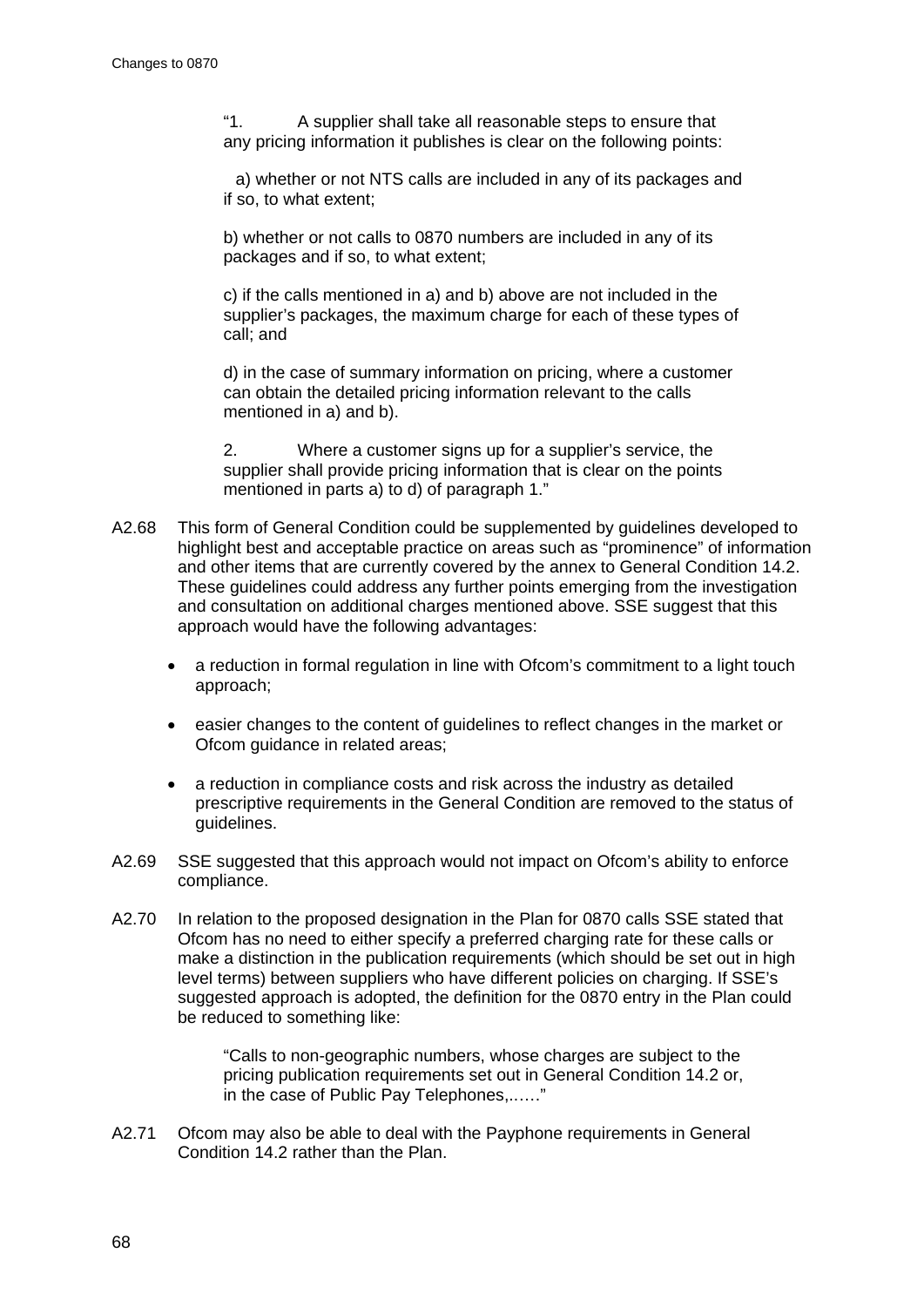"1. A supplier shall take all reasonable steps to ensure that any pricing information it publishes is clear on the following points:

> a) whether or not NTS calls are included in any of its packages and if so, to what extent;
>
> b) whether or not calls to 0870 numbers are included in any of its packages and if so, to what extent;
>
> c) if the calls mentioned in a) and b) above are not included in the supplier's packages, the maximum charge for each of these types of call; and
>
> d) in the case of summary information on pricing, where a customer can obtain the detailed pricing information relevant to the calls mentioned in a) and b).
>
> 2. Where a customer signs up for a supplier's service, the supplier shall provide pricing information that is clear on the points mentioned in parts a) to d) of paragraph 1."

A2.68 This form of General Condition could be supplemented by guidelines developed to highlight best and acceptable practice on areas such as "prominence" of information and other items that are currently covered by the annex to General Condition 14.2. These guidelines could address any further points emerging from the investigation and consultation on additional charges mentioned above. SSE suggest that this approach would have the following advantages:

- a reduction in formal regulation in line with Ofcom's commitment to a light touch approach;
- easier changes to the content of guidelines to reflect changes in the market or Ofcom guidance in related areas;
- a reduction in compliance costs and risk across the industry as detailed prescriptive requirements in the General Condition are removed to the status of guidelines.

A2.69 SSE suggested that this approach would not impact on Ofcom's ability to enforce compliance.

A2.70 In relation to the proposed designation in the Plan for 0870 calls SSE stated that Ofcom has no need to either specify a preferred charging rate for these calls or make a distinction in the publication requirements (which should be set out in high level terms) between suppliers who have different policies on charging. If SSE's suggested approach is adopted, the definition for the 0870 entry in the Plan could be reduced to something like:

> "Calls to non-geographic numbers, whose charges are subject to the pricing publication requirements set out in General Condition 14.2 or, in the case of Public Pay Telephones,......"

A2.71 Ofcom may also be able to deal with the Payphone requirements in General Condition 14.2 rather than the Plan.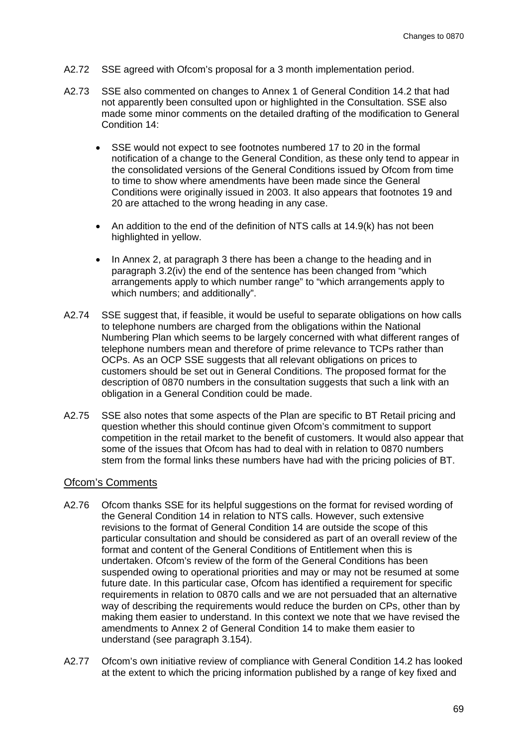A2.72 SSE agreed with Ofcom's proposal for a 3 month implementation period.

A2.73 SSE also commented on changes to Annex 1 of General Condition 14.2 that had not apparently been consulted upon or highlighted in the Consultation. SSE also made some minor comments on the detailed drafting of the modification to General Condition 14:

- SSE would not expect to see footnotes numbered 17 to 20 in the formal notification of a change to the General Condition, as these only tend to appear in the consolidated versions of the General Conditions issued by Ofcom from time to time to show where amendments have been made since the General Conditions were originally issued in 2003. It also appears that footnotes 19 and 20 are attached to the wrong heading in any case.
- An addition to the end of the definition of NTS calls at 14.9(k) has not been highlighted in yellow.
- In Annex 2, at paragraph 3 there has been a change to the heading and in paragraph 3.2(iv) the end of the sentence has been changed from "which arrangements apply to which number range" to "which arrangements apply to which numbers; and additionally".

A2.74 SSE suggest that, if feasible, it would be useful to separate obligations on how calls to telephone numbers are charged from the obligations within the National Numbering Plan which seems to be largely concerned with what different ranges of telephone numbers mean and therefore of prime relevance to TCPs rather than OCPs. As an OCP SSE suggests that all relevant obligations on prices to customers should be set out in General Conditions. The proposed format for the description of 0870 numbers in the consultation suggests that such a link with an obligation in a General Condition could be made.

A2.75 SSE also notes that some aspects of the Plan are specific to BT Retail pricing and question whether this should continue given Ofcom's commitment to support competition in the retail market to the benefit of customers. It would also appear that some of the issues that Ofcom has had to deal with in relation to 0870 numbers stem from the formal links these numbers have had with the pricing policies of BT.

## Ofcom's Comments

A2.76 Ofcom thanks SSE for its helpful suggestions on the format for revised wording of the General Condition 14 in relation to NTS calls. However, such extensive revisions to the format of General Condition 14 are outside the scope of this particular consultation and should be considered as part of an overall review of the format and content of the General Conditions of Entitlement when this is undertaken. Ofcom's review of the form of the General Conditions has been suspended owing to operational priorities and may or may not be resumed at some future date. In this particular case, Ofcom has identified a requirement for specific requirements in relation to 0870 calls and we are not persuaded that an alternative way of describing the requirements would reduce the burden on CPs, other than by making them easier to understand. In this context we note that we have revised the amendments to Annex 2 of General Condition 14 to make them easier to understand (see paragraph 3.154).

A2.77 Ofcom's own initiative review of compliance with General Condition 14.2 has looked at the extent to which the pricing information published by a range of key fixed and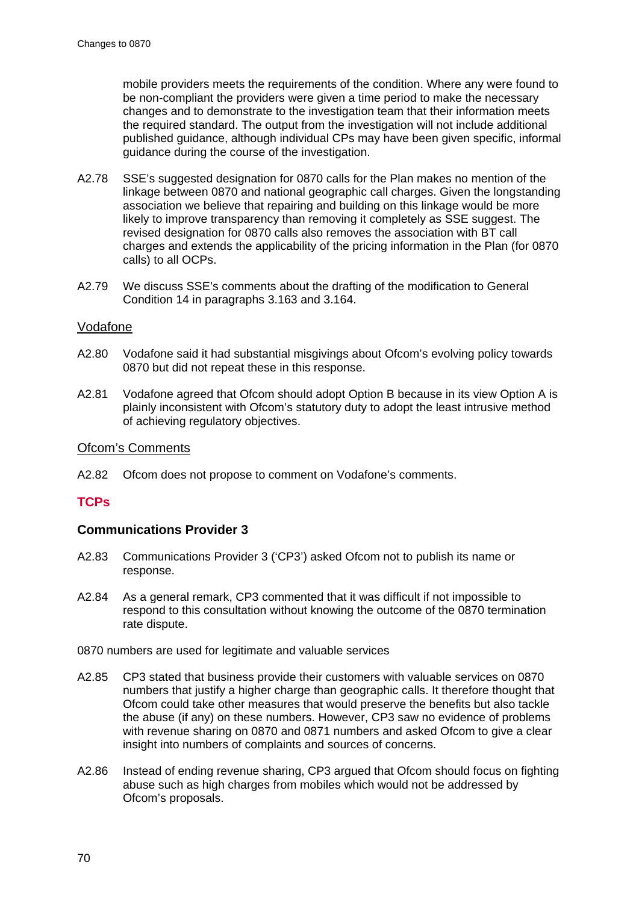mobile providers meets the requirements of the condition. Where any were found to be non-compliant the providers were given a time period to make the necessary changes and to demonstrate to the investigation team that their information meets the required standard. The output from the investigation will not include additional published guidance, although individual CPs may have been given specific, informal guidance during the course of the investigation.

A2.78 SSE's suggested designation for 0870 calls for the Plan makes no mention of the linkage between 0870 and national geographic call charges. Given the longstanding association we believe that repairing and building on this linkage would be more likely to improve transparency than removing it completely as SSE suggest. The revised designation for 0870 calls also removes the association with BT call charges and extends the applicability of the pricing information in the Plan (for 0870 calls) to all OCPs.

A2.79 We discuss SSE's comments about the drafting of the modification to General Condition 14 in paragraphs 3.163 and 3.164.

### Vodafone

A2.80 Vodafone said it had substantial misgivings about Ofcom's evolving policy towards 0870 but did not repeat these in this response.

A2.81 Vodafone agreed that Ofcom should adopt Option B because in its view Option A is plainly inconsistent with Ofcom's statutory duty to adopt the least intrusive method of achieving regulatory objectives.

### Ofcom's Comments

A2.82 Ofcom does not propose to comment on Vodafone's comments.

## TCPs

### Communications Provider 3

A2.83 Communications Provider 3 ('CP3') asked Ofcom not to publish its name or response.

A2.84 As a general remark, CP3 commented that it was difficult if not impossible to respond to this consultation without knowing the outcome of the 0870 termination rate dispute.

0870 numbers are used for legitimate and valuable services

A2.85 CP3 stated that business provide their customers with valuable services on 0870 numbers that justify a higher charge than geographic calls. It therefore thought that Ofcom could take other measures that would preserve the benefits but also tackle the abuse (if any) on these numbers. However, CP3 saw no evidence of problems with revenue sharing on 0870 and 0871 numbers and asked Ofcom to give a clear insight into numbers of complaints and sources of concerns.

A2.86 Instead of ending revenue sharing, CP3 argued that Ofcom should focus on fighting abuse such as high charges from mobiles which would not be addressed by Ofcom's proposals.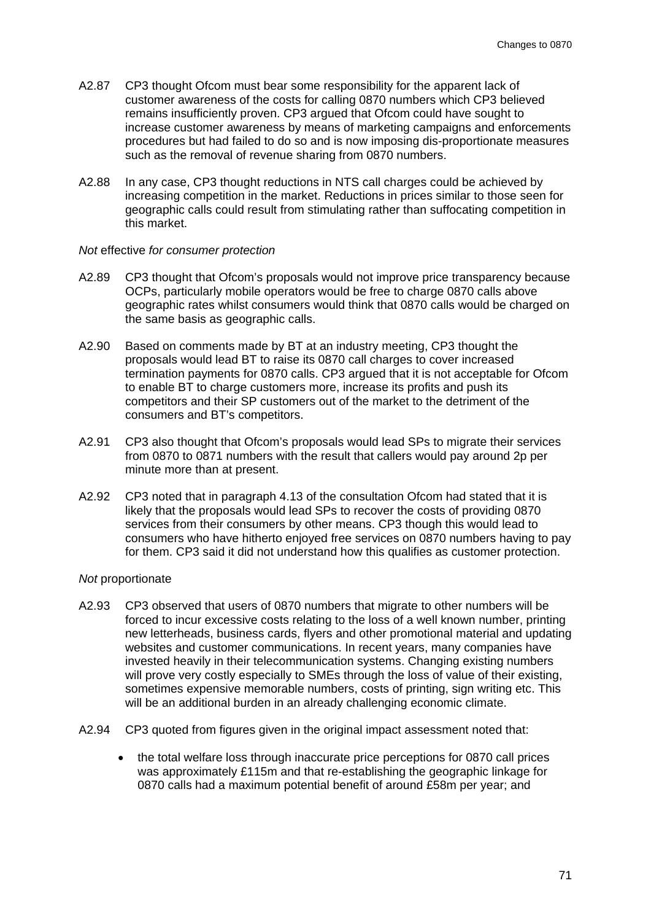A2.87 CP3 thought Ofcom must bear some responsibility for the apparent lack of customer awareness of the costs for calling 0870 numbers which CP3 believed remains insufficiently proven. CP3 argued that Ofcom could have sought to increase customer awareness by means of marketing campaigns and enforcements procedures but had failed to do so and is now imposing dis-proportionate measures such as the removal of revenue sharing from 0870 numbers.

A2.88 In any case, CP3 thought reductions in NTS call charges could be achieved by increasing competition in the market. Reductions in prices similar to those seen for geographic calls could result from stimulating rather than suffocating competition in this market.

*Not* effective *for consumer protection*

A2.89 CP3 thought that Ofcom's proposals would not improve price transparency because OCPs, particularly mobile operators would be free to charge 0870 calls above geographic rates whilst consumers would think that 0870 calls would be charged on the same basis as geographic calls.

A2.90 Based on comments made by BT at an industry meeting, CP3 thought the proposals would lead BT to raise its 0870 call charges to cover increased termination payments for 0870 calls. CP3 argued that it is not acceptable for Ofcom to enable BT to charge customers more, increase its profits and push its competitors and their SP customers out of the market to the detriment of the consumers and BT's competitors.

A2.91 CP3 also thought that Ofcom's proposals would lead SPs to migrate their services from 0870 to 0871 numbers with the result that callers would pay around 2p per minute more than at present.

A2.92 CP3 noted that in paragraph 4.13 of the consultation Ofcom had stated that it is likely that the proposals would lead SPs to recover the costs of providing 0870 services from their consumers by other means. CP3 though this would lead to consumers who have hitherto enjoyed free services on 0870 numbers having to pay for them. CP3 said it did not understand how this qualifies as customer protection.

*Not* proportionate

A2.93 CP3 observed that users of 0870 numbers that migrate to other numbers will be forced to incur excessive costs relating to the loss of a well known number, printing new letterheads, business cards, flyers and other promotional material and updating websites and customer communications. In recent years, many companies have invested heavily in their telecommunication systems. Changing existing numbers will prove very costly especially to SMEs through the loss of value of their existing, sometimes expensive memorable numbers, costs of printing, sign writing etc. This will be an additional burden in an already challenging economic climate.

A2.94 CP3 quoted from figures given in the original impact assessment noted that:

- the total welfare loss through inaccurate price perceptions for 0870 call prices was approximately £115m and that re-establishing the geographic linkage for 0870 calls had a maximum potential benefit of around £58m per year; and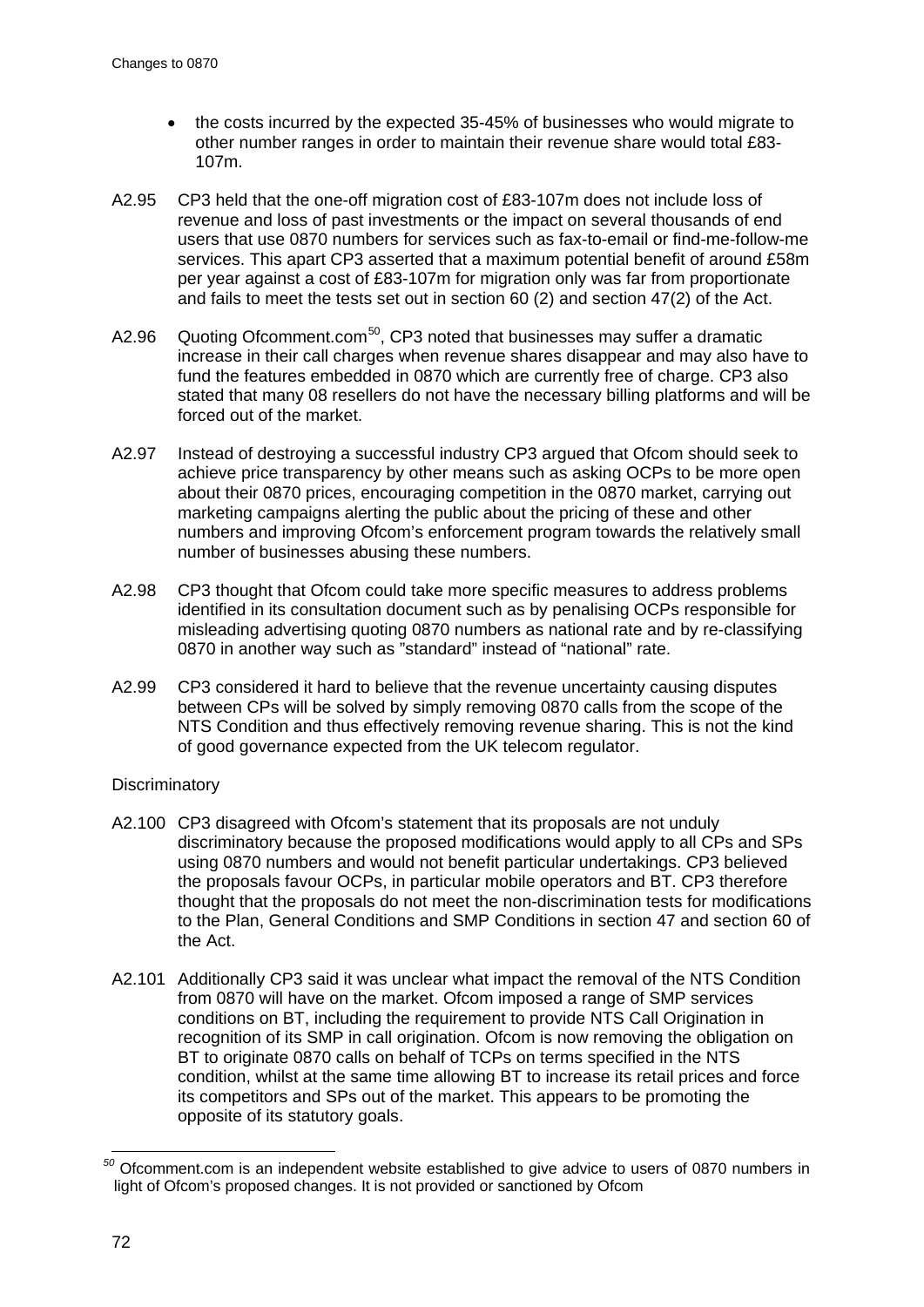- the costs incurred by the expected 35-45% of businesses who would migrate to other number ranges in order to maintain their revenue share would total £83-107m.

A2.95 CP3 held that the one-off migration cost of £83-107m does not include loss of revenue and loss of past investments or the impact on several thousands of end users that use 0870 numbers for services such as fax-to-email or find-me-follow-me services. This apart CP3 asserted that a maximum potential benefit of around £58m per year against a cost of £83-107m for migration only was far from proportionate and fails to meet the tests set out in section 60 (2) and section 47(2) of the Act.

A2.96 Quoting Ofcomment.com[50], CP3 noted that businesses may suffer a dramatic increase in their call charges when revenue shares disappear and may also have to fund the features embedded in 0870 which are currently free of charge. CP3 also stated that many 08 resellers do not have the necessary billing platforms and will be forced out of the market.

A2.97 Instead of destroying a successful industry CP3 argued that Ofcom should seek to achieve price transparency by other means such as asking OCPs to be more open about their 0870 prices, encouraging competition in the 0870 market, carrying out marketing campaigns alerting the public about the pricing of these and other numbers and improving Ofcom's enforcement program towards the relatively small number of businesses abusing these numbers.

A2.98 CP3 thought that Ofcom could take more specific measures to address problems identified in its consultation document such as by penalising OCPs responsible for misleading advertising quoting 0870 numbers as national rate and by re-classifying 0870 in another way such as "standard" instead of "national" rate.

A2.99 CP3 considered it hard to believe that the revenue uncertainty causing disputes between CPs will be solved by simply removing 0870 calls from the scope of the NTS Condition and thus effectively removing revenue sharing. This is not the kind of good governance expected from the UK telecom regulator.

Discriminatory

A2.100 CP3 disagreed with Ofcom's statement that its proposals are not unduly discriminatory because the proposed modifications would apply to all CPs and SPs using 0870 numbers and would not benefit particular undertakings. CP3 believed the proposals favour OCPs, in particular mobile operators and BT. CP3 therefore thought that the proposals do not meet the non-discrimination tests for modifications to the Plan, General Conditions and SMP Conditions in section 47 and section 60 of the Act.

A2.101 Additionally CP3 said it was unclear what impact the removal of the NTS Condition from 0870 will have on the market. Ofcom imposed a range of SMP services conditions on BT, including the requirement to provide NTS Call Origination in recognition of its SMP in call origination. Ofcom is now removing the obligation on BT to originate 0870 calls on behalf of TCPs on terms specified in the NTS condition, whilst at the same time allowing BT to increase its retail prices and force its competitors and SPs out of the market. This appears to be promoting the opposite of its statutory goals.

[50] Ofcomment.com is an independent website established to give advice to users of 0870 numbers in light of Ofcom's proposed changes. It is not provided or sanctioned by Ofcom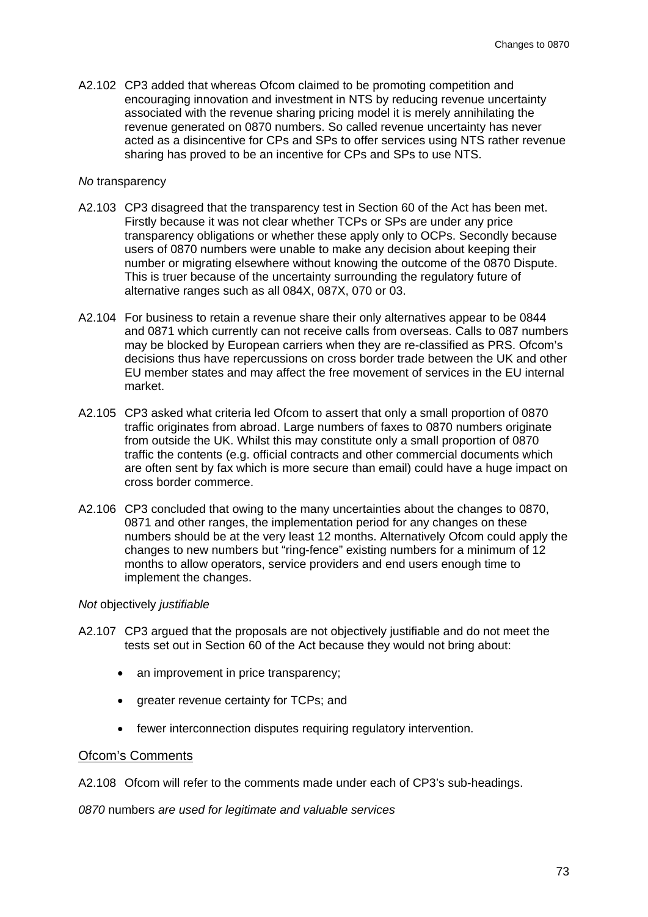A2.102 CP3 added that whereas Ofcom claimed to be promoting competition and encouraging innovation and investment in NTS by reducing revenue uncertainty associated with the revenue sharing pricing model it is merely annihilating the revenue generated on 0870 numbers. So called revenue uncertainty has never acted as a disincentive for CPs and SPs to offer services using NTS rather revenue sharing has proved to be an incentive for CPs and SPs to use NTS.

*No* transparency

A2.103 CP3 disagreed that the transparency test in Section 60 of the Act has been met. Firstly because it was not clear whether TCPs or SPs are under any price transparency obligations or whether these apply only to OCPs. Secondly because users of 0870 numbers were unable to make any decision about keeping their number or migrating elsewhere without knowing the outcome of the 0870 Dispute. This is truer because of the uncertainty surrounding the regulatory future of alternative ranges such as all 084X, 087X, 070 or 03.

A2.104 For business to retain a revenue share their only alternatives appear to be 0844 and 0871 which currently can not receive calls from overseas. Calls to 087 numbers may be blocked by European carriers when they are re-classified as PRS. Ofcom's decisions thus have repercussions on cross border trade between the UK and other EU member states and may affect the free movement of services in the EU internal market.

A2.105 CP3 asked what criteria led Ofcom to assert that only a small proportion of 0870 traffic originates from abroad. Large numbers of faxes to 0870 numbers originate from outside the UK. Whilst this may constitute only a small proportion of 0870 traffic the contents (e.g. official contracts and other commercial documents which are often sent by fax which is more secure than email) could have a huge impact on cross border commerce.

A2.106 CP3 concluded that owing to the many uncertainties about the changes to 0870, 0871 and other ranges, the implementation period for any changes on these numbers should be at the very least 12 months. Alternatively Ofcom could apply the changes to new numbers but "ring-fence" existing numbers for a minimum of 12 months to allow operators, service providers and end users enough time to implement the changes.

*Not* objectively *justifiable*

A2.107 CP3 argued that the proposals are not objectively justifiable and do not meet the tests set out in Section 60 of the Act because they would not bring about:

- an improvement in price transparency;
- greater revenue certainty for TCPs; and
- fewer interconnection disputes requiring regulatory intervention.

## Ofcom's Comments

A2.108 Ofcom will refer to the comments made under each of CP3's sub-headings.

*0870* numbers *are used for legitimate and valuable services*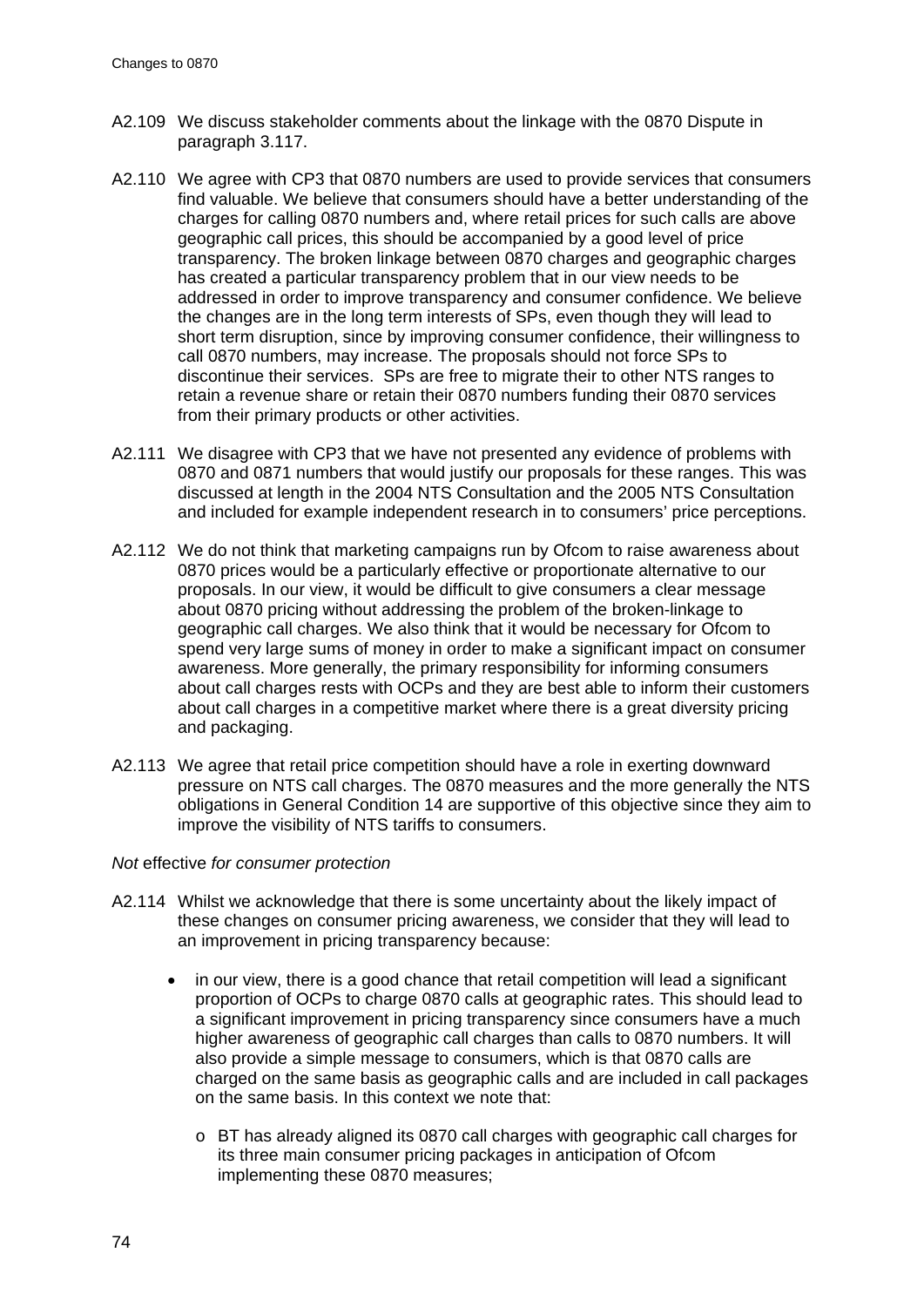A2.109 We discuss stakeholder comments about the linkage with the 0870 Dispute in paragraph 3.117.

A2.110 We agree with CP3 that 0870 numbers are used to provide services that consumers find valuable. We believe that consumers should have a better understanding of the charges for calling 0870 numbers and, where retail prices for such calls are above geographic call prices, this should be accompanied by a good level of price transparency. The broken linkage between 0870 charges and geographic charges has created a particular transparency problem that in our view needs to be addressed in order to improve transparency and consumer confidence. We believe the changes are in the long term interests of SPs, even though they will lead to short term disruption, since by improving consumer confidence, their willingness to call 0870 numbers, may increase. The proposals should not force SPs to discontinue their services. SPs are free to migrate their to other NTS ranges to retain a revenue share or retain their 0870 numbers funding their 0870 services from their primary products or other activities.

A2.111 We disagree with CP3 that we have not presented any evidence of problems with 0870 and 0871 numbers that would justify our proposals for these ranges. This was discussed at length in the 2004 NTS Consultation and the 2005 NTS Consultation and included for example independent research in to consumers' price perceptions.

A2.112 We do not think that marketing campaigns run by Ofcom to raise awareness about 0870 prices would be a particularly effective or proportionate alternative to our proposals. In our view, it would be difficult to give consumers a clear message about 0870 pricing without addressing the problem of the broken-linkage to geographic call charges. We also think that it would be necessary for Ofcom to spend very large sums of money in order to make a significant impact on consumer awareness. More generally, the primary responsibility for informing consumers about call charges rests with OCPs and they are best able to inform their customers about call charges in a competitive market where there is a great diversity pricing and packaging.

A2.113 We agree that retail price competition should have a role in exerting downward pressure on NTS call charges. The 0870 measures and the more generally the NTS obligations in General Condition 14 are supportive of this objective since they aim to improve the visibility of NTS tariffs to consumers.

*Not* effective *for consumer protection*

A2.114 Whilst we acknowledge that there is some uncertainty about the likely impact of these changes on consumer pricing awareness, we consider that they will lead to an improvement in pricing transparency because:

- in our view, there is a good chance that retail competition will lead a significant proportion of OCPs to charge 0870 calls at geographic rates. This should lead to a significant improvement in pricing transparency since consumers have a much higher awareness of geographic call charges than calls to 0870 numbers. It will also provide a simple message to consumers, which is that 0870 calls are charged on the same basis as geographic calls and are included in call packages on the same basis. In this context we note that:
  - BT has already aligned its 0870 call charges with geographic call charges for its three main consumer pricing packages in anticipation of Ofcom implementing these 0870 measures;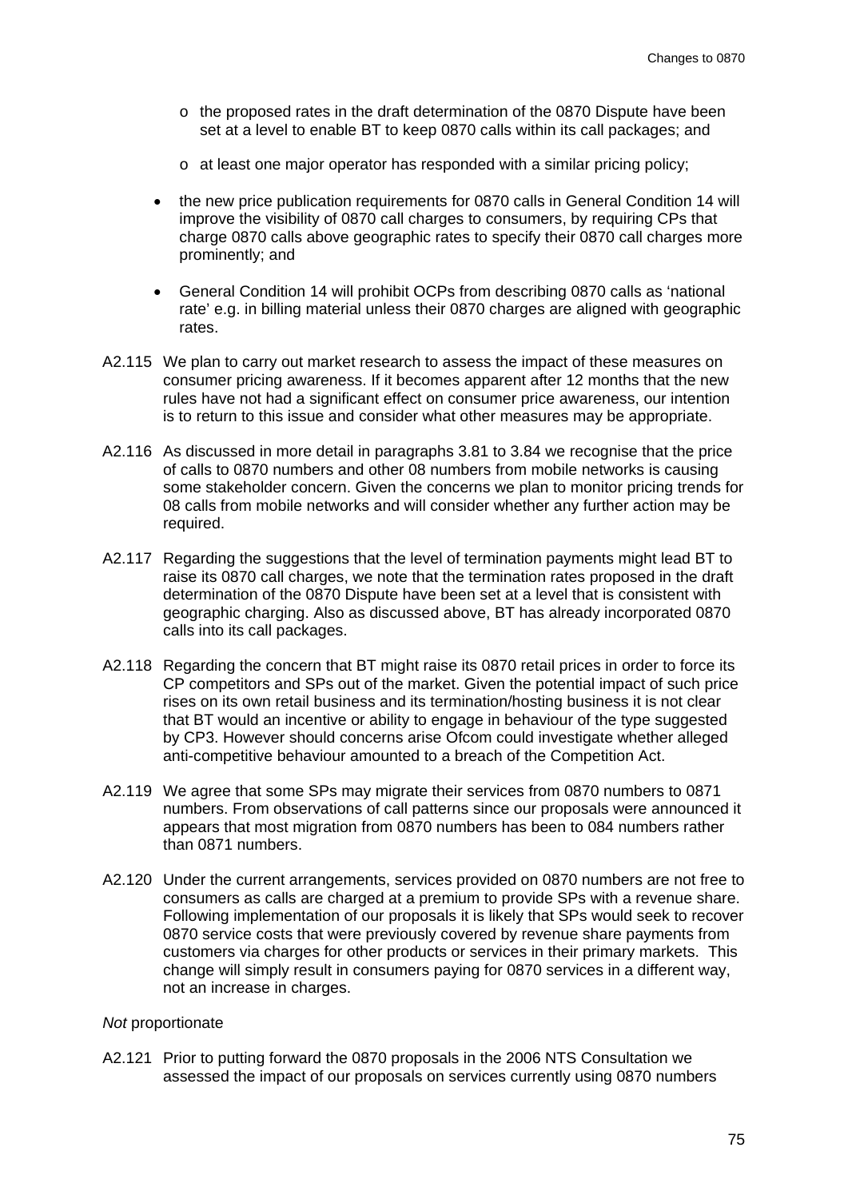- o the proposed rates in the draft determination of the 0870 Dispute have been set at a level to enable BT to keep 0870 calls within its call packages; and
  - o at least one major operator has responded with a similar pricing policy;
- the new price publication requirements for 0870 calls in General Condition 14 will improve the visibility of 0870 call charges to consumers, by requiring CPs that charge 0870 calls above geographic rates to specify their 0870 call charges more prominently; and
- General Condition 14 will prohibit OCPs from describing 0870 calls as 'national rate' e.g. in billing material unless their 0870 charges are aligned with geographic rates.

A2.115 We plan to carry out market research to assess the impact of these measures on consumer pricing awareness. If it becomes apparent after 12 months that the new rules have not had a significant effect on consumer price awareness, our intention is to return to this issue and consider what other measures may be appropriate.

A2.116 As discussed in more detail in paragraphs 3.81 to 3.84 we recognise that the price of calls to 0870 numbers and other 08 numbers from mobile networks is causing some stakeholder concern. Given the concerns we plan to monitor pricing trends for 08 calls from mobile networks and will consider whether any further action may be required.

A2.117 Regarding the suggestions that the level of termination payments might lead BT to raise its 0870 call charges, we note that the termination rates proposed in the draft determination of the 0870 Dispute have been set at a level that is consistent with geographic charging. Also as discussed above, BT has already incorporated 0870 calls into its call packages.

A2.118 Regarding the concern that BT might raise its 0870 retail prices in order to force its CP competitors and SPs out of the market. Given the potential impact of such price rises on its own retail business and its termination/hosting business it is not clear that BT would an incentive or ability to engage in behaviour of the type suggested by CP3. However should concerns arise Ofcom could investigate whether alleged anti-competitive behaviour amounted to a breach of the Competition Act.

A2.119 We agree that some SPs may migrate their services from 0870 numbers to 0871 numbers. From observations of call patterns since our proposals were announced it appears that most migration from 0870 numbers has been to 084 numbers rather than 0871 numbers.

A2.120 Under the current arrangements, services provided on 0870 numbers are not free to consumers as calls are charged at a premium to provide SPs with a revenue share. Following implementation of our proposals it is likely that SPs would seek to recover 0870 service costs that were previously covered by revenue share payments from customers via charges for other products or services in their primary markets. This change will simply result in consumers paying for 0870 services in a different way, not an increase in charges.

*Not* proportionate

A2.121 Prior to putting forward the 0870 proposals in the 2006 NTS Consultation we assessed the impact of our proposals on services currently using 0870 numbers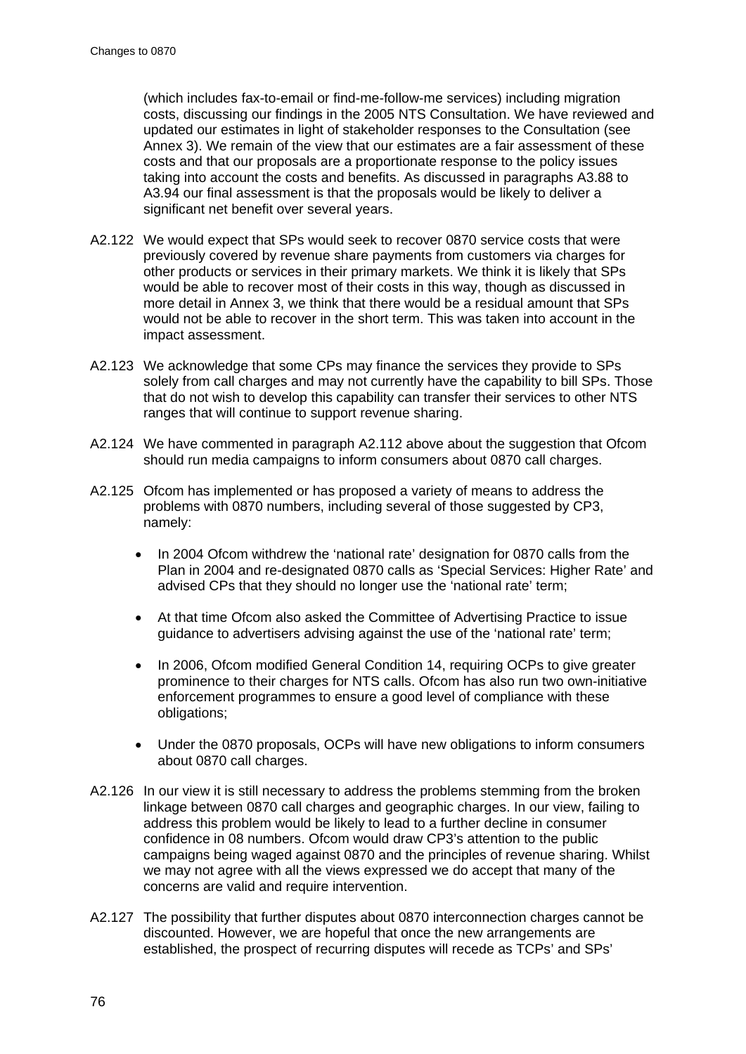(which includes fax-to-email or find-me-follow-me services) including migration costs, discussing our findings in the 2005 NTS Consultation. We have reviewed and updated our estimates in light of stakeholder responses to the Consultation (see Annex 3). We remain of the view that our estimates are a fair assessment of these costs and that our proposals are a proportionate response to the policy issues taking into account the costs and benefits. As discussed in paragraphs A3.88 to A3.94 our final assessment is that the proposals would be likely to deliver a significant net benefit over several years.

A2.122 We would expect that SPs would seek to recover 0870 service costs that were previously covered by revenue share payments from customers via charges for other products or services in their primary markets. We think it is likely that SPs would be able to recover most of their costs in this way, though as discussed in more detail in Annex 3, we think that there would be a residual amount that SPs would not be able to recover in the short term. This was taken into account in the impact assessment.

A2.123 We acknowledge that some CPs may finance the services they provide to SPs solely from call charges and may not currently have the capability to bill SPs. Those that do not wish to develop this capability can transfer their services to other NTS ranges that will continue to support revenue sharing.

A2.124 We have commented in paragraph A2.112 above about the suggestion that Ofcom should run media campaigns to inform consumers about 0870 call charges.

A2.125 Ofcom has implemented or has proposed a variety of means to address the problems with 0870 numbers, including several of those suggested by CP3, namely:

- In 2004 Ofcom withdrew the 'national rate' designation for 0870 calls from the Plan in 2004 and re-designated 0870 calls as 'Special Services: Higher Rate' and advised CPs that they should no longer use the 'national rate' term;
- At that time Ofcom also asked the Committee of Advertising Practice to issue guidance to advertisers advising against the use of the 'national rate' term;
- In 2006, Ofcom modified General Condition 14, requiring OCPs to give greater prominence to their charges for NTS calls. Ofcom has also run two own-initiative enforcement programmes to ensure a good level of compliance with these obligations;
- Under the 0870 proposals, OCPs will have new obligations to inform consumers about 0870 call charges.

A2.126 In our view it is still necessary to address the problems stemming from the broken linkage between 0870 call charges and geographic charges. In our view, failing to address this problem would be likely to lead to a further decline in consumer confidence in 08 numbers. Ofcom would draw CP3's attention to the public campaigns being waged against 0870 and the principles of revenue sharing. Whilst we may not agree with all the views expressed we do accept that many of the concerns are valid and require intervention.

A2.127 The possibility that further disputes about 0870 interconnection charges cannot be discounted. However, we are hopeful that once the new arrangements are established, the prospect of recurring disputes will recede as TCPs' and SPs'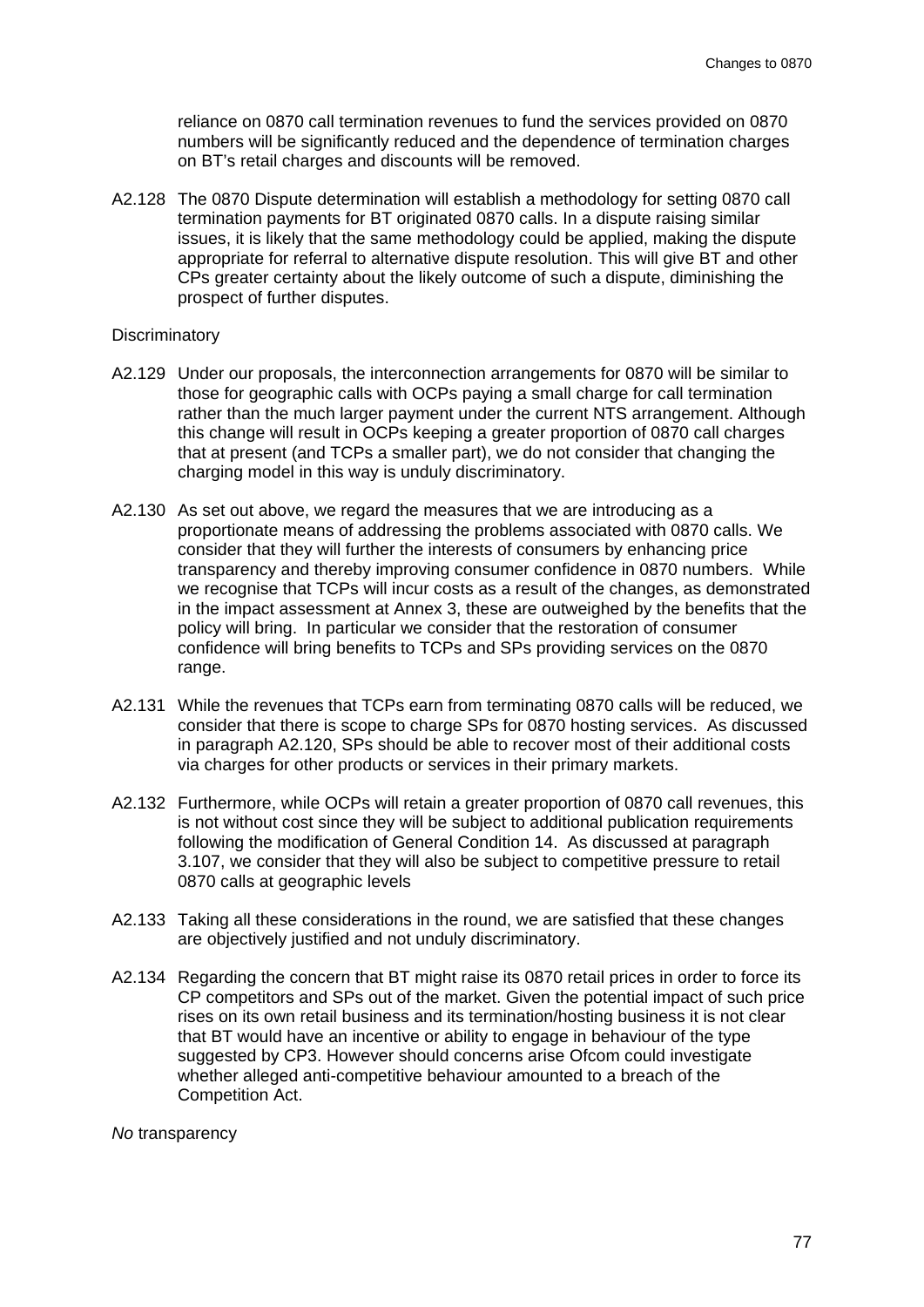reliance on 0870 call termination revenues to fund the services provided on 0870 numbers will be significantly reduced and the dependence of termination charges on BT's retail charges and discounts will be removed.

A2.128 The 0870 Dispute determination will establish a methodology for setting 0870 call termination payments for BT originated 0870 calls. In a dispute raising similar issues, it is likely that the same methodology could be applied, making the dispute appropriate for referral to alternative dispute resolution. This will give BT and other CPs greater certainty about the likely outcome of such a dispute, diminishing the prospect of further disputes.

Discriminatory

A2.129 Under our proposals, the interconnection arrangements for 0870 will be similar to those for geographic calls with OCPs paying a small charge for call termination rather than the much larger payment under the current NTS arrangement. Although this change will result in OCPs keeping a greater proportion of 0870 call charges that at present (and TCPs a smaller part), we do not consider that changing the charging model in this way is unduly discriminatory.

A2.130 As set out above, we regard the measures that we are introducing as a proportionate means of addressing the problems associated with 0870 calls. We consider that they will further the interests of consumers by enhancing price transparency and thereby improving consumer confidence in 0870 numbers. While we recognise that TCPs will incur costs as a result of the changes, as demonstrated in the impact assessment at Annex 3, these are outweighed by the benefits that the policy will bring. In particular we consider that the restoration of consumer confidence will bring benefits to TCPs and SPs providing services on the 0870 range.

A2.131 While the revenues that TCPs earn from terminating 0870 calls will be reduced, we consider that there is scope to charge SPs for 0870 hosting services. As discussed in paragraph A2.120, SPs should be able to recover most of their additional costs via charges for other products or services in their primary markets.

A2.132 Furthermore, while OCPs will retain a greater proportion of 0870 call revenues, this is not without cost since they will be subject to additional publication requirements following the modification of General Condition 14. As discussed at paragraph 3.107, we consider that they will also be subject to competitive pressure to retail 0870 calls at geographic levels

A2.133 Taking all these considerations in the round, we are satisfied that these changes are objectively justified and not unduly discriminatory.

A2.134 Regarding the concern that BT might raise its 0870 retail prices in order to force its CP competitors and SPs out of the market. Given the potential impact of such price rises on its own retail business and its termination/hosting business it is not clear that BT would have an incentive or ability to engage in behaviour of the type suggested by CP3. However should concerns arise Ofcom could investigate whether alleged anti-competitive behaviour amounted to a breach of the Competition Act.

*No* transparency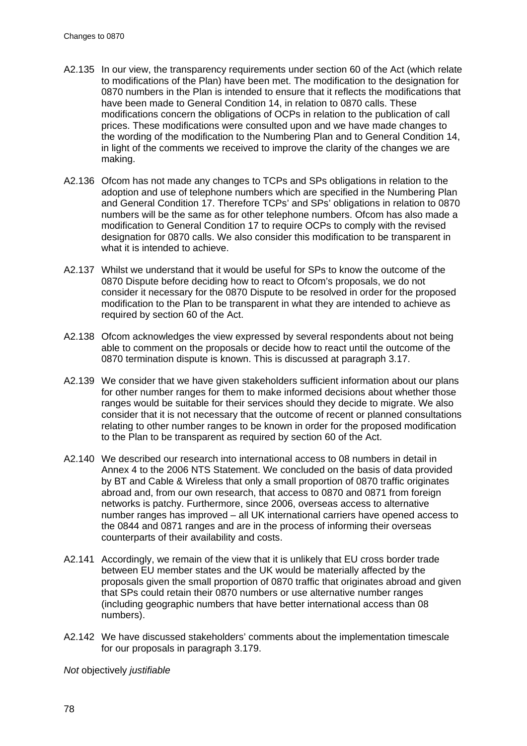A2.135 In our view, the transparency requirements under section 60 of the Act (which relate to modifications of the Plan) have been met. The modification to the designation for 0870 numbers in the Plan is intended to ensure that it reflects the modifications that have been made to General Condition 14, in relation to 0870 calls. These modifications concern the obligations of OCPs in relation to the publication of call prices. These modifications were consulted upon and we have made changes to the wording of the modification to the Numbering Plan and to General Condition 14, in light of the comments we received to improve the clarity of the changes we are making.

A2.136 Ofcom has not made any changes to TCPs and SPs obligations in relation to the adoption and use of telephone numbers which are specified in the Numbering Plan and General Condition 17. Therefore TCPs' and SPs' obligations in relation to 0870 numbers will be the same as for other telephone numbers. Ofcom has also made a modification to General Condition 17 to require OCPs to comply with the revised designation for 0870 calls. We also consider this modification to be transparent in what it is intended to achieve.

A2.137 Whilst we understand that it would be useful for SPs to know the outcome of the 0870 Dispute before deciding how to react to Ofcom's proposals, we do not consider it necessary for the 0870 Dispute to be resolved in order for the proposed modification to the Plan to be transparent in what they are intended to achieve as required by section 60 of the Act.

A2.138 Ofcom acknowledges the view expressed by several respondents about not being able to comment on the proposals or decide how to react until the outcome of the 0870 termination dispute is known. This is discussed at paragraph 3.17.

A2.139 We consider that we have given stakeholders sufficient information about our plans for other number ranges for them to make informed decisions about whether those ranges would be suitable for their services should they decide to migrate. We also consider that it is not necessary that the outcome of recent or planned consultations relating to other number ranges to be known in order for the proposed modification to the Plan to be transparent as required by section 60 of the Act.

A2.140 We described our research into international access to 08 numbers in detail in Annex 4 to the 2006 NTS Statement. We concluded on the basis of data provided by BT and Cable & Wireless that only a small proportion of 0870 traffic originates abroad and, from our own research, that access to 0870 and 0871 from foreign networks is patchy. Furthermore, since 2006, overseas access to alternative number ranges has improved – all UK international carriers have opened access to the 0844 and 0871 ranges and are in the process of informing their overseas counterparts of their availability and costs.

A2.141 Accordingly, we remain of the view that it is unlikely that EU cross border trade between EU member states and the UK would be materially affected by the proposals given the small proportion of 0870 traffic that originates abroad and given that SPs could retain their 0870 numbers or use alternative number ranges (including geographic numbers that have better international access than 08 numbers).

A2.142 We have discussed stakeholders' comments about the implementation timescale for our proposals in paragraph 3.179.

*Not* objectively *justifiable*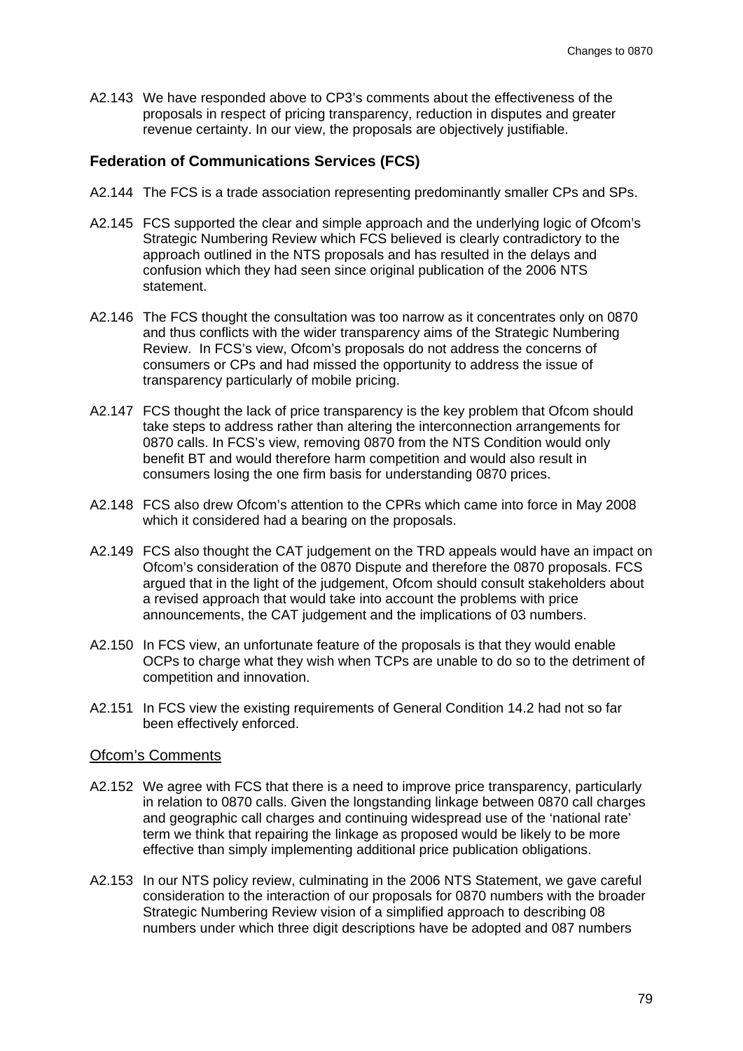A2.143 We have responded above to CP3's comments about the effectiveness of the proposals in respect of pricing transparency, reduction in disputes and greater revenue certainty. In our view, the proposals are objectively justifiable.

### Federation of Communications Services (FCS)

A2.144 The FCS is a trade association representing predominantly smaller CPs and SPs.

A2.145 FCS supported the clear and simple approach and the underlying logic of Ofcom's Strategic Numbering Review which FCS believed is clearly contradictory to the approach outlined in the NTS proposals and has resulted in the delays and confusion which they had seen since original publication of the 2006 NTS statement.

A2.146 The FCS thought the consultation was too narrow as it concentrates only on 0870 and thus conflicts with the wider transparency aims of the Strategic Numbering Review. In FCS's view, Ofcom's proposals do not address the concerns of consumers or CPs and had missed the opportunity to address the issue of transparency particularly of mobile pricing.

A2.147 FCS thought the lack of price transparency is the key problem that Ofcom should take steps to address rather than altering the interconnection arrangements for 0870 calls. In FCS's view, removing 0870 from the NTS Condition would only benefit BT and would therefore harm competition and would also result in consumers losing the one firm basis for understanding 0870 prices.

A2.148 FCS also drew Ofcom's attention to the CPRs which came into force in May 2008 which it considered had a bearing on the proposals.

A2.149 FCS also thought the CAT judgement on the TRD appeals would have an impact on Ofcom's consideration of the 0870 Dispute and therefore the 0870 proposals. FCS argued that in the light of the judgement, Ofcom should consult stakeholders about a revised approach that would take into account the problems with price announcements, the CAT judgement and the implications of 03 numbers.

A2.150 In FCS view, an unfortunate feature of the proposals is that they would enable OCPs to charge what they wish when TCPs are unable to do so to the detriment of competition and innovation.

A2.151 In FCS view the existing requirements of General Condition 14.2 had not so far been effectively enforced.

#### Ofcom's Comments

A2.152 We agree with FCS that there is a need to improve price transparency, particularly in relation to 0870 calls. Given the longstanding linkage between 0870 call charges and geographic call charges and continuing widespread use of the 'national rate' term we think that repairing the linkage as proposed would be likely to be more effective than simply implementing additional price publication obligations.

A2.153 In our NTS policy review, culminating in the 2006 NTS Statement, we gave careful consideration to the interaction of our proposals for 0870 numbers with the broader Strategic Numbering Review vision of a simplified approach to describing 08 numbers under which three digit descriptions have be adopted and 087 numbers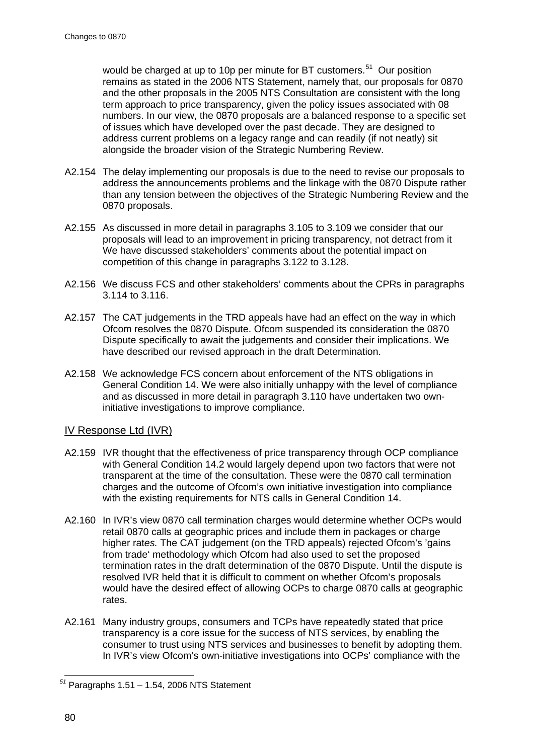would be charged at up to 10p per minute for BT customers.[51] Our position remains as stated in the 2006 NTS Statement, namely that, our proposals for 0870 and the other proposals in the 2005 NTS Consultation are consistent with the long term approach to price transparency, given the policy issues associated with 08 numbers. In our view, the 0870 proposals are a balanced response to a specific set of issues which have developed over the past decade. They are designed to address current problems on a legacy range and can readily (if not neatly) sit alongside the broader vision of the Strategic Numbering Review.

A2.154 The delay implementing our proposals is due to the need to revise our proposals to address the announcements problems and the linkage with the 0870 Dispute rather than any tension between the objectives of the Strategic Numbering Review and the 0870 proposals.

A2.155 As discussed in more detail in paragraphs 3.105 to 3.109 we consider that our proposals will lead to an improvement in pricing transparency, not detract from it We have discussed stakeholders' comments about the potential impact on competition of this change in paragraphs 3.122 to 3.128.

A2.156 We discuss FCS and other stakeholders' comments about the CPRs in paragraphs 3.114 to 3.116.

A2.157 The CAT judgements in the TRD appeals have had an effect on the way in which Ofcom resolves the 0870 Dispute. Ofcom suspended its consideration the 0870 Dispute specifically to await the judgements and consider their implications. We have described our revised approach in the draft Determination.

A2.158 We acknowledge FCS concern about enforcement of the NTS obligations in General Condition 14. We were also initially unhappy with the level of compliance and as discussed in more detail in paragraph 3.110 have undertaken two own-initiative investigations to improve compliance.

## IV Response Ltd (IVR)

A2.159 IVR thought that the effectiveness of price transparency through OCP compliance with General Condition 14.2 would largely depend upon two factors that were not transparent at the time of the consultation. These were the 0870 call termination charges and the outcome of Ofcom's own initiative investigation into compliance with the existing requirements for NTS calls in General Condition 14.

A2.160 In IVR's view 0870 call termination charges would determine whether OCPs would retail 0870 calls at geographic prices and include them in packages or charge higher rat*es.* The CAT judgement (on the TRD appeals) rejected Ofcom's 'gains from trade' methodology which Ofcom had also used to set the proposed termination rates in the draft determination of the 0870 Dispute. Until the dispute is resolved IVR held that it is difficult to comment on whether Ofcom's proposals would have the desired effect of allowing OCPs to charge 0870 calls at geographic rates.

A2.161 Many industry groups, consumers and TCPs have repeatedly stated that price transparency is a core issue for the success of NTS services, by enabling the consumer to trust using NTS services and businesses to benefit by adopting them. In IVR's view Ofcom's own-initiative investigations into OCPs' compliance with the

---

[51] Paragraphs 1.51 – 1.54, 2006 NTS Statement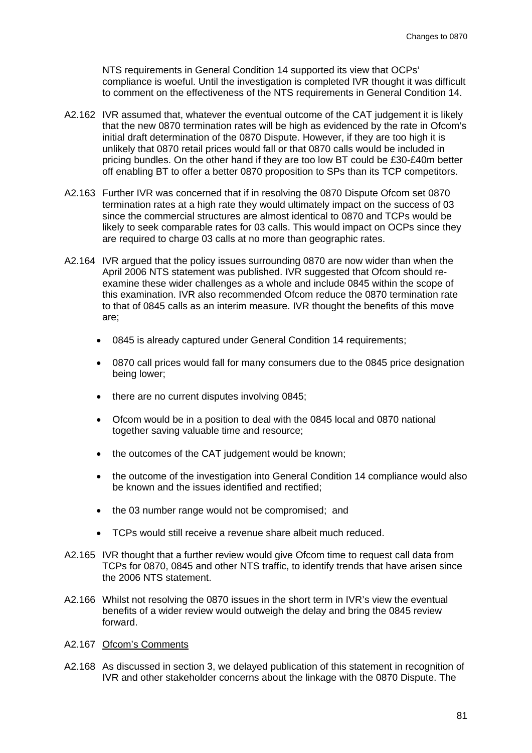NTS requirements in General Condition 14 supported its view that OCPs' compliance is woeful. Until the investigation is completed IVR thought it was difficult to comment on the effectiveness of the NTS requirements in General Condition 14.

A2.162 IVR assumed that, whatever the eventual outcome of the CAT judgement it is likely that the new 0870 termination rates will be high as evidenced by the rate in Ofcom's initial draft determination of the 0870 Dispute. However, if they are too high it is unlikely that 0870 retail prices would fall or that 0870 calls would be included in pricing bundles. On the other hand if they are too low BT could be £30-£40m better off enabling BT to offer a better 0870 proposition to SPs than its TCP competitors.

A2.163 Further IVR was concerned that if in resolving the 0870 Dispute Ofcom set 0870 termination rates at a high rate they would ultimately impact on the success of 03 since the commercial structures are almost identical to 0870 and TCPs would be likely to seek comparable rates for 03 calls. This would impact on OCPs since they are required to charge 03 calls at no more than geographic rates.

A2.164 IVR argued that the policy issues surrounding 0870 are now wider than when the April 2006 NTS statement was published. IVR suggested that Ofcom should re-examine these wider challenges as a whole and include 0845 within the scope of this examination. IVR also recommended Ofcom reduce the 0870 termination rate to that of 0845 calls as an interim measure. IVR thought the benefits of this move are;

- 0845 is already captured under General Condition 14 requirements;
- 0870 call prices would fall for many consumers due to the 0845 price designation being lower;
- there are no current disputes involving 0845;
- Ofcom would be in a position to deal with the 0845 local and 0870 national together saving valuable time and resource;
- the outcomes of the CAT judgement would be known;
- the outcome of the investigation into General Condition 14 compliance would also be known and the issues identified and rectified;
- the 03 number range would not be compromised; and
- TCPs would still receive a revenue share albeit much reduced.

A2.165 IVR thought that a further review would give Ofcom time to request call data from TCPs for 0870, 0845 and other NTS traffic, to identify trends that have arisen since the 2006 NTS statement.

A2.166 Whilst not resolving the 0870 issues in the short term in IVR's view the eventual benefits of a wider review would outweigh the delay and bring the 0845 review forward.

A2.167 Ofcom's Comments

A2.168 As discussed in section 3, we delayed publication of this statement in recognition of IVR and other stakeholder concerns about the linkage with the 0870 Dispute. The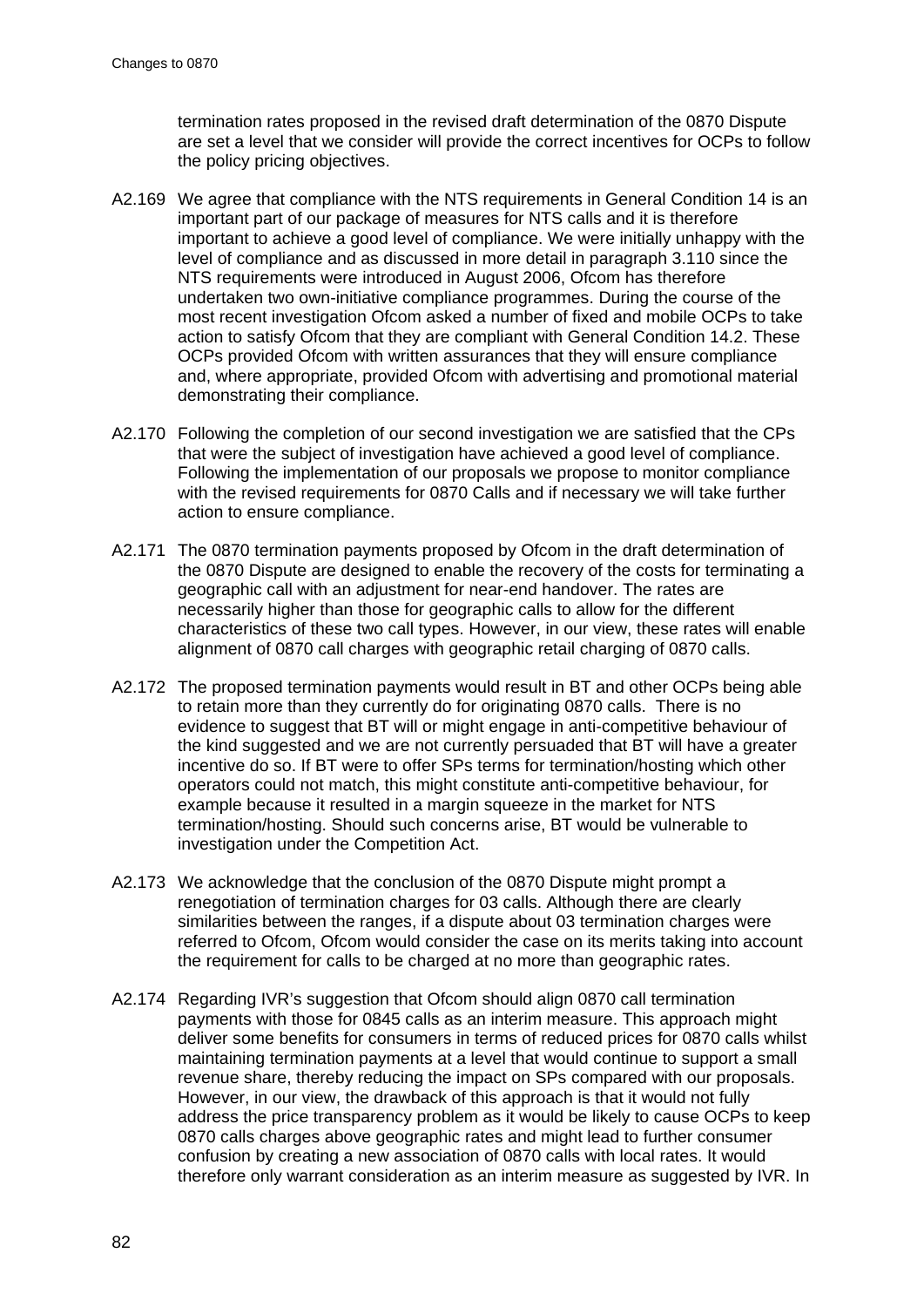termination rates proposed in the revised draft determination of the 0870 Dispute are set a level that we consider will provide the correct incentives for OCPs to follow the policy pricing objectives.

A2.169 We agree that compliance with the NTS requirements in General Condition 14 is an important part of our package of measures for NTS calls and it is therefore important to achieve a good level of compliance. We were initially unhappy with the level of compliance and as discussed in more detail in paragraph 3.110 since the NTS requirements were introduced in August 2006, Ofcom has therefore undertaken two own-initiative compliance programmes. During the course of the most recent investigation Ofcom asked a number of fixed and mobile OCPs to take action to satisfy Ofcom that they are compliant with General Condition 14.2. These OCPs provided Ofcom with written assurances that they will ensure compliance and, where appropriate, provided Ofcom with advertising and promotional material demonstrating their compliance.

A2.170 Following the completion of our second investigation we are satisfied that the CPs that were the subject of investigation have achieved a good level of compliance. Following the implementation of our proposals we propose to monitor compliance with the revised requirements for 0870 Calls and if necessary we will take further action to ensure compliance.

A2.171 The 0870 termination payments proposed by Ofcom in the draft determination of the 0870 Dispute are designed to enable the recovery of the costs for terminating a geographic call with an adjustment for near-end handover. The rates are necessarily higher than those for geographic calls to allow for the different characteristics of these two call types. However, in our view, these rates will enable alignment of 0870 call charges with geographic retail charging of 0870 calls.

A2.172 The proposed termination payments would result in BT and other OCPs being able to retain more than they currently do for originating 0870 calls. There is no evidence to suggest that BT will or might engage in anti-competitive behaviour of the kind suggested and we are not currently persuaded that BT will have a greater incentive do so. If BT were to offer SPs terms for termination/hosting which other operators could not match, this might constitute anti-competitive behaviour, for example because it resulted in a margin squeeze in the market for NTS termination/hosting. Should such concerns arise, BT would be vulnerable to investigation under the Competition Act.

A2.173 We acknowledge that the conclusion of the 0870 Dispute might prompt a renegotiation of termination charges for 03 calls. Although there are clearly similarities between the ranges, if a dispute about 03 termination charges were referred to Ofcom, Ofcom would consider the case on its merits taking into account the requirement for calls to be charged at no more than geographic rates.

A2.174 Regarding IVR's suggestion that Ofcom should align 0870 call termination payments with those for 0845 calls as an interim measure. This approach might deliver some benefits for consumers in terms of reduced prices for 0870 calls whilst maintaining termination payments at a level that would continue to support a small revenue share, thereby reducing the impact on SPs compared with our proposals. However, in our view, the drawback of this approach is that it would not fully address the price transparency problem as it would be likely to cause OCPs to keep 0870 calls charges above geographic rates and might lead to further consumer confusion by creating a new association of 0870 calls with local rates. It would therefore only warrant consideration as an interim measure as suggested by IVR. In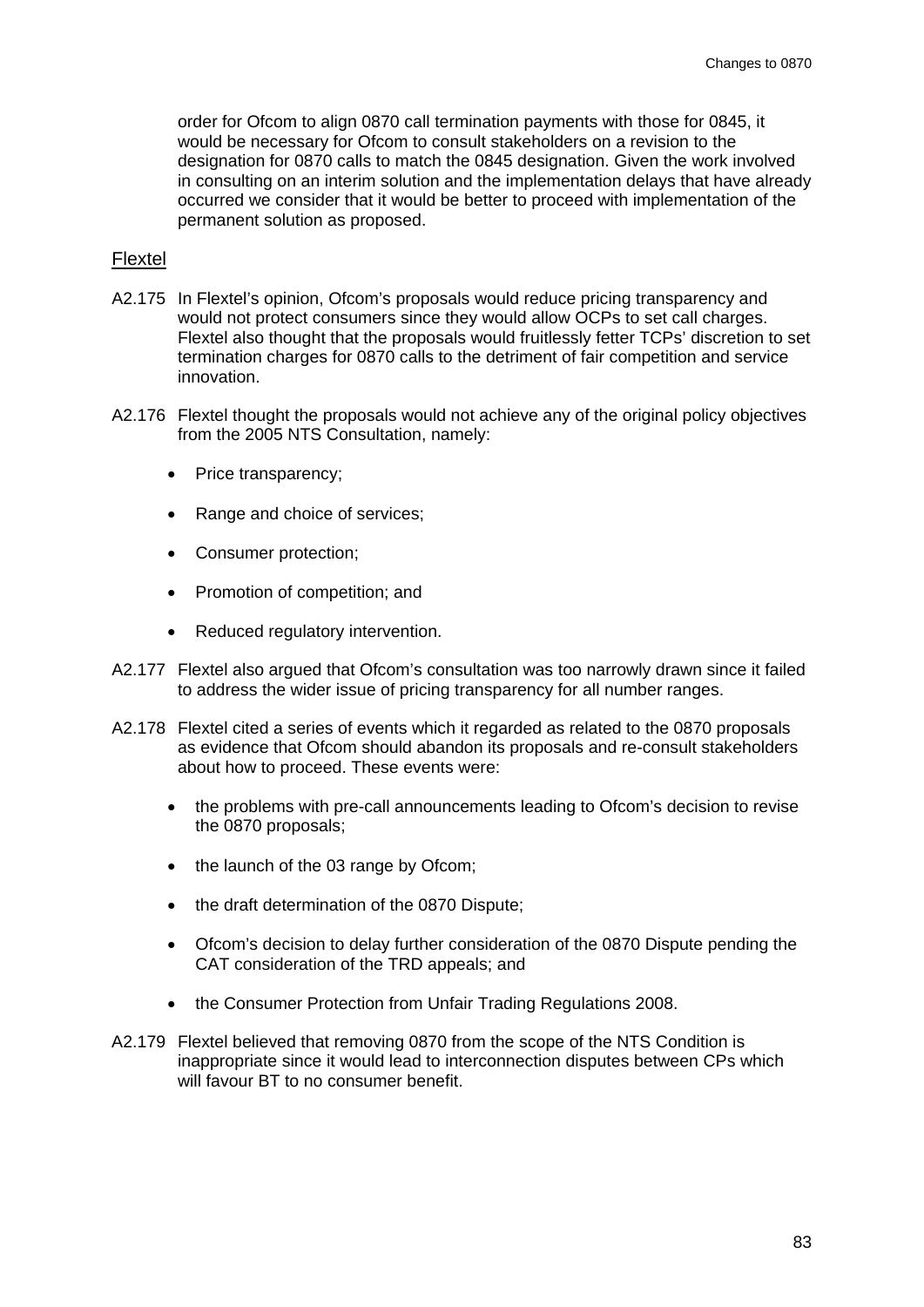order for Ofcom to align 0870 call termination payments with those for 0845, it would be necessary for Ofcom to consult stakeholders on a revision to the designation for 0870 calls to match the 0845 designation. Given the work involved in consulting on an interim solution and the implementation delays that have already occurred we consider that it would be better to proceed with implementation of the permanent solution as proposed.

### Flextel

A2.175 In Flextel's opinion, Ofcom's proposals would reduce pricing transparency and would not protect consumers since they would allow OCPs to set call charges. Flextel also thought that the proposals would fruitlessly fetter TCPs' discretion to set termination charges for 0870 calls to the detriment of fair competition and service innovation.

A2.176 Flextel thought the proposals would not achieve any of the original policy objectives from the 2005 NTS Consultation, namely:

- Price transparency;
- Range and choice of services;
- Consumer protection;
- Promotion of competition; and
- Reduced regulatory intervention.

A2.177 Flextel also argued that Ofcom's consultation was too narrowly drawn since it failed to address the wider issue of pricing transparency for all number ranges.

A2.178 Flextel cited a series of events which it regarded as related to the 0870 proposals as evidence that Ofcom should abandon its proposals and re-consult stakeholders about how to proceed. These events were:

- the problems with pre-call announcements leading to Ofcom's decision to revise the 0870 proposals;
- the launch of the 03 range by Ofcom;
- the draft determination of the 0870 Dispute;
- Ofcom's decision to delay further consideration of the 0870 Dispute pending the CAT consideration of the TRD appeals; and
- the Consumer Protection from Unfair Trading Regulations 2008.

A2.179 Flextel believed that removing 0870 from the scope of the NTS Condition is inappropriate since it would lead to interconnection disputes between CPs which will favour BT to no consumer benefit.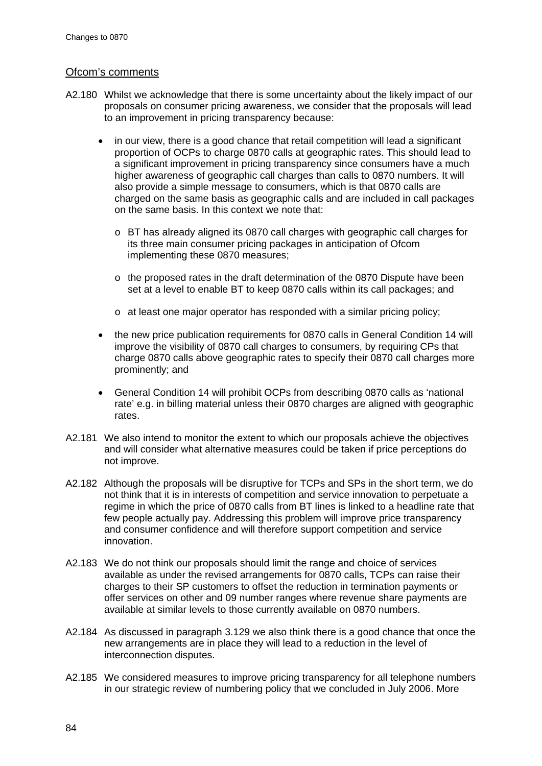Ofcom's comments

A2.180 Whilst we acknowledge that there is some uncertainty about the likely impact of our proposals on consumer pricing awareness, we consider that the proposals will lead to an improvement in pricing transparency because:

- in our view, there is a good chance that retail competition will lead a significant proportion of OCPs to charge 0870 calls at geographic rates. This should lead to a significant improvement in pricing transparency since consumers have a much higher awareness of geographic call charges than calls to 0870 numbers. It will also provide a simple message to consumers, which is that 0870 calls are charged on the same basis as geographic calls and are included in call packages on the same basis. In this context we note that:
  - o BT has already aligned its 0870 call charges with geographic call charges for its three main consumer pricing packages in anticipation of Ofcom implementing these 0870 measures;
  - o the proposed rates in the draft determination of the 0870 Dispute have been set at a level to enable BT to keep 0870 calls within its call packages; and
  - o at least one major operator has responded with a similar pricing policy;
- the new price publication requirements for 0870 calls in General Condition 14 will improve the visibility of 0870 call charges to consumers, by requiring CPs that charge 0870 calls above geographic rates to specify their 0870 call charges more prominently; and
- General Condition 14 will prohibit OCPs from describing 0870 calls as 'national rate' e.g. in billing material unless their 0870 charges are aligned with geographic rates.

A2.181 We also intend to monitor the extent to which our proposals achieve the objectives and will consider what alternative measures could be taken if price perceptions do not improve.

A2.182 Although the proposals will be disruptive for TCPs and SPs in the short term, we do not think that it is in interests of competition and service innovation to perpetuate a regime in which the price of 0870 calls from BT lines is linked to a headline rate that few people actually pay. Addressing this problem will improve price transparency and consumer confidence and will therefore support competition and service innovation.

A2.183 We do not think our proposals should limit the range and choice of services available as under the revised arrangements for 0870 calls, TCPs can raise their charges to their SP customers to offset the reduction in termination payments or offer services on other and 09 number ranges where revenue share payments are available at similar levels to those currently available on 0870 numbers.

A2.184 As discussed in paragraph 3.129 we also think there is a good chance that once the new arrangements are in place they will lead to a reduction in the level of interconnection disputes.

A2.185 We considered measures to improve pricing transparency for all telephone numbers in our strategic review of numbering policy that we concluded in July 2006. More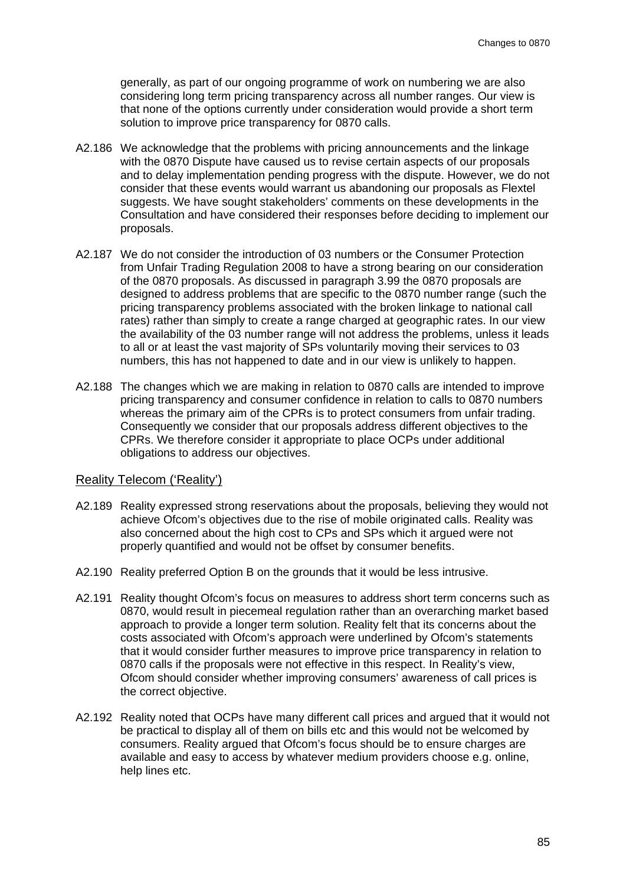generally, as part of our ongoing programme of work on numbering we are also considering long term pricing transparency across all number ranges. Our view is that none of the options currently under consideration would provide a short term solution to improve price transparency for 0870 calls.

A2.186 We acknowledge that the problems with pricing announcements and the linkage with the 0870 Dispute have caused us to revise certain aspects of our proposals and to delay implementation pending progress with the dispute. However, we do not consider that these events would warrant us abandoning our proposals as Flextel suggests. We have sought stakeholders' comments on these developments in the Consultation and have considered their responses before deciding to implement our proposals.

A2.187 We do not consider the introduction of 03 numbers or the Consumer Protection from Unfair Trading Regulation 2008 to have a strong bearing on our consideration of the 0870 proposals. As discussed in paragraph 3.99 the 0870 proposals are designed to address problems that are specific to the 0870 number range (such the pricing transparency problems associated with the broken linkage to national call rates) rather than simply to create a range charged at geographic rates. In our view the availability of the 03 number range will not address the problems, unless it leads to all or at least the vast majority of SPs voluntarily moving their services to 03 numbers, this has not happened to date and in our view is unlikely to happen.

A2.188 The changes which we are making in relation to 0870 calls are intended to improve pricing transparency and consumer confidence in relation to calls to 0870 numbers whereas the primary aim of the CPRs is to protect consumers from unfair trading. Consequently we consider that our proposals address different objectives to the CPRs. We therefore consider it appropriate to place OCPs under additional obligations to address our objectives.

### Reality Telecom ('Reality')

A2.189 Reality expressed strong reservations about the proposals, believing they would not achieve Ofcom's objectives due to the rise of mobile originated calls. Reality was also concerned about the high cost to CPs and SPs which it argued were not properly quantified and would not be offset by consumer benefits.

A2.190 Reality preferred Option B on the grounds that it would be less intrusive.

A2.191 Reality thought Ofcom's focus on measures to address short term concerns such as 0870, would result in piecemeal regulation rather than an overarching market based approach to provide a longer term solution. Reality felt that its concerns about the costs associated with Ofcom's approach were underlined by Ofcom's statements that it would consider further measures to improve price transparency in relation to 0870 calls if the proposals were not effective in this respect. In Reality's view, Ofcom should consider whether improving consumers' awareness of call prices is the correct objective.

A2.192 Reality noted that OCPs have many different call prices and argued that it would not be practical to display all of them on bills etc and this would not be welcomed by consumers. Reality argued that Ofcom's focus should be to ensure charges are available and easy to access by whatever medium providers choose e.g. online, help lines etc.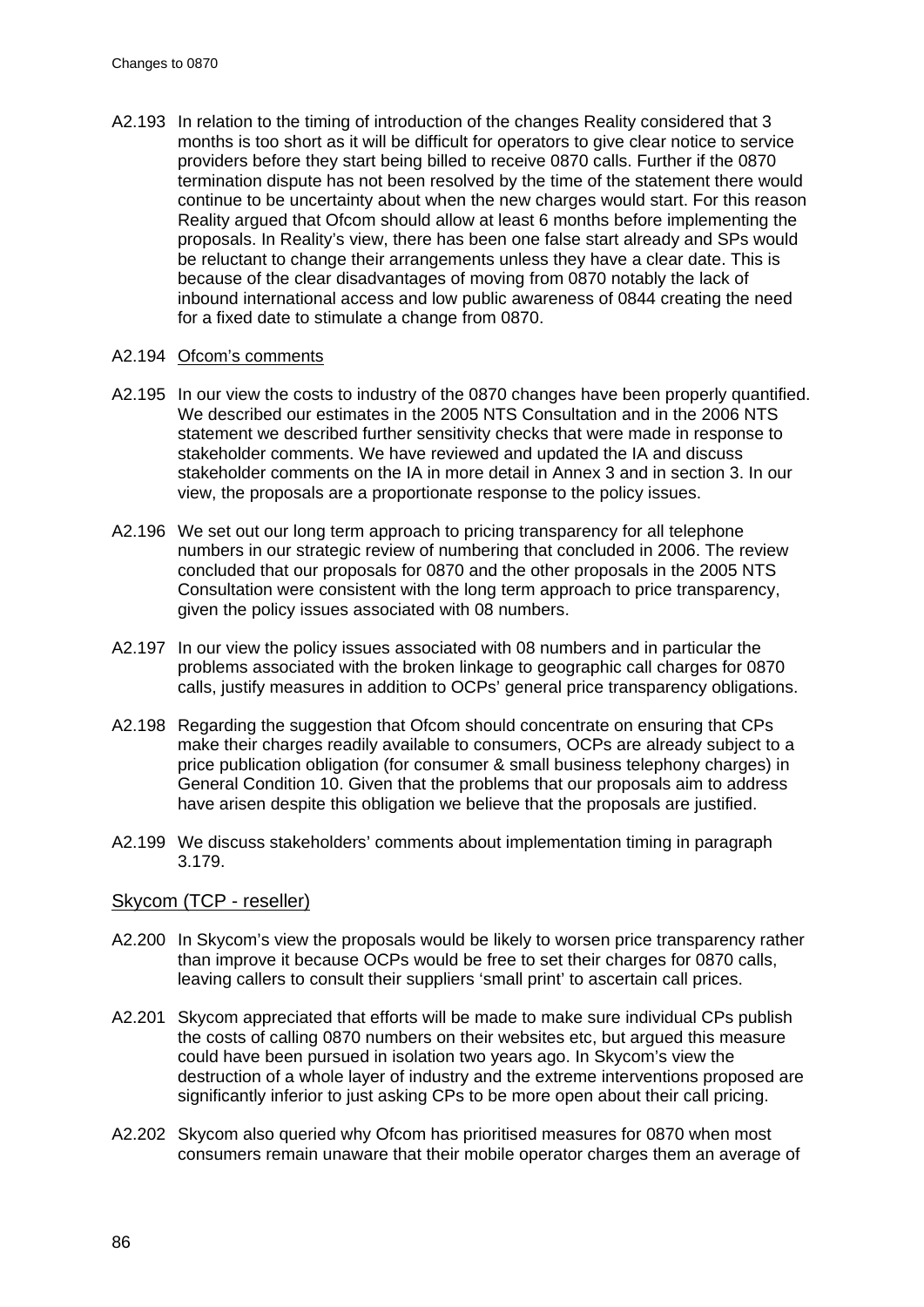A2.193 In relation to the timing of introduction of the changes Reality considered that 3 months is too short as it will be difficult for operators to give clear notice to service providers before they start being billed to receive 0870 calls. Further if the 0870 termination dispute has not been resolved by the time of the statement there would continue to be uncertainty about when the new charges would start. For this reason Reality argued that Ofcom should allow at least 6 months before implementing the proposals. In Reality's view, there has been one false start already and SPs would be reluctant to change their arrangements unless they have a clear date. This is because of the clear disadvantages of moving from 0870 notably the lack of inbound international access and low public awareness of 0844 creating the need for a fixed date to stimulate a change from 0870.

A2.194 Ofcom's comments

A2.195 In our view the costs to industry of the 0870 changes have been properly quantified. We described our estimates in the 2005 NTS Consultation and in the 2006 NTS statement we described further sensitivity checks that were made in response to stakeholder comments. We have reviewed and updated the IA and discuss stakeholder comments on the IA in more detail in Annex 3 and in section 3. In our view, the proposals are a proportionate response to the policy issues.

A2.196 We set out our long term approach to pricing transparency for all telephone numbers in our strategic review of numbering that concluded in 2006. The review concluded that our proposals for 0870 and the other proposals in the 2005 NTS Consultation were consistent with the long term approach to price transparency, given the policy issues associated with 08 numbers.

A2.197 In our view the policy issues associated with 08 numbers and in particular the problems associated with the broken linkage to geographic call charges for 0870 calls, justify measures in addition to OCPs' general price transparency obligations.

A2.198 Regarding the suggestion that Ofcom should concentrate on ensuring that CPs make their charges readily available to consumers, OCPs are already subject to a price publication obligation (for consumer & small business telephony charges) in General Condition 10. Given that the problems that our proposals aim to address have arisen despite this obligation we believe that the proposals are justified.

A2.199 We discuss stakeholders' comments about implementation timing in paragraph 3.179.

## Skycom (TCP - reseller)

A2.200 In Skycom's view the proposals would be likely to worsen price transparency rather than improve it because OCPs would be free to set their charges for 0870 calls, leaving callers to consult their suppliers 'small print' to ascertain call prices.

A2.201 Skycom appreciated that efforts will be made to make sure individual CPs publish the costs of calling 0870 numbers on their websites etc, but argued this measure could have been pursued in isolation two years ago. In Skycom's view the destruction of a whole layer of industry and the extreme interventions proposed are significantly inferior to just asking CPs to be more open about their call pricing.

A2.202 Skycom also queried why Ofcom has prioritised measures for 0870 when most consumers remain unaware that their mobile operator charges them an average of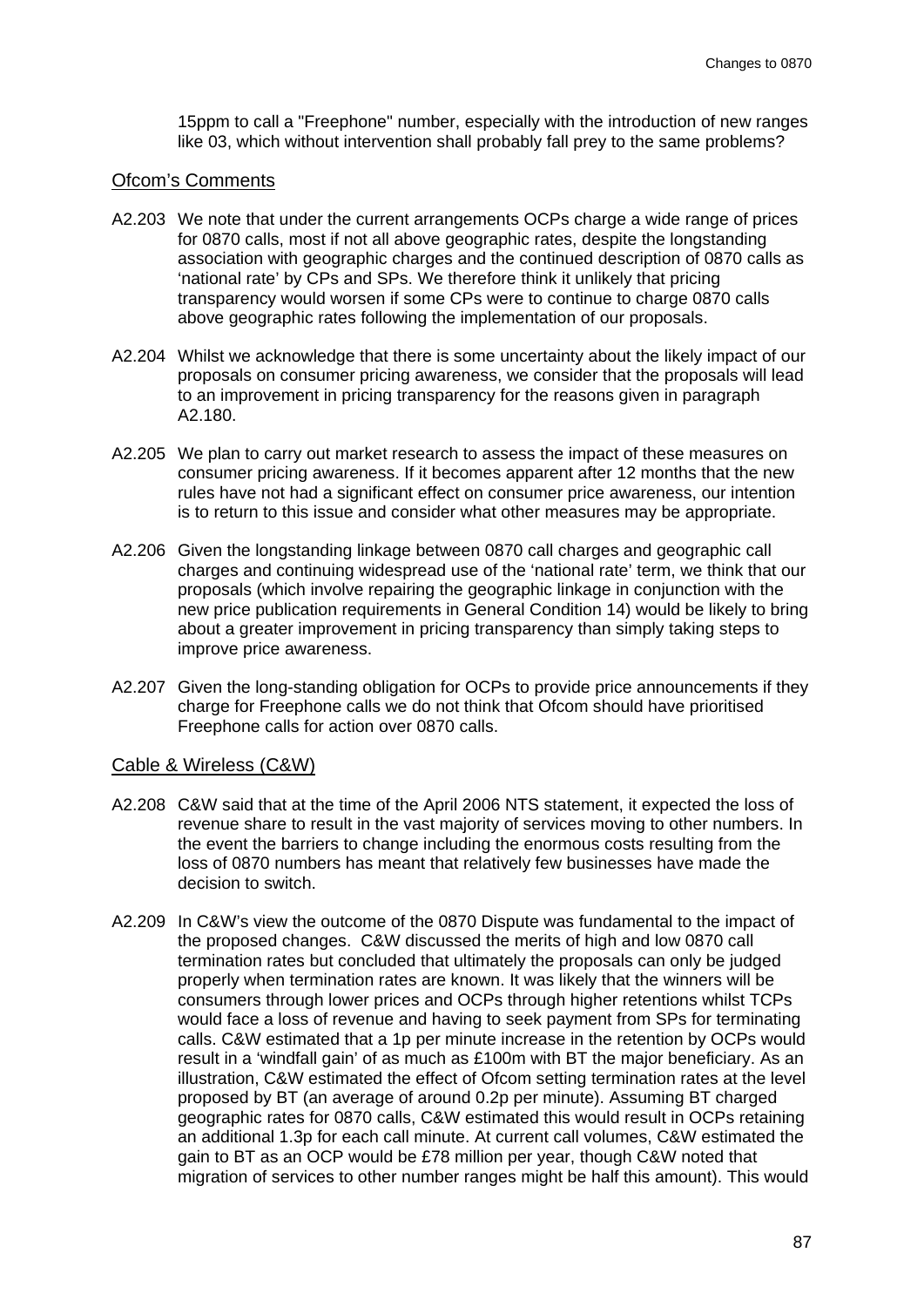15ppm to call a "Freephone" number, especially with the introduction of new ranges like 03, which without intervention shall probably fall prey to the same problems?

## Ofcom's Comments

A2.203 We note that under the current arrangements OCPs charge a wide range of prices for 0870 calls, most if not all above geographic rates, despite the longstanding association with geographic charges and the continued description of 0870 calls as 'national rate' by CPs and SPs. We therefore think it unlikely that pricing transparency would worsen if some CPs were to continue to charge 0870 calls above geographic rates following the implementation of our proposals.

A2.204 Whilst we acknowledge that there is some uncertainty about the likely impact of our proposals on consumer pricing awareness, we consider that the proposals will lead to an improvement in pricing transparency for the reasons given in paragraph A2.180.

A2.205 We plan to carry out market research to assess the impact of these measures on consumer pricing awareness. If it becomes apparent after 12 months that the new rules have not had a significant effect on consumer price awareness, our intention is to return to this issue and consider what other measures may be appropriate.

A2.206 Given the longstanding linkage between 0870 call charges and geographic call charges and continuing widespread use of the 'national rate' term, we think that our proposals (which involve repairing the geographic linkage in conjunction with the new price publication requirements in General Condition 14) would be likely to bring about a greater improvement in pricing transparency than simply taking steps to improve price awareness.

A2.207 Given the long-standing obligation for OCPs to provide price announcements if they charge for Freephone calls we do not think that Ofcom should have prioritised Freephone calls for action over 0870 calls.

## Cable & Wireless (C&W)

A2.208 C&W said that at the time of the April 2006 NTS statement, it expected the loss of revenue share to result in the vast majority of services moving to other numbers. In the event the barriers to change including the enormous costs resulting from the loss of 0870 numbers has meant that relatively few businesses have made the decision to switch.

A2.209 In C&W's view the outcome of the 0870 Dispute was fundamental to the impact of the proposed changes. C&W discussed the merits of high and low 0870 call termination rates but concluded that ultimately the proposals can only be judged properly when termination rates are known. It was likely that the winners will be consumers through lower prices and OCPs through higher retentions whilst TCPs would face a loss of revenue and having to seek payment from SPs for terminating calls. C&W estimated that a 1p per minute increase in the retention by OCPs would result in a 'windfall gain' of as much as £100m with BT the major beneficiary. As an illustration, C&W estimated the effect of Ofcom setting termination rates at the level proposed by BT (an average of around 0.2p per minute). Assuming BT charged geographic rates for 0870 calls, C&W estimated this would result in OCPs retaining an additional 1.3p for each call minute. At current call volumes, C&W estimated the gain to BT as an OCP would be £78 million per year, though C&W noted that migration of services to other number ranges might be half this amount). This would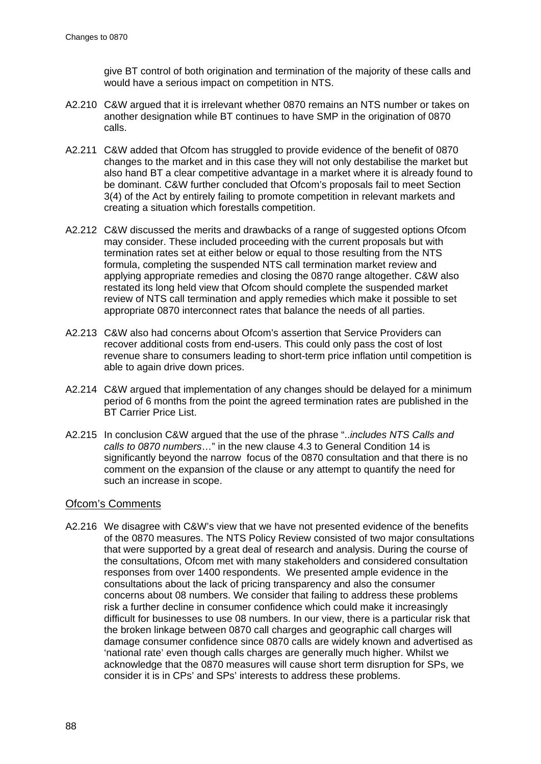give BT control of both origination and termination of the majority of these calls and would have a serious impact on competition in NTS.

A2.210 C&W argued that it is irrelevant whether 0870 remains an NTS number or takes on another designation while BT continues to have SMP in the origination of 0870 calls.

A2.211 C&W added that Ofcom has struggled to provide evidence of the benefit of 0870 changes to the market and in this case they will not only destabilise the market but also hand BT a clear competitive advantage in a market where it is already found to be dominant. C&W further concluded that Ofcom's proposals fail to meet Section 3(4) of the Act by entirely failing to promote competition in relevant markets and creating a situation which forestalls competition.

A2.212 C&W discussed the merits and drawbacks of a range of suggested options Ofcom may consider. These included proceeding with the current proposals but with termination rates set at either below or equal to those resulting from the NTS formula, completing the suspended NTS call termination market review and applying appropriate remedies and closing the 0870 range altogether. C&W also restated its long held view that Ofcom should complete the suspended market review of NTS call termination and apply remedies which make it possible to set appropriate 0870 interconnect rates that balance the needs of all parties.

A2.213 C&W also had concerns about Ofcom's assertion that Service Providers can recover additional costs from end-users. This could only pass the cost of lost revenue share to consumers leading to short-term price inflation until competition is able to again drive down prices.

A2.214 C&W argued that implementation of any changes should be delayed for a minimum period of 6 months from the point the agreed termination rates are published in the BT Carrier Price List.

A2.215 In conclusion C&W argued that the use of the phrase "..*includes NTS Calls and calls to 0870 numbers*…" in the new clause 4.3 to General Condition 14 is significantly beyond the narrow focus of the 0870 consultation and that there is no comment on the expansion of the clause or any attempt to quantify the need for such an increase in scope.

## Ofcom's Comments

A2.216 We disagree with C&W's view that we have not presented evidence of the benefits of the 0870 measures. The NTS Policy Review consisted of two major consultations that were supported by a great deal of research and analysis. During the course of the consultations, Ofcom met with many stakeholders and considered consultation responses from over 1400 respondents. We presented ample evidence in the consultations about the lack of pricing transparency and also the consumer concerns about 08 numbers. We consider that failing to address these problems risk a further decline in consumer confidence which could make it increasingly difficult for businesses to use 08 numbers. In our view, there is a particular risk that the broken linkage between 0870 call charges and geographic call charges will damage consumer confidence since 0870 calls are widely known and advertised as 'national rate' even though calls charges are generally much higher. Whilst we acknowledge that the 0870 measures will cause short term disruption for SPs, we consider it is in CPs' and SPs' interests to address these problems.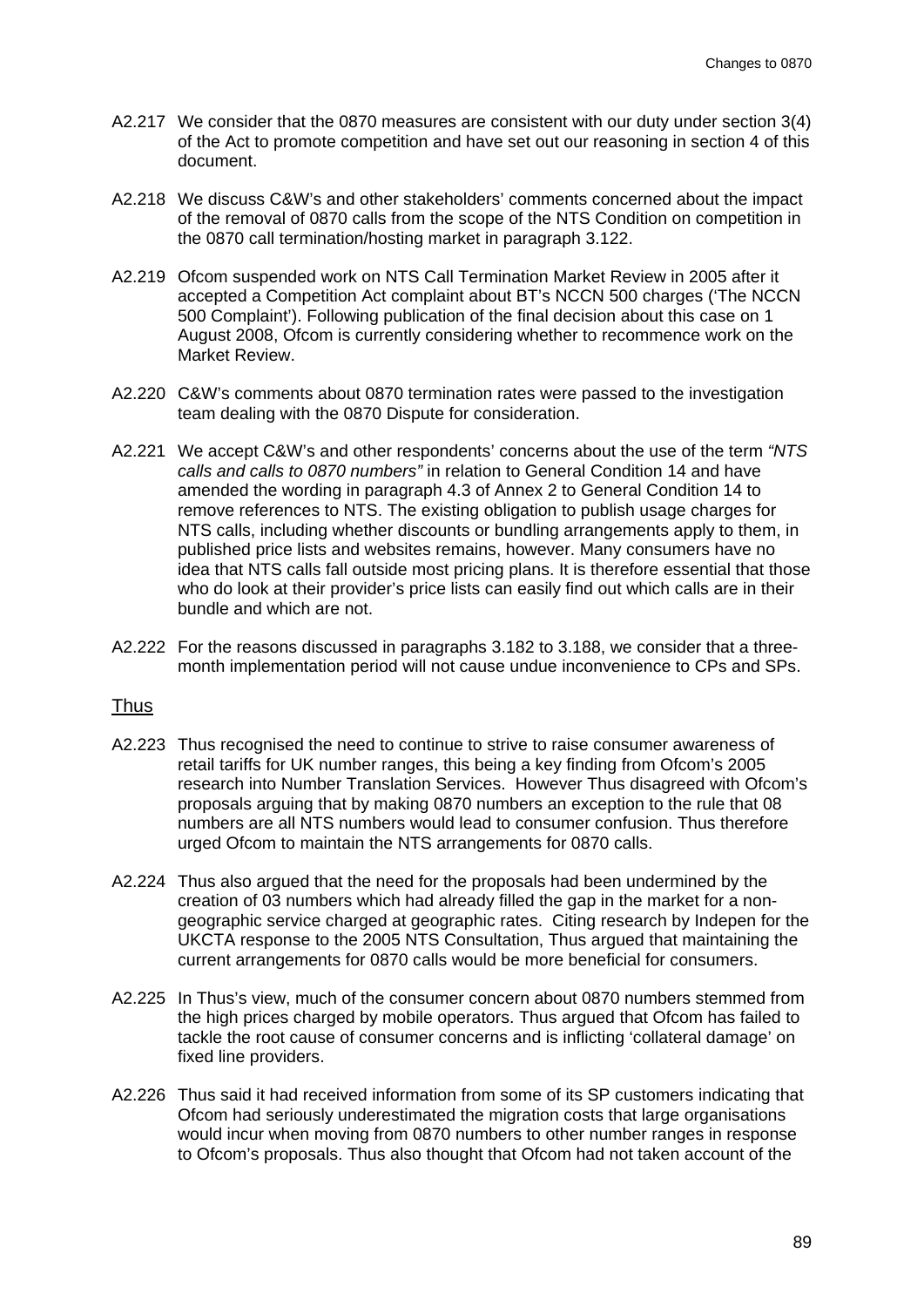A2.217 We consider that the 0870 measures are consistent with our duty under section 3(4) of the Act to promote competition and have set out our reasoning in section 4 of this document.

A2.218 We discuss C&W's and other stakeholders' comments concerned about the impact of the removal of 0870 calls from the scope of the NTS Condition on competition in the 0870 call termination/hosting market in paragraph 3.122.

A2.219 Ofcom suspended work on NTS Call Termination Market Review in 2005 after it accepted a Competition Act complaint about BT's NCCN 500 charges ('The NCCN 500 Complaint'). Following publication of the final decision about this case on 1 August 2008, Ofcom is currently considering whether to recommence work on the Market Review.

A2.220 C&W's comments about 0870 termination rates were passed to the investigation team dealing with the 0870 Dispute for consideration.

A2.221 We accept C&W's and other respondents' concerns about the use of the term *"NTS calls and calls to 0870 numbers"* in relation to General Condition 14 and have amended the wording in paragraph 4.3 of Annex 2 to General Condition 14 to remove references to NTS. The existing obligation to publish usage charges for NTS calls, including whether discounts or bundling arrangements apply to them, in published price lists and websites remains, however. Many consumers have no idea that NTS calls fall outside most pricing plans. It is therefore essential that those who do look at their provider's price lists can easily find out which calls are in their bundle and which are not.

A2.222 For the reasons discussed in paragraphs 3.182 to 3.188, we consider that a three-month implementation period will not cause undue inconvenience to CPs and SPs.

## Thus

A2.223 Thus recognised the need to continue to strive to raise consumer awareness of retail tariffs for UK number ranges, this being a key finding from Ofcom's 2005 research into Number Translation Services. However Thus disagreed with Ofcom's proposals arguing that by making 0870 numbers an exception to the rule that 08 numbers are all NTS numbers would lead to consumer confusion. Thus therefore urged Ofcom to maintain the NTS arrangements for 0870 calls.

A2.224 Thus also argued that the need for the proposals had been undermined by the creation of 03 numbers which had already filled the gap in the market for a non-geographic service charged at geographic rates. Citing research by Indepen for the UKCTA response to the 2005 NTS Consultation, Thus argued that maintaining the current arrangements for 0870 calls would be more beneficial for consumers.

A2.225 In Thus's view, much of the consumer concern about 0870 numbers stemmed from the high prices charged by mobile operators. Thus argued that Ofcom has failed to tackle the root cause of consumer concerns and is inflicting 'collateral damage' on fixed line providers.

A2.226 Thus said it had received information from some of its SP customers indicating that Ofcom had seriously underestimated the migration costs that large organisations would incur when moving from 0870 numbers to other number ranges in response to Ofcom's proposals. Thus also thought that Ofcom had not taken account of the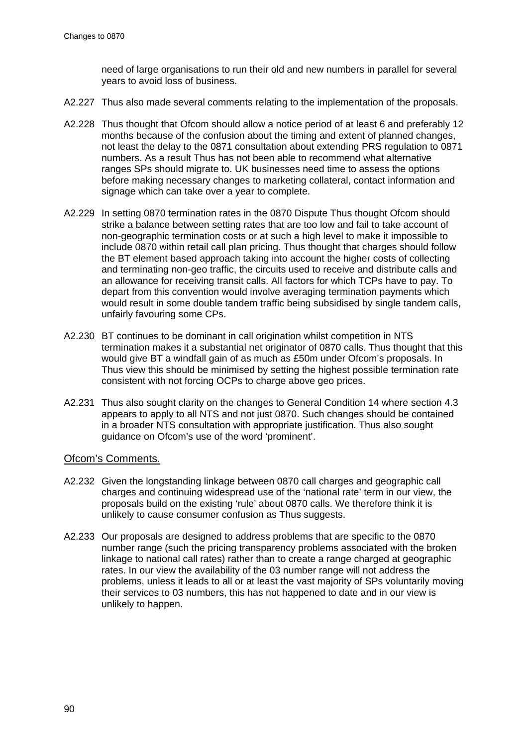need of large organisations to run their old and new numbers in parallel for several years to avoid loss of business.

A2.227 Thus also made several comments relating to the implementation of the proposals.

A2.228 Thus thought that Ofcom should allow a notice period of at least 6 and preferably 12 months because of the confusion about the timing and extent of planned changes, not least the delay to the 0871 consultation about extending PRS regulation to 0871 numbers. As a result Thus has not been able to recommend what alternative ranges SPs should migrate to. UK businesses need time to assess the options before making necessary changes to marketing collateral, contact information and signage which can take over a year to complete.

A2.229 In setting 0870 termination rates in the 0870 Dispute Thus thought Ofcom should strike a balance between setting rates that are too low and fail to take account of non-geographic termination costs or at such a high level to make it impossible to include 0870 within retail call plan pricing. Thus thought that charges should follow the BT element based approach taking into account the higher costs of collecting and terminating non-geo traffic, the circuits used to receive and distribute calls and an allowance for receiving transit calls. All factors for which TCPs have to pay. To depart from this convention would involve averaging termination payments which would result in some double tandem traffic being subsidised by single tandem calls, unfairly favouring some CPs.

A2.230 BT continues to be dominant in call origination whilst competition in NTS termination makes it a substantial net originator of 0870 calls. Thus thought that this would give BT a windfall gain of as much as £50m under Ofcom's proposals. In Thus view this should be minimised by setting the highest possible termination rate consistent with not forcing OCPs to charge above geo prices.

A2.231 Thus also sought clarity on the changes to General Condition 14 where section 4.3 appears to apply to all NTS and not just 0870. Such changes should be contained in a broader NTS consultation with appropriate justification. Thus also sought guidance on Ofcom's use of the word 'prominent'.

## Ofcom's Comments.

A2.232 Given the longstanding linkage between 0870 call charges and geographic call charges and continuing widespread use of the 'national rate' term in our view, the proposals build on the existing 'rule' about 0870 calls. We therefore think it is unlikely to cause consumer confusion as Thus suggests.

A2.233 Our proposals are designed to address problems that are specific to the 0870 number range (such the pricing transparency problems associated with the broken linkage to national call rates) rather than to create a range charged at geographic rates. In our view the availability of the 03 number range will not address the problems, unless it leads to all or at least the vast majority of SPs voluntarily moving their services to 03 numbers, this has not happened to date and in our view is unlikely to happen.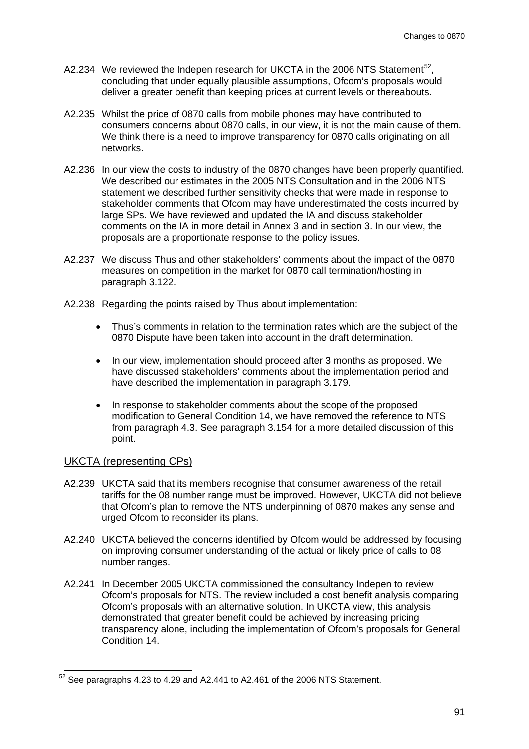A2.234 We reviewed the Indepen research for UKCTA in the 2006 NTS Statement[52], concluding that under equally plausible assumptions, Ofcom's proposals would deliver a greater benefit than keeping prices at current levels or thereabouts.

A2.235 Whilst the price of 0870 calls from mobile phones may have contributed to consumers concerns about 0870 calls, in our view, it is not the main cause of them. We think there is a need to improve transparency for 0870 calls originating on all networks.

A2.236 In our view the costs to industry of the 0870 changes have been properly quantified. We described our estimates in the 2005 NTS Consultation and in the 2006 NTS statement we described further sensitivity checks that were made in response to stakeholder comments that Ofcom may have underestimated the costs incurred by large SPs. We have reviewed and updated the IA and discuss stakeholder comments on the IA in more detail in Annex 3 and in section 3. In our view, the proposals are a proportionate response to the policy issues.

A2.237 We discuss Thus and other stakeholders' comments about the impact of the 0870 measures on competition in the market for 0870 call termination/hosting in paragraph 3.122.

A2.238 Regarding the points raised by Thus about implementation:

- Thus's comments in relation to the termination rates which are the subject of the 0870 Dispute have been taken into account in the draft determination.
- In our view, implementation should proceed after 3 months as proposed. We have discussed stakeholders' comments about the implementation period and have described the implementation in paragraph 3.179.
- In response to stakeholder comments about the scope of the proposed modification to General Condition 14, we have removed the reference to NTS from paragraph 4.3. See paragraph 3.154 for a more detailed discussion of this point.

## UKCTA (representing CPs)

A2.239 UKCTA said that its members recognise that consumer awareness of the retail tariffs for the 08 number range must be improved. However, UKCTA did not believe that Ofcom's plan to remove the NTS underpinning of 0870 makes any sense and urged Ofcom to reconsider its plans.

A2.240 UKCTA believed the concerns identified by Ofcom would be addressed by focusing on improving consumer understanding of the actual or likely price of calls to 08 number ranges.

A2.241 In December 2005 UKCTA commissioned the consultancy Indepen to review Ofcom's proposals for NTS. The review included a cost benefit analysis comparing Ofcom's proposals with an alternative solution. In UKCTA view, this analysis demonstrated that greater benefit could be achieved by increasing pricing transparency alone, including the implementation of Ofcom's proposals for General Condition 14.

[52] See paragraphs 4.23 to 4.29 and A2.441 to A2.461 of the 2006 NTS Statement.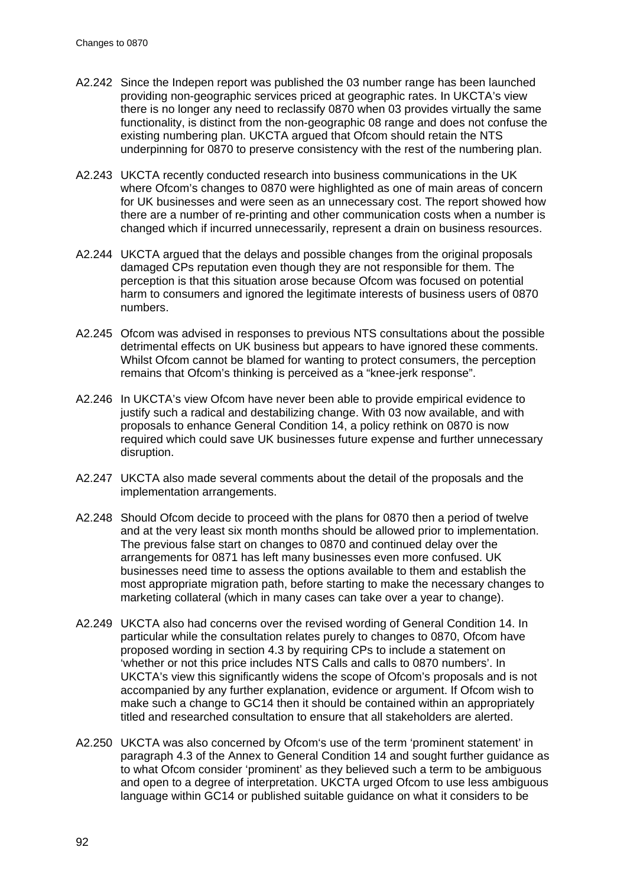A2.242 Since the Indepen report was published the 03 number range has been launched providing non-geographic services priced at geographic rates. In UKCTA's view there is no longer any need to reclassify 0870 when 03 provides virtually the same functionality, is distinct from the non-geographic 08 range and does not confuse the existing numbering plan. UKCTA argued that Ofcom should retain the NTS underpinning for 0870 to preserve consistency with the rest of the numbering plan.

A2.243 UKCTA recently conducted research into business communications in the UK where Ofcom's changes to 0870 were highlighted as one of main areas of concern for UK businesses and were seen as an unnecessary cost. The report showed how there are a number of re-printing and other communication costs when a number is changed which if incurred unnecessarily, represent a drain on business resources.

A2.244 UKCTA argued that the delays and possible changes from the original proposals damaged CPs reputation even though they are not responsible for them. The perception is that this situation arose because Ofcom was focused on potential harm to consumers and ignored the legitimate interests of business users of 0870 numbers.

A2.245 Ofcom was advised in responses to previous NTS consultations about the possible detrimental effects on UK business but appears to have ignored these comments. Whilst Ofcom cannot be blamed for wanting to protect consumers, the perception remains that Ofcom's thinking is perceived as a "knee-jerk response".

A2.246 In UKCTA's view Ofcom have never been able to provide empirical evidence to justify such a radical and destabilizing change. With 03 now available, and with proposals to enhance General Condition 14, a policy rethink on 0870 is now required which could save UK businesses future expense and further unnecessary disruption.

A2.247 UKCTA also made several comments about the detail of the proposals and the implementation arrangements.

A2.248 Should Ofcom decide to proceed with the plans for 0870 then a period of twelve and at the very least six month months should be allowed prior to implementation. The previous false start on changes to 0870 and continued delay over the arrangements for 0871 has left many businesses even more confused. UK businesses need time to assess the options available to them and establish the most appropriate migration path, before starting to make the necessary changes to marketing collateral (which in many cases can take over a year to change).

A2.249 UKCTA also had concerns over the revised wording of General Condition 14. In particular while the consultation relates purely to changes to 0870, Ofcom have proposed wording in section 4.3 by requiring CPs to include a statement on 'whether or not this price includes NTS Calls and calls to 0870 numbers'. In UKCTA's view this significantly widens the scope of Ofcom's proposals and is not accompanied by any further explanation, evidence or argument. If Ofcom wish to make such a change to GC14 then it should be contained within an appropriately titled and researched consultation to ensure that all stakeholders are alerted.

A2.250 UKCTA was also concerned by Ofcom's use of the term 'prominent statement' in paragraph 4.3 of the Annex to General Condition 14 and sought further guidance as to what Ofcom consider 'prominent' as they believed such a term to be ambiguous and open to a degree of interpretation. UKCTA urged Ofcom to use less ambiguous language within GC14 or published suitable guidance on what it considers to be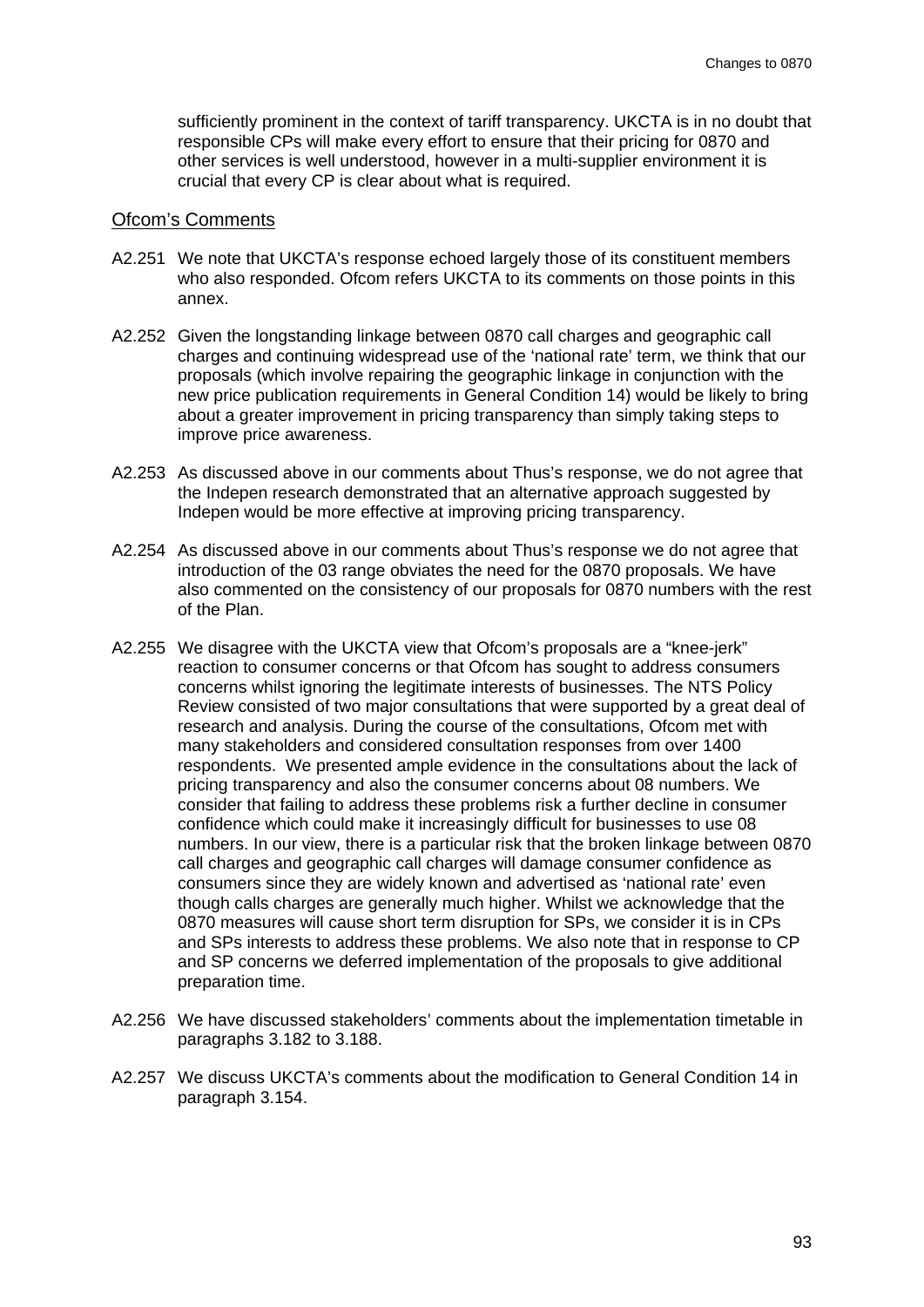sufficiently prominent in the context of tariff transparency. UKCTA is in no doubt that responsible CPs will make every effort to ensure that their pricing for 0870 and other services is well understood, however in a multi-supplier environment it is crucial that every CP is clear about what is required.

## Ofcom's Comments

A2.251 We note that UKCTA's response echoed largely those of its constituent members who also responded. Ofcom refers UKCTA to its comments on those points in this annex.

A2.252 Given the longstanding linkage between 0870 call charges and geographic call charges and continuing widespread use of the 'national rate' term, we think that our proposals (which involve repairing the geographic linkage in conjunction with the new price publication requirements in General Condition 14) would be likely to bring about a greater improvement in pricing transparency than simply taking steps to improve price awareness.

A2.253 As discussed above in our comments about Thus's response, we do not agree that the Indepen research demonstrated that an alternative approach suggested by Indepen would be more effective at improving pricing transparency.

A2.254 As discussed above in our comments about Thus's response we do not agree that introduction of the 03 range obviates the need for the 0870 proposals. We have also commented on the consistency of our proposals for 0870 numbers with the rest of the Plan.

A2.255 We disagree with the UKCTA view that Ofcom's proposals are a "knee-jerk" reaction to consumer concerns or that Ofcom has sought to address consumers concerns whilst ignoring the legitimate interests of businesses. The NTS Policy Review consisted of two major consultations that were supported by a great deal of research and analysis. During the course of the consultations, Ofcom met with many stakeholders and considered consultation responses from over 1400 respondents. We presented ample evidence in the consultations about the lack of pricing transparency and also the consumer concerns about 08 numbers. We consider that failing to address these problems risk a further decline in consumer confidence which could make it increasingly difficult for businesses to use 08 numbers. In our view, there is a particular risk that the broken linkage between 0870 call charges and geographic call charges will damage consumer confidence as consumers since they are widely known and advertised as 'national rate' even though calls charges are generally much higher. Whilst we acknowledge that the 0870 measures will cause short term disruption for SPs, we consider it is in CPs and SPs interests to address these problems. We also note that in response to CP and SP concerns we deferred implementation of the proposals to give additional preparation time.

A2.256 We have discussed stakeholders' comments about the implementation timetable in paragraphs 3.182 to 3.188.

A2.257 We discuss UKCTA's comments about the modification to General Condition 14 in paragraph 3.154.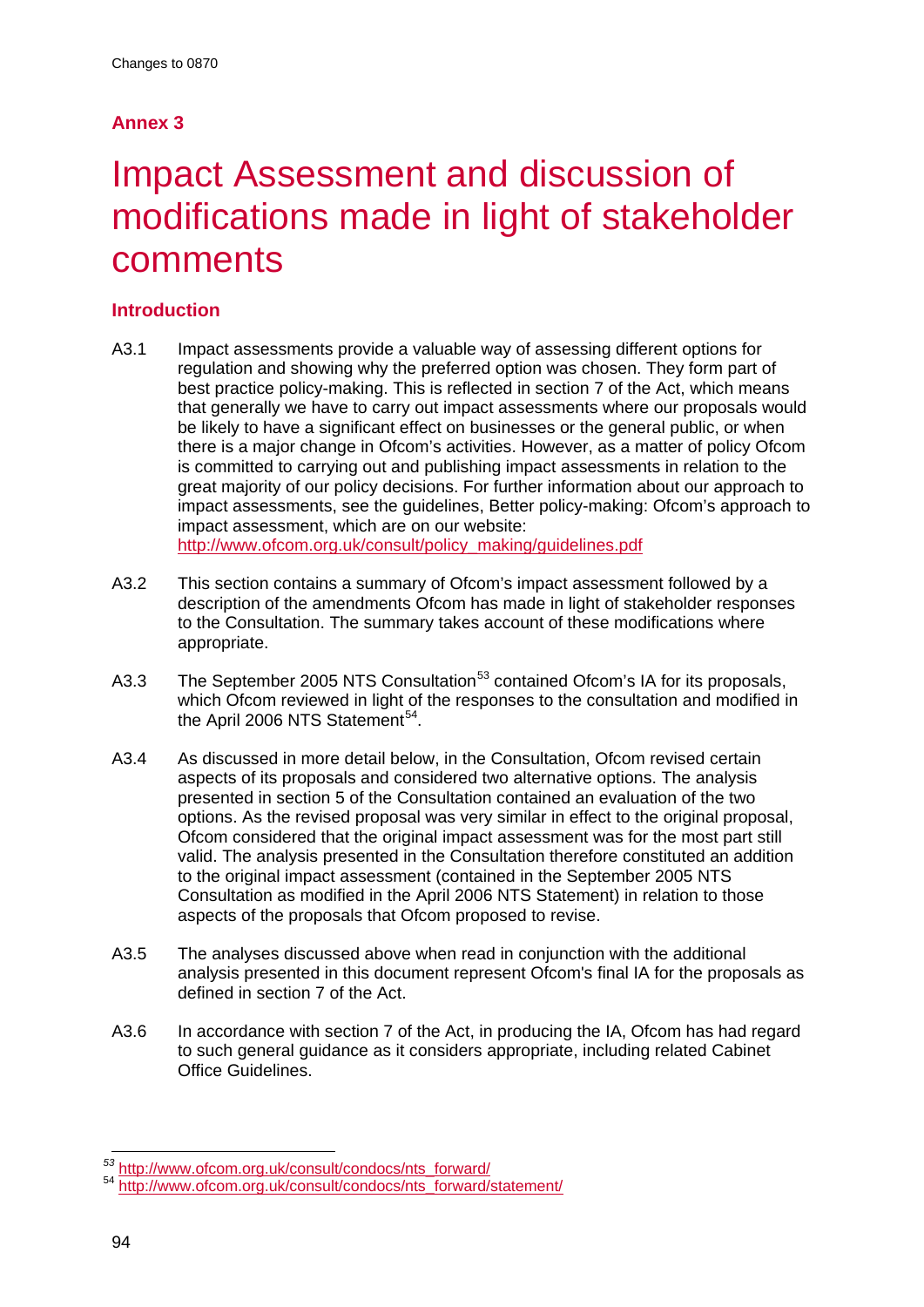## Annex 3

# Impact Assessment and discussion of modifications made in light of stakeholder comments

### Introduction

A3.1 Impact assessments provide a valuable way of assessing different options for regulation and showing why the preferred option was chosen. They form part of best practice policy-making. This is reflected in section 7 of the Act, which means that generally we have to carry out impact assessments where our proposals would be likely to have a significant effect on businesses or the general public, or when there is a major change in Ofcom's activities. However, as a matter of policy Ofcom is committed to carrying out and publishing impact assessments in relation to the great majority of our policy decisions. For further information about our approach to impact assessments, see the guidelines, Better policy-making: Ofcom's approach to impact assessment, which are on our website: http://www.ofcom.org.uk/consult/policy_making/guidelines.pdf

A3.2 This section contains a summary of Ofcom's impact assessment followed by a description of the amendments Ofcom has made in light of stakeholder responses to the Consultation. The summary takes account of these modifications where appropriate.

A3.3 The September 2005 NTS Consultation[53] contained Ofcom's IA for its proposals, which Ofcom reviewed in light of the responses to the consultation and modified in the April 2006 NTS Statement[54].

A3.4 As discussed in more detail below, in the Consultation, Ofcom revised certain aspects of its proposals and considered two alternative options. The analysis presented in section 5 of the Consultation contained an evaluation of the two options. As the revised proposal was very similar in effect to the original proposal, Ofcom considered that the original impact assessment was for the most part still valid. The analysis presented in the Consultation therefore constituted an addition to the original impact assessment (contained in the September 2005 NTS Consultation as modified in the April 2006 NTS Statement) in relation to those aspects of the proposals that Ofcom proposed to revise.

A3.5 The analyses discussed above when read in conjunction with the additional analysis presented in this document represent Ofcom's final IA for the proposals as defined in section 7 of the Act.

A3.6 In accordance with section 7 of the Act, in producing the IA, Ofcom has had regard to such general guidance as it considers appropriate, including related Cabinet Office Guidelines.

[53] http://www.ofcom.org.uk/consult/condocs/nts_forward/

[54] http://www.ofcom.org.uk/consult/condocs/nts_forward/statement/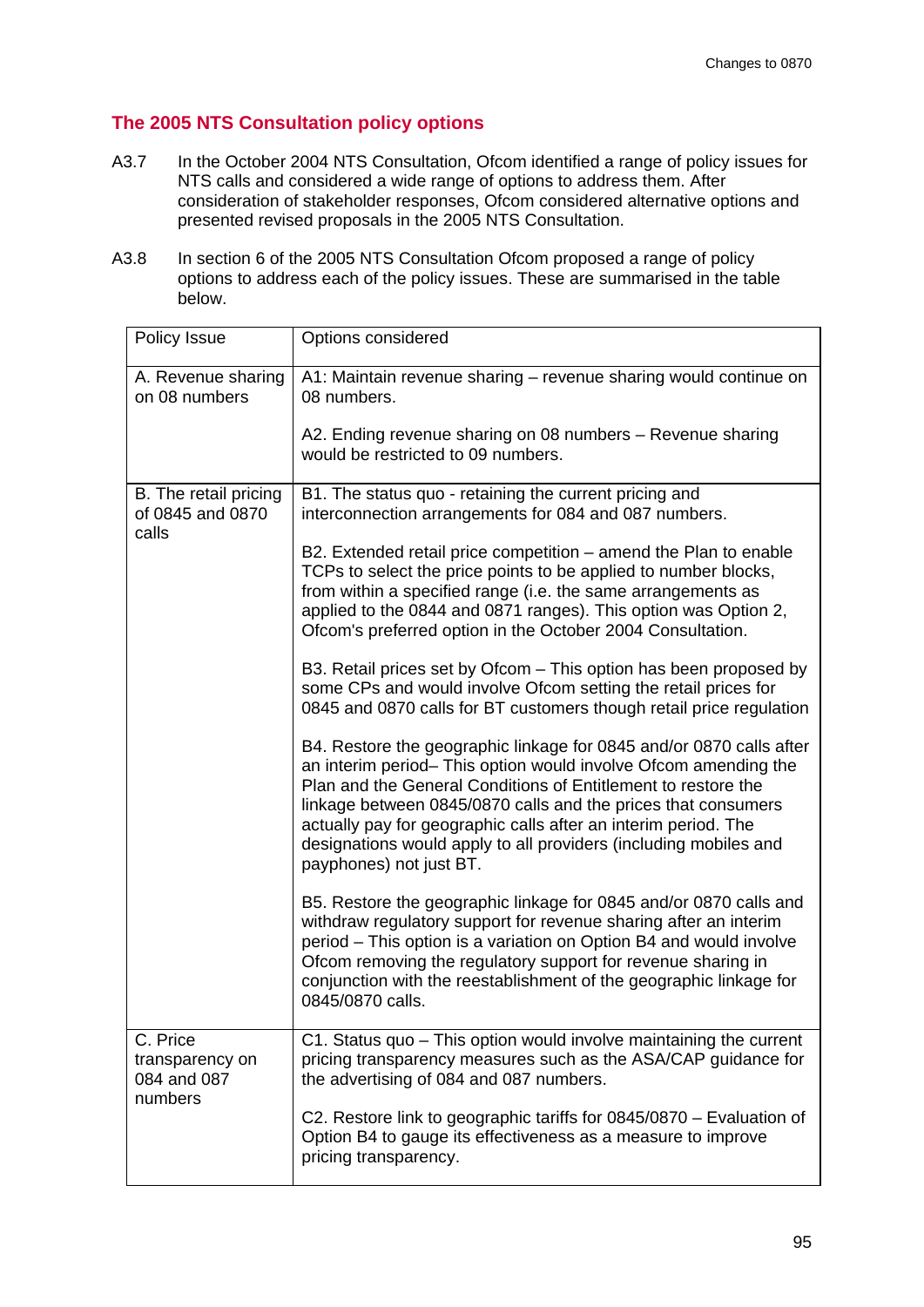## The 2005 NTS Consultation policy options

A3.7 In the October 2004 NTS Consultation, Ofcom identified a range of policy issues for NTS calls and considered a wide range of options to address them. After consideration of stakeholder responses, Ofcom considered alternative options and presented revised proposals in the 2005 NTS Consultation.

A3.8 In section 6 of the 2005 NTS Consultation Ofcom proposed a range of policy options to address each of the policy issues. These are summarised in the table below.

| Policy Issue | Options considered |
|---|---|
| A. Revenue sharing on 08 numbers | A1: Maintain revenue sharing – revenue sharing would continue on 08 numbers.<br><br>A2. Ending revenue sharing on 08 numbers – Revenue sharing would be restricted to 09 numbers. |
| B. The retail pricing of 0845 and 0870 calls | B1. The status quo - retaining the current pricing and interconnection arrangements for 084 and 087 numbers.<br><br>B2. Extended retail price competition – amend the Plan to enable TCPs to select the price points to be applied to number blocks, from within a specified range (i.e. the same arrangements as applied to the 0844 and 0871 ranges). This option was Option 2, Ofcom's preferred option in the October 2004 Consultation.<br><br>B3. Retail prices set by Ofcom – This option has been proposed by some CPs and would involve Ofcom setting the retail prices for 0845 and 0870 calls for BT customers though retail price regulation<br><br>B4. Restore the geographic linkage for 0845 and/or 0870 calls after an interim period– This option would involve Ofcom amending the Plan and the General Conditions of Entitlement to restore the linkage between 0845/0870 calls and the prices that consumers actually pay for geographic calls after an interim period. The designations would apply to all providers (including mobiles and payphones) not just BT.<br><br>B5. Restore the geographic linkage for 0845 and/or 0870 calls and withdraw regulatory support for revenue sharing after an interim period – This option is a variation on Option B4 and would involve Ofcom removing the regulatory support for revenue sharing in conjunction with the reestablishment of the geographic linkage for 0845/0870 calls. |
| C. Price transparency on 084 and 087 numbers | C1. Status quo – This option would involve maintaining the current pricing transparency measures such as the ASA/CAP guidance for the advertising of 084 and 087 numbers.<br><br>C2. Restore link to geographic tariffs for 0845/0870 – Evaluation of Option B4 to gauge its effectiveness as a measure to improve pricing transparency. |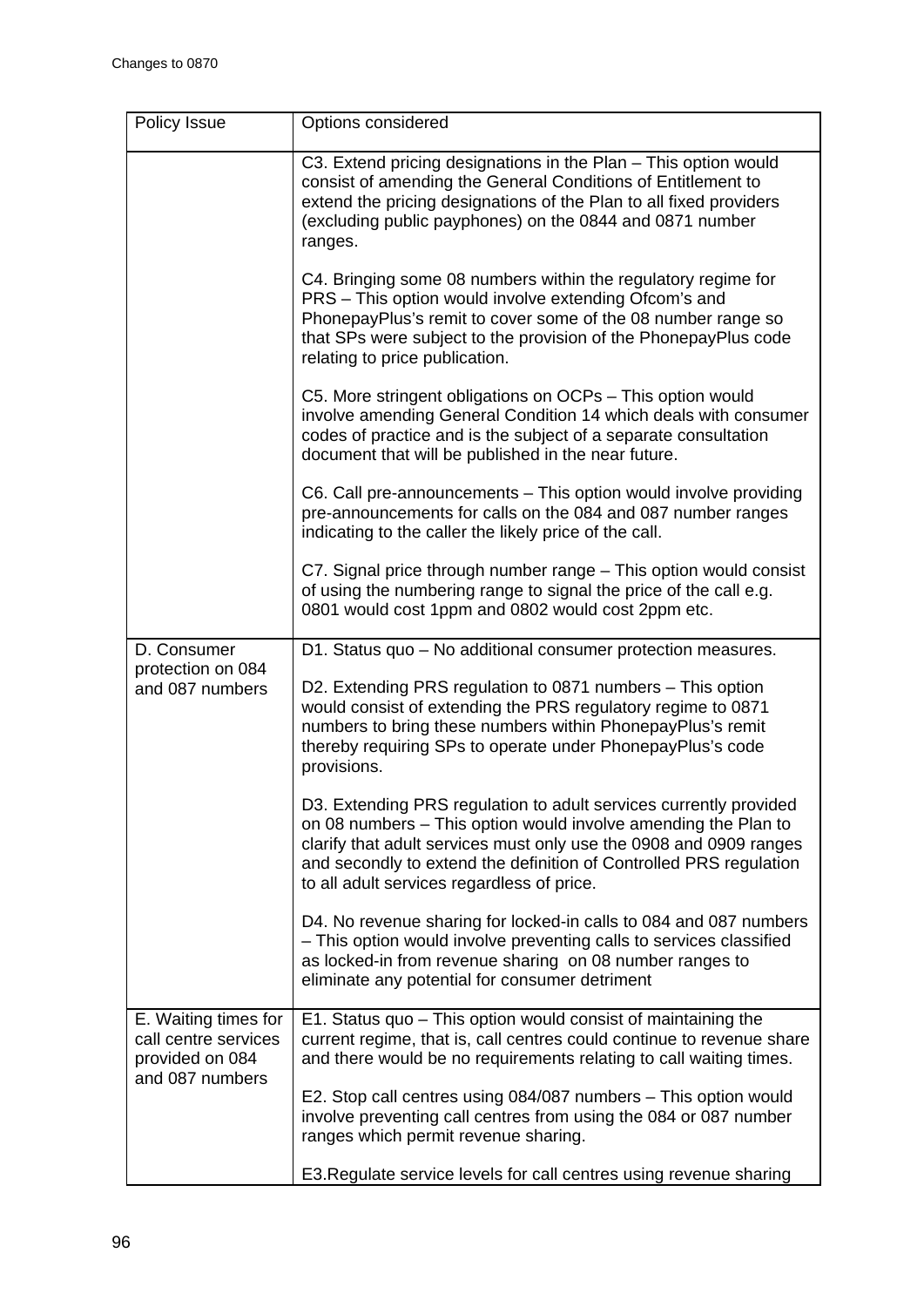| Policy Issue | Options considered |
|---|---|
| | C3. Extend pricing designations in the Plan – This option would consist of amending the General Conditions of Entitlement to extend the pricing designations of the Plan to all fixed providers (excluding public payphones) on the 0844 and 0871 number ranges.<br><br>C4. Bringing some 08 numbers within the regulatory regime for PRS – This option would involve extending Ofcom's and PhonepayPlus's remit to cover some of the 08 number range so that SPs were subject to the provision of the PhonepayPlus code relating to price publication.<br><br>C5. More stringent obligations on OCPs – This option would involve amending General Condition 14 which deals with consumer codes of practice and is the subject of a separate consultation document that will be published in the near future.<br><br>C6. Call pre-announcements – This option would involve providing pre-announcements for calls on the 084 and 087 number ranges indicating to the caller the likely price of the call.<br><br>C7. Signal price through number range – This option would consist of using the numbering range to signal the price of the call e.g. 0801 would cost 1ppm and 0802 would cost 2ppm etc. |
| D. Consumer protection on 084 and 087 numbers | D1. Status quo – No additional consumer protection measures.<br><br>D2. Extending PRS regulation to 0871 numbers – This option would consist of extending the PRS regulatory regime to 0871 numbers to bring these numbers within PhonepayPlus's remit thereby requiring SPs to operate under PhonepayPlus's code provisions.<br><br>D3. Extending PRS regulation to adult services currently provided on 08 numbers – This option would involve amending the Plan to clarify that adult services must only use the 0908 and 0909 ranges and secondly to extend the definition of Controlled PRS regulation to all adult services regardless of price.<br><br>D4. No revenue sharing for locked-in calls to 084 and 087 numbers – This option would involve preventing calls to services classified as locked-in from revenue sharing on 08 number ranges to eliminate any potential for consumer detriment |
| E. Waiting times for call centre services provided on 084 and 087 numbers | E1. Status quo – This option would consist of maintaining the current regime, that is, call centres could continue to revenue share and there would be no requirements relating to call waiting times.<br><br>E2. Stop call centres using 084/087 numbers – This option would involve preventing call centres from using the 084 or 087 number ranges which permit revenue sharing.<br><br>E3.Regulate service levels for call centres using revenue sharing |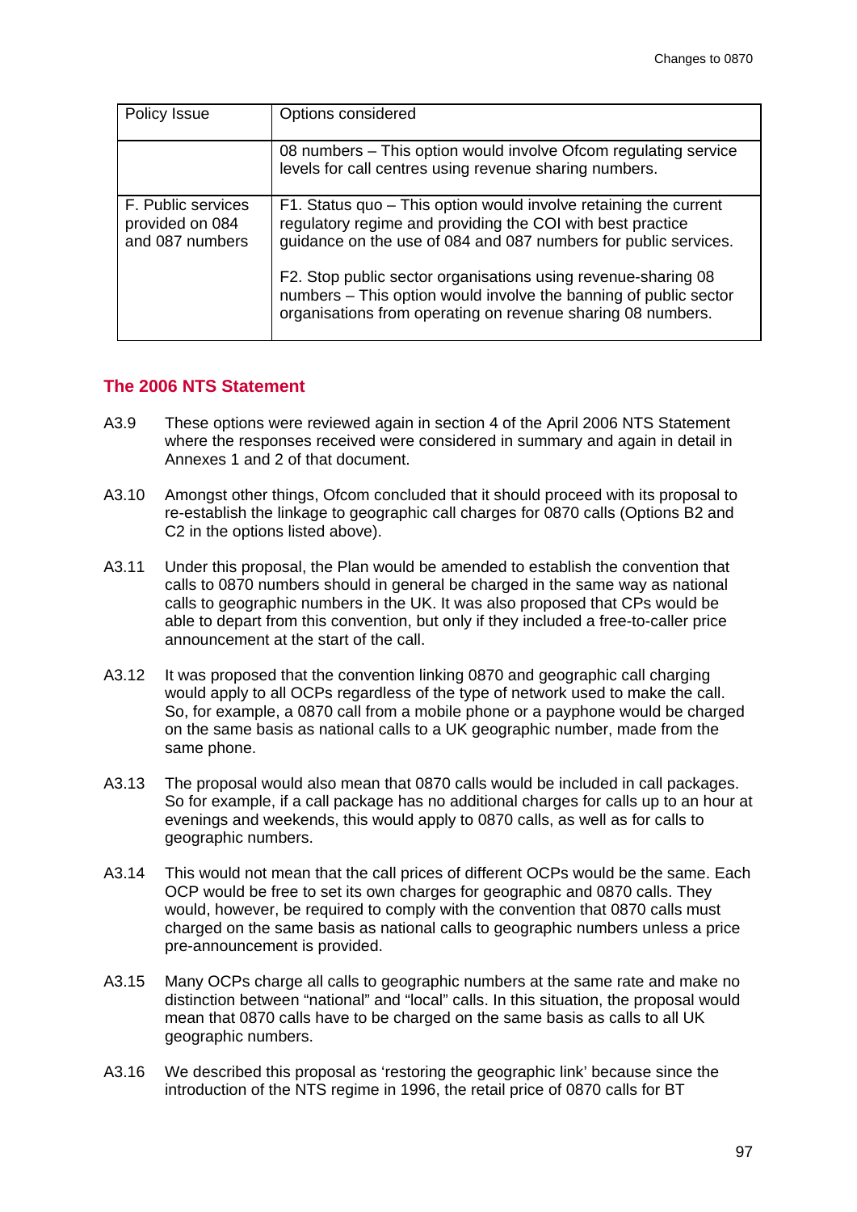| Policy Issue | Options considered |
|---|---|
| | 08 numbers – This option would involve Ofcom regulating service levels for call centres using revenue sharing numbers. |
| F. Public services provided on 084 and 087 numbers | F1. Status quo – This option would involve retaining the current regulatory regime and providing the COI with best practice guidance on the use of 084 and 087 numbers for public services.<br><br>F2. Stop public sector organisations using revenue-sharing 08 numbers – This option would involve the banning of public sector organisations from operating on revenue sharing 08 numbers. |

## The 2006 NTS Statement

A3.9 These options were reviewed again in section 4 of the April 2006 NTS Statement where the responses received were considered in summary and again in detail in Annexes 1 and 2 of that document.

A3.10 Amongst other things, Ofcom concluded that it should proceed with its proposal to re-establish the linkage to geographic call charges for 0870 calls (Options B2 and C2 in the options listed above).

A3.11 Under this proposal, the Plan would be amended to establish the convention that calls to 0870 numbers should in general be charged in the same way as national calls to geographic numbers in the UK. It was also proposed that CPs would be able to depart from this convention, but only if they included a free-to-caller price announcement at the start of the call.

A3.12 It was proposed that the convention linking 0870 and geographic call charging would apply to all OCPs regardless of the type of network used to make the call. So, for example, a 0870 call from a mobile phone or a payphone would be charged on the same basis as national calls to a UK geographic number, made from the same phone.

A3.13 The proposal would also mean that 0870 calls would be included in call packages. So for example, if a call package has no additional charges for calls up to an hour at evenings and weekends, this would apply to 0870 calls, as well as for calls to geographic numbers.

A3.14 This would not mean that the call prices of different OCPs would be the same. Each OCP would be free to set its own charges for geographic and 0870 calls. They would, however, be required to comply with the convention that 0870 calls must charged on the same basis as national calls to geographic numbers unless a price pre-announcement is provided.

A3.15 Many OCPs charge all calls to geographic numbers at the same rate and make no distinction between "national" and "local" calls. In this situation, the proposal would mean that 0870 calls have to be charged on the same basis as calls to all UK geographic numbers.

A3.16 We described this proposal as 'restoring the geographic link' because since the introduction of the NTS regime in 1996, the retail price of 0870 calls for BT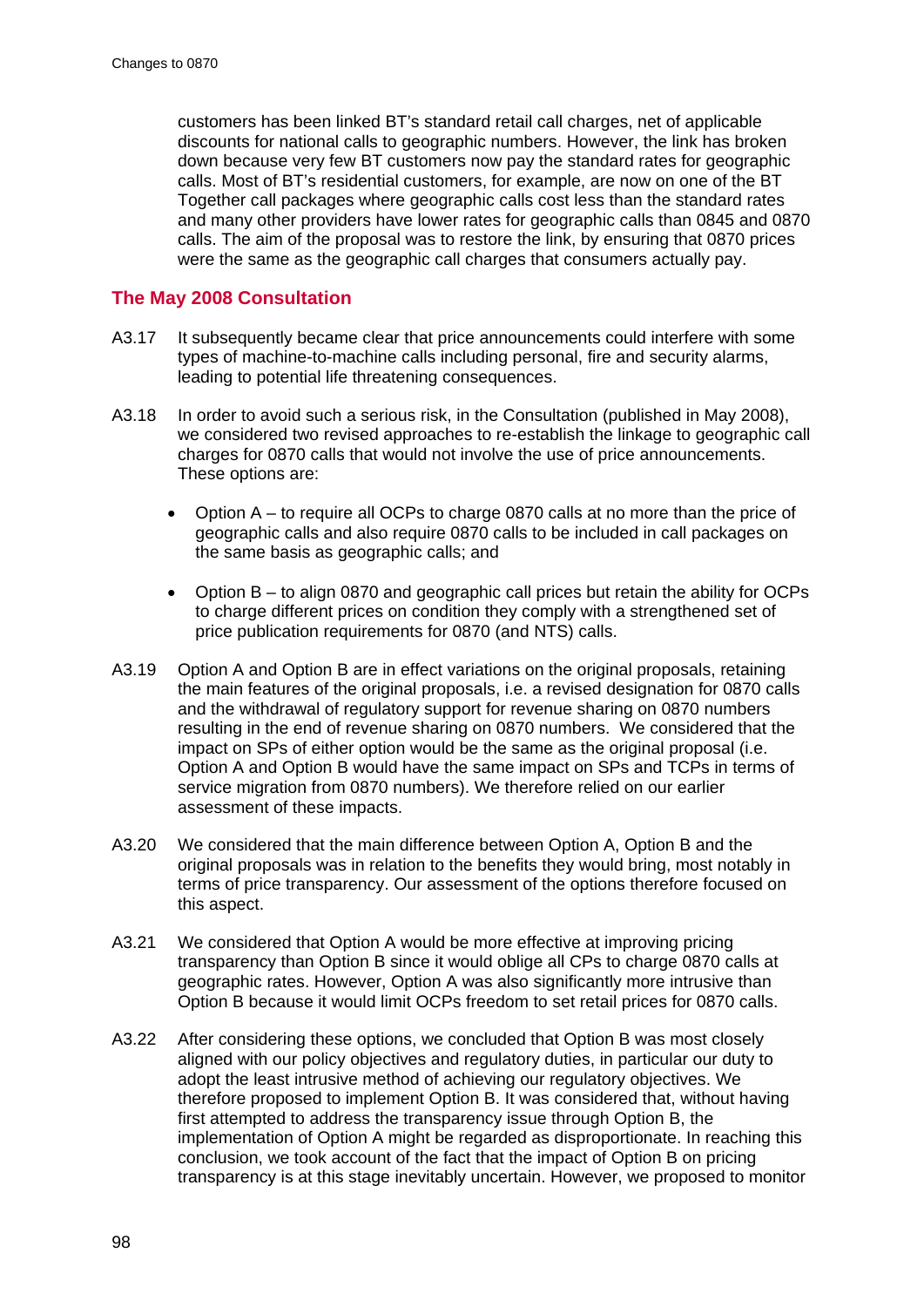customers has been linked BT's standard retail call charges, net of applicable discounts for national calls to geographic numbers. However, the link has broken down because very few BT customers now pay the standard rates for geographic calls. Most of BT's residential customers, for example, are now on one of the BT Together call packages where geographic calls cost less than the standard rates and many other providers have lower rates for geographic calls than 0845 and 0870 calls. The aim of the proposal was to restore the link, by ensuring that 0870 prices were the same as the geographic call charges that consumers actually pay.

## The May 2008 Consultation

A3.17 It subsequently became clear that price announcements could interfere with some types of machine-to-machine calls including personal, fire and security alarms, leading to potential life threatening consequences.

A3.18 In order to avoid such a serious risk, in the Consultation (published in May 2008), we considered two revised approaches to re-establish the linkage to geographic call charges for 0870 calls that would not involve the use of price announcements. These options are:

- Option A – to require all OCPs to charge 0870 calls at no more than the price of geographic calls and also require 0870 calls to be included in call packages on the same basis as geographic calls; and
- Option B – to align 0870 and geographic call prices but retain the ability for OCPs to charge different prices on condition they comply with a strengthened set of price publication requirements for 0870 (and NTS) calls.

A3.19 Option A and Option B are in effect variations on the original proposals, retaining the main features of the original proposals, i.e. a revised designation for 0870 calls and the withdrawal of regulatory support for revenue sharing on 0870 numbers resulting in the end of revenue sharing on 0870 numbers. We considered that the impact on SPs of either option would be the same as the original proposal (i.e. Option A and Option B would have the same impact on SPs and TCPs in terms of service migration from 0870 numbers). We therefore relied on our earlier assessment of these impacts.

A3.20 We considered that the main difference between Option A, Option B and the original proposals was in relation to the benefits they would bring, most notably in terms of price transparency. Our assessment of the options therefore focused on this aspect.

A3.21 We considered that Option A would be more effective at improving pricing transparency than Option B since it would oblige all CPs to charge 0870 calls at geographic rates. However, Option A was also significantly more intrusive than Option B because it would limit OCPs freedom to set retail prices for 0870 calls.

A3.22 After considering these options, we concluded that Option B was most closely aligned with our policy objectives and regulatory duties, in particular our duty to adopt the least intrusive method of achieving our regulatory objectives. We therefore proposed to implement Option B. It was considered that, without having first attempted to address the transparency issue through Option B, the implementation of Option A might be regarded as disproportionate. In reaching this conclusion, we took account of the fact that the impact of Option B on pricing transparency is at this stage inevitably uncertain. However, we proposed to monitor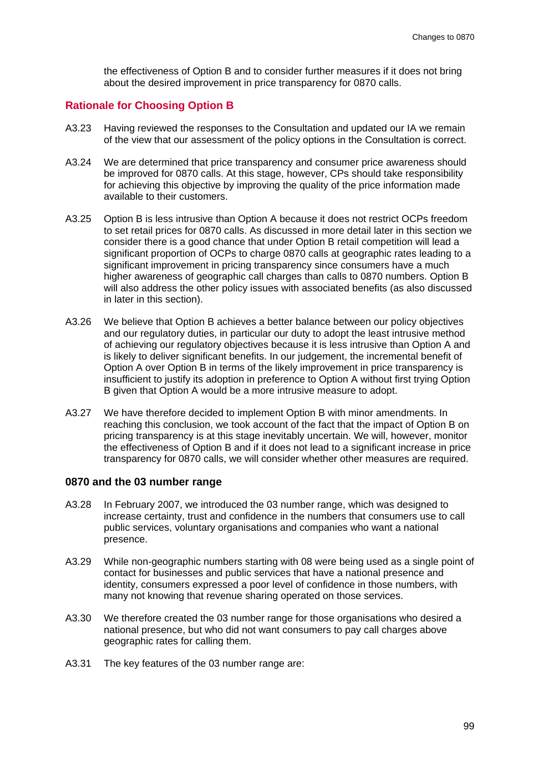the effectiveness of Option B and to consider further measures if it does not bring about the desired improvement in price transparency for 0870 calls.

## Rationale for Choosing Option B

A3.23 Having reviewed the responses to the Consultation and updated our IA we remain of the view that our assessment of the policy options in the Consultation is correct.

A3.24 We are determined that price transparency and consumer price awareness should be improved for 0870 calls. At this stage, however, CPs should take responsibility for achieving this objective by improving the quality of the price information made available to their customers.

A3.25 Option B is less intrusive than Option A because it does not restrict OCPs freedom to set retail prices for 0870 calls. As discussed in more detail later in this section we consider there is a good chance that under Option B retail competition will lead a significant proportion of OCPs to charge 0870 calls at geographic rates leading to a significant improvement in pricing transparency since consumers have a much higher awareness of geographic call charges than calls to 0870 numbers. Option B will also address the other policy issues with associated benefits (as also discussed in later in this section).

A3.26 We believe that Option B achieves a better balance between our policy objectives and our regulatory duties, in particular our duty to adopt the least intrusive method of achieving our regulatory objectives because it is less intrusive than Option A and is likely to deliver significant benefits. In our judgement, the incremental benefit of Option A over Option B in terms of the likely improvement in price transparency is insufficient to justify its adoption in preference to Option A without first trying Option B given that Option A would be a more intrusive measure to adopt.

A3.27 We have therefore decided to implement Option B with minor amendments. In reaching this conclusion, we took account of the fact that the impact of Option B on pricing transparency is at this stage inevitably uncertain. We will, however, monitor the effectiveness of Option B and if it does not lead to a significant increase in price transparency for 0870 calls, we will consider whether other measures are required.

### 0870 and the 03 number range

A3.28 In February 2007, we introduced the 03 number range, which was designed to increase certainty, trust and confidence in the numbers that consumers use to call public services, voluntary organisations and companies who want a national presence.

A3.29 While non-geographic numbers starting with 08 were being used as a single point of contact for businesses and public services that have a national presence and identity, consumers expressed a poor level of confidence in those numbers, with many not knowing that revenue sharing operated on those services.

A3.30 We therefore created the 03 number range for those organisations who desired a national presence, but who did not want consumers to pay call charges above geographic rates for calling them.

A3.31 The key features of the 03 number range are: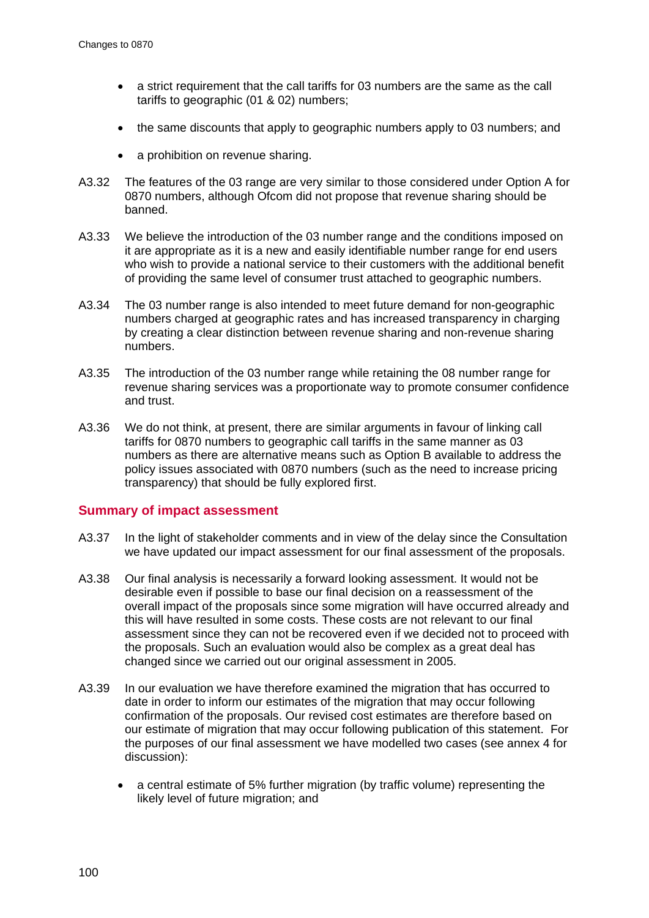- a strict requirement that the call tariffs for 03 numbers are the same as the call tariffs to geographic (01 & 02) numbers;
- the same discounts that apply to geographic numbers apply to 03 numbers; and
- a prohibition on revenue sharing.

A3.32 The features of the 03 range are very similar to those considered under Option A for 0870 numbers, although Ofcom did not propose that revenue sharing should be banned.

A3.33 We believe the introduction of the 03 number range and the conditions imposed on it are appropriate as it is a new and easily identifiable number range for end users who wish to provide a national service to their customers with the additional benefit of providing the same level of consumer trust attached to geographic numbers.

A3.34 The 03 number range is also intended to meet future demand for non-geographic numbers charged at geographic rates and has increased transparency in charging by creating a clear distinction between revenue sharing and non-revenue sharing numbers.

A3.35 The introduction of the 03 number range while retaining the 08 number range for revenue sharing services was a proportionate way to promote consumer confidence and trust.

A3.36 We do not think, at present, there are similar arguments in favour of linking call tariffs for 0870 numbers to geographic call tariffs in the same manner as 03 numbers as there are alternative means such as Option B available to address the policy issues associated with 0870 numbers (such as the need to increase pricing transparency) that should be fully explored first.

## Summary of impact assessment

A3.37 In the light of stakeholder comments and in view of the delay since the Consultation we have updated our impact assessment for our final assessment of the proposals.

A3.38 Our final analysis is necessarily a forward looking assessment. It would not be desirable even if possible to base our final decision on a reassessment of the overall impact of the proposals since some migration will have occurred already and this will have resulted in some costs. These costs are not relevant to our final assessment since they can not be recovered even if we decided not to proceed with the proposals. Such an evaluation would also be complex as a great deal has changed since we carried out our original assessment in 2005.

A3.39 In our evaluation we have therefore examined the migration that has occurred to date in order to inform our estimates of the migration that may occur following confirmation of the proposals. Our revised cost estimates are therefore based on our estimate of migration that may occur following publication of this statement. For the purposes of our final assessment we have modelled two cases (see annex 4 for discussion):

- a central estimate of 5% further migration (by traffic volume) representing the likely level of future migration; and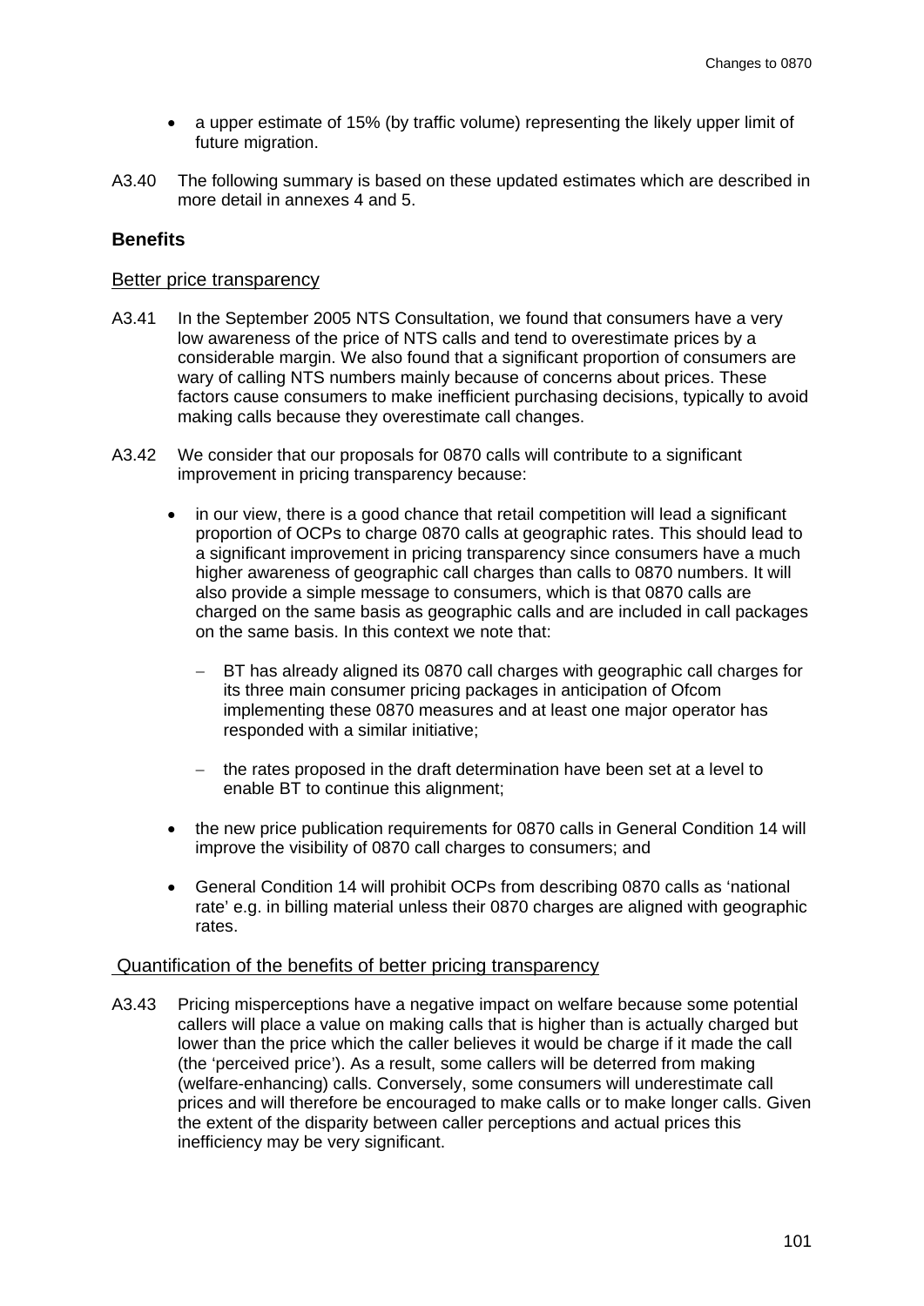- a upper estimate of 15% (by traffic volume) representing the likely upper limit of future migration.

A3.40 The following summary is based on these updated estimates which are described in more detail in annexes 4 and 5.

### Benefits

Better price transparency

A3.41 In the September 2005 NTS Consultation, we found that consumers have a very low awareness of the price of NTS calls and tend to overestimate prices by a considerable margin. We also found that a significant proportion of consumers are wary of calling NTS numbers mainly because of concerns about prices. These factors cause consumers to make inefficient purchasing decisions, typically to avoid making calls because they overestimate call changes.

A3.42 We consider that our proposals for 0870 calls will contribute to a significant improvement in pricing transparency because:

- in our view, there is a good chance that retail competition will lead a significant proportion of OCPs to charge 0870 calls at geographic rates. This should lead to a significant improvement in pricing transparency since consumers have a much higher awareness of geographic call charges than calls to 0870 numbers. It will also provide a simple message to consumers, which is that 0870 calls are charged on the same basis as geographic calls and are included in call packages on the same basis. In this context we note that:
  - BT has already aligned its 0870 call charges with geographic call charges for its three main consumer pricing packages in anticipation of Ofcom implementing these 0870 measures and at least one major operator has responded with a similar initiative;
  - the rates proposed in the draft determination have been set at a level to enable BT to continue this alignment;
- the new price publication requirements for 0870 calls in General Condition 14 will improve the visibility of 0870 call charges to consumers; and
- General Condition 14 will prohibit OCPs from describing 0870 calls as 'national rate' e.g. in billing material unless their 0870 charges are aligned with geographic rates.

Quantification of the benefits of better pricing transparency

A3.43 Pricing misperceptions have a negative impact on welfare because some potential callers will place a value on making calls that is higher than is actually charged but lower than the price which the caller believes it would be charge if it made the call (the 'perceived price'). As a result, some callers will be deterred from making (welfare-enhancing) calls. Conversely, some consumers will underestimate call prices and will therefore be encouraged to make calls or to make longer calls. Given the extent of the disparity between caller perceptions and actual prices this inefficiency may be very significant.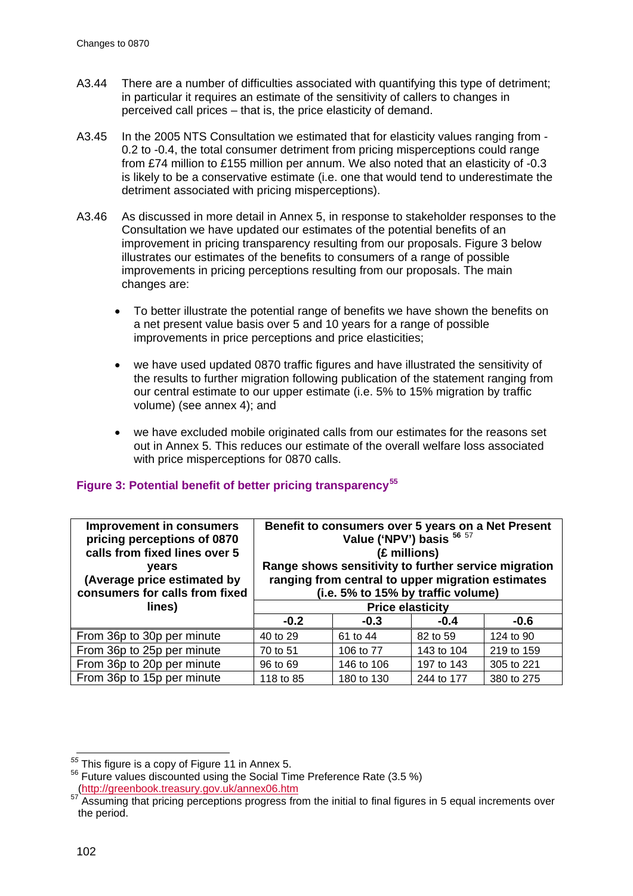A3.44 There are a number of difficulties associated with quantifying this type of detriment; in particular it requires an estimate of the sensitivity of callers to changes in perceived call prices – that is, the price elasticity of demand.

A3.45 In the 2005 NTS Consultation we estimated that for elasticity values ranging from -0.2 to -0.4, the total consumer detriment from pricing misperceptions could range from £74 million to £155 million per annum. We also noted that an elasticity of -0.3 is likely to be a conservative estimate (i.e. one that would tend to underestimate the detriment associated with pricing misperceptions).

A3.46 As discussed in more detail in Annex 5, in response to stakeholder responses to the Consultation we have updated our estimates of the potential benefits of an improvement in pricing transparency resulting from our proposals. Figure 3 below illustrates our estimates of the benefits to consumers of a range of possible improvements in pricing perceptions resulting from our proposals. The main changes are:

- To better illustrate the potential range of benefits we have shown the benefits on a net present value basis over 5 and 10 years for a range of possible improvements in price perceptions and price elasticities;
- we have used updated 0870 traffic figures and have illustrated the sensitivity of the results to further migration following publication of the statement ranging from our central estimate to our upper estimate (i.e. 5% to 15% migration by traffic volume) (see annex 4); and
- we have excluded mobile originated calls from our estimates for the reasons set out in Annex 5. This reduces our estimate of the overall welfare loss associated with price misperceptions for 0870 calls.

**Figure 3: Potential benefit of better pricing transparency[55]**

| Improvement in consumers pricing perceptions of 0870 calls from fixed lines over 5 years (Average price estimated by consumers for calls from fixed lines) | Benefit to consumers over 5 years on a Net Present Value ('NPV') basis [56] [57] (£ millions) Range shows sensitivity to further service migration ranging from central to upper migration estimates (i.e. 5% to 15% by traffic volume) | | | |
|---|---|---|---|---|
| | Price elasticity | | | |
| | -0.2 | -0.3 | -0.4 | -0.6 |
| From 36p to 30p per minute | 40 to 29 | 61 to 44 | 82 to 59 | 124 to 90 |
| From 36p to 25p per minute | 70 to 51 | 106 to 77 | 143 to 104 | 219 to 159 |
| From 36p to 20p per minute | 96 to 69 | 146 to 106 | 197 to 143 | 305 to 221 |
| From 36p to 15p per minute | 118 to 85 | 180 to 130 | 244 to 177 | 380 to 275 |

[55] This figure is a copy of Figure 11 in Annex 5.

[56] Future values discounted using the Social Time Preference Rate (3.5 %) (http://greenbook.treasury.gov.uk/annex06.htm)

[57] Assuming that pricing perceptions progress from the initial to final figures in 5 equal increments over the period.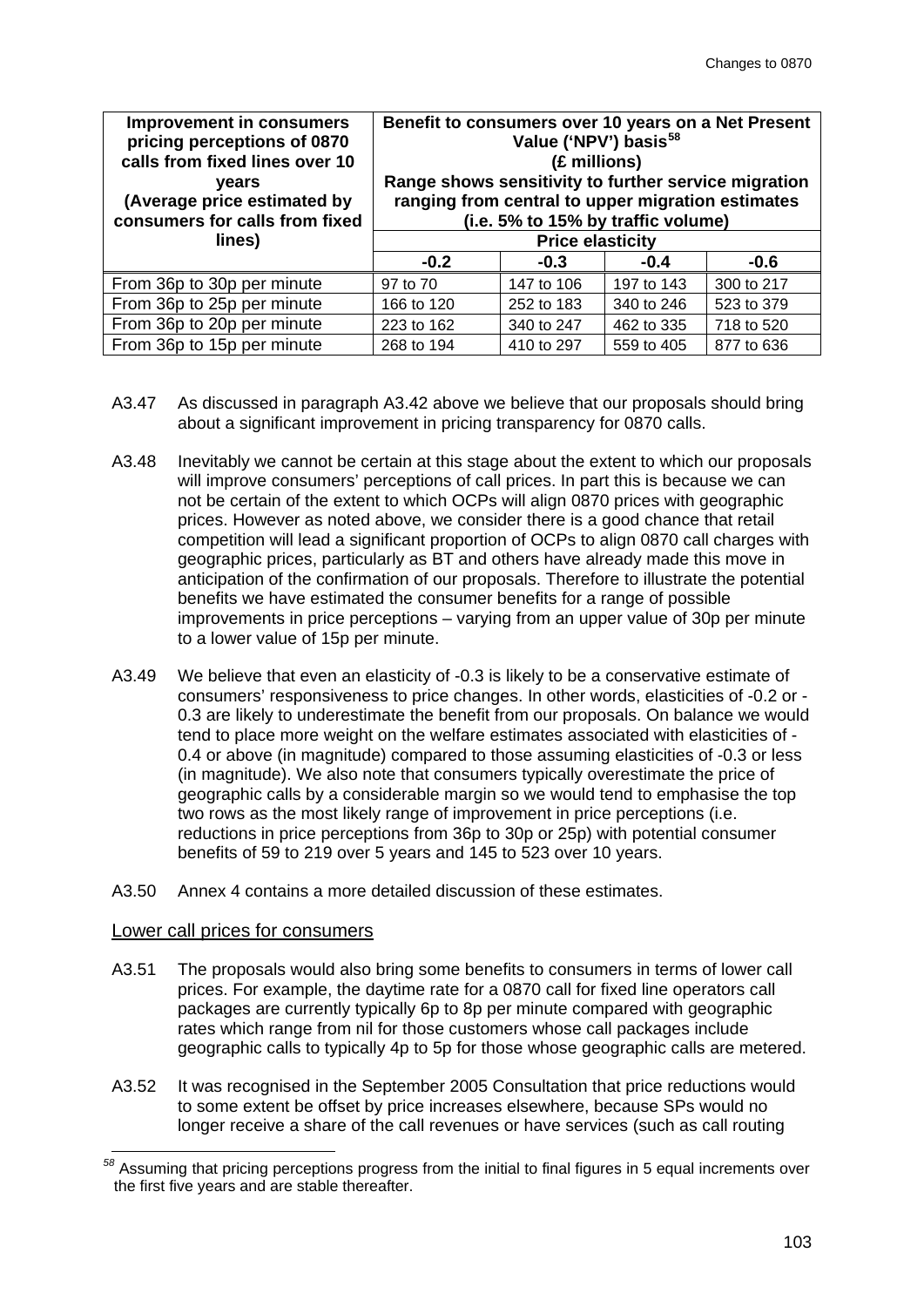| Improvement in consumers pricing perceptions of 0870 calls from fixed lines over 10 years (Average price estimated by consumers for calls from fixed lines) | Benefit to consumers over 10 years on a Net Present Value ('NPV') basis[58] (£ millions) Range shows sensitivity to further service migration ranging from central to upper migration estimates (i.e. 5% to 15% by traffic volume) | | | |
|---|---|---|---|---|
| | Price elasticity | | | |
| | -0.2 | -0.3 | -0.4 | -0.6 |
| From 36p to 30p per minute | 97 to 70 | 147 to 106 | 197 to 143 | 300 to 217 |
| From 36p to 25p per minute | 166 to 120 | 252 to 183 | 340 to 246 | 523 to 379 |
| From 36p to 20p per minute | 223 to 162 | 340 to 247 | 462 to 335 | 718 to 520 |
| From 36p to 15p per minute | 268 to 194 | 410 to 297 | 559 to 405 | 877 to 636 |

A3.47 As discussed in paragraph A3.42 above we believe that our proposals should bring about a significant improvement in pricing transparency for 0870 calls.

A3.48 Inevitably we cannot be certain at this stage about the extent to which our proposals will improve consumers' perceptions of call prices. In part this is because we can not be certain of the extent to which OCPs will align 0870 prices with geographic prices. However as noted above, we consider there is a good chance that retail competition will lead a significant proportion of OCPs to align 0870 call charges with geographic prices, particularly as BT and others have already made this move in anticipation of the confirmation of our proposals. Therefore to illustrate the potential benefits we have estimated the consumer benefits for a range of possible improvements in price perceptions – varying from an upper value of 30p per minute to a lower value of 15p per minute.

A3.49 We believe that even an elasticity of -0.3 is likely to be a conservative estimate of consumers' responsiveness to price changes. In other words, elasticities of -0.2 or -0.3 are likely to underestimate the benefit from our proposals. On balance we would tend to place more weight on the welfare estimates associated with elasticities of -0.4 or above (in magnitude) compared to those assuming elasticities of -0.3 or less (in magnitude). We also note that consumers typically overestimate the price of geographic calls by a considerable margin so we would tend to emphasise the top two rows as the most likely range of improvement in price perceptions (i.e. reductions in price perceptions from 36p to 30p or 25p) with potential consumer benefits of 59 to 219 over 5 years and 145 to 523 over 10 years.

A3.50 Annex 4 contains a more detailed discussion of these estimates.

## Lower call prices for consumers

A3.51 The proposals would also bring some benefits to consumers in terms of lower call prices. For example, the daytime rate for a 0870 call for fixed line operators call packages are currently typically 6p to 8p per minute compared with geographic rates which range from nil for those customers whose call packages include geographic calls to typically 4p to 5p for those whose geographic calls are metered.

A3.52 It was recognised in the September 2005 Consultation that price reductions would to some extent be offset by price increases elsewhere, because SPs would no longer receive a share of the call revenues or have services (such as call routing

[58] Assuming that pricing perceptions progress from the initial to final figures in 5 equal increments over the first five years and are stable thereafter.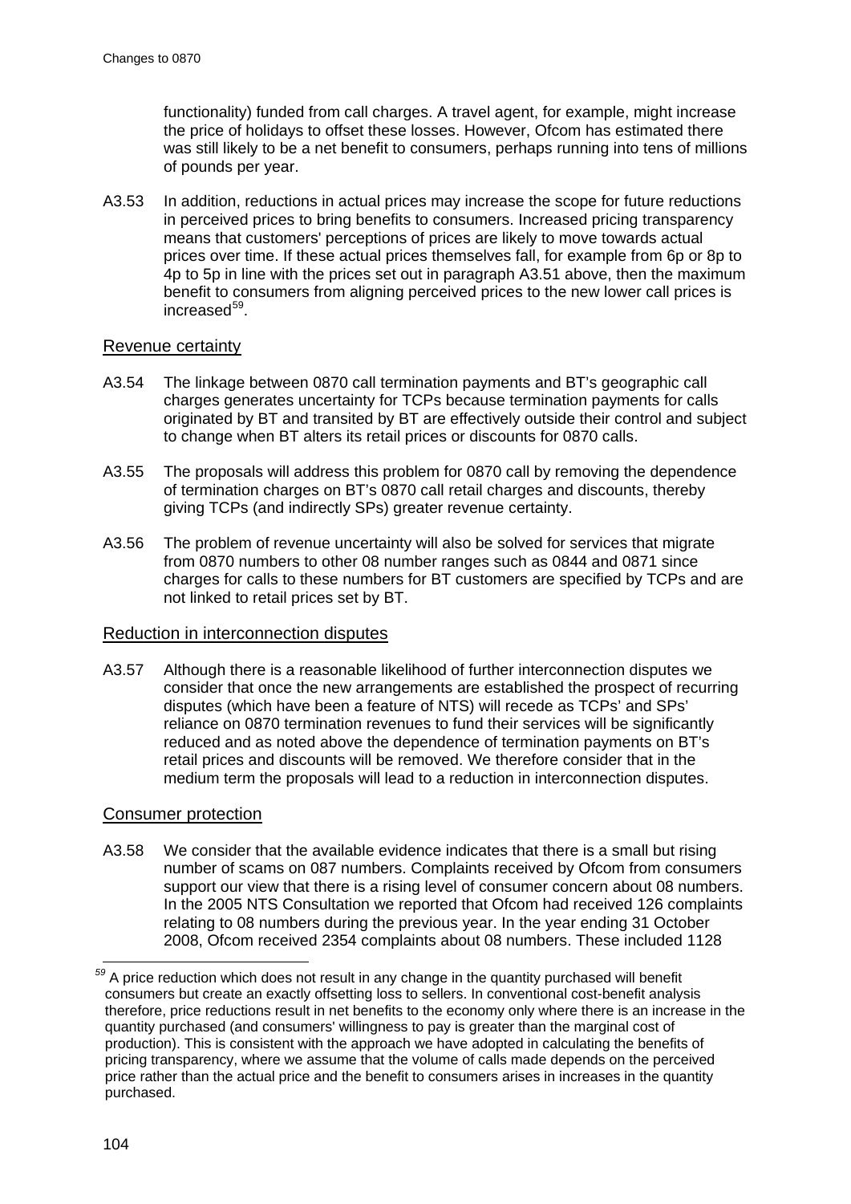functionality) funded from call charges. A travel agent, for example, might increase the price of holidays to offset these losses. However, Ofcom has estimated there was still likely to be a net benefit to consumers, perhaps running into tens of millions of pounds per year.

A3.53 In addition, reductions in actual prices may increase the scope for future reductions in perceived prices to bring benefits to consumers. Increased pricing transparency means that customers' perceptions of prices are likely to move towards actual prices over time. If these actual prices themselves fall, for example from 6p or 8p to 4p to 5p in line with the prices set out in paragraph A3.51 above, then the maximum benefit to consumers from aligning perceived prices to the new lower call prices is increased[59].

## Revenue certainty

A3.54 The linkage between 0870 call termination payments and BT's geographic call charges generates uncertainty for TCPs because termination payments for calls originated by BT and transited by BT are effectively outside their control and subject to change when BT alters its retail prices or discounts for 0870 calls.

A3.55 The proposals will address this problem for 0870 call by removing the dependence of termination charges on BT's 0870 call retail charges and discounts, thereby giving TCPs (and indirectly SPs) greater revenue certainty.

A3.56 The problem of revenue uncertainty will also be solved for services that migrate from 0870 numbers to other 08 number ranges such as 0844 and 0871 since charges for calls to these numbers for BT customers are specified by TCPs and are not linked to retail prices set by BT.

## Reduction in interconnection disputes

A3.57 Although there is a reasonable likelihood of further interconnection disputes we consider that once the new arrangements are established the prospect of recurring disputes (which have been a feature of NTS) will recede as TCPs' and SPs' reliance on 0870 termination revenues to fund their services will be significantly reduced and as noted above the dependence of termination payments on BT's retail prices and discounts will be removed. We therefore consider that in the medium term the proposals will lead to a reduction in interconnection disputes.

## Consumer protection

A3.58 We consider that the available evidence indicates that there is a small but rising number of scams on 087 numbers. Complaints received by Ofcom from consumers support our view that there is a rising level of consumer concern about 08 numbers. In the 2005 NTS Consultation we reported that Ofcom had received 126 complaints relating to 08 numbers during the previous year. In the year ending 31 October 2008, Ofcom received 2354 complaints about 08 numbers. These included 1128

---

[59] A price reduction which does not result in any change in the quantity purchased will benefit consumers but create an exactly offsetting loss to sellers. In conventional cost-benefit analysis therefore, price reductions result in net benefits to the economy only where there is an increase in the quantity purchased (and consumers' willingness to pay is greater than the marginal cost of production). This is consistent with the approach we have adopted in calculating the benefits of pricing transparency, where we assume that the volume of calls made depends on the perceived price rather than the actual price and the benefit to consumers arises in increases in the quantity purchased.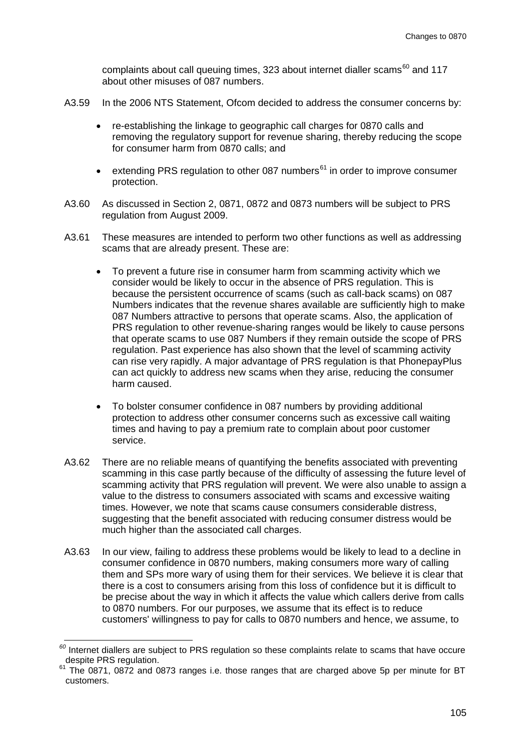complaints about call queuing times, 323 about internet dialler scams[60] and 117 about other misuses of 087 numbers.

A3.59 In the 2006 NTS Statement, Ofcom decided to address the consumer concerns by:

- re-establishing the linkage to geographic call charges for 0870 calls and removing the regulatory support for revenue sharing, thereby reducing the scope for consumer harm from 0870 calls; and
- extending PRS regulation to other 087 numbers[61] in order to improve consumer protection.

A3.60 As discussed in Section 2, 0871, 0872 and 0873 numbers will be subject to PRS regulation from August 2009.

A3.61 These measures are intended to perform two other functions as well as addressing scams that are already present. These are:

- To prevent a future rise in consumer harm from scamming activity which we consider would be likely to occur in the absence of PRS regulation. This is because the persistent occurrence of scams (such as call-back scams) on 087 Numbers indicates that the revenue shares available are sufficiently high to make 087 Numbers attractive to persons that operate scams. Also, the application of PRS regulation to other revenue-sharing ranges would be likely to cause persons that operate scams to use 087 Numbers if they remain outside the scope of PRS regulation. Past experience has also shown that the level of scamming activity can rise very rapidly. A major advantage of PRS regulation is that PhonepayPlus can act quickly to address new scams when they arise, reducing the consumer harm caused.
- To bolster consumer confidence in 087 numbers by providing additional protection to address other consumer concerns such as excessive call waiting times and having to pay a premium rate to complain about poor customer service.

A3.62 There are no reliable means of quantifying the benefits associated with preventing scamming in this case partly because of the difficulty of assessing the future level of scamming activity that PRS regulation will prevent. We were also unable to assign a value to the distress to consumers associated with scams and excessive waiting times. However, we note that scams cause consumers considerable distress, suggesting that the benefit associated with reducing consumer distress would be much higher than the associated call charges.

A3.63 In our view, failing to address these problems would be likely to lead to a decline in consumer confidence in 0870 numbers, making consumers more wary of calling them and SPs more wary of using them for their services. We believe it is clear that there is a cost to consumers arising from this loss of confidence but it is difficult to be precise about the way in which it affects the value which callers derive from calls to 0870 numbers. For our purposes, we assume that its effect is to reduce customers' willingness to pay for calls to 0870 numbers and hence, we assume, to

---

[60] Internet diallers are subject to PRS regulation so these complaints relate to scams that have occure despite PRS regulation.

[61] The 0871, 0872 and 0873 ranges i.e. those ranges that are charged above 5p per minute for BT customers.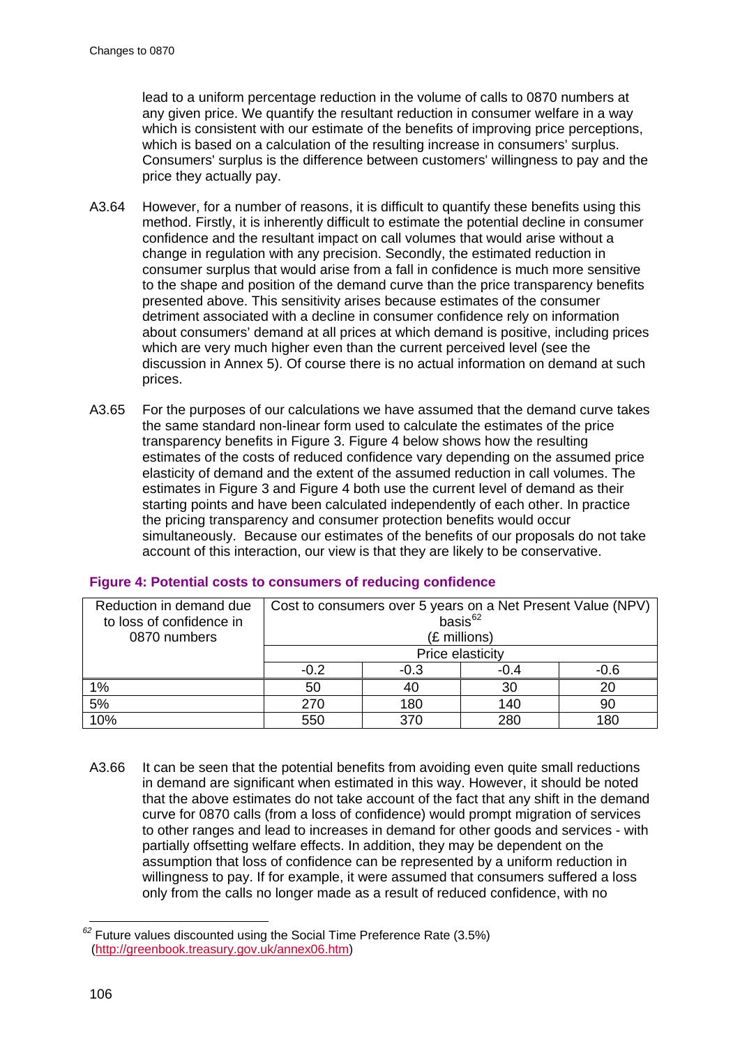lead to a uniform percentage reduction in the volume of calls to 0870 numbers at any given price. We quantify the resultant reduction in consumer welfare in a way which is consistent with our estimate of the benefits of improving price perceptions, which is based on a calculation of the resulting increase in consumers' surplus. Consumers' surplus is the difference between customers' willingness to pay and the price they actually pay.

A3.64 However, for a number of reasons, it is difficult to quantify these benefits using this method. Firstly, it is inherently difficult to estimate the potential decline in consumer confidence and the resultant impact on call volumes that would arise without a change in regulation with any precision. Secondly, the estimated reduction in consumer surplus that would arise from a fall in confidence is much more sensitive to the shape and position of the demand curve than the price transparency benefits presented above. This sensitivity arises because estimates of the consumer detriment associated with a decline in consumer confidence rely on information about consumers' demand at all prices at which demand is positive, including prices which are very much higher even than the current perceived level (see the discussion in Annex 5). Of course there is no actual information on demand at such prices.

A3.65 For the purposes of our calculations we have assumed that the demand curve takes the same standard non-linear form used to calculate the estimates of the price transparency benefits in Figure 3. Figure 4 below shows how the resulting estimates of the costs of reduced confidence vary depending on the assumed price elasticity of demand and the extent of the assumed reduction in call volumes. The estimates in Figure 3 and Figure 4 both use the current level of demand as their starting points and have been calculated independently of each other. In practice the pricing transparency and consumer protection benefits would occur simultaneously. Because our estimates of the benefits of our proposals do not take account of this interaction, our view is that they are likely to be conservative.

**Figure 4: Potential costs to consumers of reducing confidence**

| Reduction in demand due to loss of confidence in 0870 numbers | Cost to consumers over 5 years on a Net Present Value (NPV) basis[62] (£ millions) | | | |
|---|---|---|---|---|
| | Price elasticity | | | |
| | -0.2 | -0.3 | -0.4 | -0.6 |
| 1% | 50 | 40 | 30 | 20 |
| 5% | 270 | 180 | 140 | 90 |
| 10% | 550 | 370 | 280 | 180 |

A3.66 It can be seen that the potential benefits from avoiding even quite small reductions in demand are significant when estimated in this way. However, it should be noted that the above estimates do not take account of the fact that any shift in the demand curve for 0870 calls (from a loss of confidence) would prompt migration of services to other ranges and lead to increases in demand for other goods and services - with partially offsetting welfare effects. In addition, they may be dependent on the assumption that loss of confidence can be represented by a uniform reduction in willingness to pay. If for example, it were assumed that consumers suffered a loss only from the calls no longer made as a result of reduced confidence, with no

[62] Future values discounted using the Social Time Preference Rate (3.5%) (http://greenbook.treasury.gov.uk/annex06.htm)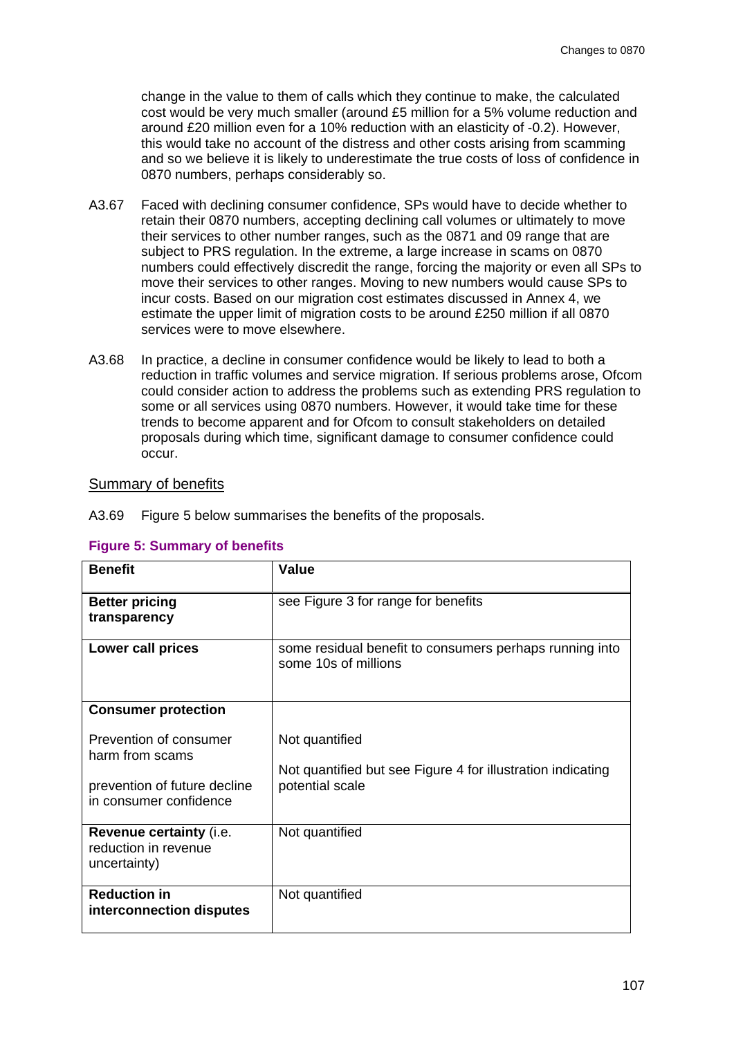change in the value to them of calls which they continue to make, the calculated cost would be very much smaller (around £5 million for a 5% volume reduction and around £20 million even for a 10% reduction with an elasticity of -0.2). However, this would take no account of the distress and other costs arising from scamming and so we believe it is likely to underestimate the true costs of loss of confidence in 0870 numbers, perhaps considerably so.

A3.67 Faced with declining consumer confidence, SPs would have to decide whether to retain their 0870 numbers, accepting declining call volumes or ultimately to move their services to other number ranges, such as the 0871 and 09 range that are subject to PRS regulation. In the extreme, a large increase in scams on 0870 numbers could effectively discredit the range, forcing the majority or even all SPs to move their services to other ranges. Moving to new numbers would cause SPs to incur costs. Based on our migration cost estimates discussed in Annex 4, we estimate the upper limit of migration costs to be around £250 million if all 0870 services were to move elsewhere.

A3.68 In practice, a decline in consumer confidence would be likely to lead to both a reduction in traffic volumes and service migration. If serious problems arose, Ofcom could consider action to address the problems such as extending PRS regulation to some or all services using 0870 numbers. However, it would take time for these trends to become apparent and for Ofcom to consult stakeholders on detailed proposals during which time, significant damage to consumer confidence could occur.

## Summary of benefits

A3.69 Figure 5 below summarises the benefits of the proposals.

**Figure 5: Summary of benefits**

| Benefit | Value |
|---|---|
| **Better pricing transparency** | see Figure 3 for range for benefits |
| **Lower call prices** | some residual benefit to consumers perhaps running into some 10s of millions |
| **Consumer protection** | |
| Prevention of consumer harm from scams | Not quantified |
| prevention of future decline in consumer confidence | Not quantified but see Figure 4 for illustration indicating potential scale |
| **Revenue certainty** (i.e. reduction in revenue uncertainty) | Not quantified |
| **Reduction in interconnection disputes** | Not quantified |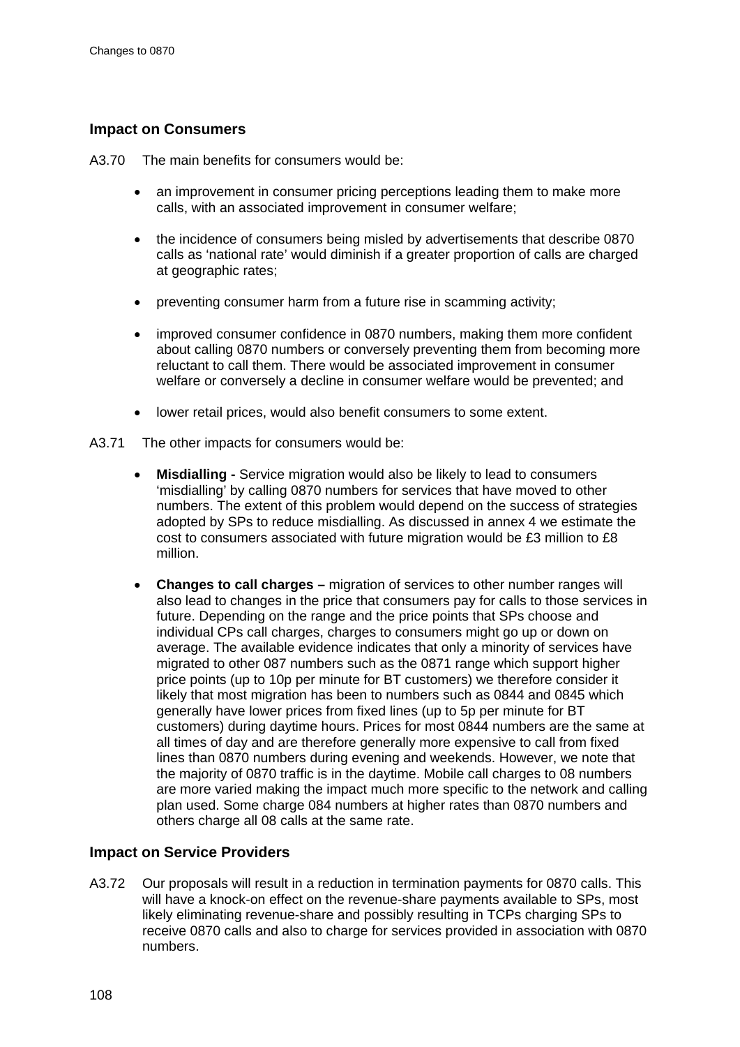### Impact on Consumers

A3.70 The main benefits for consumers would be:

- an improvement in consumer pricing perceptions leading them to make more calls, with an associated improvement in consumer welfare;
- the incidence of consumers being misled by advertisements that describe 0870 calls as 'national rate' would diminish if a greater proportion of calls are charged at geographic rates;
- preventing consumer harm from a future rise in scamming activity;
- improved consumer confidence in 0870 numbers, making them more confident about calling 0870 numbers or conversely preventing them from becoming more reluctant to call them. There would be associated improvement in consumer welfare or conversely a decline in consumer welfare would be prevented; and
- lower retail prices, would also benefit consumers to some extent.

A3.71 The other impacts for consumers would be:

- **Misdialling -** Service migration would also be likely to lead to consumers 'misdialling' by calling 0870 numbers for services that have moved to other numbers. The extent of this problem would depend on the success of strategies adopted by SPs to reduce misdialling. As discussed in annex 4 we estimate the cost to consumers associated with future migration would be £3 million to £8 million.
- **Changes to call charges –** migration of services to other number ranges will also lead to changes in the price that consumers pay for calls to those services in future. Depending on the range and the price points that SPs choose and individual CPs call charges, charges to consumers might go up or down on average. The available evidence indicates that only a minority of services have migrated to other 087 numbers such as the 0871 range which support higher price points (up to 10p per minute for BT customers) we therefore consider it likely that most migration has been to numbers such as 0844 and 0845 which generally have lower prices from fixed lines (up to 5p per minute for BT customers) during daytime hours. Prices for most 0844 numbers are the same at all times of day and are therefore generally more expensive to call from fixed lines than 0870 numbers during evening and weekends. However, we note that the majority of 0870 traffic is in the daytime. Mobile call charges to 08 numbers are more varied making the impact much more specific to the network and calling plan used. Some charge 084 numbers at higher rates than 0870 numbers and others charge all 08 calls at the same rate.

### Impact on Service Providers

A3.72 Our proposals will result in a reduction in termination payments for 0870 calls. This will have a knock-on effect on the revenue-share payments available to SPs, most likely eliminating revenue-share and possibly resulting in TCPs charging SPs to receive 0870 calls and also to charge for services provided in association with 0870 numbers.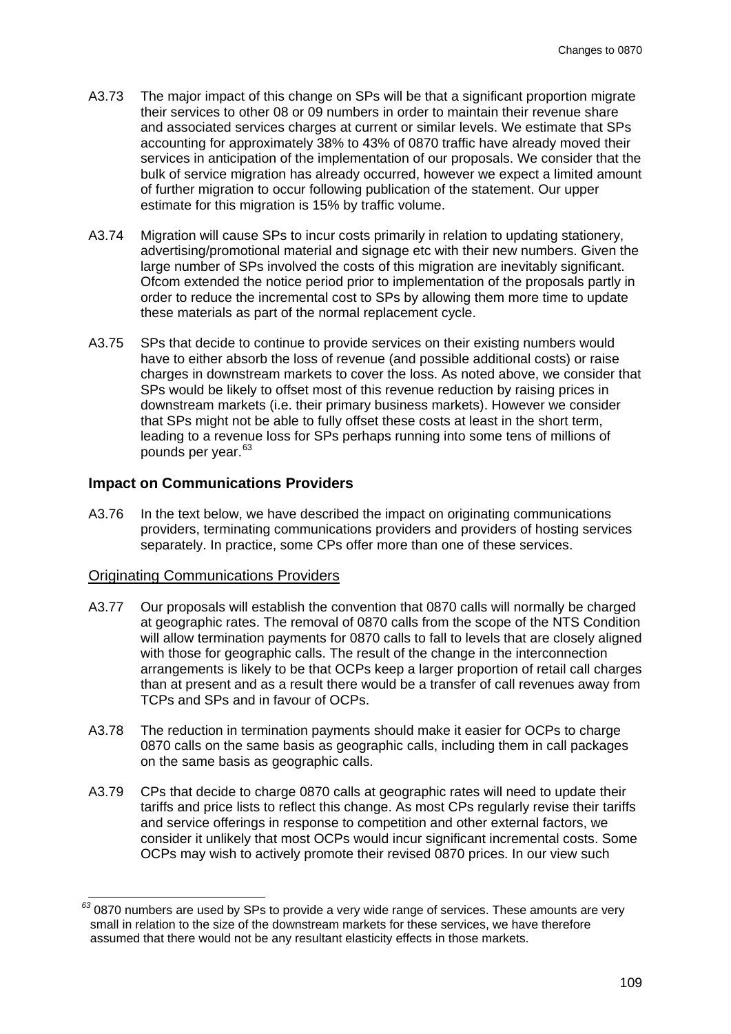A3.73 The major impact of this change on SPs will be that a significant proportion migrate their services to other 08 or 09 numbers in order to maintain their revenue share and associated services charges at current or similar levels. We estimate that SPs accounting for approximately 38% to 43% of 0870 traffic have already moved their services in anticipation of the implementation of our proposals. We consider that the bulk of service migration has already occurred, however we expect a limited amount of further migration to occur following publication of the statement. Our upper estimate for this migration is 15% by traffic volume.

A3.74 Migration will cause SPs to incur costs primarily in relation to updating stationery, advertising/promotional material and signage etc with their new numbers. Given the large number of SPs involved the costs of this migration are inevitably significant. Ofcom extended the notice period prior to implementation of the proposals partly in order to reduce the incremental cost to SPs by allowing them more time to update these materials as part of the normal replacement cycle.

A3.75 SPs that decide to continue to provide services on their existing numbers would have to either absorb the loss of revenue (and possible additional costs) or raise charges in downstream markets to cover the loss. As noted above, we consider that SPs would be likely to offset most of this revenue reduction by raising prices in downstream markets (i.e. their primary business markets). However we consider that SPs might not be able to fully offset these costs at least in the short term, leading to a revenue loss for SPs perhaps running into some tens of millions of pounds per year.[63]

### Impact on Communications Providers

A3.76 In the text below, we have described the impact on originating communications providers, terminating communications providers and providers of hosting services separately. In practice, some CPs offer more than one of these services.

#### Originating Communications Providers

A3.77 Our proposals will establish the convention that 0870 calls will normally be charged at geographic rates. The removal of 0870 calls from the scope of the NTS Condition will allow termination payments for 0870 calls to fall to levels that are closely aligned with those for geographic calls. The result of the change in the interconnection arrangements is likely to be that OCPs keep a larger proportion of retail call charges than at present and as a result there would be a transfer of call revenues away from TCPs and SPs and in favour of OCPs.

A3.78 The reduction in termination payments should make it easier for OCPs to charge 0870 calls on the same basis as geographic calls, including them in call packages on the same basis as geographic calls.

A3.79 CPs that decide to charge 0870 calls at geographic rates will need to update their tariffs and price lists to reflect this change. As most CPs regularly revise their tariffs and service offerings in response to competition and other external factors, we consider it unlikely that most OCPs would incur significant incremental costs. Some OCPs may wish to actively promote their revised 0870 prices. In our view such

---

[63] 0870 numbers are used by SPs to provide a very wide range of services. These amounts are very small in relation to the size of the downstream markets for these services, we have therefore assumed that there would not be any resultant elasticity effects in those markets.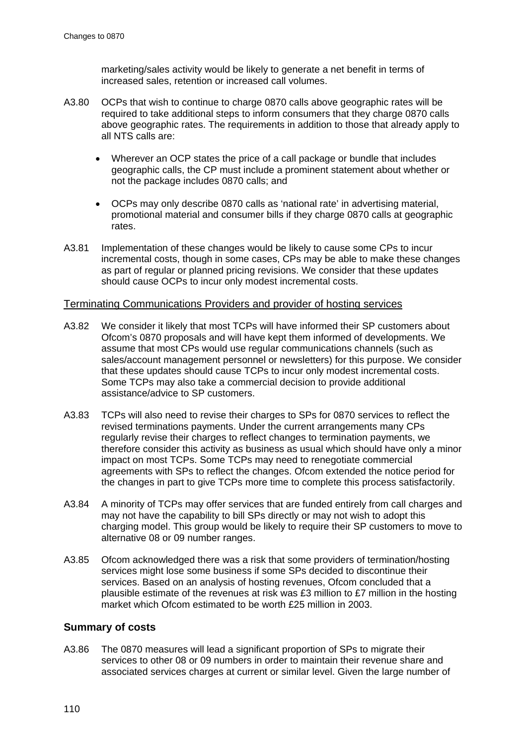marketing/sales activity would be likely to generate a net benefit in terms of increased sales, retention or increased call volumes.

A3.80 OCPs that wish to continue to charge 0870 calls above geographic rates will be required to take additional steps to inform consumers that they charge 0870 calls above geographic rates. The requirements in addition to those that already apply to all NTS calls are:

- Wherever an OCP states the price of a call package or bundle that includes geographic calls, the CP must include a prominent statement about whether or not the package includes 0870 calls; and
- OCPs may only describe 0870 calls as 'national rate' in advertising material, promotional material and consumer bills if they charge 0870 calls at geographic rates.

A3.81 Implementation of these changes would be likely to cause some CPs to incur incremental costs, though in some cases, CPs may be able to make these changes as part of regular or planned pricing revisions. We consider that these updates should cause OCPs to incur only modest incremental costs.

Terminating Communications Providers and provider of hosting services

A3.82 We consider it likely that most TCPs will have informed their SP customers about Ofcom's 0870 proposals and will have kept them informed of developments. We assume that most CPs would use regular communications channels (such as sales/account management personnel or newsletters) for this purpose. We consider that these updates should cause TCPs to incur only modest incremental costs. Some TCPs may also take a commercial decision to provide additional assistance/advice to SP customers.

A3.83 TCPs will also need to revise their charges to SPs for 0870 services to reflect the revised terminations payments. Under the current arrangements many CPs regularly revise their charges to reflect changes to termination payments, we therefore consider this activity as business as usual which should have only a minor impact on most TCPs. Some TCPs may need to renegotiate commercial agreements with SPs to reflect the changes. Ofcom extended the notice period for the changes in part to give TCPs more time to complete this process satisfactorily.

A3.84 A minority of TCPs may offer services that are funded entirely from call charges and may not have the capability to bill SPs directly or may not wish to adopt this charging model. This group would be likely to require their SP customers to move to alternative 08 or 09 number ranges.

A3.85 Ofcom acknowledged there was a risk that some providers of termination/hosting services might lose some business if some SPs decided to discontinue their services. Based on an analysis of hosting revenues, Ofcom concluded that a plausible estimate of the revenues at risk was £3 million to £7 million in the hosting market which Ofcom estimated to be worth £25 million in 2003.

### Summary of costs

A3.86 The 0870 measures will lead a significant proportion of SPs to migrate their services to other 08 or 09 numbers in order to maintain their revenue share and associated services charges at current or similar level. Given the large number of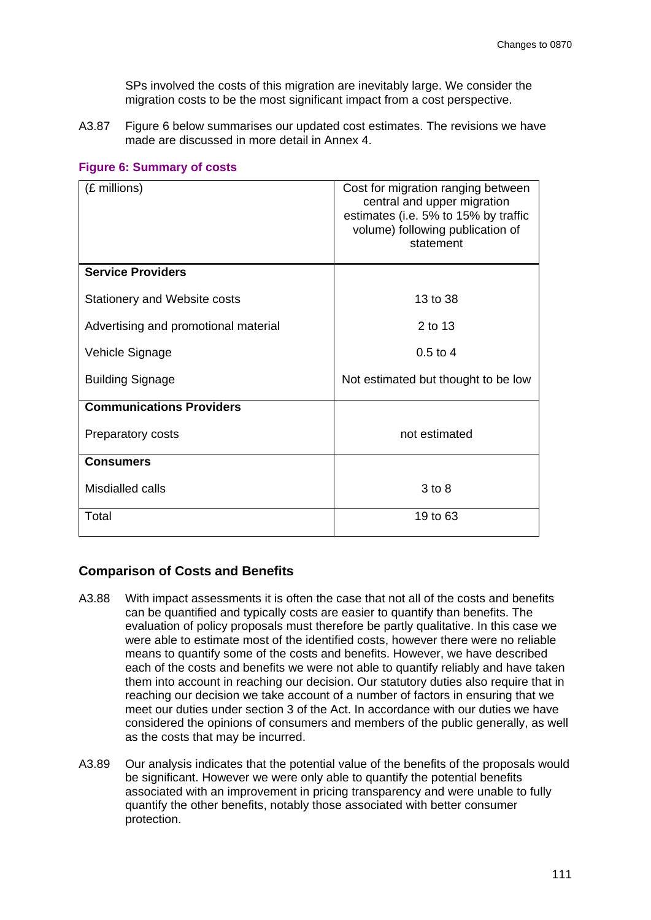SPs involved the costs of this migration are inevitably large. We consider the migration costs to be the most significant impact from a cost perspective.

A3.87 Figure 6 below summarises our updated cost estimates. The revisions we have made are discussed in more detail in Annex 4.

**Figure 6: Summary of costs**

| (£ millions) | Cost for migration ranging between central and upper migration estimates (i.e. 5% to 15% by traffic volume) following publication of statement |
|---|---|
| **Service Providers** | |
| Stationery and Website costs | 13 to 38 |
| Advertising and promotional material | 2 to 13 |
| Vehicle Signage | 0.5 to 4 |
| Building Signage | Not estimated but thought to be low |
| **Communications Providers** | |
| Preparatory costs | not estimated |
| **Consumers** | |
| Misdialled calls | 3 to 8 |
| Total | 19 to 63 |

## Comparison of Costs and Benefits

A3.88 With impact assessments it is often the case that not all of the costs and benefits can be quantified and typically costs are easier to quantify than benefits. The evaluation of policy proposals must therefore be partly qualitative. In this case we were able to estimate most of the identified costs, however there were no reliable means to quantify some of the costs and benefits. However, we have described each of the costs and benefits we were not able to quantify reliably and have taken them into account in reaching our decision. Our statutory duties also require that in reaching our decision we take account of a number of factors in ensuring that we meet our duties under section 3 of the Act. In accordance with our duties we have considered the opinions of consumers and members of the public generally, as well as the costs that may be incurred.

A3.89 Our analysis indicates that the potential value of the benefits of the proposals would be significant. However we were only able to quantify the potential benefits associated with an improvement in pricing transparency and were unable to fully quantify the other benefits, notably those associated with better consumer protection.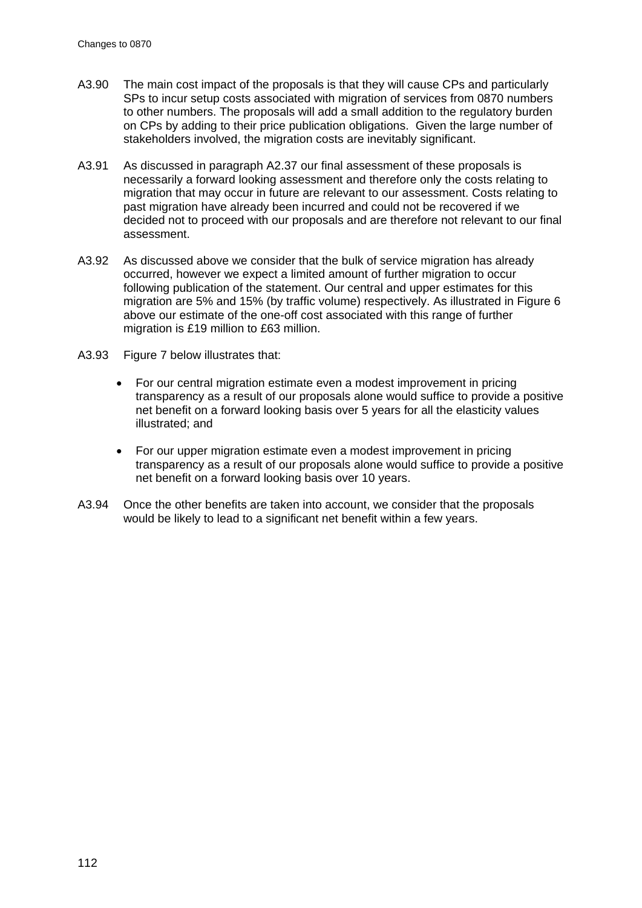A3.90 The main cost impact of the proposals is that they will cause CPs and particularly SPs to incur setup costs associated with migration of services from 0870 numbers to other numbers. The proposals will add a small addition to the regulatory burden on CPs by adding to their price publication obligations. Given the large number of stakeholders involved, the migration costs are inevitably significant.

A3.91 As discussed in paragraph A2.37 our final assessment of these proposals is necessarily a forward looking assessment and therefore only the costs relating to migration that may occur in future are relevant to our assessment. Costs relating to past migration have already been incurred and could not be recovered if we decided not to proceed with our proposals and are therefore not relevant to our final assessment.

A3.92 As discussed above we consider that the bulk of service migration has already occurred, however we expect a limited amount of further migration to occur following publication of the statement. Our central and upper estimates for this migration are 5% and 15% (by traffic volume) respectively. As illustrated in Figure 6 above our estimate of the one-off cost associated with this range of further migration is £19 million to £63 million.

A3.93 Figure 7 below illustrates that:

- For our central migration estimate even a modest improvement in pricing transparency as a result of our proposals alone would suffice to provide a positive net benefit on a forward looking basis over 5 years for all the elasticity values illustrated; and
- For our upper migration estimate even a modest improvement in pricing transparency as a result of our proposals alone would suffice to provide a positive net benefit on a forward looking basis over 10 years.

A3.94 Once the other benefits are taken into account, we consider that the proposals would be likely to lead to a significant net benefit within a few years.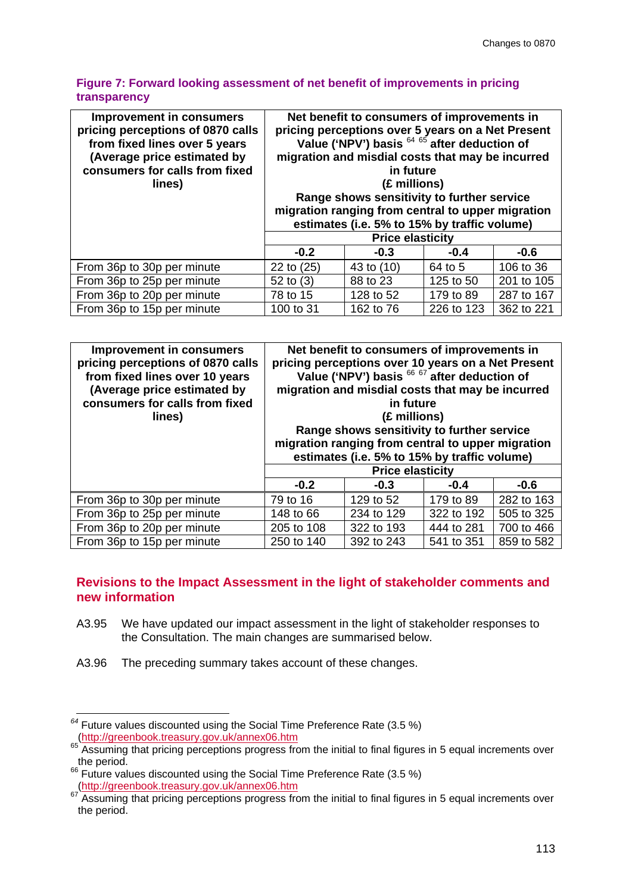**Figure 7: Forward looking assessment of net benefit of improvements in pricing transparency**

| Improvement in consumers pricing perceptions of 0870 calls from fixed lines over 5 years (Average price estimated by consumers for calls from fixed lines) | Net benefit to consumers of improvements in pricing perceptions over 5 years on a Net Present Value ('NPV') basis [64] [65] after deduction of migration and misdial costs that may be incurred in future (£ millions) Range shows sensitivity to further service migration ranging from central to upper migration estimates (i.e. 5% to 15% by traffic volume) | | | |
|---|---|---|---|---|
| | Price elasticity | | | |
| | -0.2 | -0.3 | -0.4 | -0.6 |
| From 36p to 30p per minute | 22 to (25) | 43 to (10) | 64 to 5 | 106 to 36 |
| From 36p to 25p per minute | 52 to (3) | 88 to 23 | 125 to 50 | 201 to 105 |
| From 36p to 20p per minute | 78 to 15 | 128 to 52 | 179 to 89 | 287 to 167 |
| From 36p to 15p per minute | 100 to 31 | 162 to 76 | 226 to 123 | 362 to 221 |

| Improvement in consumers pricing perceptions of 0870 calls from fixed lines over 10 years (Average price estimated by consumers for calls from fixed lines) | Net benefit to consumers of improvements in pricing perceptions over 10 years on a Net Present Value ('NPV') basis [66] [67] after deduction of migration and misdial costs that may be incurred in future (£ millions) Range shows sensitivity to further service migration ranging from central to upper migration estimates (i.e. 5% to 15% by traffic volume) | | | |
|---|---|---|---|---|
| | Price elasticity | | | |
| | -0.2 | -0.3 | -0.4 | -0.6 |
| From 36p to 30p per minute | 79 to 16 | 129 to 52 | 179 to 89 | 282 to 163 |
| From 36p to 25p per minute | 148 to 66 | 234 to 129 | 322 to 192 | 505 to 325 |
| From 36p to 20p per minute | 205 to 108 | 322 to 193 | 444 to 281 | 700 to 466 |
| From 36p to 15p per minute | 250 to 140 | 392 to 243 | 541 to 351 | 859 to 582 |

## Revisions to the Impact Assessment in the light of stakeholder comments and new information

A3.95 We have updated our impact assessment in the light of stakeholder responses to the Consultation. The main changes are summarised below.

A3.96 The preceding summary takes account of these changes.

---

[64] Future values discounted using the Social Time Preference Rate (3.5 %) (http://greenbook.treasury.gov.uk/annex06.htm

[65] Assuming that pricing perceptions progress from the initial to final figures in 5 equal increments over the period.

[66] Future values discounted using the Social Time Preference Rate (3.5 %) (http://greenbook.treasury.gov.uk/annex06.htm

[67] Assuming that pricing perceptions progress from the initial to final figures in 5 equal increments over the period.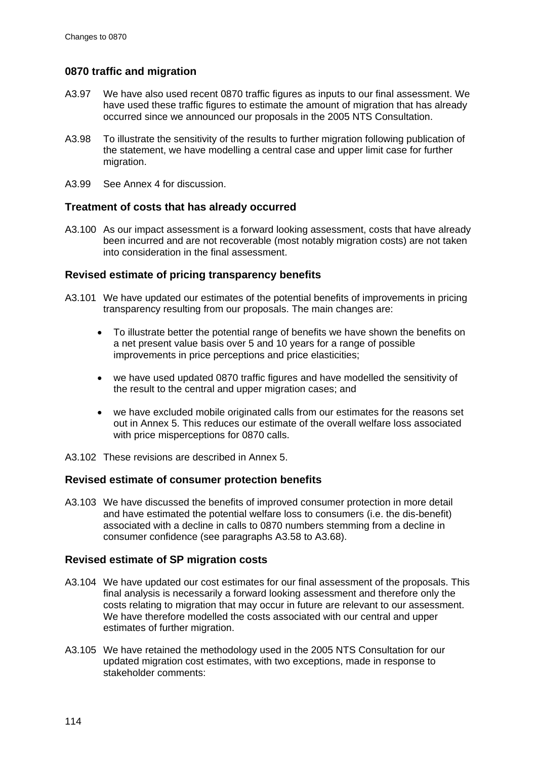### 0870 traffic and migration

A3.97 We have also used recent 0870 traffic figures as inputs to our final assessment. We have used these traffic figures to estimate the amount of migration that has already occurred since we announced our proposals in the 2005 NTS Consultation.

A3.98 To illustrate the sensitivity of the results to further migration following publication of the statement, we have modelling a central case and upper limit case for further migration.

A3.99 See Annex 4 for discussion.

### Treatment of costs that has already occurred

A3.100 As our impact assessment is a forward looking assessment, costs that have already been incurred and are not recoverable (most notably migration costs) are not taken into consideration in the final assessment.

### Revised estimate of pricing transparency benefits

A3.101 We have updated our estimates of the potential benefits of improvements in pricing transparency resulting from our proposals. The main changes are:

- To illustrate better the potential range of benefits we have shown the benefits on a net present value basis over 5 and 10 years for a range of possible improvements in price perceptions and price elasticities;
- we have used updated 0870 traffic figures and have modelled the sensitivity of the result to the central and upper migration cases; and
- we have excluded mobile originated calls from our estimates for the reasons set out in Annex 5. This reduces our estimate of the overall welfare loss associated with price misperceptions for 0870 calls.

A3.102 These revisions are described in Annex 5.

### Revised estimate of consumer protection benefits

A3.103 We have discussed the benefits of improved consumer protection in more detail and have estimated the potential welfare loss to consumers (i.e. the dis-benefit) associated with a decline in calls to 0870 numbers stemming from a decline in consumer confidence (see paragraphs A3.58 to A3.68).

### Revised estimate of SP migration costs

A3.104 We have updated our cost estimates for our final assessment of the proposals. This final analysis is necessarily a forward looking assessment and therefore only the costs relating to migration that may occur in future are relevant to our assessment. We have therefore modelled the costs associated with our central and upper estimates of further migration.

A3.105 We have retained the methodology used in the 2005 NTS Consultation for our updated migration cost estimates, with two exceptions, made in response to stakeholder comments: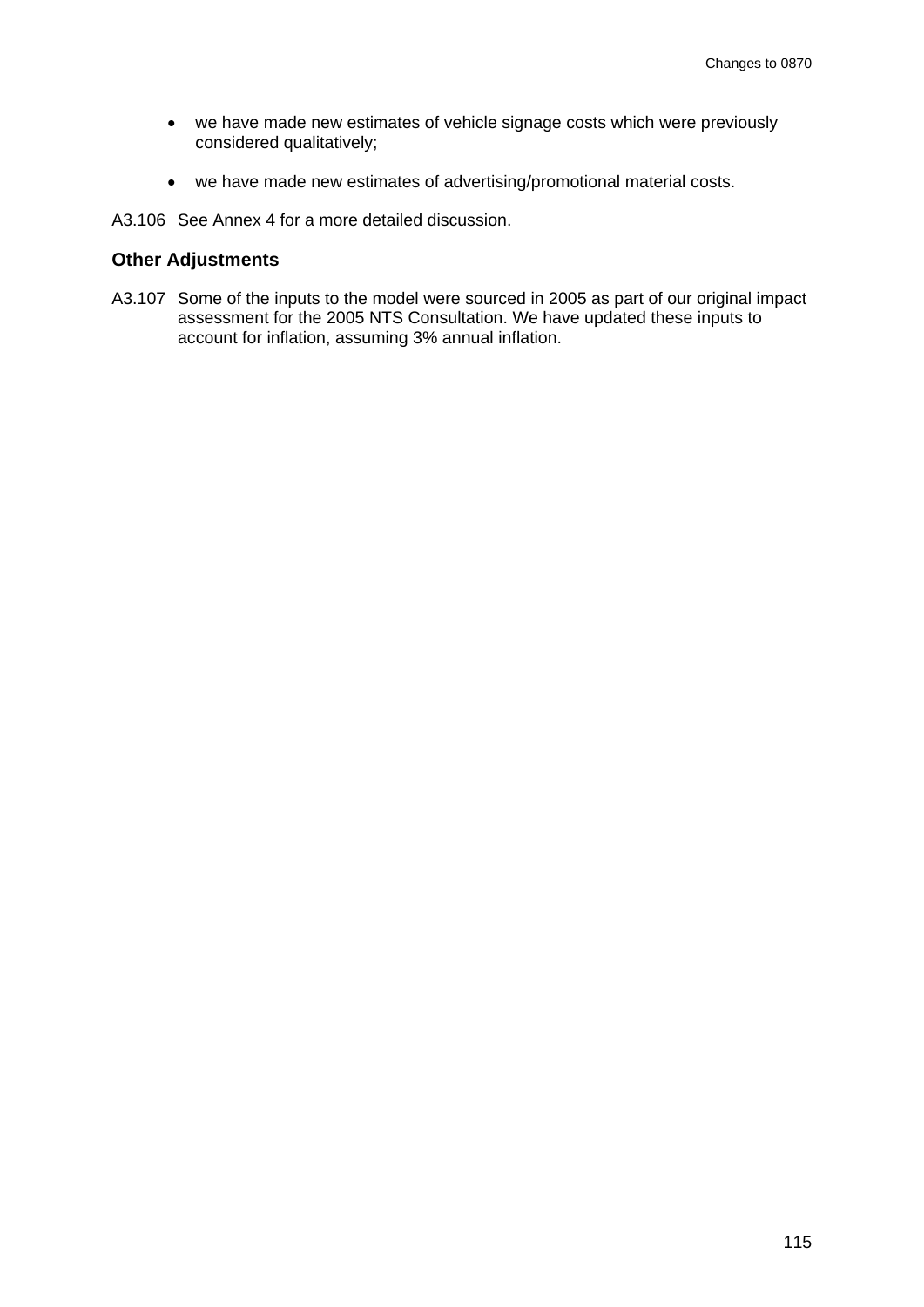- we have made new estimates of vehicle signage costs which were previously considered qualitatively;

- we have made new estimates of advertising/promotional material costs.

A3.106 See Annex 4 for a more detailed discussion.

### Other Adjustments

A3.107 Some of the inputs to the model were sourced in 2005 as part of our original impact assessment for the 2005 NTS Consultation. We have updated these inputs to account for inflation, assuming 3% annual inflation.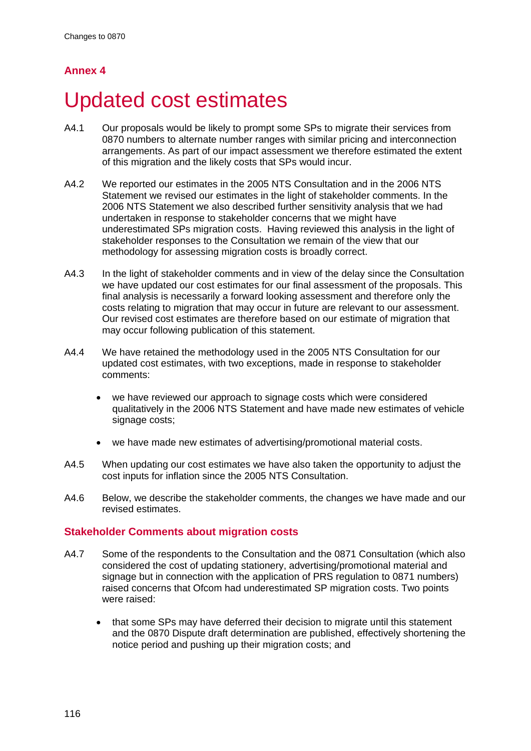## Annex 4

# Updated cost estimates

A4.1 Our proposals would be likely to prompt some SPs to migrate their services from 0870 numbers to alternate number ranges with similar pricing and interconnection arrangements. As part of our impact assessment we therefore estimated the extent of this migration and the likely costs that SPs would incur.

A4.2 We reported our estimates in the 2005 NTS Consultation and in the 2006 NTS Statement we revised our estimates in the light of stakeholder comments. In the 2006 NTS Statement we also described further sensitivity analysis that we had undertaken in response to stakeholder concerns that we might have underestimated SPs migration costs. Having reviewed this analysis in the light of stakeholder responses to the Consultation we remain of the view that our methodology for assessing migration costs is broadly correct.

A4.3 In the light of stakeholder comments and in view of the delay since the Consultation we have updated our cost estimates for our final assessment of the proposals. This final analysis is necessarily a forward looking assessment and therefore only the costs relating to migration that may occur in future are relevant to our assessment. Our revised cost estimates are therefore based on our estimate of migration that may occur following publication of this statement.

A4.4 We have retained the methodology used in the 2005 NTS Consultation for our updated cost estimates, with two exceptions, made in response to stakeholder comments:

- we have reviewed our approach to signage costs which were considered qualitatively in the 2006 NTS Statement and have made new estimates of vehicle signage costs;
- we have made new estimates of advertising/promotional material costs.

A4.5 When updating our cost estimates we have also taken the opportunity to adjust the cost inputs for inflation since the 2005 NTS Consultation.

A4.6 Below, we describe the stakeholder comments, the changes we have made and our revised estimates.

### Stakeholder Comments about migration costs

A4.7 Some of the respondents to the Consultation and the 0871 Consultation (which also considered the cost of updating stationery, advertising/promotional material and signage but in connection with the application of PRS regulation to 0871 numbers) raised concerns that Ofcom had underestimated SP migration costs. Two points were raised:

- that some SPs may have deferred their decision to migrate until this statement and the 0870 Dispute draft determination are published, effectively shortening the notice period and pushing up their migration costs; and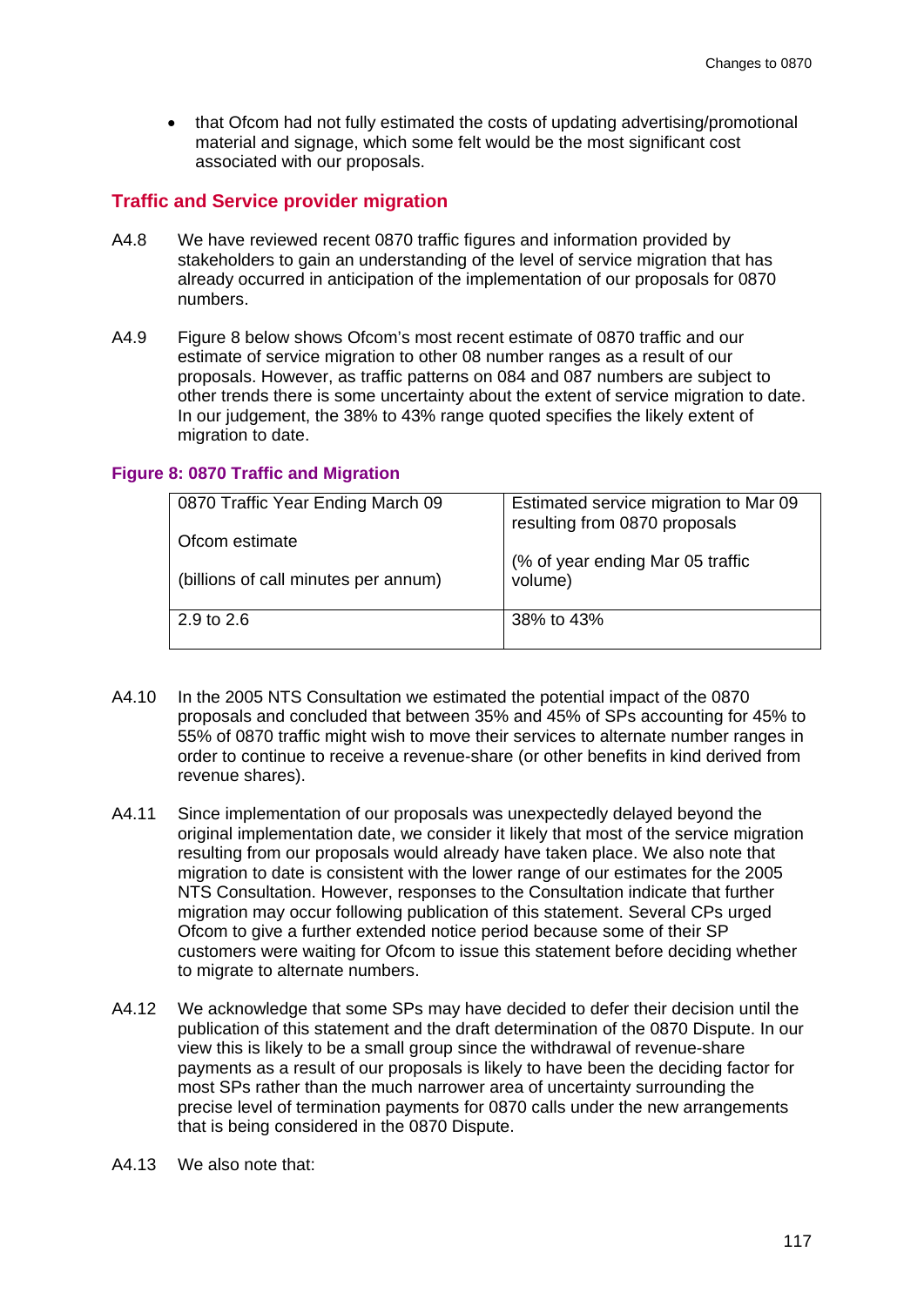- that Ofcom had not fully estimated the costs of updating advertising/promotional material and signage, which some felt would be the most significant cost associated with our proposals.

## Traffic and Service provider migration

A4.8 We have reviewed recent 0870 traffic figures and information provided by stakeholders to gain an understanding of the level of service migration that has already occurred in anticipation of the implementation of our proposals for 0870 numbers.

A4.9 Figure 8 below shows Ofcom's most recent estimate of 0870 traffic and our estimate of service migration to other 08 number ranges as a result of our proposals. However, as traffic patterns on 084 and 087 numbers are subject to other trends there is some uncertainty about the extent of service migration to date. In our judgement, the 38% to 43% range quoted specifies the likely extent of migration to date.

**Figure 8: 0870 Traffic and Migration**

| 0870 Traffic Year Ending March 09<br><br>Ofcom estimate<br><br>(billions of call minutes per annum) | Estimated service migration to Mar 09 resulting from 0870 proposals<br><br>(% of year ending Mar 05 traffic volume) |
|---|---|
| 2.9 to 2.6 | 38% to 43% |

A4.10 In the 2005 NTS Consultation we estimated the potential impact of the 0870 proposals and concluded that between 35% and 45% of SPs accounting for 45% to 55% of 0870 traffic might wish to move their services to alternate number ranges in order to continue to receive a revenue-share (or other benefits in kind derived from revenue shares).

A4.11 Since implementation of our proposals was unexpectedly delayed beyond the original implementation date, we consider it likely that most of the service migration resulting from our proposals would already have taken place. We also note that migration to date is consistent with the lower range of our estimates for the 2005 NTS Consultation. However, responses to the Consultation indicate that further migration may occur following publication of this statement. Several CPs urged Ofcom to give a further extended notice period because some of their SP customers were waiting for Ofcom to issue this statement before deciding whether to migrate to alternate numbers.

A4.12 We acknowledge that some SPs may have decided to defer their decision until the publication of this statement and the draft determination of the 0870 Dispute. In our view this is likely to be a small group since the withdrawal of revenue-share payments as a result of our proposals is likely to have been the deciding factor for most SPs rather than the much narrower area of uncertainty surrounding the precise level of termination payments for 0870 calls under the new arrangements that is being considered in the 0870 Dispute.

A4.13 We also note that: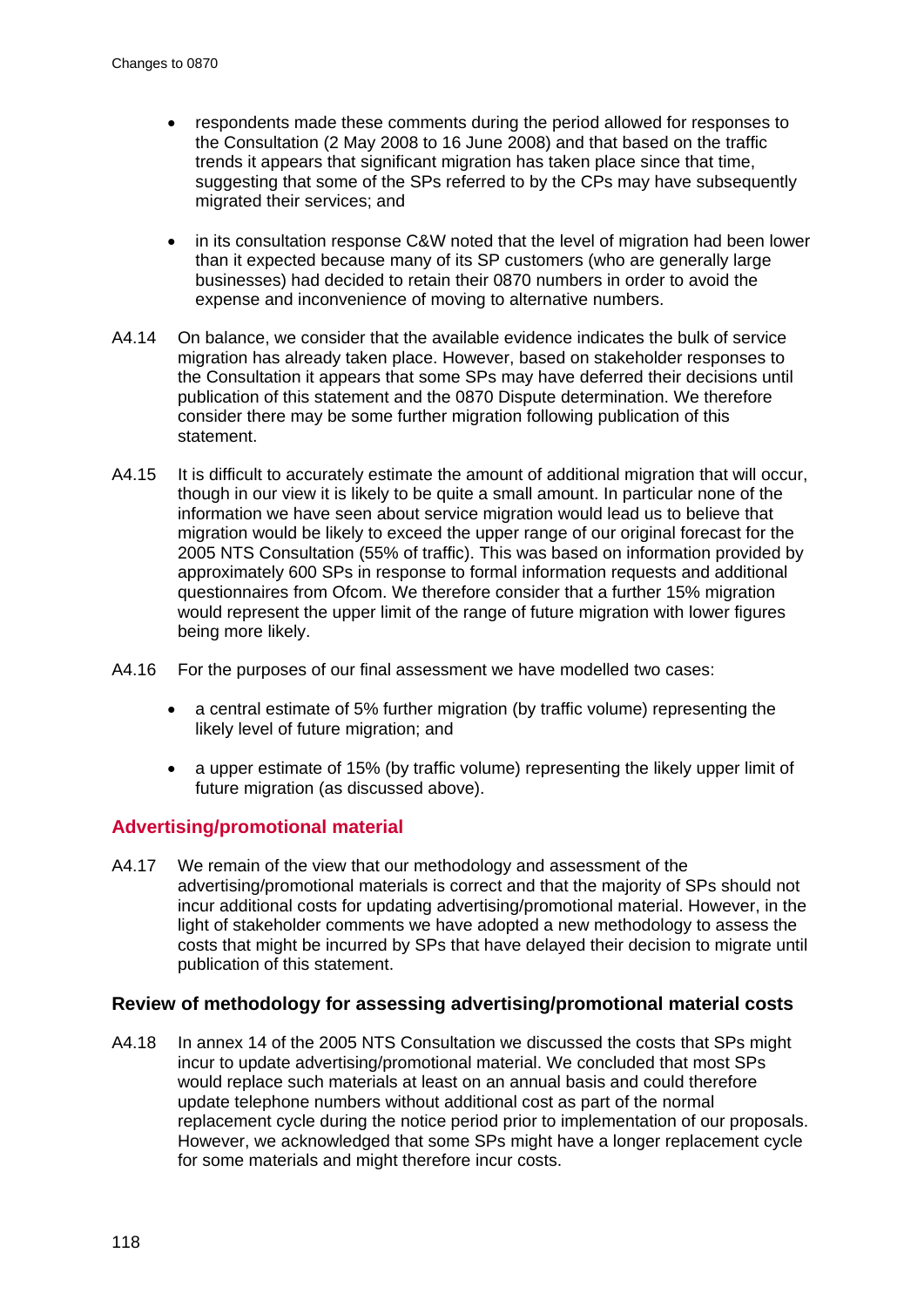- respondents made these comments during the period allowed for responses to the Consultation (2 May 2008 to 16 June 2008) and that based on the traffic trends it appears that significant migration has taken place since that time, suggesting that some of the SPs referred to by the CPs may have subsequently migrated their services; and

- in its consultation response C&W noted that the level of migration had been lower than it expected because many of its SP customers (who are generally large businesses) had decided to retain their 0870 numbers in order to avoid the expense and inconvenience of moving to alternative numbers.

A4.14 On balance, we consider that the available evidence indicates the bulk of service migration has already taken place. However, based on stakeholder responses to the Consultation it appears that some SPs may have deferred their decisions until publication of this statement and the 0870 Dispute determination. We therefore consider there may be some further migration following publication of this statement.

A4.15 It is difficult to accurately estimate the amount of additional migration that will occur, though in our view it is likely to be quite a small amount. In particular none of the information we have seen about service migration would lead us to believe that migration would be likely to exceed the upper range of our original forecast for the 2005 NTS Consultation (55% of traffic). This was based on information provided by approximately 600 SPs in response to formal information requests and additional questionnaires from Ofcom. We therefore consider that a further 15% migration would represent the upper limit of the range of future migration with lower figures being more likely.

A4.16 For the purposes of our final assessment we have modelled two cases:

- a central estimate of 5% further migration (by traffic volume) representing the likely level of future migration; and

- a upper estimate of 15% (by traffic volume) representing the likely upper limit of future migration (as discussed above).

## Advertising/promotional material

A4.17 We remain of the view that our methodology and assessment of the advertising/promotional materials is correct and that the majority of SPs should not incur additional costs for updating advertising/promotional material. However, in the light of stakeholder comments we have adopted a new methodology to assess the costs that might be incurred by SPs that have delayed their decision to migrate until publication of this statement.

### Review of methodology for assessing advertising/promotional material costs

A4.18 In annex 14 of the 2005 NTS Consultation we discussed the costs that SPs might incur to update advertising/promotional material. We concluded that most SPs would replace such materials at least on an annual basis and could therefore update telephone numbers without additional cost as part of the normal replacement cycle during the notice period prior to implementation of our proposals. However, we acknowledged that some SPs might have a longer replacement cycle for some materials and might therefore incur costs.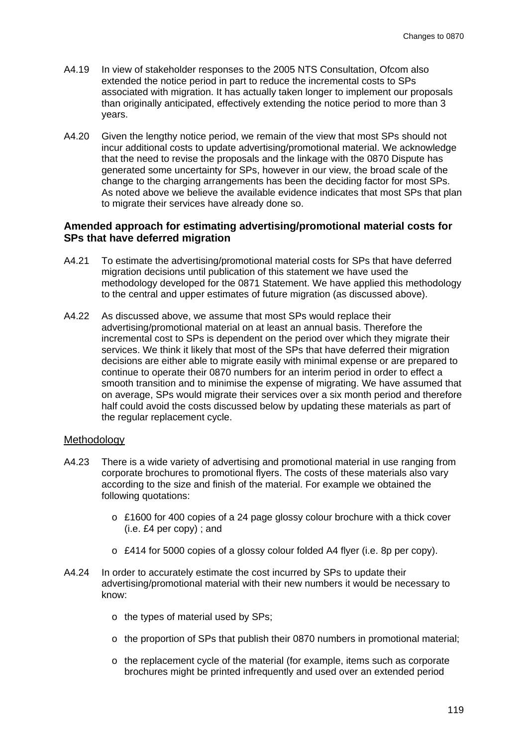A4.19 In view of stakeholder responses to the 2005 NTS Consultation, Ofcom also extended the notice period in part to reduce the incremental costs to SPs associated with migration. It has actually taken longer to implement our proposals than originally anticipated, effectively extending the notice period to more than 3 years.

A4.20 Given the lengthy notice period, we remain of the view that most SPs should not incur additional costs to update advertising/promotional material. We acknowledge that the need to revise the proposals and the linkage with the 0870 Dispute has generated some uncertainty for SPs, however in our view, the broad scale of the change to the charging arrangements has been the deciding factor for most SPs. As noted above we believe the available evidence indicates that most SPs that plan to migrate their services have already done so.

### Amended approach for estimating advertising/promotional material costs for SPs that have deferred migration

A4.21 To estimate the advertising/promotional material costs for SPs that have deferred migration decisions until publication of this statement we have used the methodology developed for the 0871 Statement. We have applied this methodology to the central and upper estimates of future migration (as discussed above).

A4.22 As discussed above, we assume that most SPs would replace their advertising/promotional material on at least an annual basis. Therefore the incremental cost to SPs is dependent on the period over which they migrate their services. We think it likely that most of the SPs that have deferred their migration decisions are either able to migrate easily with minimal expense or are prepared to continue to operate their 0870 numbers for an interim period in order to effect a smooth transition and to minimise the expense of migrating. We have assumed that on average, SPs would migrate their services over a six month period and therefore half could avoid the costs discussed below by updating these materials as part of the regular replacement cycle.

#### Methodology

A4.23 There is a wide variety of advertising and promotional material in use ranging from corporate brochures to promotional flyers. The costs of these materials also vary according to the size and finish of the material. For example we obtained the following quotations:

- £1600 for 400 copies of a 24 page glossy colour brochure with a thick cover (i.e. £4 per copy) ; and
- £414 for 5000 copies of a glossy colour folded A4 flyer (i.e. 8p per copy).

A4.24 In order to accurately estimate the cost incurred by SPs to update their advertising/promotional material with their new numbers it would be necessary to know:

- the types of material used by SPs;
- the proportion of SPs that publish their 0870 numbers in promotional material;
- the replacement cycle of the material (for example, items such as corporate brochures might be printed infrequently and used over an extended period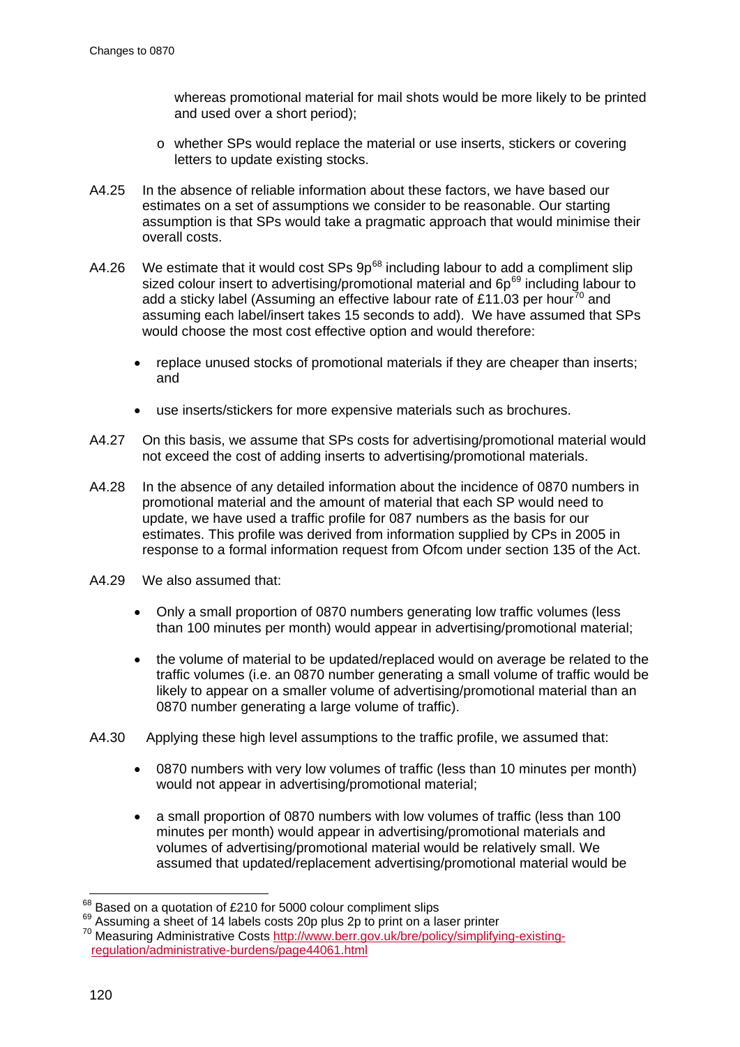whereas promotional material for mail shots would be more likely to be printed and used over a short period);

  - o whether SPs would replace the material or use inserts, stickers or covering letters to update existing stocks.

A4.25 In the absence of reliable information about these factors, we have based our estimates on a set of assumptions we consider to be reasonable. Our starting assumption is that SPs would take a pragmatic approach that would minimise their overall costs.

A4.26 We estimate that it would cost SPs 9p[68] including labour to add a compliment slip sized colour insert to advertising/promotional material and 6p[69] including labour to add a sticky label (Assuming an effective labour rate of £11.03 per hour[70] and assuming each label/insert takes 15 seconds to add). We have assumed that SPs would choose the most cost effective option and would therefore:

- replace unused stocks of promotional materials if they are cheaper than inserts; and
- use inserts/stickers for more expensive materials such as brochures.

A4.27 On this basis, we assume that SPs costs for advertising/promotional material would not exceed the cost of adding inserts to advertising/promotional materials.

A4.28 In the absence of any detailed information about the incidence of 0870 numbers in promotional material and the amount of material that each SP would need to update, we have used a traffic profile for 087 numbers as the basis for our estimates. This profile was derived from information supplied by CPs in 2005 in response to a formal information request from Ofcom under section 135 of the Act.

A4.29 We also assumed that:

- Only a small proportion of 0870 numbers generating low traffic volumes (less than 100 minutes per month) would appear in advertising/promotional material;
- the volume of material to be updated/replaced would on average be related to the traffic volumes (i.e. an 0870 number generating a small volume of traffic would be likely to appear on a smaller volume of advertising/promotional material than an 0870 number generating a large volume of traffic).

A4.30 Applying these high level assumptions to the traffic profile, we assumed that:

- 0870 numbers with very low volumes of traffic (less than 10 minutes per month) would not appear in advertising/promotional material;
- a small proportion of 0870 numbers with low volumes of traffic (less than 100 minutes per month) would appear in advertising/promotional materials and volumes of advertising/promotional material would be relatively small. We assumed that updated/replacement advertising/promotional material would be

---

[68] Based on a quotation of £210 for 5000 colour compliment slips

[69] Assuming a sheet of 14 labels costs 20p plus 2p to print on a laser printer

[70] Measuring Administrative Costs http://www.berr.gov.uk/bre/policy/simplifying-existing-regulation/administrative-burdens/page44061.html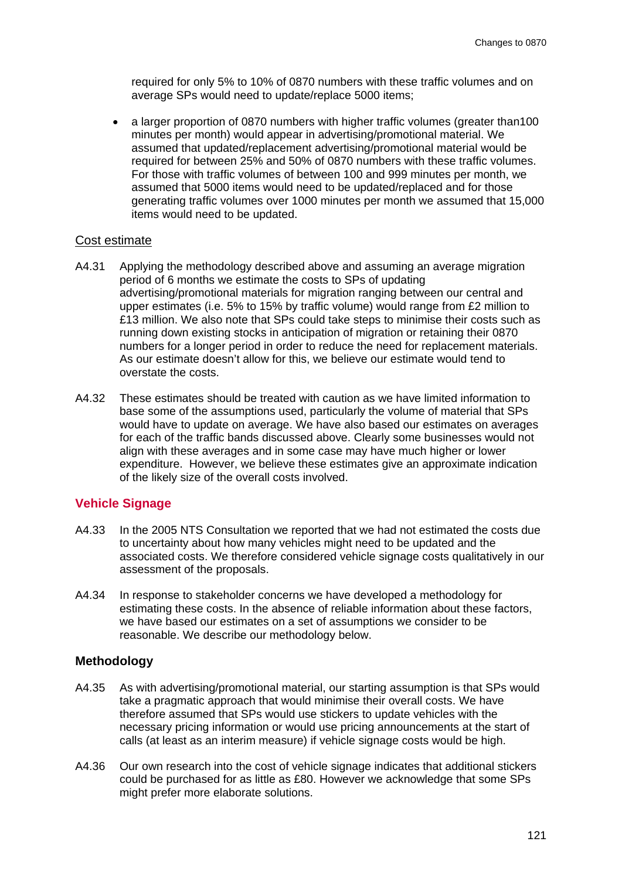required for only 5% to 10% of 0870 numbers with these traffic volumes and on average SPs would need to update/replace 5000 items;

- a larger proportion of 0870 numbers with higher traffic volumes (greater than100 minutes per month) would appear in advertising/promotional material. We assumed that updated/replacement advertising/promotional material would be required for between 25% and 50% of 0870 numbers with these traffic volumes. For those with traffic volumes of between 100 and 999 minutes per month, we assumed that 5000 items would need to be updated/replaced and for those generating traffic volumes over 1000 minutes per month we assumed that 15,000 items would need to be updated.

<u>Cost estimate</u>

A4.31 Applying the methodology described above and assuming an average migration period of 6 months we estimate the costs to SPs of updating advertising/promotional materials for migration ranging between our central and upper estimates (i.e. 5% to 15% by traffic volume) would range from £2 million to £13 million. We also note that SPs could take steps to minimise their costs such as running down existing stocks in anticipation of migration or retaining their 0870 numbers for a longer period in order to reduce the need for replacement materials. As our estimate doesn't allow for this, we believe our estimate would tend to overstate the costs.

A4.32 These estimates should be treated with caution as we have limited information to base some of the assumptions used, particularly the volume of material that SPs would have to update on average. We have also based our estimates on averages for each of the traffic bands discussed above. Clearly some businesses would not align with these averages and in some case may have much higher or lower expenditure. However, we believe these estimates give an approximate indication of the likely size of the overall costs involved.

## Vehicle Signage

A4.33 In the 2005 NTS Consultation we reported that we had not estimated the costs due to uncertainty about how many vehicles might need to be updated and the associated costs. We therefore considered vehicle signage costs qualitatively in our assessment of the proposals.

A4.34 In response to stakeholder concerns we have developed a methodology for estimating these costs. In the absence of reliable information about these factors, we have based our estimates on a set of assumptions we consider to be reasonable. We describe our methodology below.

### Methodology

A4.35 As with advertising/promotional material, our starting assumption is that SPs would take a pragmatic approach that would minimise their overall costs. We have therefore assumed that SPs would use stickers to update vehicles with the necessary pricing information or would use pricing announcements at the start of calls (at least as an interim measure) if vehicle signage costs would be high.

A4.36 Our own research into the cost of vehicle signage indicates that additional stickers could be purchased for as little as £80. However we acknowledge that some SPs might prefer more elaborate solutions.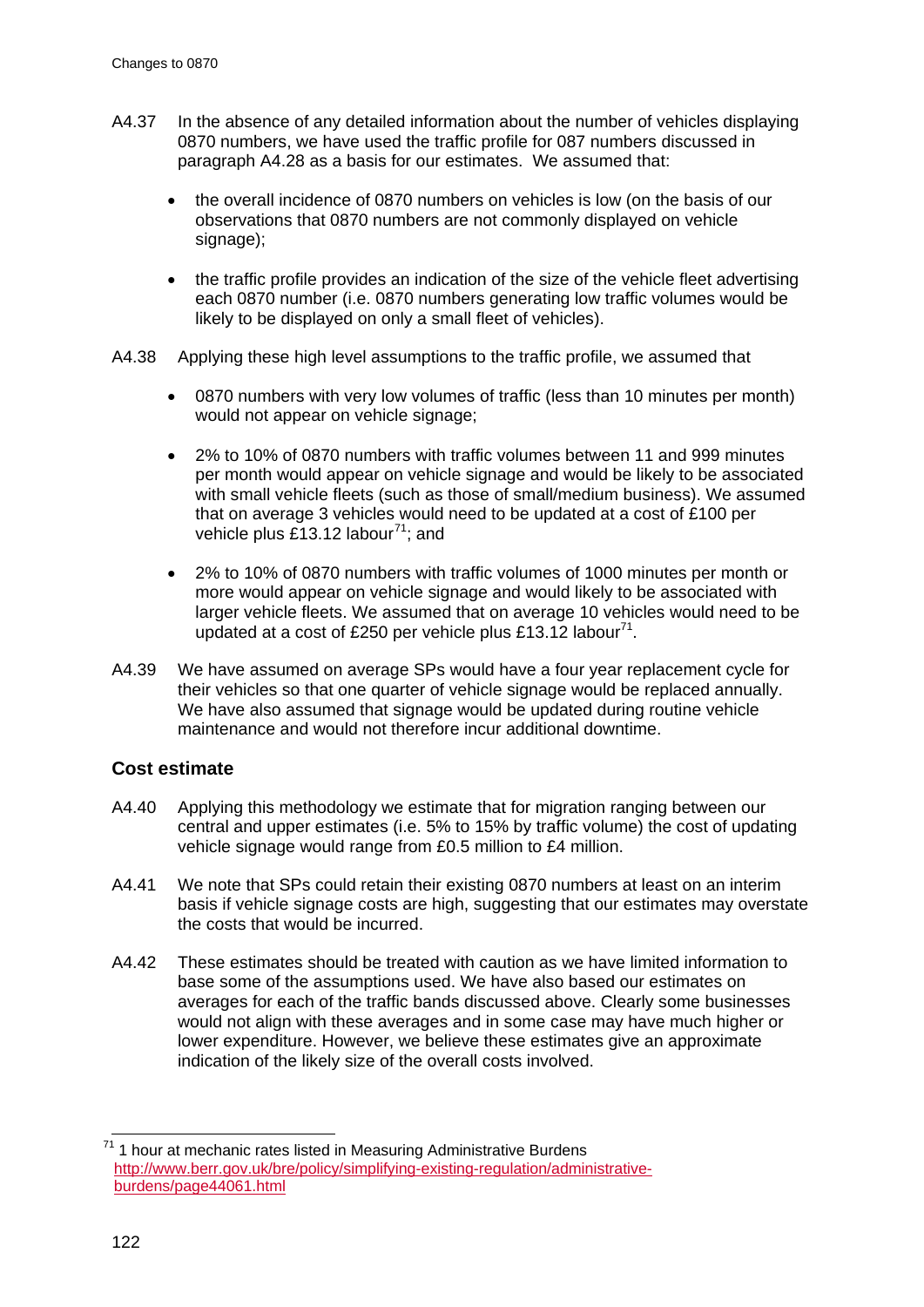A4.37 In the absence of any detailed information about the number of vehicles displaying 0870 numbers, we have used the traffic profile for 087 numbers discussed in paragraph A4.28 as a basis for our estimates. We assumed that:

- the overall incidence of 0870 numbers on vehicles is low (on the basis of our observations that 0870 numbers are not commonly displayed on vehicle signage);
- the traffic profile provides an indication of the size of the vehicle fleet advertising each 0870 number (i.e. 0870 numbers generating low traffic volumes would be likely to be displayed on only a small fleet of vehicles).

A4.38 Applying these high level assumptions to the traffic profile, we assumed that

- 0870 numbers with very low volumes of traffic (less than 10 minutes per month) would not appear on vehicle signage;
- 2% to 10% of 0870 numbers with traffic volumes between 11 and 999 minutes per month would appear on vehicle signage and would be likely to be associated with small vehicle fleets (such as those of small/medium business). We assumed that on average 3 vehicles would need to be updated at a cost of £100 per vehicle plus £13.12 labour[71]; and
- 2% to 10% of 0870 numbers with traffic volumes of 1000 minutes per month or more would appear on vehicle signage and would likely to be associated with larger vehicle fleets. We assumed that on average 10 vehicles would need to be updated at a cost of £250 per vehicle plus £13.12 labour[71].

A4.39 We have assumed on average SPs would have a four year replacement cycle for their vehicles so that one quarter of vehicle signage would be replaced annually. We have also assumed that signage would be updated during routine vehicle maintenance and would not therefore incur additional downtime.

### Cost estimate

A4.40 Applying this methodology we estimate that for migration ranging between our central and upper estimates (i.e. 5% to 15% by traffic volume) the cost of updating vehicle signage would range from £0.5 million to £4 million.

A4.41 We note that SPs could retain their existing 0870 numbers at least on an interim basis if vehicle signage costs are high, suggesting that our estimates may overstate the costs that would be incurred.

A4.42 These estimates should be treated with caution as we have limited information to base some of the assumptions used. We have also based our estimates on averages for each of the traffic bands discussed above. Clearly some businesses would not align with these averages and in some case may have much higher or lower expenditure. However, we believe these estimates give an approximate indication of the likely size of the overall costs involved.

---

[71] 1 hour at mechanic rates listed in Measuring Administrative Burdens http://www.berr.gov.uk/bre/policy/simplifying-existing-regulation/administrative-burdens/page44061.html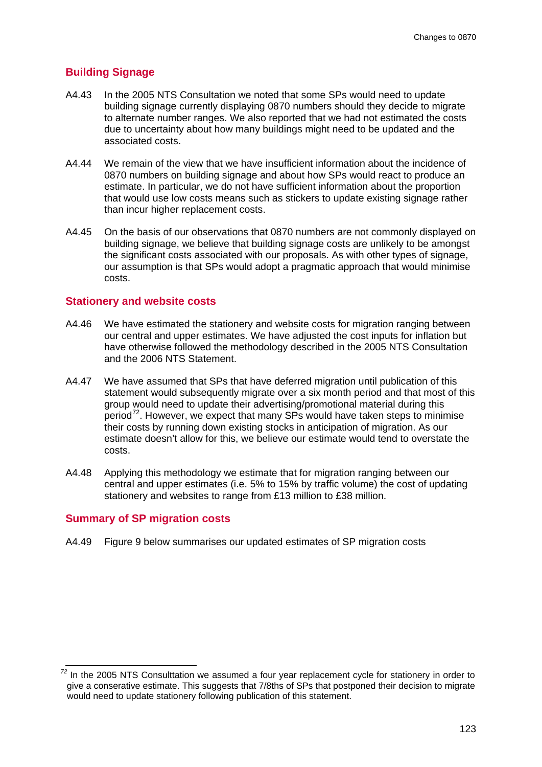## Building Signage

A4.43 In the 2005 NTS Consultation we noted that some SPs would need to update building signage currently displaying 0870 numbers should they decide to migrate to alternate number ranges. We also reported that we had not estimated the costs due to uncertainty about how many buildings might need to be updated and the associated costs.

A4.44 We remain of the view that we have insufficient information about the incidence of 0870 numbers on building signage and about how SPs would react to produce an estimate. In particular, we do not have sufficient information about the proportion that would use low costs means such as stickers to update existing signage rather than incur higher replacement costs.

A4.45 On the basis of our observations that 0870 numbers are not commonly displayed on building signage, we believe that building signage costs are unlikely to be amongst the significant costs associated with our proposals. As with other types of signage, our assumption is that SPs would adopt a pragmatic approach that would minimise costs.

## Stationery and website costs

A4.46 We have estimated the stationery and website costs for migration ranging between our central and upper estimates. We have adjusted the cost inputs for inflation but have otherwise followed the methodology described in the 2005 NTS Consultation and the 2006 NTS Statement.

A4.47 We have assumed that SPs that have deferred migration until publication of this statement would subsequently migrate over a six month period and that most of this group would need to update their advertising/promotional material during this period[72]. However, we expect that many SPs would have taken steps to minimise their costs by running down existing stocks in anticipation of migration. As our estimate doesn't allow for this, we believe our estimate would tend to overstate the costs.

A4.48 Applying this methodology we estimate that for migration ranging between our central and upper estimates (i.e. 5% to 15% by traffic volume) the cost of updating stationery and websites to range from £13 million to £38 million.

## Summary of SP migration costs

A4.49 Figure 9 below summarises our updated estimates of SP migration costs

---

[72] In the 2005 NTS Consulttation we assumed a four year replacement cycle for stationery in order to give a conservative estimate. This suggests that 7/8ths of SPs that postponed their decision to migrate would need to update stationery following publication of this statement.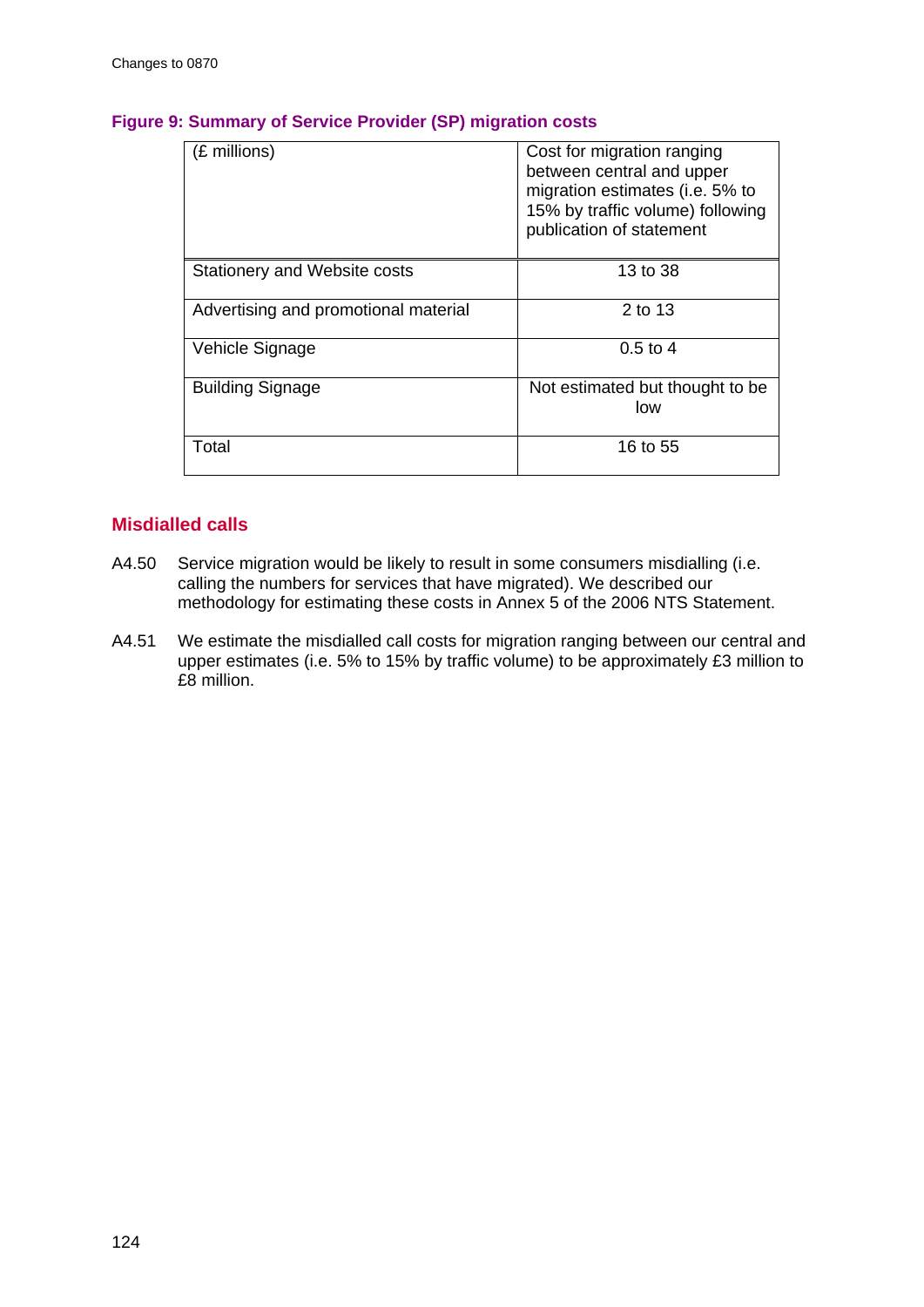**Figure 9: Summary of Service Provider (SP) migration costs**

| (£ millions) | Cost for migration ranging between central and upper migration estimates (i.e. 5% to 15% by traffic volume) following publication of statement |
|---|---|
| Stationery and Website costs | 13 to 38 |
| Advertising and promotional material | 2 to 13 |
| Vehicle Signage | 0.5 to 4 |
| Building Signage | Not estimated but thought to be low |
| Total | 16 to 55 |

## Misdialled calls

A4.50 Service migration would be likely to result in some consumers misdialling (i.e. calling the numbers for services that have migrated). We described our methodology for estimating these costs in Annex 5 of the 2006 NTS Statement.

A4.51 We estimate the misdialled call costs for migration ranging between our central and upper estimates (i.e. 5% to 15% by traffic volume) to be approximately £3 million to £8 million.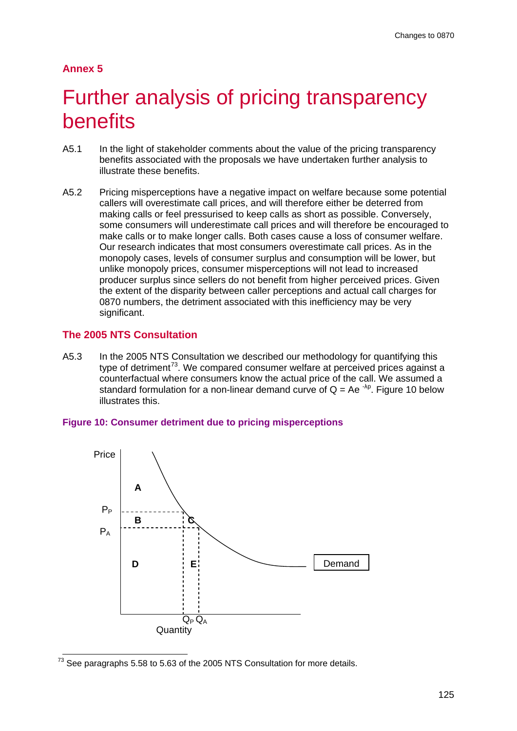## Annex 5

# Further analysis of pricing transparency benefits

A5.1 In the light of stakeholder comments about the value of the pricing transparency benefits associated with the proposals we have undertaken further analysis to illustrate these benefits.

A5.2 Pricing misperceptions have a negative impact on welfare because some potential callers will overestimate call prices, and will therefore either be deterred from making calls or feel pressurised to keep calls as short as possible. Conversely, some consumers will underestimate call prices and will therefore be encouraged to make calls or to make longer calls. Both cases cause a loss of consumer welfare. Our research indicates that most consumers overestimate call prices. As in the monopoly cases, levels of consumer surplus and consumption will be lower, but unlike monopoly prices, consumer misperceptions will not lead to increased producer surplus since sellers do not benefit from higher perceived prices. Given the extent of the disparity between caller perceptions and actual call charges for 0870 numbers, the detriment associated with this inefficiency may be very significant.

### The 2005 NTS Consultation

A5.3 In the 2005 NTS Consultation we described our methodology for quantifying this type of detriment[73]. We compared consumer welfare at perceived prices against a counterfactual where consumers know the actual price of the call. We assumed a standard formulation for a non-linear demand curve of $Q = Ae^{-\lambda p}$. Figure 10 below illustrates this.

**Figure 10: Consumer detriment due to pricing misperceptions**

[73] See paragraphs 5.58 to 5.63 of the 2005 NTS Consultation for more details.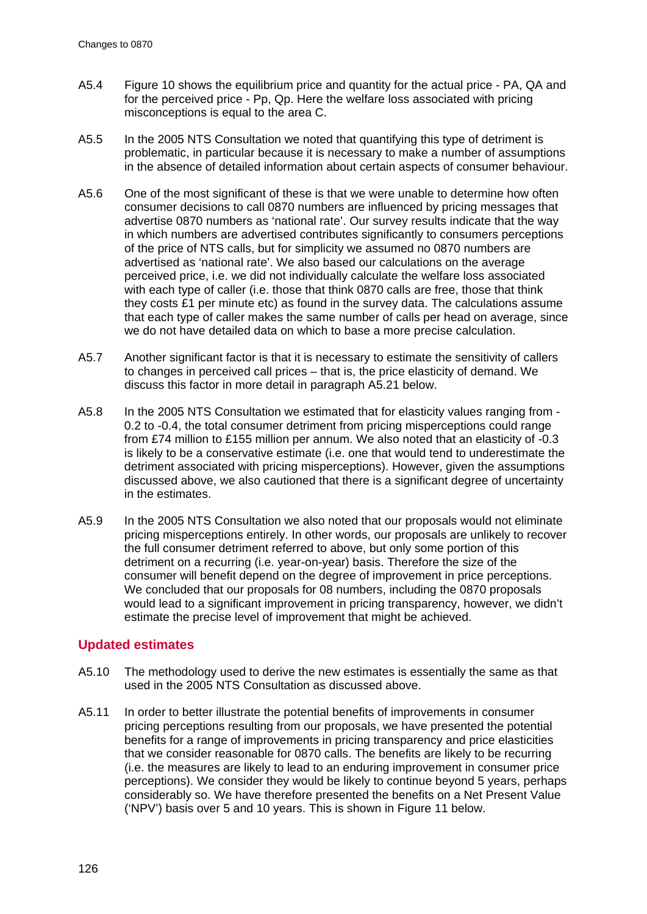A5.4 Figure 10 shows the equilibrium price and quantity for the actual price - PA, QA and for the perceived price - Pp, Qp. Here the welfare loss associated with pricing misconceptions is equal to the area C.

A5.5 In the 2005 NTS Consultation we noted that quantifying this type of detriment is problematic, in particular because it is necessary to make a number of assumptions in the absence of detailed information about certain aspects of consumer behaviour.

A5.6 One of the most significant of these is that we were unable to determine how often consumer decisions to call 0870 numbers are influenced by pricing messages that advertise 0870 numbers as 'national rate'. Our survey results indicate that the way in which numbers are advertised contributes significantly to consumers perceptions of the price of NTS calls, but for simplicity we assumed no 0870 numbers are advertised as 'national rate'. We also based our calculations on the average perceived price, i.e. we did not individually calculate the welfare loss associated with each type of caller (i.e. those that think 0870 calls are free, those that think they costs £1 per minute etc) as found in the survey data. The calculations assume that each type of caller makes the same number of calls per head on average, since we do not have detailed data on which to base a more precise calculation.

A5.7 Another significant factor is that it is necessary to estimate the sensitivity of callers to changes in perceived call prices – that is, the price elasticity of demand. We discuss this factor in more detail in paragraph A5.21 below.

A5.8 In the 2005 NTS Consultation we estimated that for elasticity values ranging from -0.2 to -0.4, the total consumer detriment from pricing misperceptions could range from £74 million to £155 million per annum. We also noted that an elasticity of -0.3 is likely to be a conservative estimate (i.e. one that would tend to underestimate the detriment associated with pricing misperceptions). However, given the assumptions discussed above, we also cautioned that there is a significant degree of uncertainty in the estimates.

A5.9 In the 2005 NTS Consultation we also noted that our proposals would not eliminate pricing misperceptions entirely. In other words, our proposals are unlikely to recover the full consumer detriment referred to above, but only some portion of this detriment on a recurring (i.e. year-on-year) basis. Therefore the size of the consumer will benefit depend on the degree of improvement in price perceptions. We concluded that our proposals for 08 numbers, including the 0870 proposals would lead to a significant improvement in pricing transparency, however, we didn't estimate the precise level of improvement that might be achieved.

## Updated estimates

A5.10 The methodology used to derive the new estimates is essentially the same as that used in the 2005 NTS Consultation as discussed above.

A5.11 In order to better illustrate the potential benefits of improvements in consumer pricing perceptions resulting from our proposals, we have presented the potential benefits for a range of improvements in pricing transparency and price elasticities that we consider reasonable for 0870 calls. The benefits are likely to be recurring (i.e. the measures are likely to lead to an enduring improvement in consumer price perceptions). We consider they would be likely to continue beyond 5 years, perhaps considerably so. We have therefore presented the benefits on a Net Present Value ('NPV') basis over 5 and 10 years. This is shown in Figure 11 below.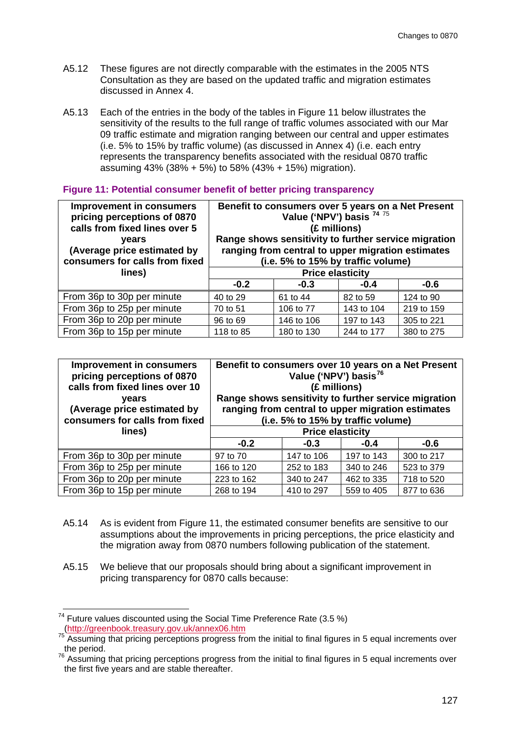A5.12 These figures are not directly comparable with the estimates in the 2005 NTS Consultation as they are based on the updated traffic and migration estimates discussed in Annex 4.

A5.13 Each of the entries in the body of the tables in Figure 11 below illustrates the sensitivity of the results to the full range of traffic volumes associated with our Mar 09 traffic estimate and migration ranging between our central and upper estimates (i.e. 5% to 15% by traffic volume) (as discussed in Annex 4) (i.e. each entry represents the transparency benefits associated with the residual 0870 traffic assuming 43% (38% + 5%) to 58% (43% + 15%) migration).

**Figure 11: Potential consumer benefit of better pricing transparency**

| Improvement in consumers pricing perceptions of 0870 calls from fixed lines over 5 years (Average price estimated by consumers for calls from fixed lines) | Benefit to consumers over 5 years on a Net Present Value ('NPV') basis [74] [75] (£ millions) Range shows sensitivity to further service migration ranging from central to upper migration estimates (i.e. 5% to 15% by traffic volume) | | | |
|---|---|---|---|---|
| | Price elasticity | | | |
| | -0.2 | -0.3 | -0.4 | -0.6 |
| From 36p to 30p per minute | 40 to 29 | 61 to 44 | 82 to 59 | 124 to 90 |
| From 36p to 25p per minute | 70 to 51 | 106 to 77 | 143 to 104 | 219 to 159 |
| From 36p to 20p per minute | 96 to 69 | 146 to 106 | 197 to 143 | 305 to 221 |
| From 36p to 15p per minute | 118 to 85 | 180 to 130 | 244 to 177 | 380 to 275 |

| Improvement in consumers pricing perceptions of 0870 calls from fixed lines over 10 years (Average price estimated by consumers for calls from fixed lines) | Benefit to consumers over 10 years on a Net Present Value ('NPV') basis [76] (£ millions) Range shows sensitivity to further service migration ranging from central to upper migration estimates (i.e. 5% to 15% by traffic volume) | | | |
|---|---|---|---|---|
| | Price elasticity | | | |
| | -0.2 | -0.3 | -0.4 | -0.6 |
| From 36p to 30p per minute | 97 to 70 | 147 to 106 | 197 to 143 | 300 to 217 |
| From 36p to 25p per minute | 166 to 120 | 252 to 183 | 340 to 246 | 523 to 379 |
| From 36p to 20p per minute | 223 to 162 | 340 to 247 | 462 to 335 | 718 to 520 |
| From 36p to 15p per minute | 268 to 194 | 410 to 297 | 559 to 405 | 877 to 636 |

A5.14 As is evident from Figure 11, the estimated consumer benefits are sensitive to our assumptions about the improvements in pricing perceptions, the price elasticity and the migration away from 0870 numbers following publication of the statement.

A5.15 We believe that our proposals should bring about a significant improvement in pricing transparency for 0870 calls because:

---

[74] Future values discounted using the Social Time Preference Rate (3.5 %) (http://greenbook.treasury.gov.uk/annex06.htm

[75] Assuming that pricing perceptions progress from the initial to final figures in 5 equal increments over the period.

[76] Assuming that pricing perceptions progress from the initial to final figures in 5 equal increments over the first five years and are stable thereafter.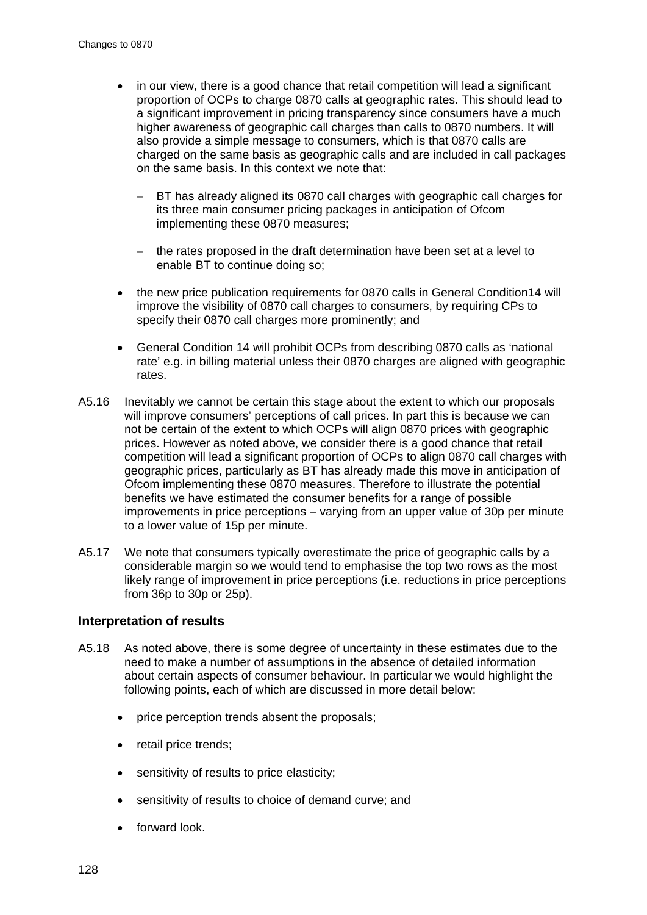- in our view, there is a good chance that retail competition will lead a significant proportion of OCPs to charge 0870 calls at geographic rates. This should lead to a significant improvement in pricing transparency since consumers have a much higher awareness of geographic call charges than calls to 0870 numbers. It will also provide a simple message to consumers, which is that 0870 calls are charged on the same basis as geographic calls and are included in call packages on the same basis. In this context we note that:
  - BT has already aligned its 0870 call charges with geographic call charges for its three main consumer pricing packages in anticipation of Ofcom implementing these 0870 measures;
  - the rates proposed in the draft determination have been set at a level to enable BT to continue doing so;
- the new price publication requirements for 0870 calls in General Condition14 will improve the visibility of 0870 call charges to consumers, by requiring CPs to specify their 0870 call charges more prominently; and
- General Condition 14 will prohibit OCPs from describing 0870 calls as 'national rate' e.g. in billing material unless their 0870 charges are aligned with geographic rates.

A5.16 Inevitably we cannot be certain this stage about the extent to which our proposals will improve consumers' perceptions of call prices. In part this is because we can not be certain of the extent to which OCPs will align 0870 prices with geographic prices. However as noted above, we consider there is a good chance that retail competition will lead a significant proportion of OCPs to align 0870 call charges with geographic prices, particularly as BT has already made this move in anticipation of Ofcom implementing these 0870 measures. Therefore to illustrate the potential benefits we have estimated the consumer benefits for a range of possible improvements in price perceptions – varying from an upper value of 30p per minute to a lower value of 15p per minute.

A5.17 We note that consumers typically overestimate the price of geographic calls by a considerable margin so we would tend to emphasise the top two rows as the most likely range of improvement in price perceptions (i.e. reductions in price perceptions from 36p to 30p or 25p).

### Interpretation of results

A5.18 As noted above, there is some degree of uncertainty in these estimates due to the need to make a number of assumptions in the absence of detailed information about certain aspects of consumer behaviour. In particular we would highlight the following points, each of which are discussed in more detail below:

- price perception trends absent the proposals;
- retail price trends;
- sensitivity of results to price elasticity;
- sensitivity of results to choice of demand curve; and
- forward look.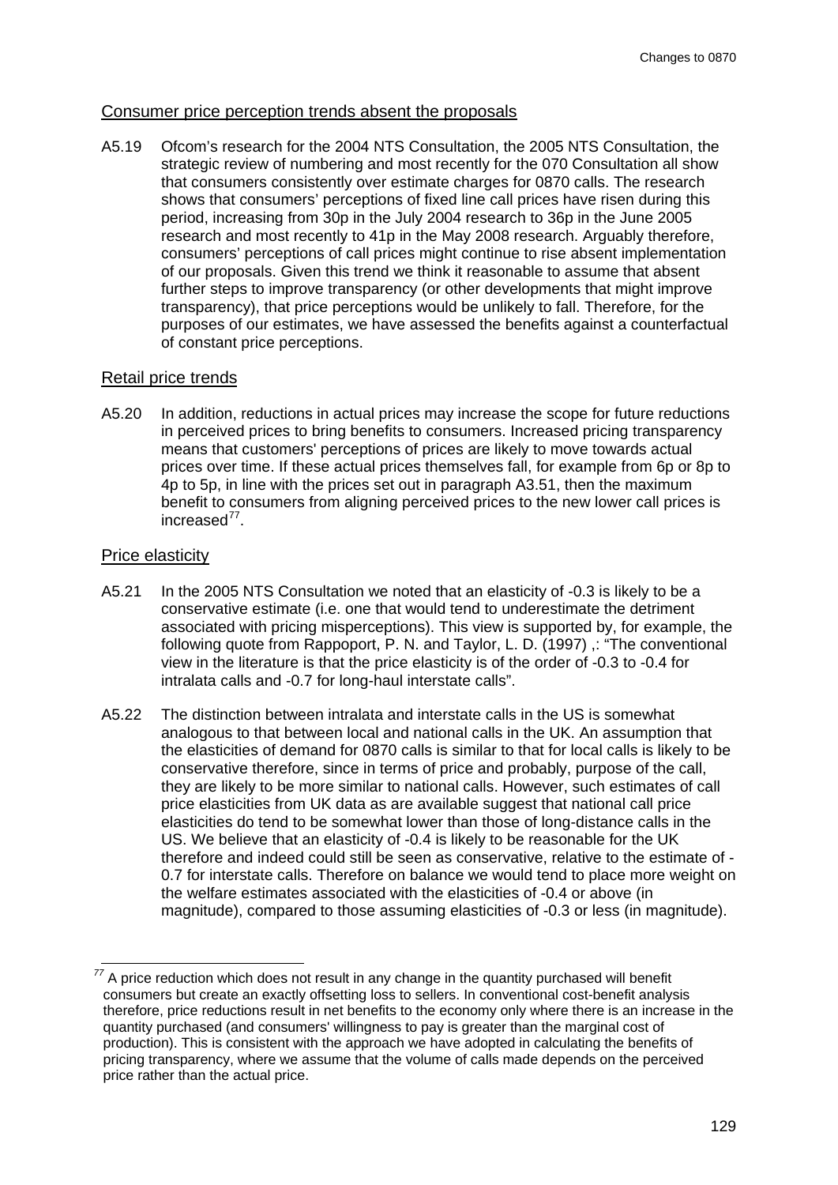## Consumer price perception trends absent the proposals

A5.19 Ofcom's research for the 2004 NTS Consultation, the 2005 NTS Consultation, the strategic review of numbering and most recently for the 070 Consultation all show that consumers consistently over estimate charges for 0870 calls. The research shows that consumers' perceptions of fixed line call prices have risen during this period, increasing from 30p in the July 2004 research to 36p in the June 2005 research and most recently to 41p in the May 2008 research. Arguably therefore, consumers' perceptions of call prices might continue to rise absent implementation of our proposals. Given this trend we think it reasonable to assume that absent further steps to improve transparency (or other developments that might improve transparency), that price perceptions would be unlikely to fall. Therefore, for the purposes of our estimates, we have assessed the benefits against a counterfactual of constant price perceptions.

## Retail price trends

A5.20 In addition, reductions in actual prices may increase the scope for future reductions in perceived prices to bring benefits to consumers. Increased pricing transparency means that customers' perceptions of prices are likely to move towards actual prices over time. If these actual prices themselves fall, for example from 6p or 8p to 4p to 5p, in line with the prices set out in paragraph A3.51, then the maximum benefit to consumers from aligning perceived prices to the new lower call prices is increased[77].

## Price elasticity

A5.21 In the 2005 NTS Consultation we noted that an elasticity of -0.3 is likely to be a conservative estimate (i.e. one that would tend to underestimate the detriment associated with pricing misperceptions). This view is supported by, for example, the following quote from Rappoport, P. N. and Taylor, L. D. (1997) ,: "The conventional view in the literature is that the price elasticity is of the order of -0.3 to -0.4 for intralata calls and -0.7 for long-haul interstate calls".

A5.22 The distinction between intralata and interstate calls in the US is somewhat analogous to that between local and national calls in the UK. An assumption that the elasticities of demand for 0870 calls is similar to that for local calls is likely to be conservative therefore, since in terms of price and probably, purpose of the call, they are likely to be more similar to national calls. However, such estimates of call price elasticities from UK data as are available suggest that national call price elasticities do tend to be somewhat lower than those of long-distance calls in the US. We believe that an elasticity of -0.4 is likely to be reasonable for the UK therefore and indeed could still be seen as conservative, relative to the estimate of -0.7 for interstate calls. Therefore on balance we would tend to place more weight on the welfare estimates associated with the elasticities of -0.4 or above (in magnitude), compared to those assuming elasticities of -0.3 or less (in magnitude).

---

[77] A price reduction which does not result in any change in the quantity purchased will benefit consumers but create an exactly offsetting loss to sellers. In conventional cost-benefit analysis therefore, price reductions result in net benefits to the economy only where there is an increase in the quantity purchased (and consumers' willingness to pay is greater than the marginal cost of production). This is consistent with the approach we have adopted in calculating the benefits of pricing transparency, where we assume that the volume of calls made depends on the perceived price rather than the actual price.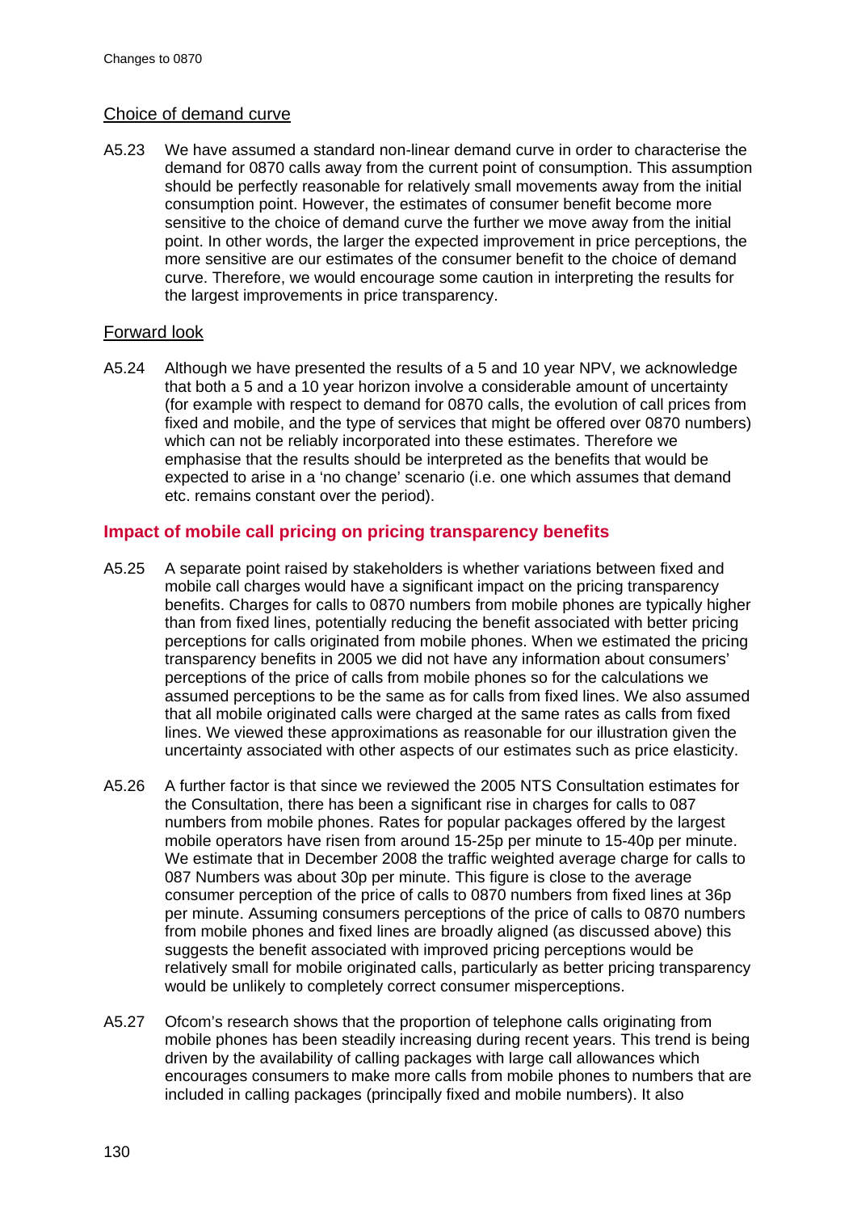### Choice of demand curve

A5.23 We have assumed a standard non-linear demand curve in order to characterise the demand for 0870 calls away from the current point of consumption. This assumption should be perfectly reasonable for relatively small movements away from the initial consumption point. However, the estimates of consumer benefit become more sensitive to the choice of demand curve the further we move away from the initial point. In other words, the larger the expected improvement in price perceptions, the more sensitive are our estimates of the consumer benefit to the choice of demand curve. Therefore, we would encourage some caution in interpreting the results for the largest improvements in price transparency.

### Forward look

A5.24 Although we have presented the results of a 5 and 10 year NPV, we acknowledge that both a 5 and a 10 year horizon involve a considerable amount of uncertainty (for example with respect to demand for 0870 calls, the evolution of call prices from fixed and mobile, and the type of services that might be offered over 0870 numbers) which can not be reliably incorporated into these estimates. Therefore we emphasise that the results should be interpreted as the benefits that would be expected to arise in a 'no change' scenario (i.e. one which assumes that demand etc. remains constant over the period).

## Impact of mobile call pricing on pricing transparency benefits

A5.25 A separate point raised by stakeholders is whether variations between fixed and mobile call charges would have a significant impact on the pricing transparency benefits. Charges for calls to 0870 numbers from mobile phones are typically higher than from fixed lines, potentially reducing the benefit associated with better pricing perceptions for calls originated from mobile phones. When we estimated the pricing transparency benefits in 2005 we did not have any information about consumers' perceptions of the price of calls from mobile phones so for the calculations we assumed perceptions to be the same as for calls from fixed lines. We also assumed that all mobile originated calls were charged at the same rates as calls from fixed lines. We viewed these approximations as reasonable for our illustration given the uncertainty associated with other aspects of our estimates such as price elasticity.

A5.26 A further factor is that since we reviewed the 2005 NTS Consultation estimates for the Consultation, there has been a significant rise in charges for calls to 087 numbers from mobile phones. Rates for popular packages offered by the largest mobile operators have risen from around 15-25p per minute to 15-40p per minute. We estimate that in December 2008 the traffic weighted average charge for calls to 087 Numbers was about 30p per minute. This figure is close to the average consumer perception of the price of calls to 0870 numbers from fixed lines at 36p per minute. Assuming consumers perceptions of the price of calls to 0870 numbers from mobile phones and fixed lines are broadly aligned (as discussed above) this suggests the benefit associated with improved pricing perceptions would be relatively small for mobile originated calls, particularly as better pricing transparency would be unlikely to completely correct consumer misperceptions.

A5.27 Ofcom's research shows that the proportion of telephone calls originating from mobile phones has been steadily increasing during recent years. This trend is being driven by the availability of calling packages with large call allowances which encourages consumers to make more calls from mobile phones to numbers that are included in calling packages (principally fixed and mobile numbers). It also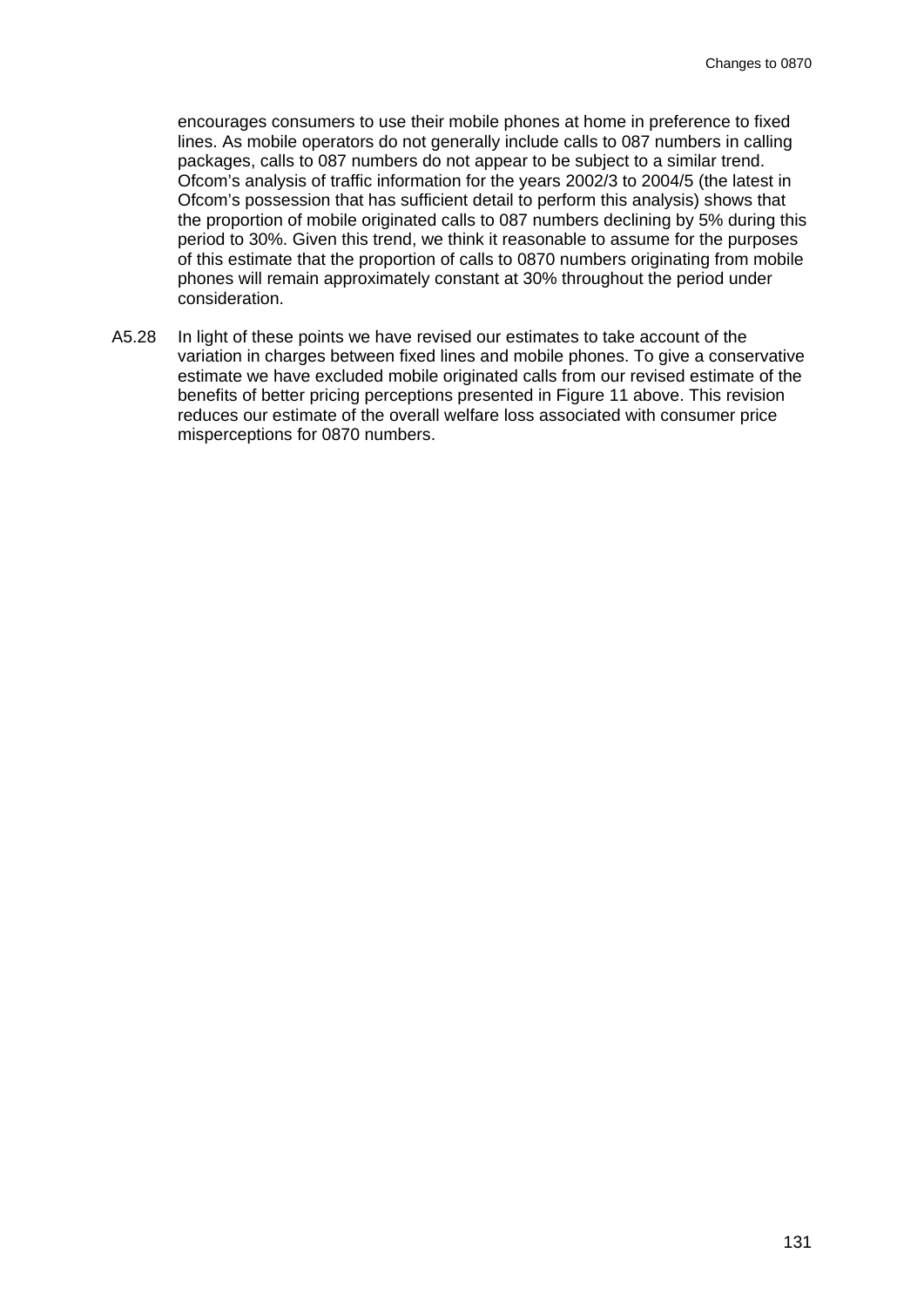encourages consumers to use their mobile phones at home in preference to fixed lines. As mobile operators do not generally include calls to 087 numbers in calling packages, calls to 087 numbers do not appear to be subject to a similar trend. Ofcom's analysis of traffic information for the years 2002/3 to 2004/5 (the latest in Ofcom's possession that has sufficient detail to perform this analysis) shows that the proportion of mobile originated calls to 087 numbers declining by 5% during this period to 30%. Given this trend, we think it reasonable to assume for the purposes of this estimate that the proportion of calls to 0870 numbers originating from mobile phones will remain approximately constant at 30% throughout the period under consideration.

A5.28 In light of these points we have revised our estimates to take account of the variation in charges between fixed lines and mobile phones. To give a conservative estimate we have excluded mobile originated calls from our revised estimate of the benefits of better pricing perceptions presented in Figure 11 above. This revision reduces our estimate of the overall welfare loss associated with consumer price misperceptions for 0870 numbers.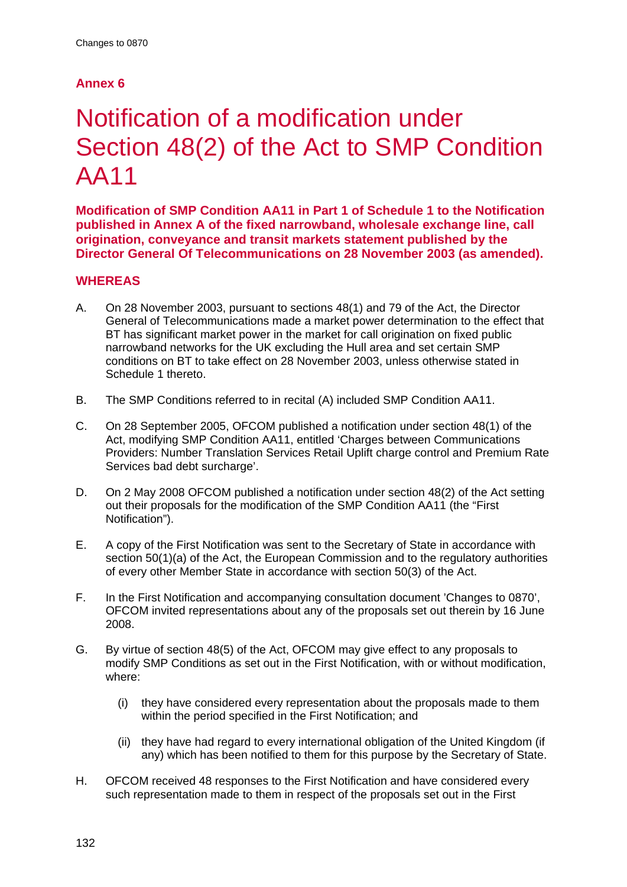## Annex 6

# Notification of a modification under Section 48(2) of the Act to SMP Condition AA11

**Modification of SMP Condition AA11 in Part 1 of Schedule 1 to the Notification published in Annex A of the fixed narrowband, wholesale exchange line, call origination, conveyance and transit markets statement published by the Director General Of Telecommunications on 28 November 2003 (as amended).**

### WHEREAS

A. On 28 November 2003, pursuant to sections 48(1) and 79 of the Act, the Director General of Telecommunications made a market power determination to the effect that BT has significant market power in the market for call origination on fixed public narrowband networks for the UK excluding the Hull area and set certain SMP conditions on BT to take effect on 28 November 2003, unless otherwise stated in Schedule 1 thereto.

B. The SMP Conditions referred to in recital (A) included SMP Condition AA11.

C. On 28 September 2005, OFCOM published a notification under section 48(1) of the Act, modifying SMP Condition AA11, entitled 'Charges between Communications Providers: Number Translation Services Retail Uplift charge control and Premium Rate Services bad debt surcharge'.

D. On 2 May 2008 OFCOM published a notification under section 48(2) of the Act setting out their proposals for the modification of the SMP Condition AA11 (the "First Notification").

E. A copy of the First Notification was sent to the Secretary of State in accordance with section 50(1)(a) of the Act, the European Commission and to the regulatory authorities of every other Member State in accordance with section 50(3) of the Act.

F. In the First Notification and accompanying consultation document 'Changes to 0870', OFCOM invited representations about any of the proposals set out therein by 16 June 2008.

G. By virtue of section 48(5) of the Act, OFCOM may give effect to any proposals to modify SMP Conditions as set out in the First Notification, with or without modification, where:

   (i) they have considered every representation about the proposals made to them within the period specified in the First Notification; and

   (ii) they have had regard to every international obligation of the United Kingdom (if any) which has been notified to them for this purpose by the Secretary of State.

H. OFCOM received 48 responses to the First Notification and have considered every such representation made to them in respect of the proposals set out in the First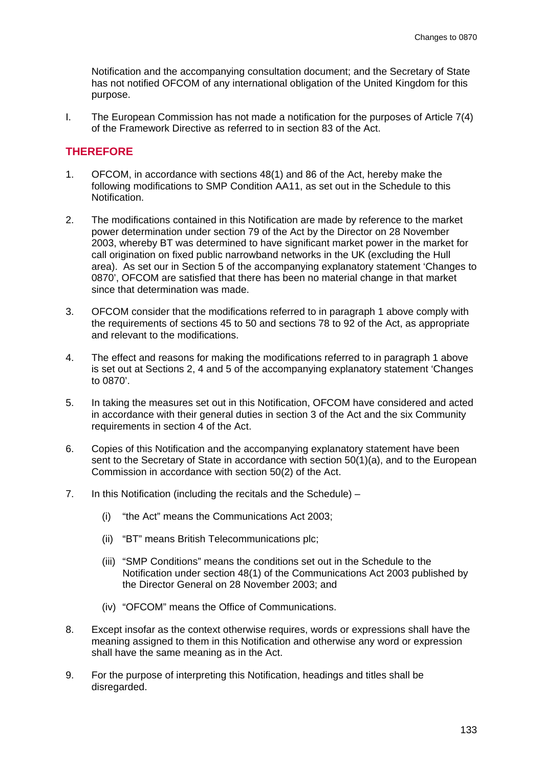Notification and the accompanying consultation document; and the Secretary of State has not notified OFCOM of any international obligation of the United Kingdom for this purpose.

I. The European Commission has not made a notification for the purposes of Article 7(4) of the Framework Directive as referred to in section 83 of the Act.

## THEREFORE

1. OFCOM, in accordance with sections 48(1) and 86 of the Act, hereby make the following modifications to SMP Condition AA11, as set out in the Schedule to this Notification.

2. The modifications contained in this Notification are made by reference to the market power determination under section 79 of the Act by the Director on 28 November 2003, whereby BT was determined to have significant market power in the market for call origination on fixed public narrowband networks in the UK (excluding the Hull area). As set our in Section 5 of the accompanying explanatory statement 'Changes to 0870', OFCOM are satisfied that there has been no material change in that market since that determination was made.

3. OFCOM consider that the modifications referred to in paragraph 1 above comply with the requirements of sections 45 to 50 and sections 78 to 92 of the Act, as appropriate and relevant to the modifications.

4. The effect and reasons for making the modifications referred to in paragraph 1 above is set out at Sections 2, 4 and 5 of the accompanying explanatory statement 'Changes to 0870'.

5. In taking the measures set out in this Notification, OFCOM have considered and acted in accordance with their general duties in section 3 of the Act and the six Community requirements in section 4 of the Act.

6. Copies of this Notification and the accompanying explanatory statement have been sent to the Secretary of State in accordance with section 50(1)(a), and to the European Commission in accordance with section 50(2) of the Act.

7. In this Notification (including the recitals and the Schedule) –

   (i) "the Act" means the Communications Act 2003;

   (ii) "BT" means British Telecommunications plc;

   (iii) "SMP Conditions" means the conditions set out in the Schedule to the Notification under section 48(1) of the Communications Act 2003 published by the Director General on 28 November 2003; and

   (iv) "OFCOM" means the Office of Communications.

8. Except insofar as the context otherwise requires, words or expressions shall have the meaning assigned to them in this Notification and otherwise any word or expression shall have the same meaning as in the Act.

9. For the purpose of interpreting this Notification, headings and titles shall be disregarded.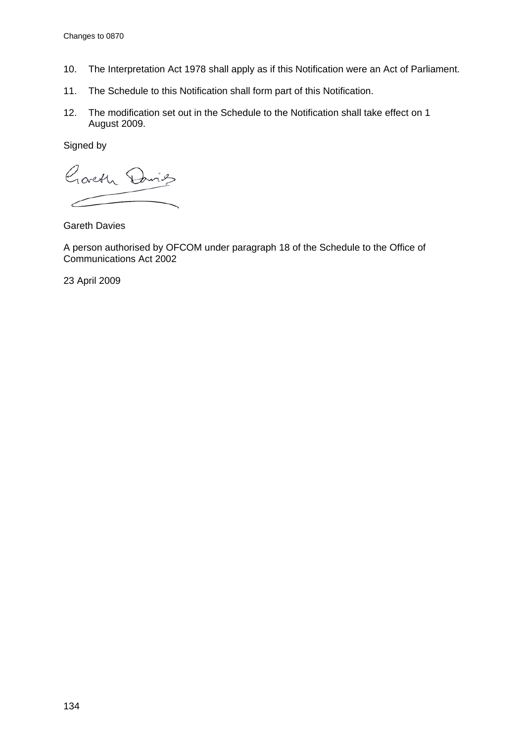10. The Interpretation Act 1978 shall apply as if this Notification were an Act of Parliament.

11. The Schedule to this Notification shall form part of this Notification.

12. The modification set out in the Schedule to the Notification shall take effect on 1 August 2009.

Signed by

Gareth Davies

A person authorised by OFCOM under paragraph 18 of the Schedule to the Office of Communications Act 2002

23 April 2009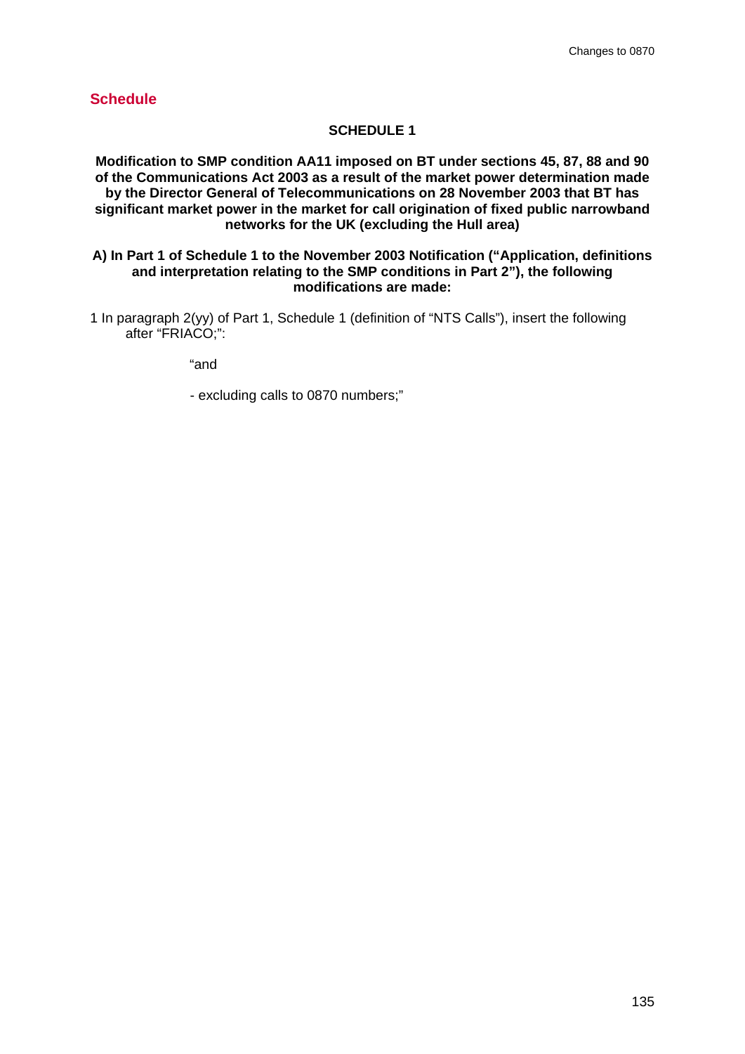## Schedule

**SCHEDULE 1**

**Modification to SMP condition AA11 imposed on BT under sections 45, 87, 88 and 90 of the Communications Act 2003 as a result of the market power determination made by the Director General of Telecommunications on 28 November 2003 that BT has significant market power in the market for call origination of fixed public narrowband networks for the UK (excluding the Hull area)**

**A) In Part 1 of Schedule 1 to the November 2003 Notification ("Application, definitions and interpretation relating to the SMP conditions in Part 2"), the following modifications are made:**

1 In paragraph 2(yy) of Part 1, Schedule 1 (definition of "NTS Calls"), insert the following after "FRIACO;":

"and

- excluding calls to 0870 numbers;"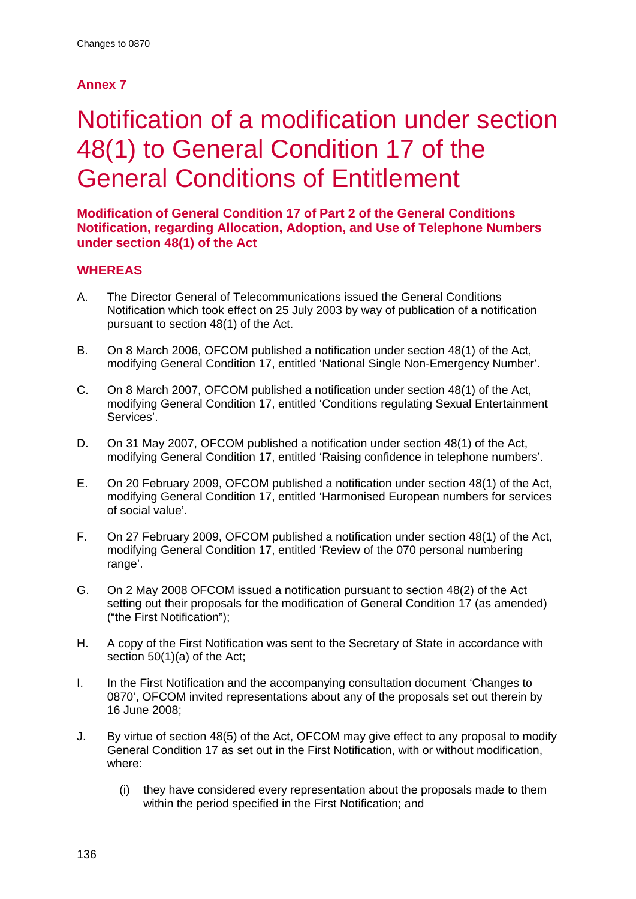## Annex 7

# Notification of a modification under section 48(1) to General Condition 17 of the General Conditions of Entitlement

### Modification of General Condition 17 of Part 2 of the General Conditions Notification, regarding Allocation, Adoption, and Use of Telephone Numbers under section 48(1) of the Act

### WHEREAS

A. The Director General of Telecommunications issued the General Conditions Notification which took effect on 25 July 2003 by way of publication of a notification pursuant to section 48(1) of the Act.

B. On 8 March 2006, OFCOM published a notification under section 48(1) of the Act, modifying General Condition 17, entitled 'National Single Non-Emergency Number'.

C. On 8 March 2007, OFCOM published a notification under section 48(1) of the Act, modifying General Condition 17, entitled 'Conditions regulating Sexual Entertainment Services'.

D. On 31 May 2007, OFCOM published a notification under section 48(1) of the Act, modifying General Condition 17, entitled 'Raising confidence in telephone numbers'.

E. On 20 February 2009, OFCOM published a notification under section 48(1) of the Act, modifying General Condition 17, entitled 'Harmonised European numbers for services of social value'.

F. On 27 February 2009, OFCOM published a notification under section 48(1) of the Act, modifying General Condition 17, entitled 'Review of the 070 personal numbering range'.

G. On 2 May 2008 OFCOM issued a notification pursuant to section 48(2) of the Act setting out their proposals for the modification of General Condition 17 (as amended) ("the First Notification");

H. A copy of the First Notification was sent to the Secretary of State in accordance with section 50(1)(a) of the Act;

I. In the First Notification and the accompanying consultation document 'Changes to 0870', OFCOM invited representations about any of the proposals set out therein by 16 June 2008;

J. By virtue of section 48(5) of the Act, OFCOM may give effect to any proposal to modify General Condition 17 as set out in the First Notification, with or without modification, where:

   (i) they have considered every representation about the proposals made to them within the period specified in the First Notification; and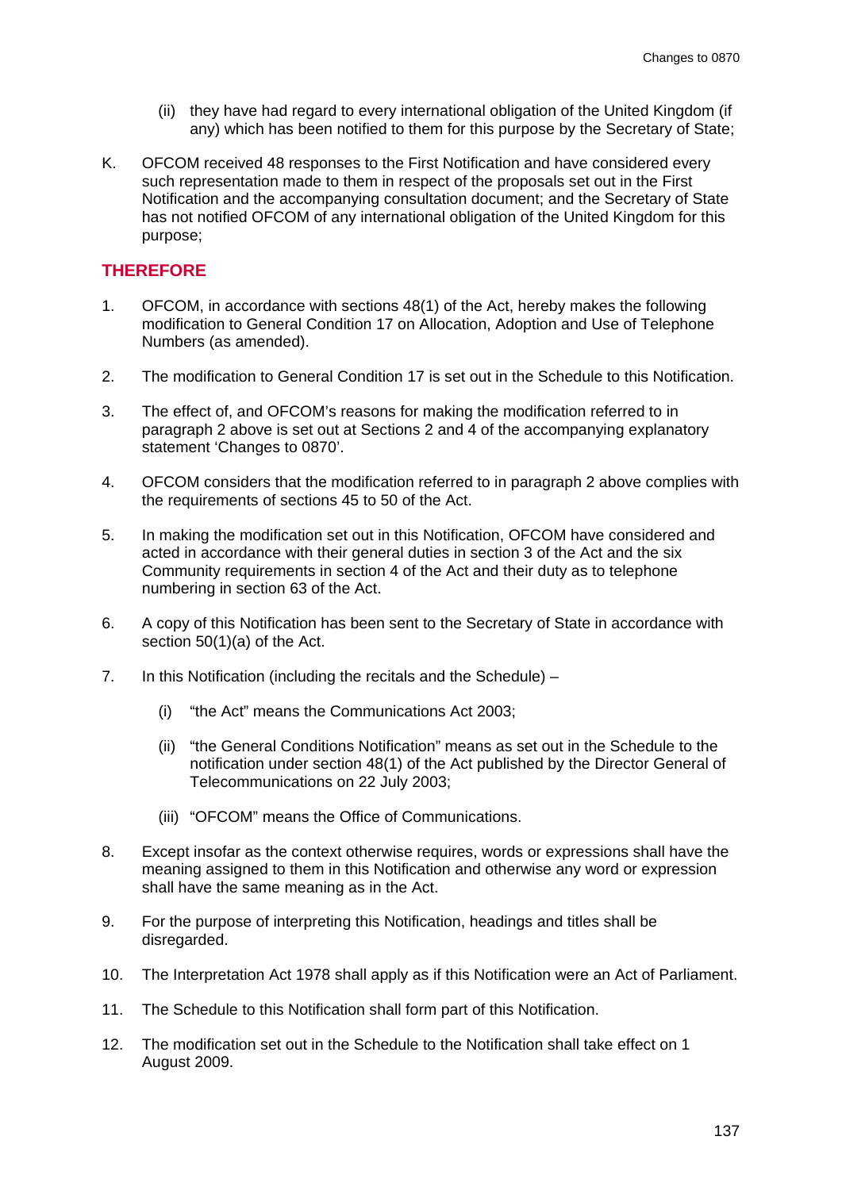(ii) they have had regard to every international obligation of the United Kingdom (if any) which has been notified to them for this purpose by the Secretary of State;

K. OFCOM received 48 responses to the First Notification and have considered every such representation made to them in respect of the proposals set out in the First Notification and the accompanying consultation document; and the Secretary of State has not notified OFCOM of any international obligation of the United Kingdom for this purpose;

## THEREFORE

1. OFCOM, in accordance with sections 48(1) of the Act, hereby makes the following modification to General Condition 17 on Allocation, Adoption and Use of Telephone Numbers (as amended).

2. The modification to General Condition 17 is set out in the Schedule to this Notification.

3. The effect of, and OFCOM's reasons for making the modification referred to in paragraph 2 above is set out at Sections 2 and 4 of the accompanying explanatory statement 'Changes to 0870'.

4. OFCOM considers that the modification referred to in paragraph 2 above complies with the requirements of sections 45 to 50 of the Act.

5. In making the modification set out in this Notification, OFCOM have considered and acted in accordance with their general duties in section 3 of the Act and the six Community requirements in section 4 of the Act and their duty as to telephone numbering in section 63 of the Act.

6. A copy of this Notification has been sent to the Secretary of State in accordance with section 50(1)(a) of the Act.

7. In this Notification (including the recitals and the Schedule) –

   (i) "the Act" means the Communications Act 2003;

   (ii) "the General Conditions Notification" means as set out in the Schedule to the notification under section 48(1) of the Act published by the Director General of Telecommunications on 22 July 2003;

   (iii) "OFCOM" means the Office of Communications.

8. Except insofar as the context otherwise requires, words or expressions shall have the meaning assigned to them in this Notification and otherwise any word or expression shall have the same meaning as in the Act.

9. For the purpose of interpreting this Notification, headings and titles shall be disregarded.

10. The Interpretation Act 1978 shall apply as if this Notification were an Act of Parliament.

11. The Schedule to this Notification shall form part of this Notification.

12. The modification set out in the Schedule to the Notification shall take effect on 1 August 2009.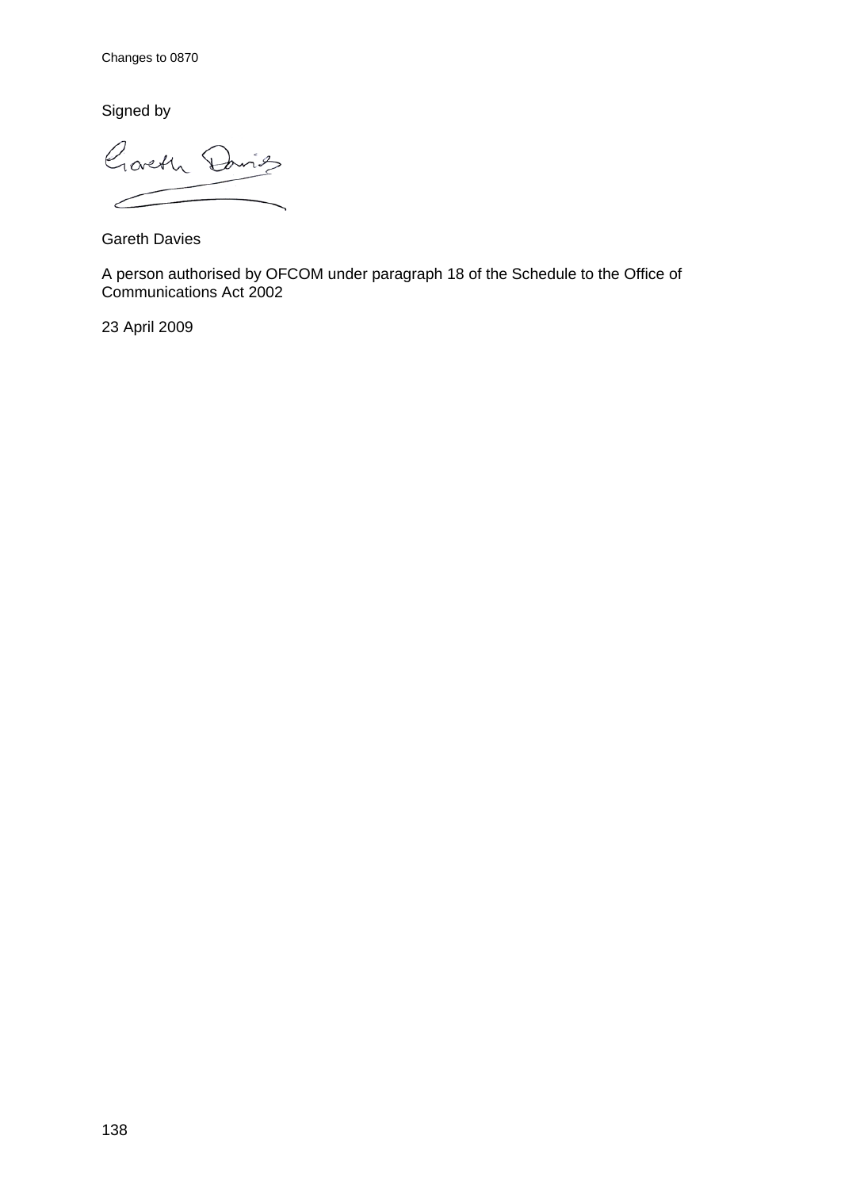Signed by

Gareth Davies

A person authorised by OFCOM under paragraph 18 of the Schedule to the Office of Communications Act 2002

23 April 2009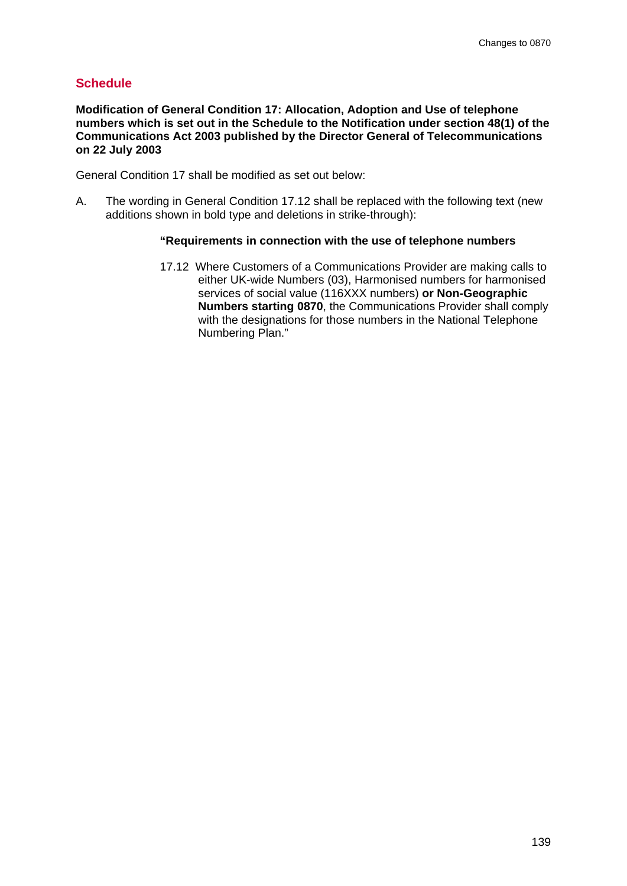## Schedule

**Modification of General Condition 17: Allocation, Adoption and Use of telephone numbers which is set out in the Schedule to the Notification under section 48(1) of the Communications Act 2003 published by the Director General of Telecommunications on 22 July 2003**

General Condition 17 shall be modified as set out below:

A. The wording in General Condition 17.12 shall be replaced with the following text (new additions shown in bold type and deletions in strike-through):

> **"Requirements in connection with the use of telephone numbers**
>
> 17.12 Where Customers of a Communications Provider are making calls to either UK-wide Numbers (03), Harmonised numbers for harmonised services of social value (116XXX numbers) **or Non-Geographic Numbers starting 0870**, the Communications Provider shall comply with the designations for those numbers in the National Telephone Numbering Plan."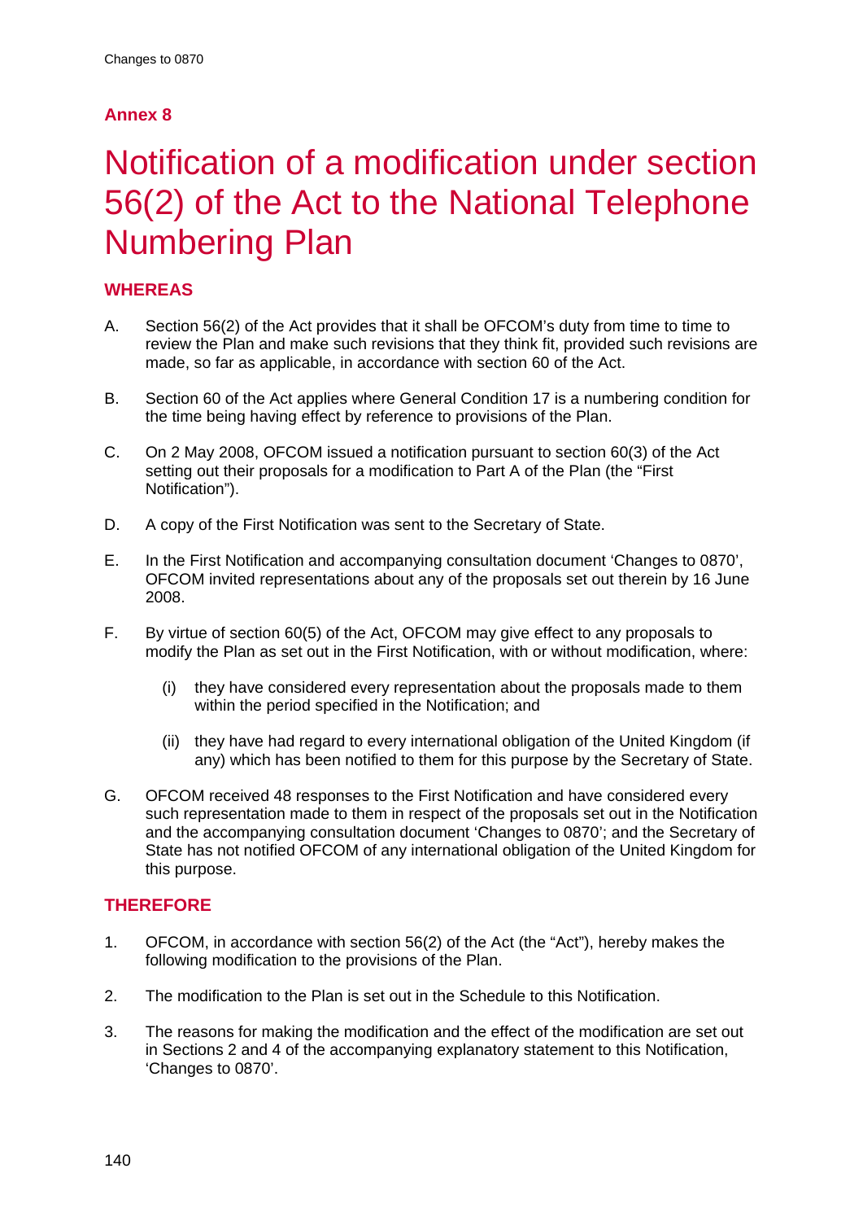## Annex 8

# Notification of a modification under section 56(2) of the Act to the National Telephone Numbering Plan

### WHEREAS

A. Section 56(2) of the Act provides that it shall be OFCOM's duty from time to time to review the Plan and make such revisions that they think fit, provided such revisions are made, so far as applicable, in accordance with section 60 of the Act.

B. Section 60 of the Act applies where General Condition 17 is a numbering condition for the time being having effect by reference to provisions of the Plan.

C. On 2 May 2008, OFCOM issued a notification pursuant to section 60(3) of the Act setting out their proposals for a modification to Part A of the Plan (the "First Notification").

D. A copy of the First Notification was sent to the Secretary of State.

E. In the First Notification and accompanying consultation document 'Changes to 0870', OFCOM invited representations about any of the proposals set out therein by 16 June 2008.

F. By virtue of section 60(5) of the Act, OFCOM may give effect to any proposals to modify the Plan as set out in the First Notification, with or without modification, where:

   (i) they have considered every representation about the proposals made to them within the period specified in the Notification; and

   (ii) they have had regard to every international obligation of the United Kingdom (if any) which has been notified to them for this purpose by the Secretary of State.

G. OFCOM received 48 responses to the First Notification and have considered every such representation made to them in respect of the proposals set out in the Notification and the accompanying consultation document 'Changes to 0870'; and the Secretary of State has not notified OFCOM of any international obligation of the United Kingdom for this purpose.

### THEREFORE

1. OFCOM, in accordance with section 56(2) of the Act (the "Act"), hereby makes the following modification to the provisions of the Plan.

2. The modification to the Plan is set out in the Schedule to this Notification.

3. The reasons for making the modification and the effect of the modification are set out in Sections 2 and 4 of the accompanying explanatory statement to this Notification, 'Changes to 0870'.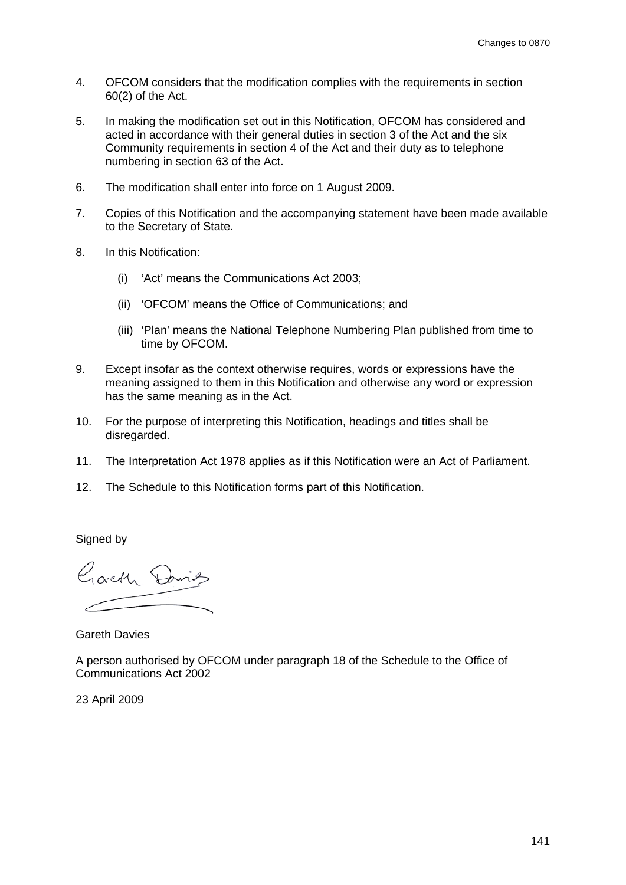4. OFCOM considers that the modification complies with the requirements in section 60(2) of the Act.

5. In making the modification set out in this Notification, OFCOM has considered and acted in accordance with their general duties in section 3 of the Act and the six Community requirements in section 4 of the Act and their duty as to telephone numbering in section 63 of the Act.

6. The modification shall enter into force on 1 August 2009.

7. Copies of this Notification and the accompanying statement have been made available to the Secretary of State.

8. In this Notification:

   (i) 'Act' means the Communications Act 2003;

   (ii) 'OFCOM' means the Office of Communications; and

   (iii) 'Plan' means the National Telephone Numbering Plan published from time to time by OFCOM.

9. Except insofar as the context otherwise requires, words or expressions have the meaning assigned to them in this Notification and otherwise any word or expression has the same meaning as in the Act.

10. For the purpose of interpreting this Notification, headings and titles shall be disregarded.

11. The Interpretation Act 1978 applies as if this Notification were an Act of Parliament.

12. The Schedule to this Notification forms part of this Notification.

Signed by

Gareth Davies

A person authorised by OFCOM under paragraph 18 of the Schedule to the Office of Communications Act 2002

23 April 2009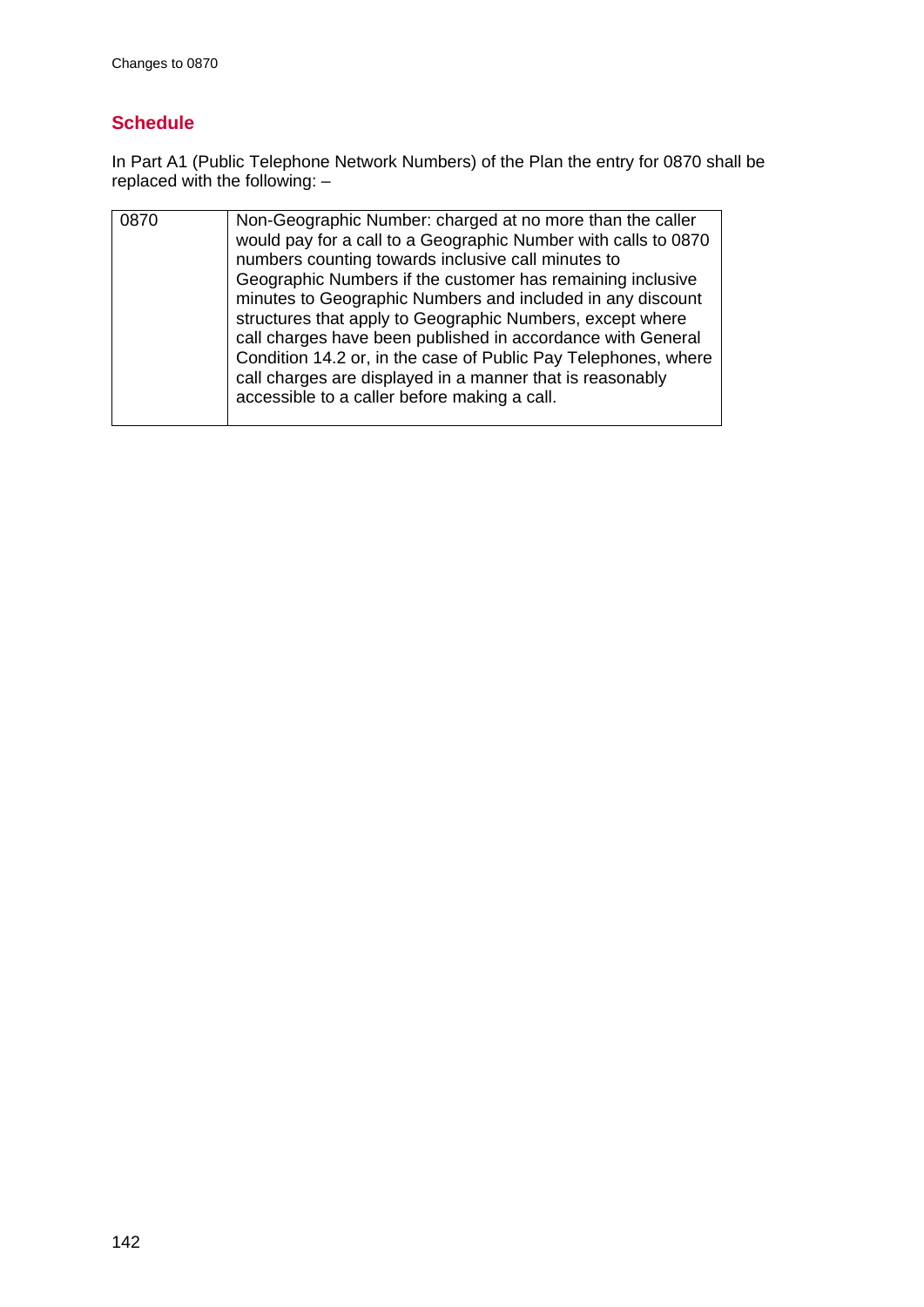## Schedule

In Part A1 (Public Telephone Network Numbers) of the Plan the entry for 0870 shall be replaced with the following: –

| | |
|---|---|
| 0870 | Non-Geographic Number: charged at no more than the caller would pay for a call to a Geographic Number with calls to 0870 numbers counting towards inclusive call minutes to Geographic Numbers if the customer has remaining inclusive minutes to Geographic Numbers and included in any discount structures that apply to Geographic Numbers, except where call charges have been published in accordance with General Condition 14.2 or, in the case of Public Pay Telephones, where call charges are displayed in a manner that is reasonably accessible to a caller before making a call. |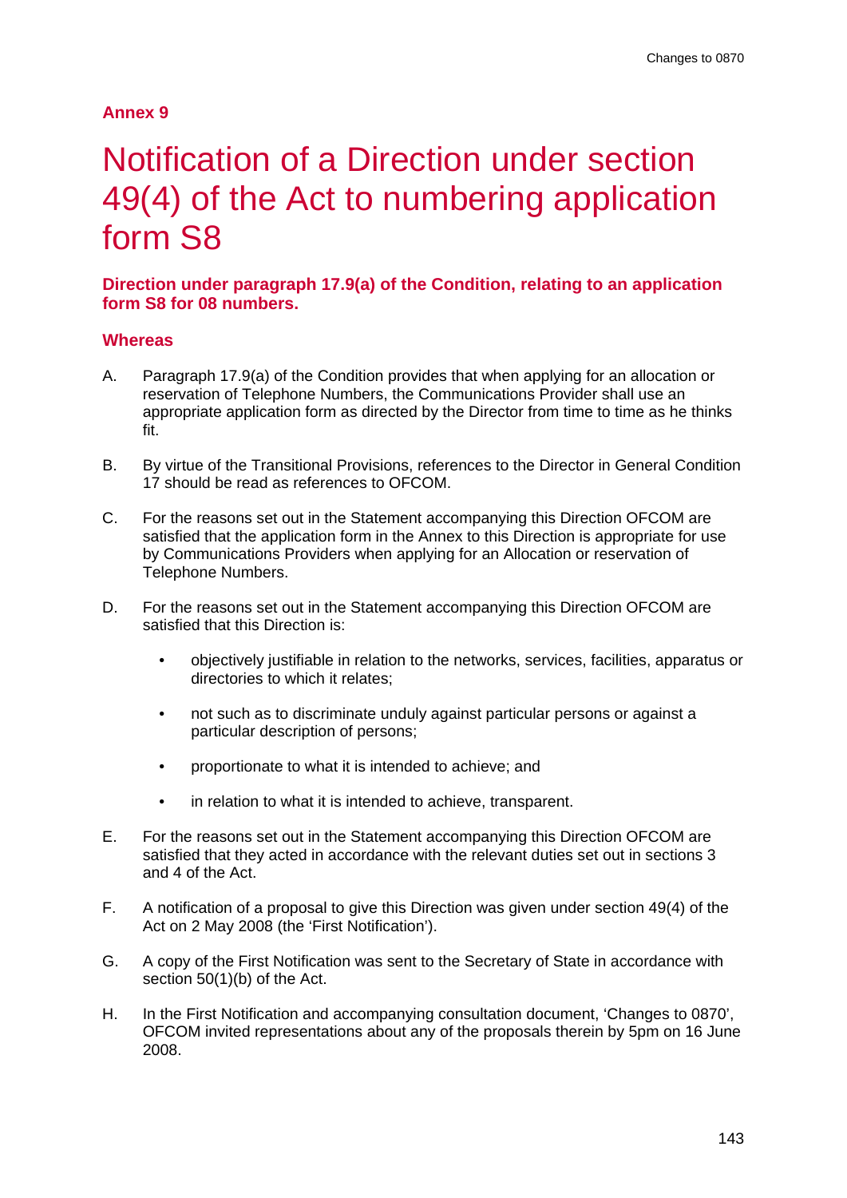## Annex 9

# Notification of a Direction under section 49(4) of the Act to numbering application form S8

### Direction under paragraph 17.9(a) of the Condition, relating to an application form S8 for 08 numbers.

### Whereas

A. Paragraph 17.9(a) of the Condition provides that when applying for an allocation or reservation of Telephone Numbers, the Communications Provider shall use an appropriate application form as directed by the Director from time to time as he thinks fit.

B. By virtue of the Transitional Provisions, references to the Director in General Condition 17 should be read as references to OFCOM.

C. For the reasons set out in the Statement accompanying this Direction OFCOM are satisfied that the application form in the Annex to this Direction is appropriate for use by Communications Providers when applying for an Allocation or reservation of Telephone Numbers.

D. For the reasons set out in the Statement accompanying this Direction OFCOM are satisfied that this Direction is:

- objectively justifiable in relation to the networks, services, facilities, apparatus or directories to which it relates;
- not such as to discriminate unduly against particular persons or against a particular description of persons;
- proportionate to what it is intended to achieve; and
- in relation to what it is intended to achieve, transparent.

E. For the reasons set out in the Statement accompanying this Direction OFCOM are satisfied that they acted in accordance with the relevant duties set out in sections 3 and 4 of the Act.

F. A notification of a proposal to give this Direction was given under section 49(4) of the Act on 2 May 2008 (the 'First Notification').

G. A copy of the First Notification was sent to the Secretary of State in accordance with section 50(1)(b) of the Act.

H. In the First Notification and accompanying consultation document, 'Changes to 0870', OFCOM invited representations about any of the proposals therein by 5pm on 16 June 2008.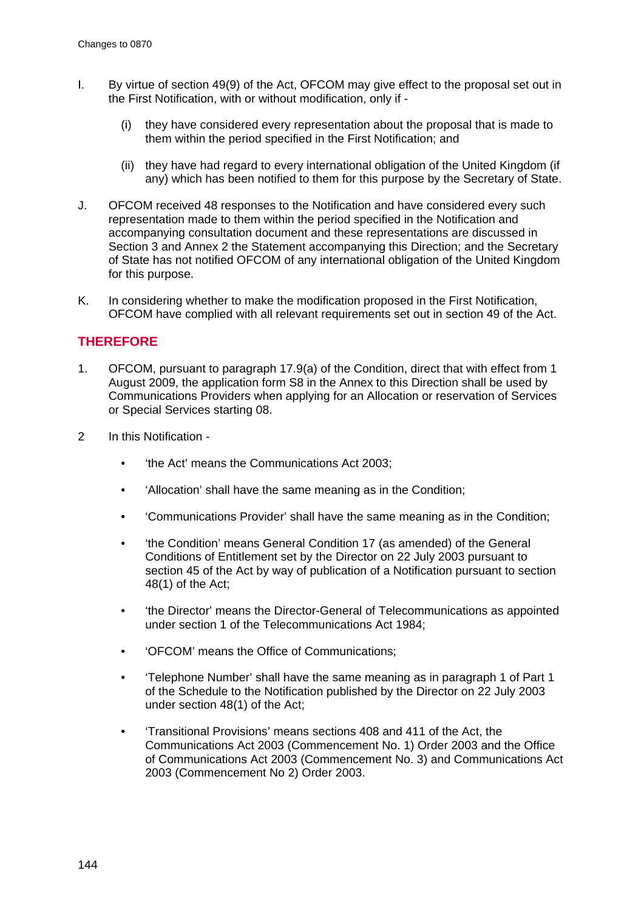I. By virtue of section 49(9) of the Act, OFCOM may give effect to the proposal set out in the First Notification, with or without modification, only if -

   (i) they have considered every representation about the proposal that is made to them within the period specified in the First Notification; and

   (ii) they have had regard to every international obligation of the United Kingdom (if any) which has been notified to them for this purpose by the Secretary of State.

J. OFCOM received 48 responses to the Notification and have considered every such representation made to them within the period specified in the Notification and accompanying consultation document and these representations are discussed in Section 3 and Annex 2 the Statement accompanying this Direction; and the Secretary of State has not notified OFCOM of any international obligation of the United Kingdom for this purpose.

K. In considering whether to make the modification proposed in the First Notification, OFCOM have complied with all relevant requirements set out in section 49 of the Act.

## THEREFORE

1. OFCOM, pursuant to paragraph 17.9(a) of the Condition, direct that with effect from 1 August 2009, the application form S8 in the Annex to this Direction shall be used by Communications Providers when applying for an Allocation or reservation of Services or Special Services starting 08.

2 In this Notification -

- 'the Act' means the Communications Act 2003;
- 'Allocation' shall have the same meaning as in the Condition;
- 'Communications Provider' shall have the same meaning as in the Condition;
- 'the Condition' means General Condition 17 (as amended) of the General Conditions of Entitlement set by the Director on 22 July 2003 pursuant to section 45 of the Act by way of publication of a Notification pursuant to section 48(1) of the Act;
- 'the Director' means the Director-General of Telecommunications as appointed under section 1 of the Telecommunications Act 1984;
- 'OFCOM' means the Office of Communications;
- 'Telephone Number' shall have the same meaning as in paragraph 1 of Part 1 of the Schedule to the Notification published by the Director on 22 July 2003 under section 48(1) of the Act;
- 'Transitional Provisions' means sections 408 and 411 of the Act, the Communications Act 2003 (Commencement No. 1) Order 2003 and the Office of Communications Act 2003 (Commencement No. 3) and Communications Act 2003 (Commencement No 2) Order 2003.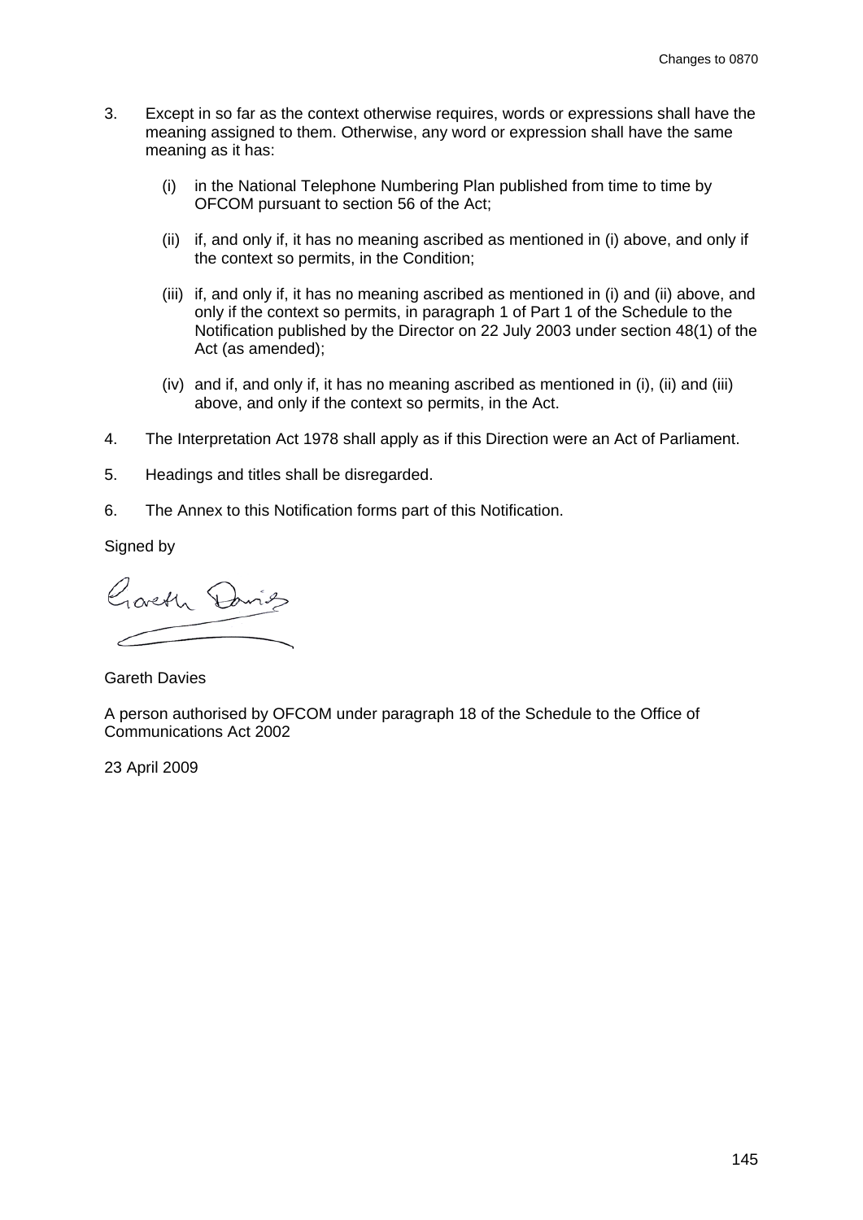3. Except in so far as the context otherwise requires, words or expressions shall have the meaning assigned to them. Otherwise, any word or expression shall have the same meaning as it has:

   (i) in the National Telephone Numbering Plan published from time to time by OFCOM pursuant to section 56 of the Act;

   (ii) if, and only if, it has no meaning ascribed as mentioned in (i) above, and only if the context so permits, in the Condition;

   (iii) if, and only if, it has no meaning ascribed as mentioned in (i) and (ii) above, and only if the context so permits, in paragraph 1 of Part 1 of the Schedule to the Notification published by the Director on 22 July 2003 under section 48(1) of the Act (as amended);

   (iv) and if, and only if, it has no meaning ascribed as mentioned in (i), (ii) and (iii) above, and only if the context so permits, in the Act.

4. The Interpretation Act 1978 shall apply as if this Direction were an Act of Parliament.

5. Headings and titles shall be disregarded.

6. The Annex to this Notification forms part of this Notification.

Signed by

Gareth Davies

A person authorised by OFCOM under paragraph 18 of the Schedule to the Office of Communications Act 2002

23 April 2009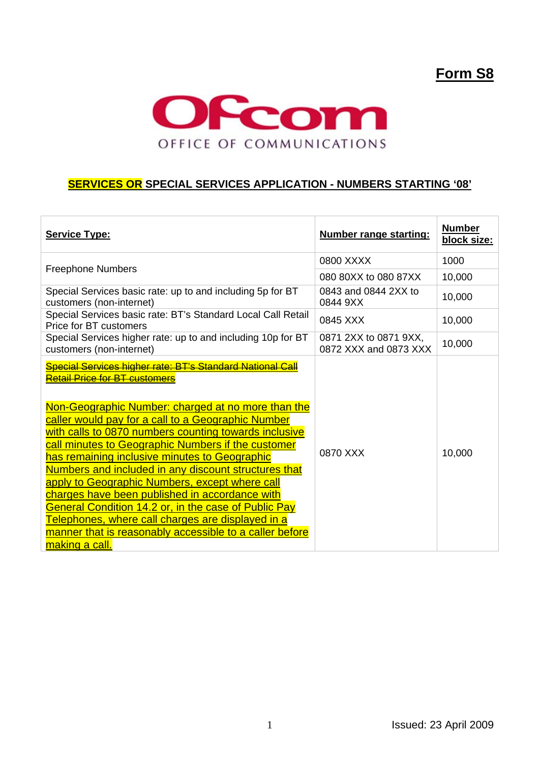**Form S8**

Ofcom
OFFICE OF COMMUNICATIONS

## SERVICES OR SPECIAL SERVICES APPLICATION - NUMBERS STARTING '08'

| **Service Type:** | **Number range starting:** | **Number block size:** |
|---|---|---|
| Freephone Numbers | 0800 XXXX | 1000 |
| | 080 80XX to 080 87XX | 10,000 |
| Special Services basic rate: up to and including 5p for BT customers (non-internet) | 0843 and 0844 2XX to 0844 9XX | 10,000 |
| Special Services basic rate: BT's Standard Local Call Retail Price for BT customers | 0845 XXX | 10,000 |
| Special Services higher rate: up to and including 10p for BT customers (non-internet) | 0871 2XX to 0871 9XX, 0872 XXX and 0873 XXX | 10,000 |
| ~~Special Services higher rate: BT's Standard National Call Retail Price for BT customers~~ <br><br> Non-Geographic Number: charged at no more than the caller would pay for a call to a Geographic Number with calls to 0870 numbers counting towards inclusive call minutes to Geographic Numbers if the customer has remaining inclusive minutes to Geographic Numbers and included in any discount structures that apply to Geographic Numbers, except where call charges have been published in accordance with General Condition 14.2 or, in the case of Public Pay Telephones, where call charges are displayed in a manner that is reasonably accessible to a caller before making a call. | 0870 XXX | 10,000 |

Issued: 23 April 2009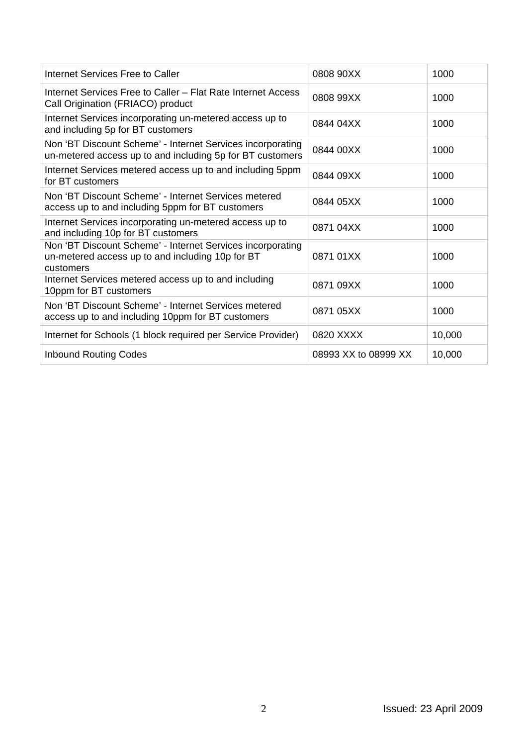| Internet Services Free to Caller | 0808 90XX | 1000 |
|---|---|---|
| Internet Services Free to Caller – Flat Rate Internet Access Call Origination (FRIACO) product | 0808 99XX | 1000 |
| Internet Services incorporating un-metered access up to and including 5p for BT customers | 0844 04XX | 1000 |
| Non ‘BT Discount Scheme’ - Internet Services incorporating un-metered access up to and including 5p for BT customers | 0844 00XX | 1000 |
| Internet Services metered access up to and including 5ppm for BT customers | 0844 09XX | 1000 |
| Non ‘BT Discount Scheme’ - Internet Services metered access up to and including 5ppm for BT customers | 0844 05XX | 1000 |
| Internet Services incorporating un-metered access up to and including 10p for BT customers | 0871 04XX | 1000 |
| Non ‘BT Discount Scheme’ - Internet Services incorporating un-metered access up to and including 10p for BT customers | 0871 01XX | 1000 |
| Internet Services metered access up to and including 10ppm for BT customers | 0871 09XX | 1000 |
| Non ‘BT Discount Scheme’ - Internet Services metered access up to and including 10ppm for BT customers | 0871 05XX | 1000 |
| Internet for Schools (1 block required per Service Provider) | 0820 XXXX | 10,000 |
| Inbound Routing Codes | 08993 XX to 08999 XX | 10,000 |

Issued: 23 April 2009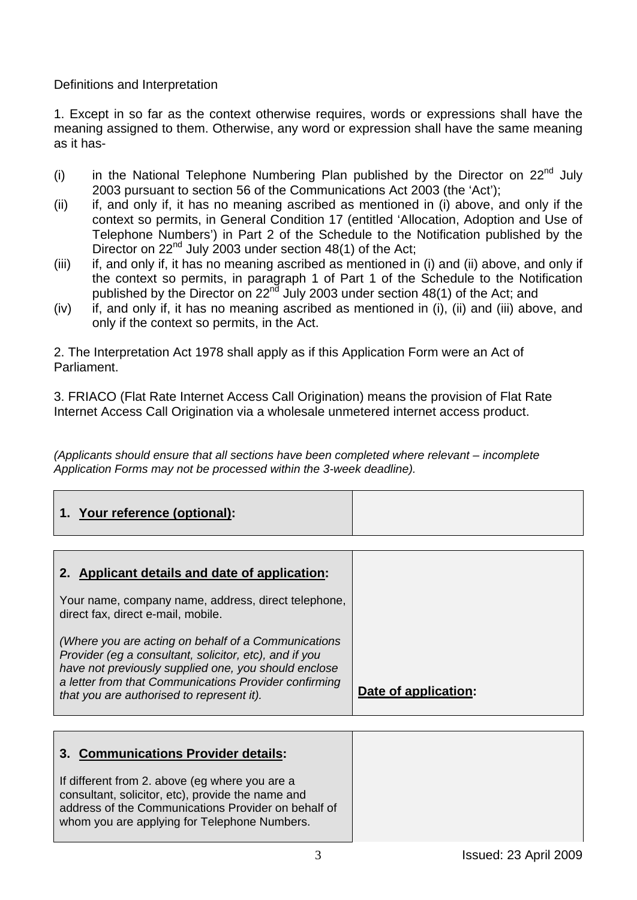Definitions and Interpretation

1. Except in so far as the context otherwise requires, words or expressions shall have the meaning assigned to them. Otherwise, any word or expression shall have the same meaning as it has-

(i) in the National Telephone Numbering Plan published by the Director on 22nd July 2003 pursuant to section 56 of the Communications Act 2003 (the 'Act');

(ii) if, and only if, it has no meaning ascribed as mentioned in (i) above, and only if the context so permits, in General Condition 17 (entitled 'Allocation, Adoption and Use of Telephone Numbers') in Part 2 of the Schedule to the Notification published by the Director on 22nd July 2003 under section 48(1) of the Act;

(iii) if, and only if, it has no meaning ascribed as mentioned in (i) and (ii) above, and only if the context so permits, in paragraph 1 of Part 1 of the Schedule to the Notification published by the Director on 22nd July 2003 under section 48(1) of the Act; and

(iv) if, and only if, it has no meaning ascribed as mentioned in (i), (ii) and (iii) above, and only if the context so permits, in the Act.

2. The Interpretation Act 1978 shall apply as if this Application Form were an Act of Parliament.

3. FRIACO (Flat Rate Internet Access Call Origination) means the provision of Flat Rate Internet Access Call Origination via a wholesale unmetered internet access product.

*(Applicants should ensure that all sections have been completed where relevant – incomplete Application Forms may not be processed within the 3-week deadline).*

| **1. Your reference (optional):** | |
|---|---|

| **2. Applicant details and date of application:**<br><br>Your name, company name, address, direct telephone, direct fax, direct e-mail, mobile.<br><br>*(Where you are acting on behalf of a Communications Provider (eg a consultant, solicitor, etc), and if you have not previously supplied one, you should enclose a letter from that Communications Provider confirming that you are authorised to represent it).* | **Date of application:** |
|---|---|

| **3. Communications Provider details:**<br><br>If different from 2. above (eg where you are a consultant, solicitor, etc), provide the name and address of the Communications Provider on behalf of whom you are applying for Telephone Numbers. | |
|---|---|

Issued: 23 April 2009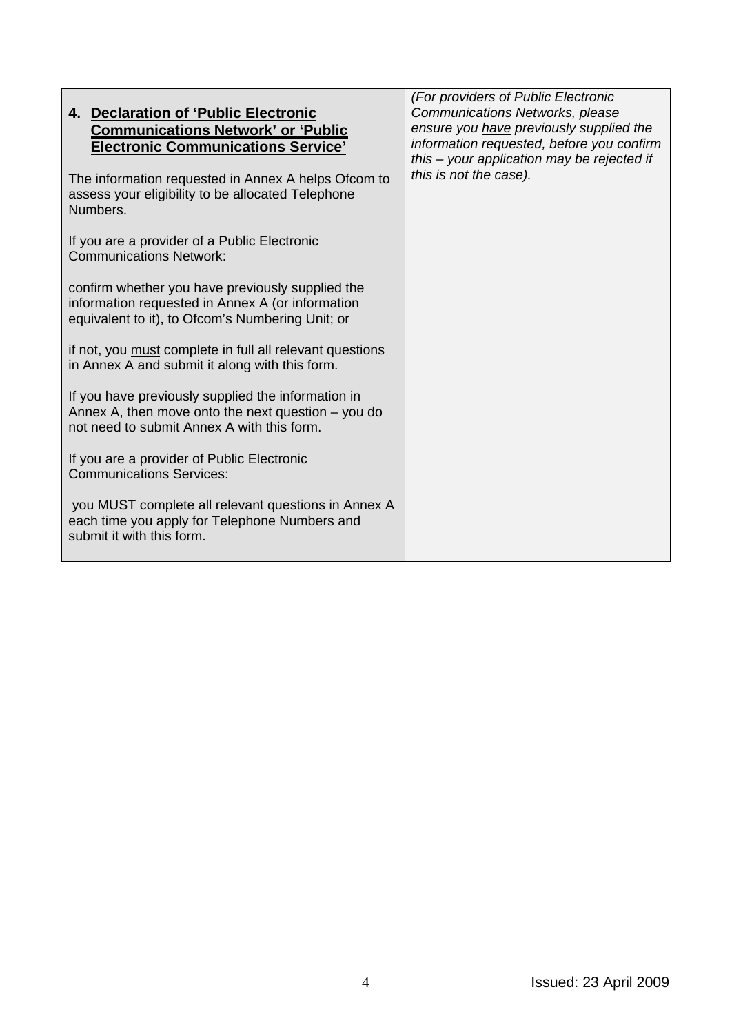| **4. <u>Declaration of 'Public Electronic Communications Network' or 'Public Electronic Communications Service'</u>**<br><br>The information requested in Annex A helps Ofcom to assess your eligibility to be allocated Telephone Numbers.<br><br>If you are a provider of a Public Electronic Communications Network:<br><br>confirm whether you have previously supplied the information requested in Annex A (or information equivalent to it), to Ofcom's Numbering Unit; or<br><br>if not, you <u>must</u> complete in full all relevant questions in Annex A and submit it along with this form.<br><br>If you have previously supplied the information in Annex A, then move onto the next question – you do not need to submit Annex A with this form.<br><br>If you are a provider of Public Electronic Communications Services:<br><br>you MUST complete all relevant questions in Annex A each time you apply for Telephone Numbers and submit it with this form. | *(For providers of Public Electronic Communications Networks, please ensure you <u>have</u> previously supplied the information requested, before you confirm this – your application may be rejected if this is not the case).* |
|---|---|

Issued: 23 April 2009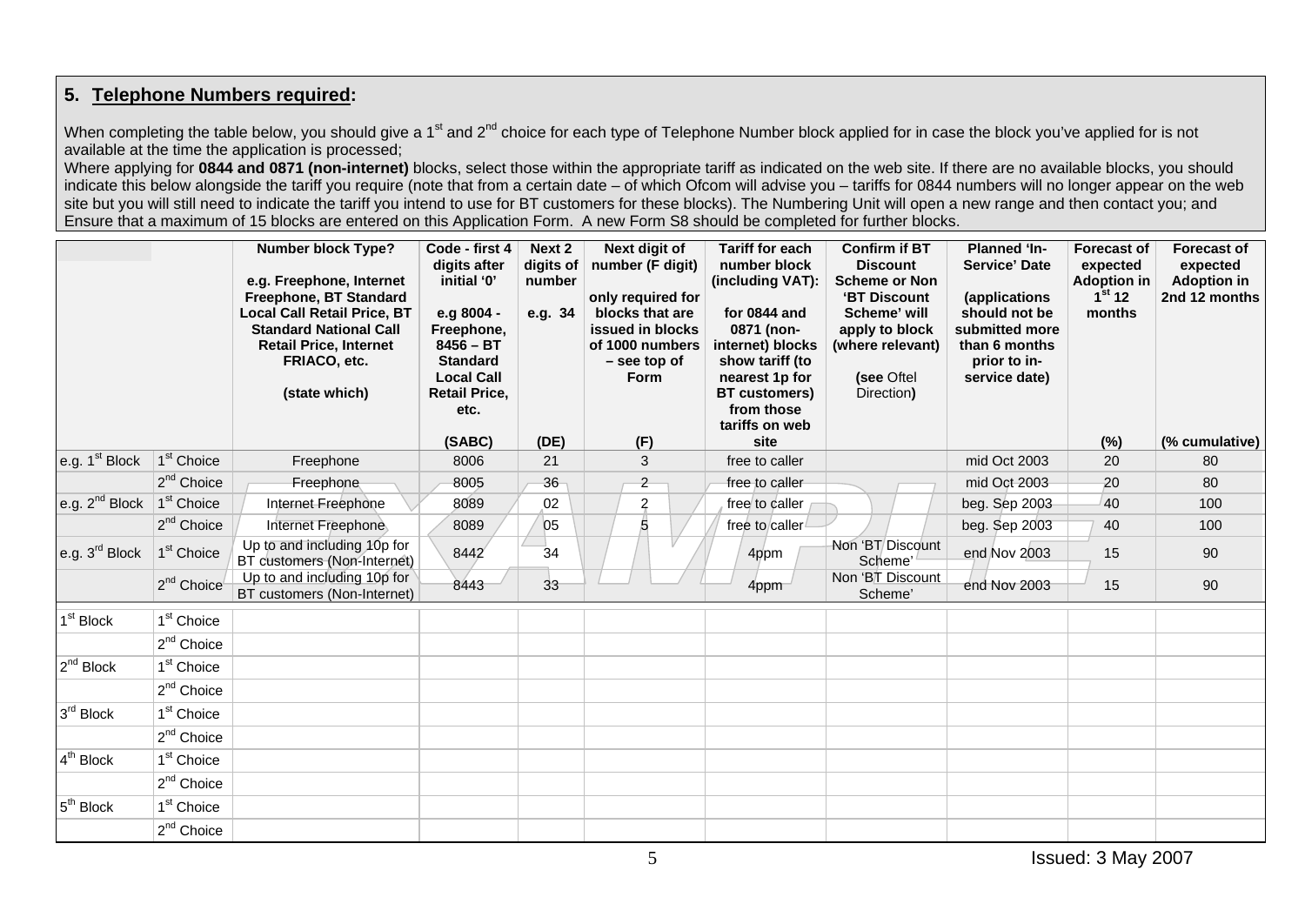## 5. Telephone Numbers required:

When completing the table below, you should give a 1st and 2nd choice for each type of Telephone Number block applied for in case the block you've applied for is not available at the time the application is processed;

Where applying for **0844 and 0871 (non-internet)** blocks, select those within the appropriate tariff as indicated on the web site. If there are no available blocks, you should indicate this below alongside the tariff you require (note that from a certain date – of which Ofcom will advise you – tariffs for 0844 numbers will no longer appear on the web site but you will still need to indicate the tariff you intend to use for BT customers for these blocks). The Numbering Unit will open a new range and then contact you; and

Ensure that a maximum of 15 blocks are entered on this Application Form. A new Form S8 should be completed for further blocks.

| | | **Number block Type?** e.g. Freephone, Internet Freephone, BT Standard Local Call Retail Price, BT Standard National Call Retail Price, Internet FRIACO, etc. (state which) | **Code - first 4 digits after initial '0'** e.g 8004 - Freephone, 8456 – BT Standard Local Call Retail Price, etc. (SABC) | **Next 2 digits of number** e.g. 34 (DE) | **Next digit of number (F digit)** only required for blocks that are issued in blocks of 1000 numbers – see top of Form (F) | **Tariff for each number block (including VAT):** for 0844 and 0871 (non-internet) blocks show tariff (to nearest 1p for BT customers) from those tariffs on web site | **Confirm if BT Discount Scheme or Non 'BT Discount Scheme' will apply to block (where relevant)** (see Oftel Direction) | **Planned 'In-Service' Date** (applications should not be submitted more than 6 months prior to in-service date) | **Forecast of expected Adoption in 1st 12 months** (%) | **Forecast of expected Adoption in 2nd 12 months** (% cumulative) |
|---|---|---|---|---|---|---|---|---|---|---|
| e.g. 1st Block | 1st Choice | Freephone | 8006 | 21 | 3 | free to caller | | mid Oct 2003 | 20 | 80 |
| | 2nd Choice | Freephone | 8005 | 36 | 2 | free to caller | | mid Oct 2003 | 20 | 80 |
| e.g. 2nd Block | 1st Choice | Internet Freephone | 8089 | 02 | 2 | free to caller | | beg. Sep 2003 | 40 | 100 |
| | 2nd Choice | Internet Freephone | 8089 | 05 | 5 | free to caller | | beg. Sep 2003 | 40 | 100 |
| e.g. 3rd Block | 1st Choice | Up to and including 10p for BT customers (Non-Internet) | 8442 | 34 | | 4ppm | Non 'BT Discount Scheme' | end Nov 2003 | 15 | 90 |
| | 2nd Choice | Up to and including 10p for BT customers (Non-Internet) | 8443 | 33 | | 4ppm | Non 'BT Discount Scheme' | end Nov 2003 | 15 | 90 |
| 1st Block | 1st Choice | | | | | | | | | |
| | 2nd Choice | | | | | | | | | |
| 2nd Block | 1st Choice | | | | | | | | | |
| | 2nd Choice | | | | | | | | | |
| 3rd Block | 1st Choice | | | | | | | | | |
| | 2nd Choice | | | | | | | | | |
| 4th Block | 1st Choice | | | | | | | | | |
| | 2nd Choice | | | | | | | | | |
| 5th Block | 1st Choice | | | | | | | | | |
| | 2nd Choice | | | | | | | | | |

Issued: 3 May 2007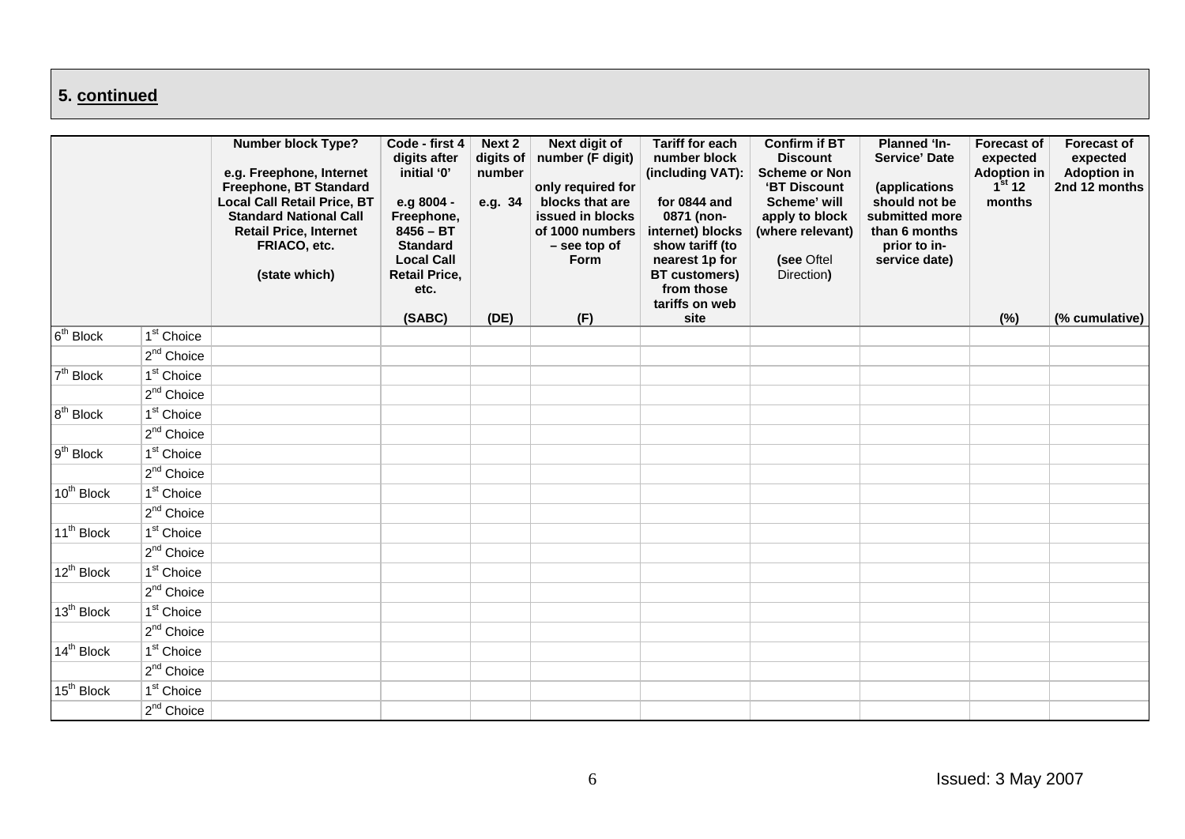## 5. continued

| | | Number block Type?<br><br>e.g. Freephone, Internet Freephone, BT Standard Local Call Retail Price, BT Standard National Call Retail Price, Internet FRIACO, etc.<br><br>(state which) | Code - first 4 digits after initial '0'<br><br>e.g 8004 - Freephone, 8456 – BT Standard Local Call Retail Price, etc.<br><br>(SABC) | Next 2 digits of number<br><br>e.g. 34<br><br>(DE) | Next digit of number (F digit)<br><br>only required for blocks that are issued in blocks of 1000 numbers – see top of Form<br><br>(F) | Tariff for each number block (including VAT):<br><br>for 0844 and 0871 (non-internet) blocks show tariff (to nearest 1p for BT customers) from those tariffs on web site | Confirm if BT Discount Scheme or Non 'BT Discount Scheme' will apply to block (where relevant)<br><br>(see Oftel Direction) | Planned 'In-Service' Date<br><br>(applications should not be submitted more than 6 months prior to in-service date) | Forecast of expected Adoption in 1st 12 months<br><br>(%) | Forecast of expected Adoption in 2nd 12 months<br><br>(% cumulative) |
|---|---|---|---|---|---|---|---|---|---|---|
| 6th Block | 1st Choice | | | | | | | | | |
| | 2nd Choice | | | | | | | | | |
| 7th Block | 1st Choice | | | | | | | | | |
| | 2nd Choice | | | | | | | | | |
| 8th Block | 1st Choice | | | | | | | | | |
| | 2nd Choice | | | | | | | | | |
| 9th Block | 1st Choice | | | | | | | | | |
| | 2nd Choice | | | | | | | | | |
| 10th Block | 1st Choice | | | | | | | | | |
| | 2nd Choice | | | | | | | | | |
| 11th Block | 1st Choice | | | | | | | | | |
| | 2nd Choice | | | | | | | | | |
| 12th Block | 1st Choice | | | | | | | | | |
| | 2nd Choice | | | | | | | | | |
| 13th Block | 1st Choice | | | | | | | | | |
| | 2nd Choice | | | | | | | | | |
| 14th Block | 1st Choice | | | | | | | | | |
| | 2nd Choice | | | | | | | | | |
| 15th Block | 1st Choice | | | | | | | | | |
| | 2nd Choice | | | | | | | | | |

Issued: 3 May 2007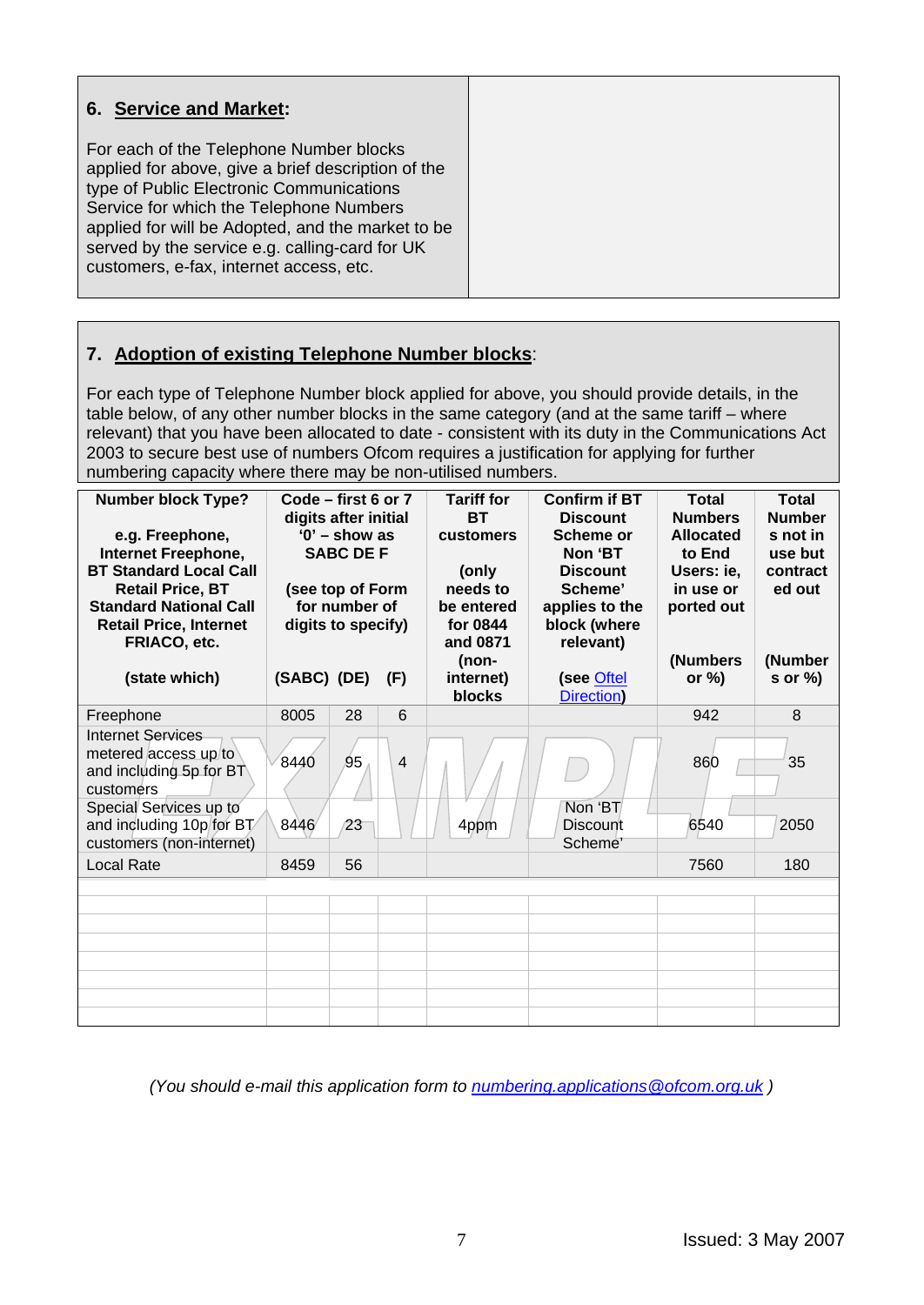## 6. Service and Market:

For each of the Telephone Number blocks applied for above, give a brief description of the type of Public Electronic Communications Service for which the Telephone Numbers applied for will be Adopted, and the market to be served by the service e.g. calling-card for UK customers, e-fax, internet access, etc.

## 7. Adoption of existing Telephone Number blocks:

For each type of Telephone Number block applied for above, you should provide details, in the table below, of any other number blocks in the same category (and at the same tariff – where relevant) that you have been allocated to date - consistent with its duty in the Communications Act 2003 to secure best use of numbers Ofcom requires a justification for applying for further numbering capacity where there may be non-utilised numbers.

| Number block Type?<br><br>e.g. Freephone, Internet Freephone, BT Standard Local Call Retail Price, BT Standard National Call Retail Price, Internet FRIACO, etc.<br><br>(state which) | Code – first 6 or 7 digits after initial '0' – show as SABC DE F<br><br>(see top of Form for number of digits to specify)<br><br>(SABC) | (DE) | (F) | Tariff for BT customers<br><br>(only needs to be entered for 0844 and 0871 (non-internet) blocks | Confirm if BT Discount Scheme or Non 'BT Discount Scheme' applies to the block (where relevant)<br><br>(see Oftel Direction) | Total Numbers Allocated to End Users: ie, in use or ported out<br><br>(Numbers or %) | Total Numbers not in use but contracted out<br><br>(Numbers or %) |
|---|---|---|---|---|---|---|---|
| Freephone | 8005 | 28 | 6 | | | 942 | 8 |
| Internet Services metered access up to and including 5p for BT customers | 8440 | 95 | 4 | | | 860 | 35 |
| Special Services up to and including 10p for BT customers (non-internet) | 8446 | 23 | | 4ppm | Non 'BT Discount Scheme' | 6540 | 2050 |
| Local Rate | 8459 | 56 | | | | 7560 | 180 |
| | | | | | | | |
| | | | | | | | |
| | | | | | | | |
| | | | | | | | |
| | | | | | | | |
| | | | | | | | |
| | | | | | | | |
| | | | | | | | |

*(You should e-mail this application form to numbering.applications@ofcom.org.uk )*

Issued: 3 May 2007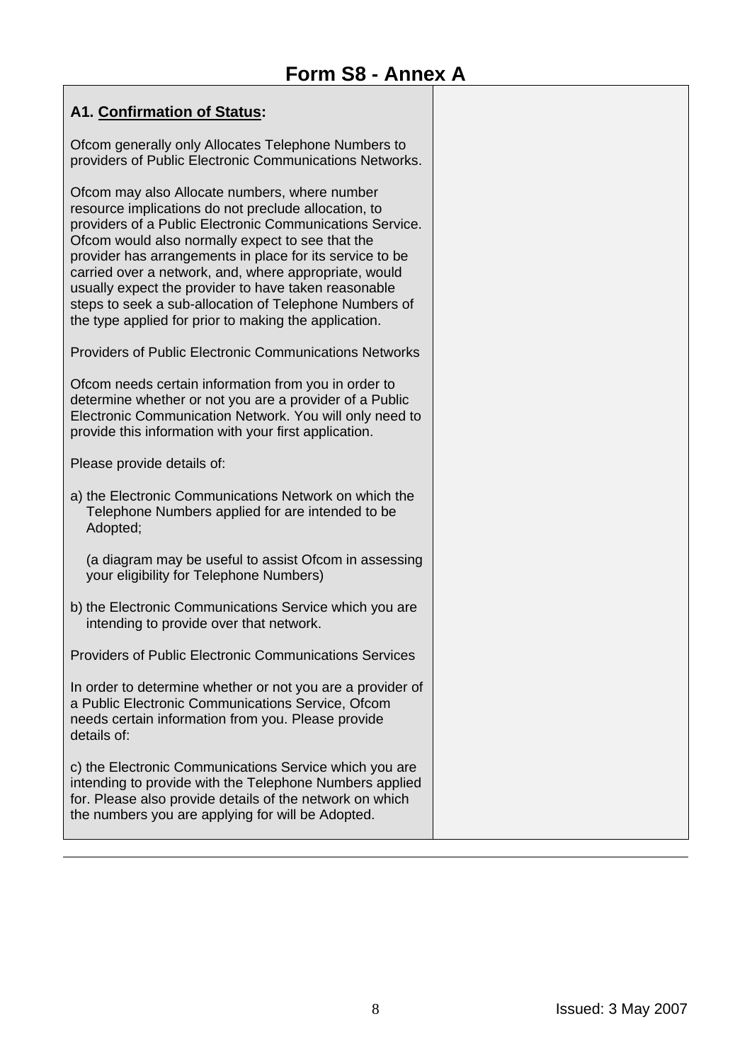# Form S8 - Annex A

| **A1. Confirmation of Status:** | |
|---|---|
| Ofcom generally only Allocates Telephone Numbers to providers of Public Electronic Communications Networks.<br><br>Ofcom may also Allocate numbers, where number resource implications do not preclude allocation, to providers of a Public Electronic Communications Service. Ofcom would also normally expect to see that the provider has arrangements in place for its service to be carried over a network, and, where appropriate, would usually expect the provider to have taken reasonable steps to seek a sub-allocation of Telephone Numbers of the type applied for prior to making the application.<br><br>Providers of Public Electronic Communications Networks<br><br>Ofcom needs certain information from you in order to determine whether or not you are a provider of a Public Electronic Communication Network. You will only need to provide this information with your first application.<br><br>Please provide details of:<br><br>a) the Electronic Communications Network on which the Telephone Numbers applied for are intended to be Adopted;<br><br>(a diagram may be useful to assist Ofcom in assessing your eligibility for Telephone Numbers)<br><br>b) the Electronic Communications Service which you are intending to provide over that network.<br><br>Providers of Public Electronic Communications Services<br><br>In order to determine whether or not you are a provider of a Public Electronic Communications Service, Ofcom needs certain information from you. Please provide details of:<br><br>c) the Electronic Communications Service which you are intending to provide with the Telephone Numbers applied for. Please also provide details of the network on which the numbers you are applying for will be Adopted. | |

Issued: 3 May 2007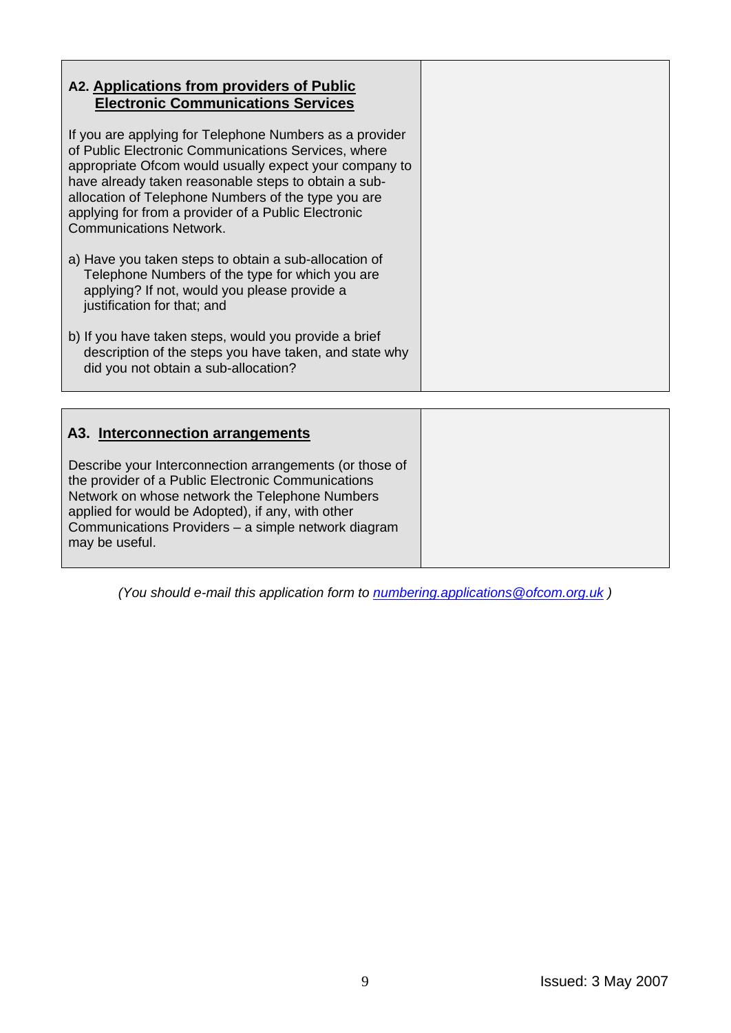| **A2. Applications from providers of Public Electronic Communications Services**<br><br>If you are applying for Telephone Numbers as a provider of Public Electronic Communications Services, where appropriate Ofcom would usually expect your company to have already taken reasonable steps to obtain a sub-allocation of Telephone Numbers of the type you are applying for from a provider of a Public Electronic Communications Network.<br><br>a) Have you taken steps to obtain a sub-allocation of Telephone Numbers of the type for which you are applying? If not, would you please provide a justification for that; and<br><br>b) If you have taken steps, would you provide a brief description of the steps you have taken, and state why did you not obtain a sub-allocation? | |
|---|---|

| **A3. Interconnection arrangements**<br><br>Describe your Interconnection arrangements (or those of the provider of a Public Electronic Communications Network on whose network the Telephone Numbers applied for would be Adopted), if any, with other Communications Providers – a simple network diagram may be useful. | |
|---|---|

*(You should e-mail this application form to numbering.applications@ofcom.org.uk )*

Issued: 3 May 2007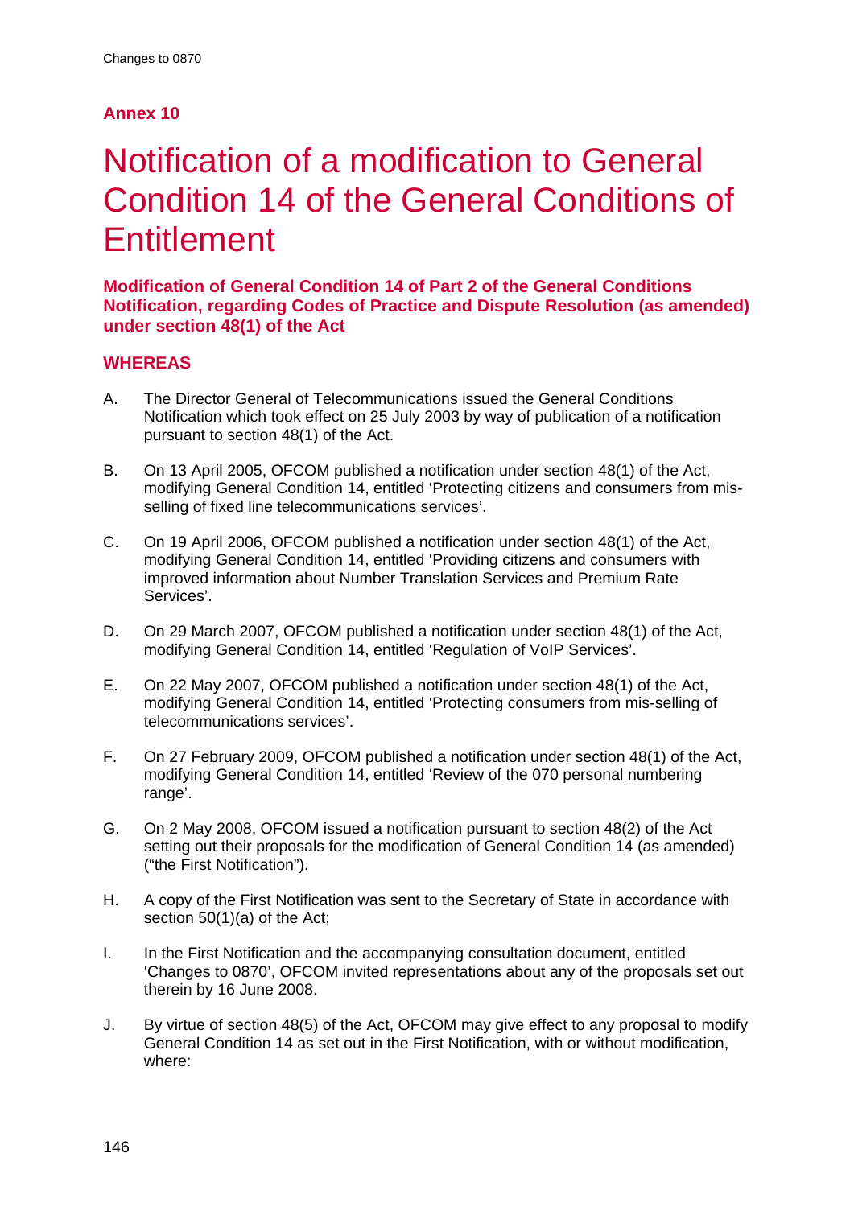## Annex 10

# Notification of a modification to General Condition 14 of the General Conditions of Entitlement

### Modification of General Condition 14 of Part 2 of the General Conditions Notification, regarding Codes of Practice and Dispute Resolution (as amended) under section 48(1) of the Act

### WHEREAS

A. The Director General of Telecommunications issued the General Conditions Notification which took effect on 25 July 2003 by way of publication of a notification pursuant to section 48(1) of the Act.

B. On 13 April 2005, OFCOM published a notification under section 48(1) of the Act, modifying General Condition 14, entitled 'Protecting citizens and consumers from mis-selling of fixed line telecommunications services'.

C. On 19 April 2006, OFCOM published a notification under section 48(1) of the Act, modifying General Condition 14, entitled 'Providing citizens and consumers with improved information about Number Translation Services and Premium Rate Services'.

D. On 29 March 2007, OFCOM published a notification under section 48(1) of the Act, modifying General Condition 14, entitled 'Regulation of VoIP Services'.

E. On 22 May 2007, OFCOM published a notification under section 48(1) of the Act, modifying General Condition 14, entitled 'Protecting consumers from mis-selling of telecommunications services'.

F. On 27 February 2009, OFCOM published a notification under section 48(1) of the Act, modifying General Condition 14, entitled 'Review of the 070 personal numbering range'.

G. On 2 May 2008, OFCOM issued a notification pursuant to section 48(2) of the Act setting out their proposals for the modification of General Condition 14 (as amended) ("the First Notification").

H. A copy of the First Notification was sent to the Secretary of State in accordance with section 50(1)(a) of the Act;

I. In the First Notification and the accompanying consultation document, entitled 'Changes to 0870', OFCOM invited representations about any of the proposals set out therein by 16 June 2008.

J. By virtue of section 48(5) of the Act, OFCOM may give effect to any proposal to modify General Condition 14 as set out in the First Notification, with or without modification, where: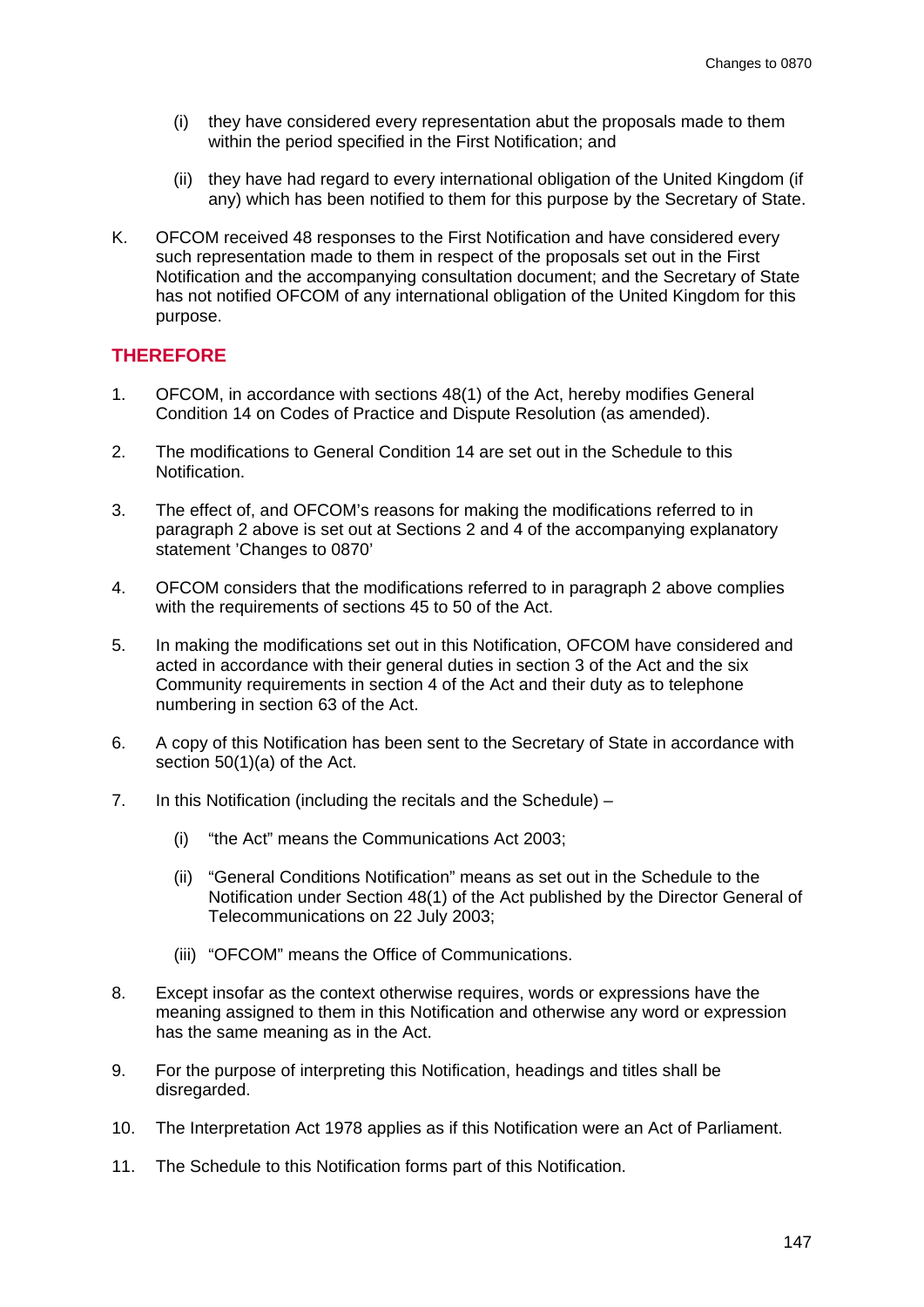(i) they have considered every representation abut the proposals made to them within the period specified in the First Notification; and

(ii) they have had regard to every international obligation of the United Kingdom (if any) which has been notified to them for this purpose by the Secretary of State.

K. OFCOM received 48 responses to the First Notification and have considered every such representation made to them in respect of the proposals set out in the First Notification and the accompanying consultation document; and the Secretary of State has not notified OFCOM of any international obligation of the United Kingdom for this purpose.

## THEREFORE

1. OFCOM, in accordance with sections 48(1) of the Act, hereby modifies General Condition 14 on Codes of Practice and Dispute Resolution (as amended).

2. The modifications to General Condition 14 are set out in the Schedule to this Notification.

3. The effect of, and OFCOM's reasons for making the modifications referred to in paragraph 2 above is set out at Sections 2 and 4 of the accompanying explanatory statement 'Changes to 0870'

4. OFCOM considers that the modifications referred to in paragraph 2 above complies with the requirements of sections 45 to 50 of the Act.

5. In making the modifications set out in this Notification, OFCOM have considered and acted in accordance with their general duties in section 3 of the Act and the six Community requirements in section 4 of the Act and their duty as to telephone numbering in section 63 of the Act.

6. A copy of this Notification has been sent to the Secretary of State in accordance with section 50(1)(a) of the Act.

7. In this Notification (including the recitals and the Schedule) –

   (i) "the Act" means the Communications Act 2003;

   (ii) "General Conditions Notification" means as set out in the Schedule to the Notification under Section 48(1) of the Act published by the Director General of Telecommunications on 22 July 2003;

   (iii) "OFCOM" means the Office of Communications.

8. Except insofar as the context otherwise requires, words or expressions have the meaning assigned to them in this Notification and otherwise any word or expression has the same meaning as in the Act.

9. For the purpose of interpreting this Notification, headings and titles shall be disregarded.

10. The Interpretation Act 1978 applies as if this Notification were an Act of Parliament.

11. The Schedule to this Notification forms part of this Notification.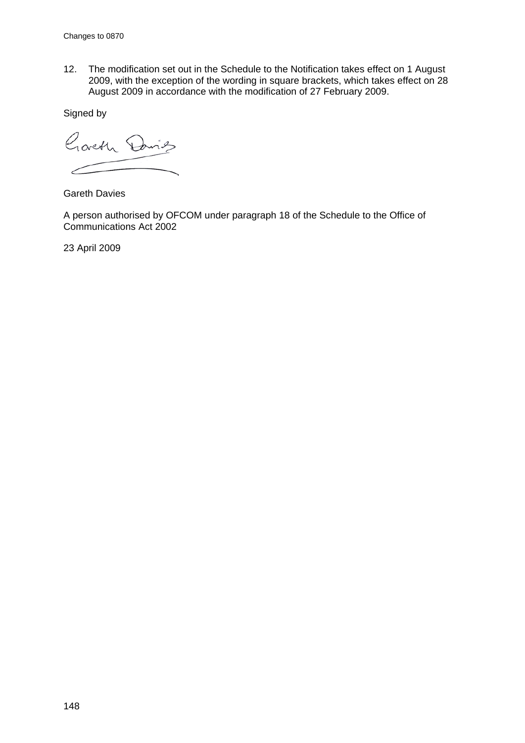12. The modification set out in the Schedule to the Notification takes effect on 1 August 2009, with the exception of the wording in square brackets, which takes effect on 28 August 2009 in accordance with the modification of 27 February 2009.

Signed by

Gareth Davies

A person authorised by OFCOM under paragraph 18 of the Schedule to the Office of Communications Act 2002

23 April 2009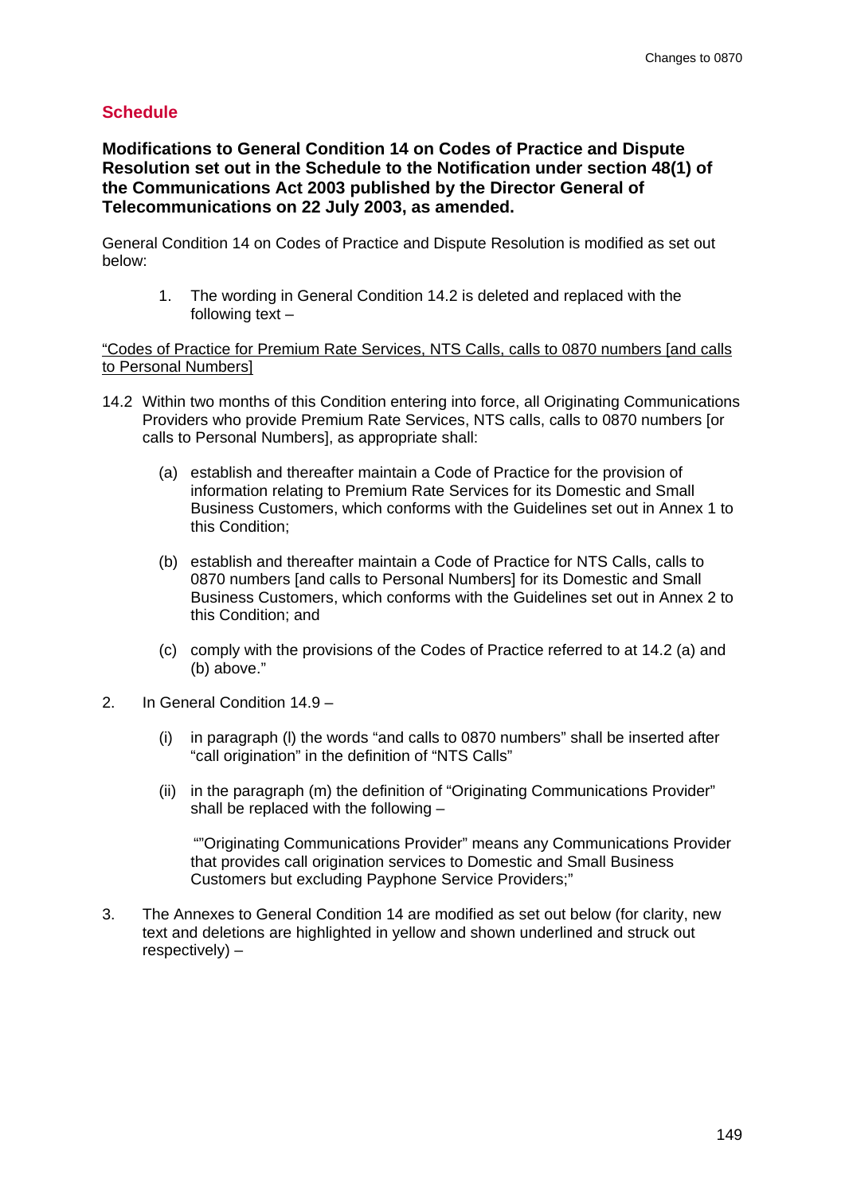## Schedule

**Modifications to General Condition 14 on Codes of Practice and Dispute Resolution set out in the Schedule to the Notification under section 48(1) of the Communications Act 2003 published by the Director General of Telecommunications on 22 July 2003, as amended.**

General Condition 14 on Codes of Practice and Dispute Resolution is modified as set out below:

1. The wording in General Condition 14.2 is deleted and replaced with the following text –

<u>"Codes of Practice for Premium Rate Services, NTS Calls, calls to 0870 numbers [and calls to Personal Numbers]</u>

14.2 Within two months of this Condition entering into force, all Originating Communications Providers who provide Premium Rate Services, NTS calls, calls to 0870 numbers [or calls to Personal Numbers], as appropriate shall:

   (a) establish and thereafter maintain a Code of Practice for the provision of information relating to Premium Rate Services for its Domestic and Small Business Customers, which conforms with the Guidelines set out in Annex 1 to this Condition;

   (b) establish and thereafter maintain a Code of Practice for NTS Calls, calls to 0870 numbers [and calls to Personal Numbers] for its Domestic and Small Business Customers, which conforms with the Guidelines set out in Annex 2 to this Condition; and

   (c) comply with the provisions of the Codes of Practice referred to at 14.2 (a) and (b) above."

2. In General Condition 14.9 –

   (i) in paragraph (l) the words "and calls to 0870 numbers" shall be inserted after "call origination" in the definition of "NTS Calls"

   (ii) in the paragraph (m) the definition of "Originating Communications Provider" shall be replaced with the following –

   ""Originating Communications Provider" means any Communications Provider that provides call origination services to Domestic and Small Business Customers but excluding Payphone Service Providers;"

3. The Annexes to General Condition 14 are modified as set out below (for clarity, new text and deletions are highlighted in yellow and shown underlined and struck out respectively) –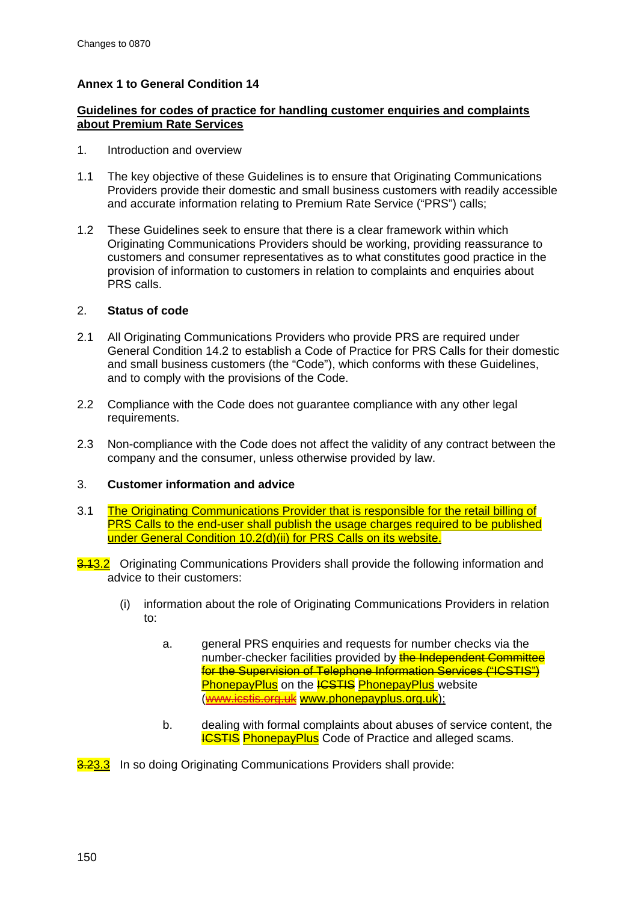**Annex 1 to General Condition 14**

**Guidelines for codes of practice for handling customer enquiries and complaints about Premium Rate Services**

1. Introduction and overview

1.1 The key objective of these Guidelines is to ensure that Originating Communications Providers provide their domestic and small business customers with readily accessible and accurate information relating to Premium Rate Service ("PRS") calls;

1.2 These Guidelines seek to ensure that there is a clear framework within which Originating Communications Providers should be working, providing reassurance to customers and consumer representatives as to what constitutes good practice in the provision of information to customers in relation to complaints and enquiries about PRS calls.

2. **Status of code**

2.1 All Originating Communications Providers who provide PRS are required under General Condition 14.2 to establish a Code of Practice for PRS Calls for their domestic and small business customers (the "Code"), which conforms with these Guidelines, and to comply with the provisions of the Code.

2.2 Compliance with the Code does not guarantee compliance with any other legal requirements.

2.3 Non-compliance with the Code does not affect the validity of any contract between the company and the consumer, unless otherwise provided by law.

3. **Customer information and advice**

3.1 The Originating Communications Provider that is responsible for the retail billing of PRS Calls to the end-user shall publish the usage charges required to be published under General Condition 10.2(d)(ii) for PRS Calls on its website.

~~3.1~~3.2 Originating Communications Providers shall provide the following information and advice to their customers:

(i) information about the role of Originating Communications Providers in relation to:

a. general PRS enquiries and requests for number checks via the number-checker facilities provided by ~~the Independent Committee for the Supervision of Telephone Information Services ("ICSTIS")~~ PhonepayPlus on the ~~ICSTIS~~ PhonepayPlus website (~~www.icstis.org.uk~~ www.phonepayplus.org.uk);

b. dealing with formal complaints about abuses of service content, the ~~ICSTIS~~ PhonepayPlus Code of Practice and alleged scams.

~~3.2~~3.3 In so doing Originating Communications Providers shall provide: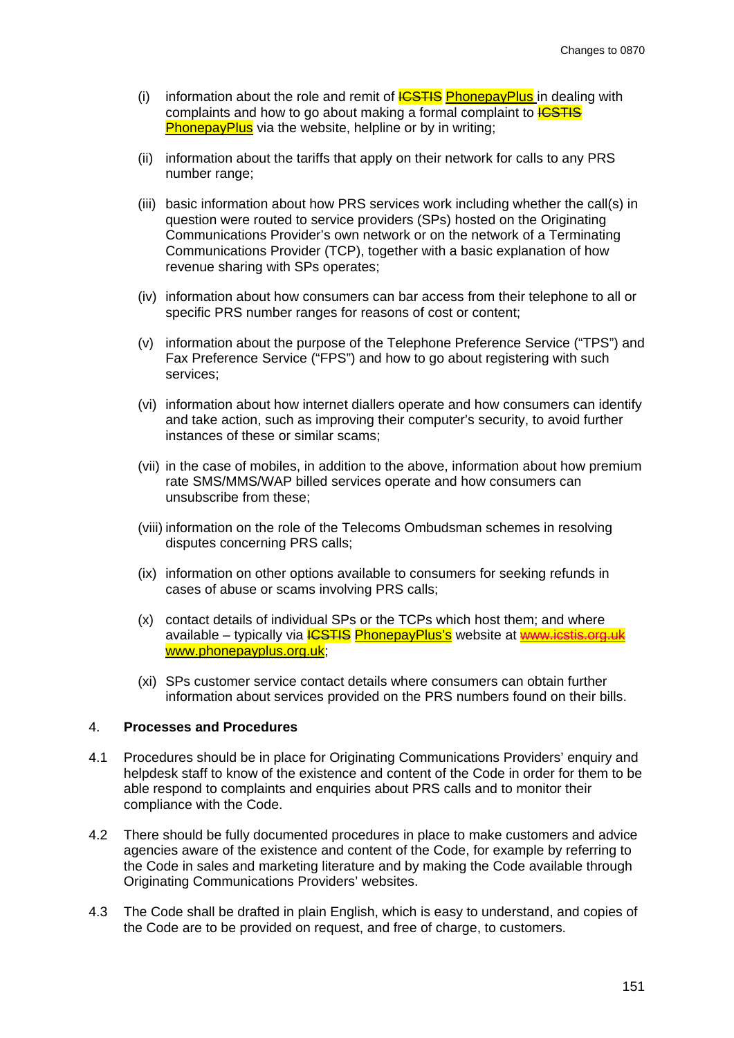(i) information about the role and remit of ~~ICSTIS~~ PhonepayPlus in dealing with complaints and how to go about making a formal complaint to ~~ICSTIS~~ PhonepayPlus via the website, helpline or by in writing;

(ii) information about the tariffs that apply on their network for calls to any PRS number range;

(iii) basic information about how PRS services work including whether the call(s) in question were routed to service providers (SPs) hosted on the Originating Communications Provider's own network or on the network of a Terminating Communications Provider (TCP), together with a basic explanation of how revenue sharing with SPs operates;

(iv) information about how consumers can bar access from their telephone to all or specific PRS number ranges for reasons of cost or content;

(v) information about the purpose of the Telephone Preference Service ("TPS") and Fax Preference Service ("FPS") and how to go about registering with such services;

(vi) information about how internet diallers operate and how consumers can identify and take action, such as improving their computer's security, to avoid further instances of these or similar scams;

(vii) in the case of mobiles, in addition to the above, information about how premium rate SMS/MMS/WAP billed services operate and how consumers can unsubscribe from these;

(viii) information on the role of the Telecoms Ombudsman schemes in resolving disputes concerning PRS calls;

(ix) information on other options available to consumers for seeking refunds in cases of abuse or scams involving PRS calls;

(x) contact details of individual SPs or the TCPs which host them; and where available – typically via ~~ICSTIS~~ PhonepayPlus's website at ~~www.icstis.org.uk~~ www.phonepayplus.org.uk;

(xi) SPs customer service contact details where consumers can obtain further information about services provided on the PRS numbers found on their bills.

## 4. Processes and Procedures

4.1 Procedures should be in place for Originating Communications Providers' enquiry and helpdesk staff to know of the existence and content of the Code in order for them to be able respond to complaints and enquiries about PRS calls and to monitor their compliance with the Code.

4.2 There should be fully documented procedures in place to make customers and advice agencies aware of the existence and content of the Code, for example by referring to the Code in sales and marketing literature and by making the Code available through Originating Communications Providers' websites.

4.3 The Code shall be drafted in plain English, which is easy to understand, and copies of the Code are to be provided on request, and free of charge, to customers.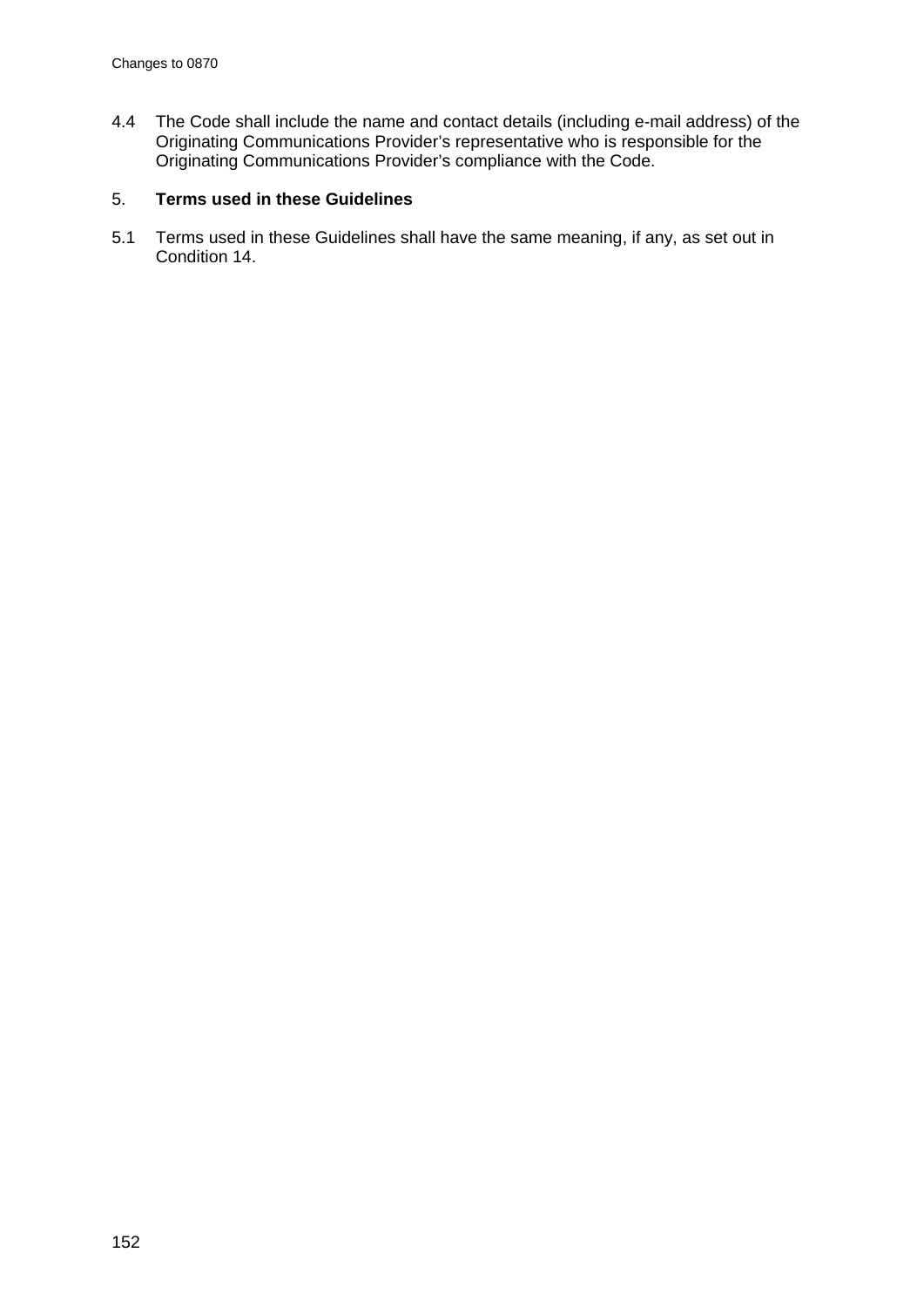4.4 The Code shall include the name and contact details (including e-mail address) of the Originating Communications Provider's representative who is responsible for the Originating Communications Provider's compliance with the Code.

## 5. **Terms used in these Guidelines**

5.1 Terms used in these Guidelines shall have the same meaning, if any, as set out in Condition 14.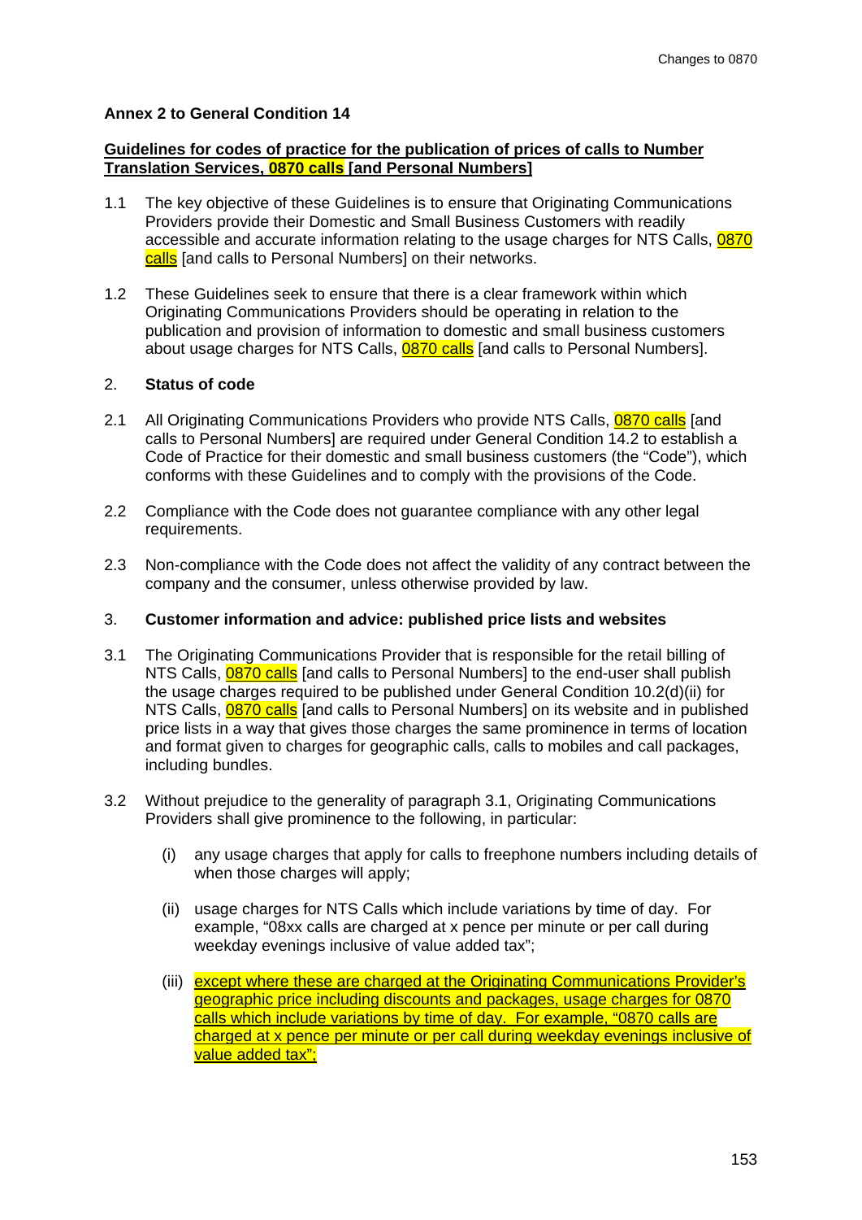**Annex 2 to General Condition 14**

**Guidelines for codes of practice for the publication of prices of calls to Number Translation Services, 0870 calls [and Personal Numbers]**

1.1 The key objective of these Guidelines is to ensure that Originating Communications Providers provide their Domestic and Small Business Customers with readily accessible and accurate information relating to the usage charges for NTS Calls, 0870 calls [and calls to Personal Numbers] on their networks.

1.2 These Guidelines seek to ensure that there is a clear framework within which Originating Communications Providers should be operating in relation to the publication and provision of information to domestic and small business customers about usage charges for NTS Calls, 0870 calls [and calls to Personal Numbers].

2. **Status of code**

2.1 All Originating Communications Providers who provide NTS Calls, 0870 calls [and calls to Personal Numbers] are required under General Condition 14.2 to establish a Code of Practice for their domestic and small business customers (the "Code"), which conforms with these Guidelines and to comply with the provisions of the Code.

2.2 Compliance with the Code does not guarantee compliance with any other legal requirements.

2.3 Non-compliance with the Code does not affect the validity of any contract between the company and the consumer, unless otherwise provided by law.

3. **Customer information and advice: published price lists and websites**

3.1 The Originating Communications Provider that is responsible for the retail billing of NTS Calls, 0870 calls [and calls to Personal Numbers] to the end-user shall publish the usage charges required to be published under General Condition 10.2(d)(ii) for NTS Calls, 0870 calls [and calls to Personal Numbers] on its website and in published price lists in a way that gives those charges the same prominence in terms of location and format given to charges for geographic calls, calls to mobiles and call packages, including bundles.

3.2 Without prejudice to the generality of paragraph 3.1, Originating Communications Providers shall give prominence to the following, in particular:

(i) any usage charges that apply for calls to freephone numbers including details of when those charges will apply;

(ii) usage charges for NTS Calls which include variations by time of day. For example, "08xx calls are charged at x pence per minute or per call during weekday evenings inclusive of value added tax";

(iii) except where these are charged at the Originating Communications Provider's geographic price including discounts and packages, usage charges for 0870 calls which include variations by time of day. For example, "0870 calls are charged at x pence per minute or per call during weekday evenings inclusive of value added tax";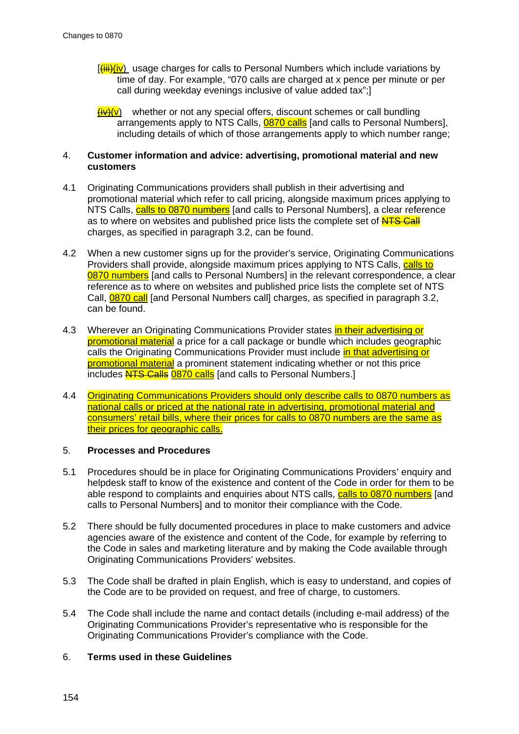[~~(iii)~~(iv) usage charges for calls to Personal Numbers which include variations by time of day. For example, "070 calls are charged at x pence per minute or per call during weekday evenings inclusive of value added tax";]

~~(iv)~~(v) whether or not any special offers, discount schemes or call bundling arrangements apply to NTS Calls, 0870 calls [and calls to Personal Numbers], including details of which of those arrangements apply to which number range;

4. **Customer information and advice: advertising, promotional material and new customers**

4.1 Originating Communications providers shall publish in their advertising and promotional material which refer to call pricing, alongside maximum prices applying to NTS Calls, calls to 0870 numbers [and calls to Personal Numbers], a clear reference as to where on websites and published price lists the complete set of ~~NTS Call~~ charges, as specified in paragraph 3.2, can be found.

4.2 When a new customer signs up for the provider's service, Originating Communications Providers shall provide, alongside maximum prices applying to NTS Calls, calls to 0870 numbers [and calls to Personal Numbers] in the relevant correspondence, a clear reference as to where on websites and published price lists the complete set of NTS Call, 0870 call [and Personal Numbers call] charges, as specified in paragraph 3.2, can be found.

4.3 Wherever an Originating Communications Provider states in their advertising or promotional material a price for a call package or bundle which includes geographic calls the Originating Communications Provider must include in that advertising or promotional material a prominent statement indicating whether or not this price includes ~~NTS Calls~~ 0870 calls [and calls to Personal Numbers.]

4.4 Originating Communications Providers should only describe calls to 0870 numbers as national calls or priced at the national rate in advertising, promotional material and consumers' retail bills, where their prices for calls to 0870 numbers are the same as their prices for geographic calls.

5. **Processes and Procedures**

5.1 Procedures should be in place for Originating Communications Providers' enquiry and helpdesk staff to know of the existence and content of the Code in order for them to be able respond to complaints and enquiries about NTS calls, calls to 0870 numbers [and calls to Personal Numbers] and to monitor their compliance with the Code.

5.2 There should be fully documented procedures in place to make customers and advice agencies aware of the existence and content of the Code, for example by referring to the Code in sales and marketing literature and by making the Code available through Originating Communications Providers' websites.

5.3 The Code shall be drafted in plain English, which is easy to understand, and copies of the Code are to be provided on request, and free of charge, to customers.

5.4 The Code shall include the name and contact details (including e-mail address) of the Originating Communications Provider's representative who is responsible for the Originating Communications Provider's compliance with the Code.

6. **Terms used in these Guidelines**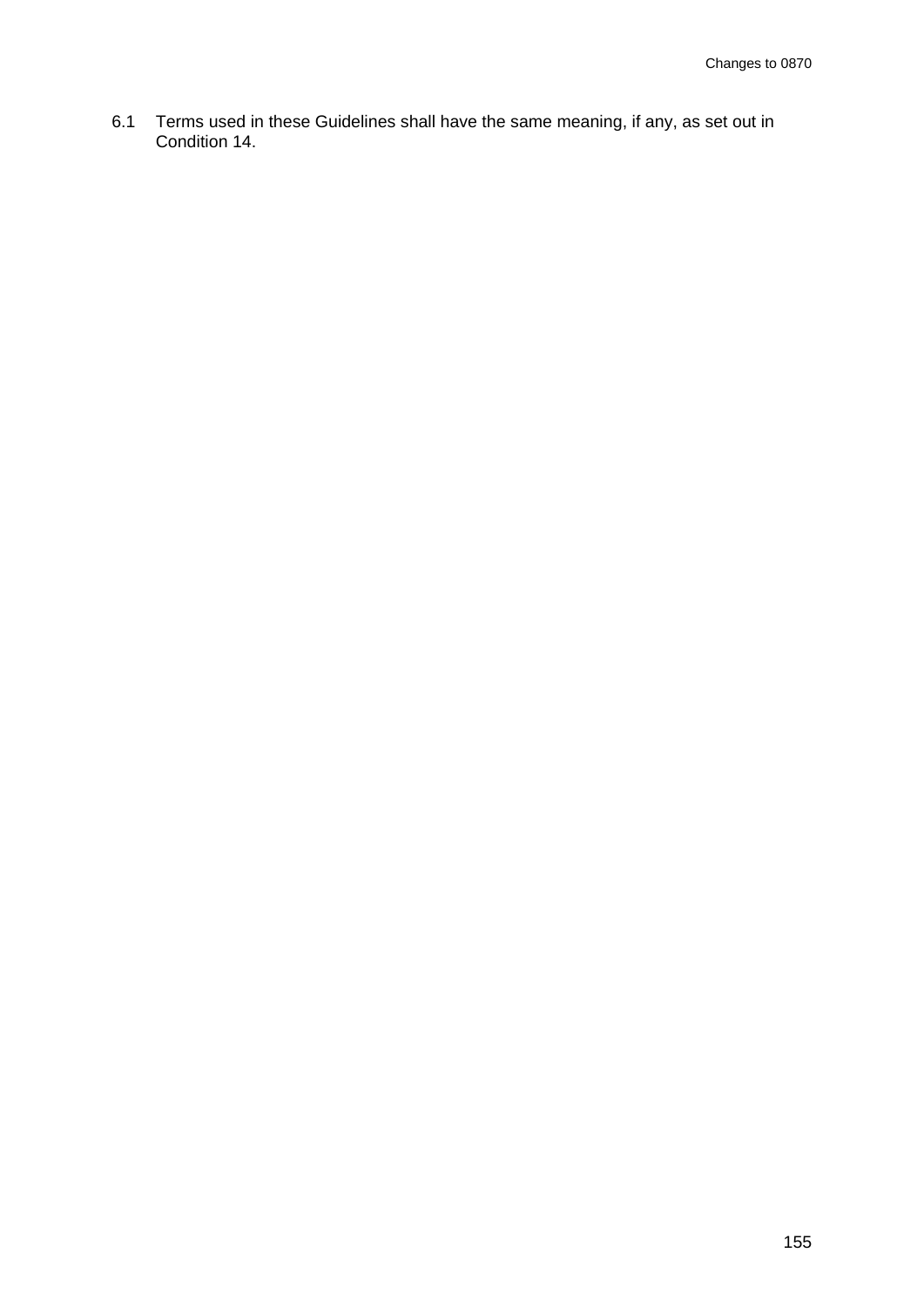6.1 Terms used in these Guidelines shall have the same meaning, if any, as set out in Condition 14.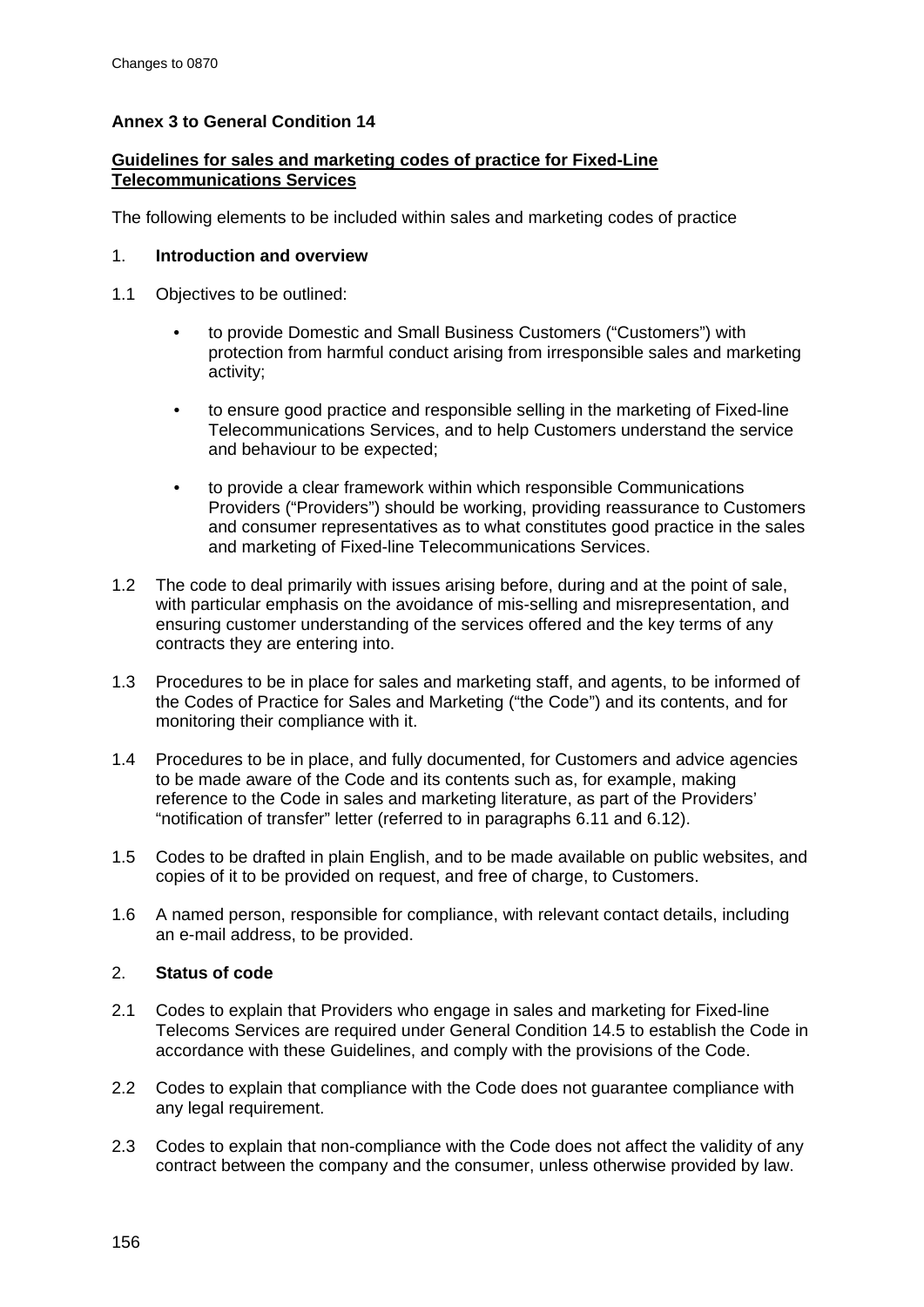**Annex 3 to General Condition 14**

**Guidelines for sales and marketing codes of practice for Fixed-Line Telecommunications Services**

The following elements to be included within sales and marketing codes of practice

1. **Introduction and overview**

1.1 Objectives to be outlined:

- to provide Domestic and Small Business Customers ("Customers") with protection from harmful conduct arising from irresponsible sales and marketing activity;
- to ensure good practice and responsible selling in the marketing of Fixed-line Telecommunications Services, and to help Customers understand the service and behaviour to be expected;
- to provide a clear framework within which responsible Communications Providers ("Providers") should be working, providing reassurance to Customers and consumer representatives as to what constitutes good practice in the sales and marketing of Fixed-line Telecommunications Services.

1.2 The code to deal primarily with issues arising before, during and at the point of sale, with particular emphasis on the avoidance of mis-selling and misrepresentation, and ensuring customer understanding of the services offered and the key terms of any contracts they are entering into.

1.3 Procedures to be in place for sales and marketing staff, and agents, to be informed of the Codes of Practice for Sales and Marketing ("the Code") and its contents, and for monitoring their compliance with it.

1.4 Procedures to be in place, and fully documented, for Customers and advice agencies to be made aware of the Code and its contents such as, for example, making reference to the Code in sales and marketing literature, as part of the Providers' "notification of transfer" letter (referred to in paragraphs 6.11 and 6.12).

1.5 Codes to be drafted in plain English, and to be made available on public websites, and copies of it to be provided on request, and free of charge, to Customers.

1.6 A named person, responsible for compliance, with relevant contact details, including an e-mail address, to be provided.

2. **Status of code**

2.1 Codes to explain that Providers who engage in sales and marketing for Fixed-line Telecoms Services are required under General Condition 14.5 to establish the Code in accordance with these Guidelines, and comply with the provisions of the Code.

2.2 Codes to explain that compliance with the Code does not guarantee compliance with any legal requirement.

2.3 Codes to explain that non-compliance with the Code does not affect the validity of any contract between the company and the consumer, unless otherwise provided by law.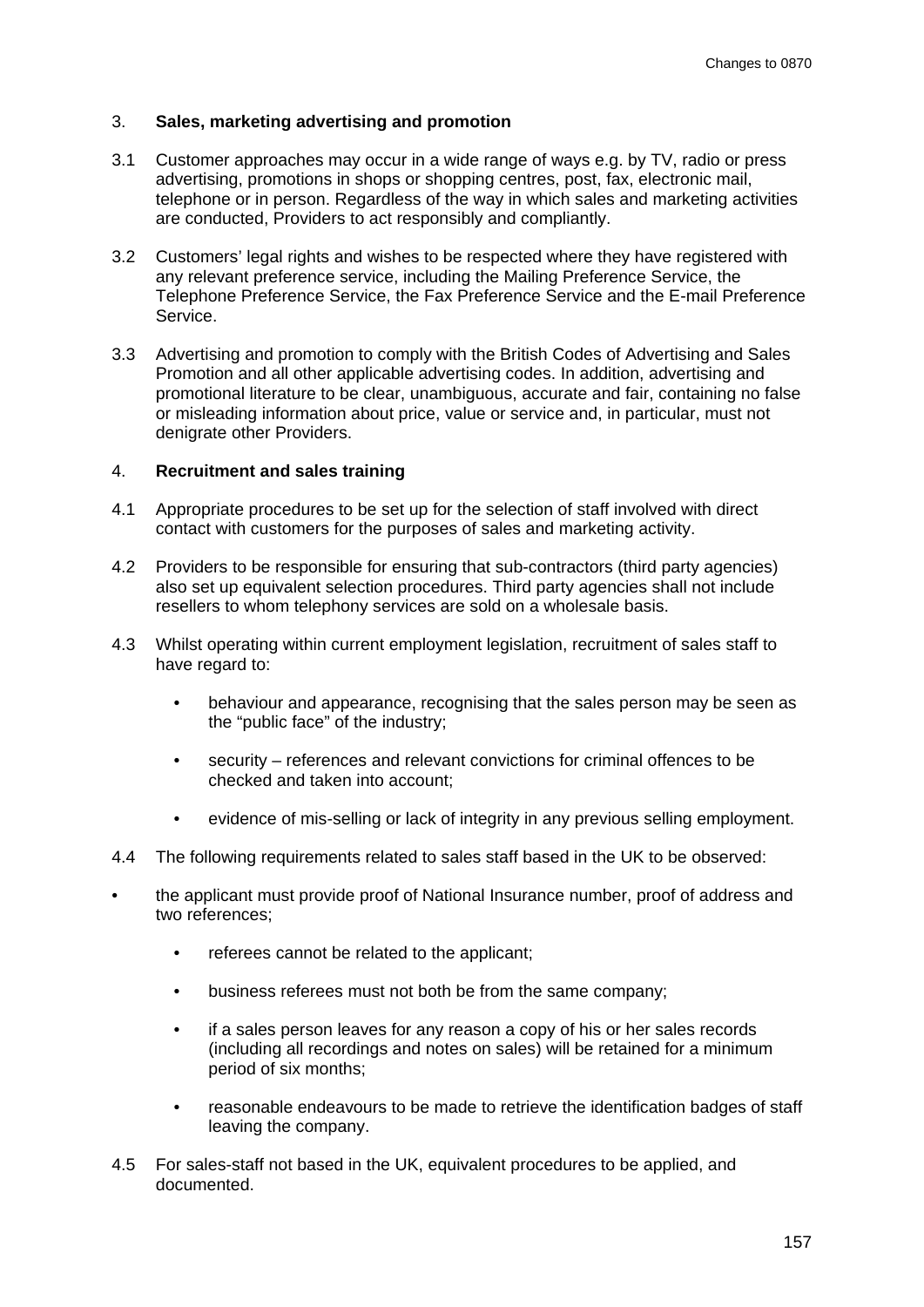## 3. Sales, marketing advertising and promotion

3.1 Customer approaches may occur in a wide range of ways e.g. by TV, radio or press advertising, promotions in shops or shopping centres, post, fax, electronic mail, telephone or in person. Regardless of the way in which sales and marketing activities are conducted, Providers to act responsibly and compliantly.

3.2 Customers' legal rights and wishes to be respected where they have registered with any relevant preference service, including the Mailing Preference Service, the Telephone Preference Service, the Fax Preference Service and the E-mail Preference Service.

3.3 Advertising and promotion to comply with the British Codes of Advertising and Sales Promotion and all other applicable advertising codes. In addition, advertising and promotional literature to be clear, unambiguous, accurate and fair, containing no false or misleading information about price, value or service and, in particular, must not denigrate other Providers.

## 4. Recruitment and sales training

4.1 Appropriate procedures to be set up for the selection of staff involved with direct contact with customers for the purposes of sales and marketing activity.

4.2 Providers to be responsible for ensuring that sub-contractors (third party agencies) also set up equivalent selection procedures. Third party agencies shall not include resellers to whom telephony services are sold on a wholesale basis.

4.3 Whilst operating within current employment legislation, recruitment of sales staff to have regard to:

- behaviour and appearance, recognising that the sales person may be seen as the "public face" of the industry;
- security – references and relevant convictions for criminal offences to be checked and taken into account;
- evidence of mis-selling or lack of integrity in any previous selling employment.

4.4 The following requirements related to sales staff based in the UK to be observed:

- the applicant must provide proof of National Insurance number, proof of address and two references;
  - referees cannot be related to the applicant;
  - business referees must not both be from the same company;
  - if a sales person leaves for any reason a copy of his or her sales records (including all recordings and notes on sales) will be retained for a minimum period of six months;
  - reasonable endeavours to be made to retrieve the identification badges of staff leaving the company.

4.5 For sales-staff not based in the UK, equivalent procedures to be applied, and documented.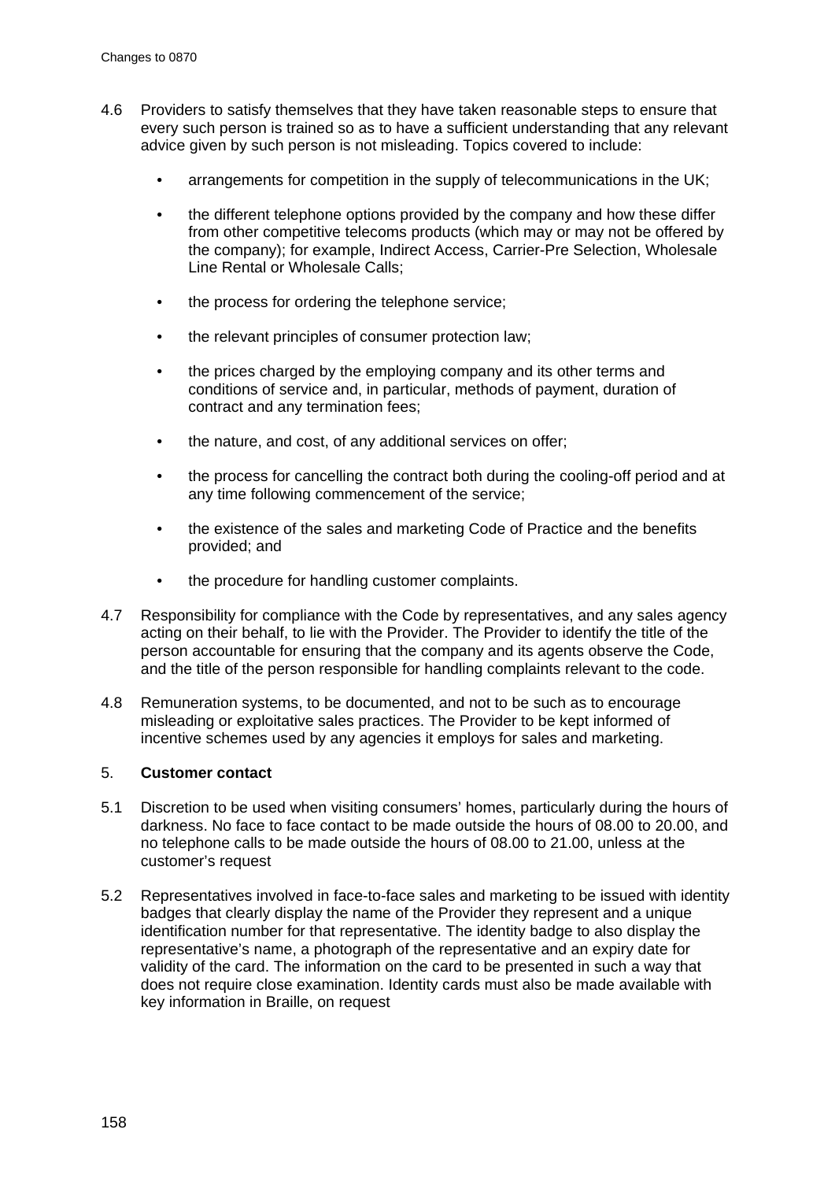4.6 Providers to satisfy themselves that they have taken reasonable steps to ensure that every such person is trained so as to have a sufficient understanding that any relevant advice given by such person is not misleading. Topics covered to include:

- arrangements for competition in the supply of telecommunications in the UK;
- the different telephone options provided by the company and how these differ from other competitive telecoms products (which may or may not be offered by the company); for example, Indirect Access, Carrier-Pre Selection, Wholesale Line Rental or Wholesale Calls;
- the process for ordering the telephone service;
- the relevant principles of consumer protection law;
- the prices charged by the employing company and its other terms and conditions of service and, in particular, methods of payment, duration of contract and any termination fees;
- the nature, and cost, of any additional services on offer;
- the process for cancelling the contract both during the cooling-off period and at any time following commencement of the service;
- the existence of the sales and marketing Code of Practice and the benefits provided; and
- the procedure for handling customer complaints.

4.7 Responsibility for compliance with the Code by representatives, and any sales agency acting on their behalf, to lie with the Provider. The Provider to identify the title of the person accountable for ensuring that the company and its agents observe the Code, and the title of the person responsible for handling complaints relevant to the code.

4.8 Remuneration systems, to be documented, and not to be such as to encourage misleading or exploitative sales practices. The Provider to be kept informed of incentive schemes used by any agencies it employs for sales and marketing.

5. **Customer contact**

5.1 Discretion to be used when visiting consumers' homes, particularly during the hours of darkness. No face to face contact to be made outside the hours of 08.00 to 20.00, and no telephone calls to be made outside the hours of 08.00 to 21.00, unless at the customer's request

5.2 Representatives involved in face-to-face sales and marketing to be issued with identity badges that clearly display the name of the Provider they represent and a unique identification number for that representative. The identity badge to also display the representative's name, a photograph of the representative and an expiry date for validity of the card. The information on the card to be presented in such a way that does not require close examination. Identity cards must also be made available with key information in Braille, on request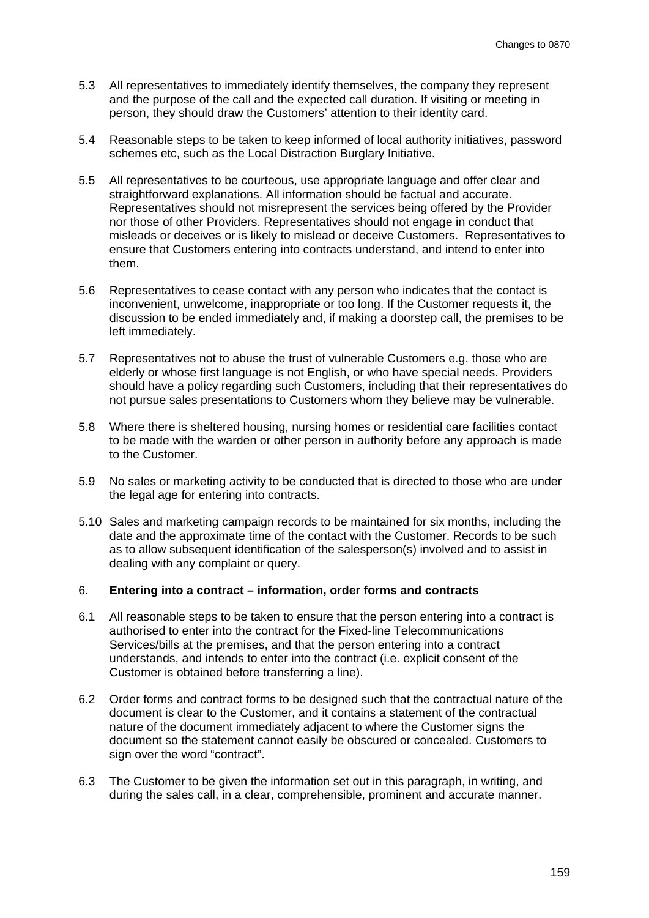5.3 All representatives to immediately identify themselves, the company they represent and the purpose of the call and the expected call duration. If visiting or meeting in person, they should draw the Customers' attention to their identity card.

5.4 Reasonable steps to be taken to keep informed of local authority initiatives, password schemes etc, such as the Local Distraction Burglary Initiative.

5.5 All representatives to be courteous, use appropriate language and offer clear and straightforward explanations. All information should be factual and accurate. Representatives should not misrepresent the services being offered by the Provider nor those of other Providers. Representatives should not engage in conduct that misleads or deceives or is likely to mislead or deceive Customers. Representatives to ensure that Customers entering into contracts understand, and intend to enter into them.

5.6 Representatives to cease contact with any person who indicates that the contact is inconvenient, unwelcome, inappropriate or too long. If the Customer requests it, the discussion to be ended immediately and, if making a doorstep call, the premises to be left immediately.

5.7 Representatives not to abuse the trust of vulnerable Customers e.g. those who are elderly or whose first language is not English, or who have special needs. Providers should have a policy regarding such Customers, including that their representatives do not pursue sales presentations to Customers whom they believe may be vulnerable.

5.8 Where there is sheltered housing, nursing homes or residential care facilities contact to be made with the warden or other person in authority before any approach is made to the Customer.

5.9 No sales or marketing activity to be conducted that is directed to those who are under the legal age for entering into contracts.

5.10 Sales and marketing campaign records to be maintained for six months, including the date and the approximate time of the contact with the Customer. Records to be such as to allow subsequent identification of the salesperson(s) involved and to assist in dealing with any complaint or query.

### 6. **Entering into a contract – information, order forms and contracts**

6.1 All reasonable steps to be taken to ensure that the person entering into a contract is authorised to enter into the contract for the Fixed-line Telecommunications Services/bills at the premises, and that the person entering into a contract understands, and intends to enter into the contract (i.e. explicit consent of the Customer is obtained before transferring a line).

6.2 Order forms and contract forms to be designed such that the contractual nature of the document is clear to the Customer, and it contains a statement of the contractual nature of the document immediately adjacent to where the Customer signs the document so the statement cannot easily be obscured or concealed. Customers to sign over the word "contract".

6.3 The Customer to be given the information set out in this paragraph, in writing, and during the sales call, in a clear, comprehensible, prominent and accurate manner.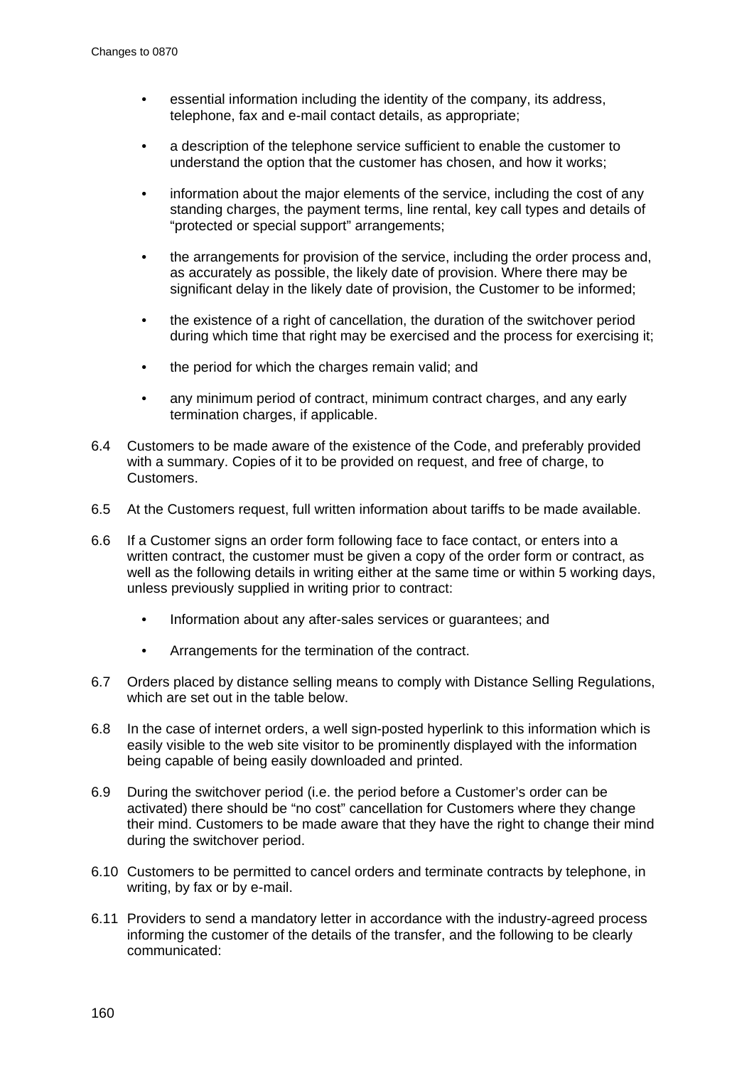- essential information including the identity of the company, its address, telephone, fax and e-mail contact details, as appropriate;
- a description of the telephone service sufficient to enable the customer to understand the option that the customer has chosen, and how it works;
- information about the major elements of the service, including the cost of any standing charges, the payment terms, line rental, key call types and details of "protected or special support" arrangements;
- the arrangements for provision of the service, including the order process and, as accurately as possible, the likely date of provision. Where there may be significant delay in the likely date of provision, the Customer to be informed;
- the existence of a right of cancellation, the duration of the switchover period during which time that right may be exercised and the process for exercising it;
- the period for which the charges remain valid; and
- any minimum period of contract, minimum contract charges, and any early termination charges, if applicable.

6.4 Customers to be made aware of the existence of the Code, and preferably provided with a summary. Copies of it to be provided on request, and free of charge, to Customers.

6.5 At the Customers request, full written information about tariffs to be made available.

6.6 If a Customer signs an order form following face to face contact, or enters into a written contract, the customer must be given a copy of the order form or contract, as well as the following details in writing either at the same time or within 5 working days, unless previously supplied in writing prior to contract:

- Information about any after-sales services or guarantees; and
- Arrangements for the termination of the contract.

6.7 Orders placed by distance selling means to comply with Distance Selling Regulations, which are set out in the table below.

6.8 In the case of internet orders, a well sign-posted hyperlink to this information which is easily visible to the web site visitor to be prominently displayed with the information being capable of being easily downloaded and printed.

6.9 During the switchover period (i.e. the period before a Customer's order can be activated) there should be "no cost" cancellation for Customers where they change their mind. Customers to be made aware that they have the right to change their mind during the switchover period.

6.10 Customers to be permitted to cancel orders and terminate contracts by telephone, in writing, by fax or by e-mail.

6.11 Providers to send a mandatory letter in accordance with the industry-agreed process informing the customer of the details of the transfer, and the following to be clearly communicated: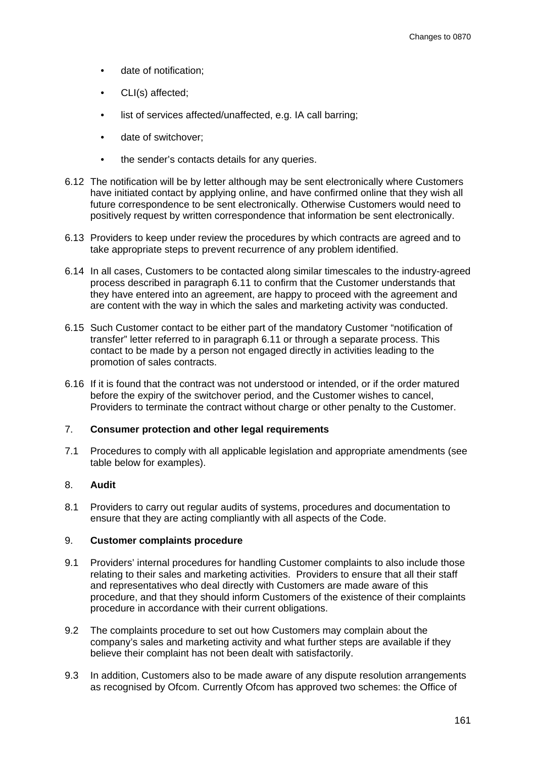- date of notification;
- CLI(s) affected;
- list of services affected/unaffected, e.g. IA call barring;
- date of switchover;
- the sender's contacts details for any queries.

6.12 The notification will be by letter although may be sent electronically where Customers have initiated contact by applying online, and have confirmed online that they wish all future correspondence to be sent electronically. Otherwise Customers would need to positively request by written correspondence that information be sent electronically.

6.13 Providers to keep under review the procedures by which contracts are agreed and to take appropriate steps to prevent recurrence of any problem identified.

6.14 In all cases, Customers to be contacted along similar timescales to the industry-agreed process described in paragraph 6.11 to confirm that the Customer understands that they have entered into an agreement, are happy to proceed with the agreement and are content with the way in which the sales and marketing activity was conducted.

6.15 Such Customer contact to be either part of the mandatory Customer "notification of transfer" letter referred to in paragraph 6.11 or through a separate process. This contact to be made by a person not engaged directly in activities leading to the promotion of sales contracts.

6.16 If it is found that the contract was not understood or intended, or if the order matured before the expiry of the switchover period, and the Customer wishes to cancel, Providers to terminate the contract without charge or other penalty to the Customer.

7. **Consumer protection and other legal requirements**

7.1 Procedures to comply with all applicable legislation and appropriate amendments (see table below for examples).

8. **Audit**

8.1 Providers to carry out regular audits of systems, procedures and documentation to ensure that they are acting compliantly with all aspects of the Code.

9. **Customer complaints procedure**

9.1 Providers' internal procedures for handling Customer complaints to also include those relating to their sales and marketing activities. Providers to ensure that all their staff and representatives who deal directly with Customers are made aware of this procedure, and that they should inform Customers of the existence of their complaints procedure in accordance with their current obligations.

9.2 The complaints procedure to set out how Customers may complain about the company's sales and marketing activity and what further steps are available if they believe their complaint has not been dealt with satisfactorily.

9.3 In addition, Customers also to be made aware of any dispute resolution arrangements as recognised by Ofcom. Currently Ofcom has approved two schemes: the Office of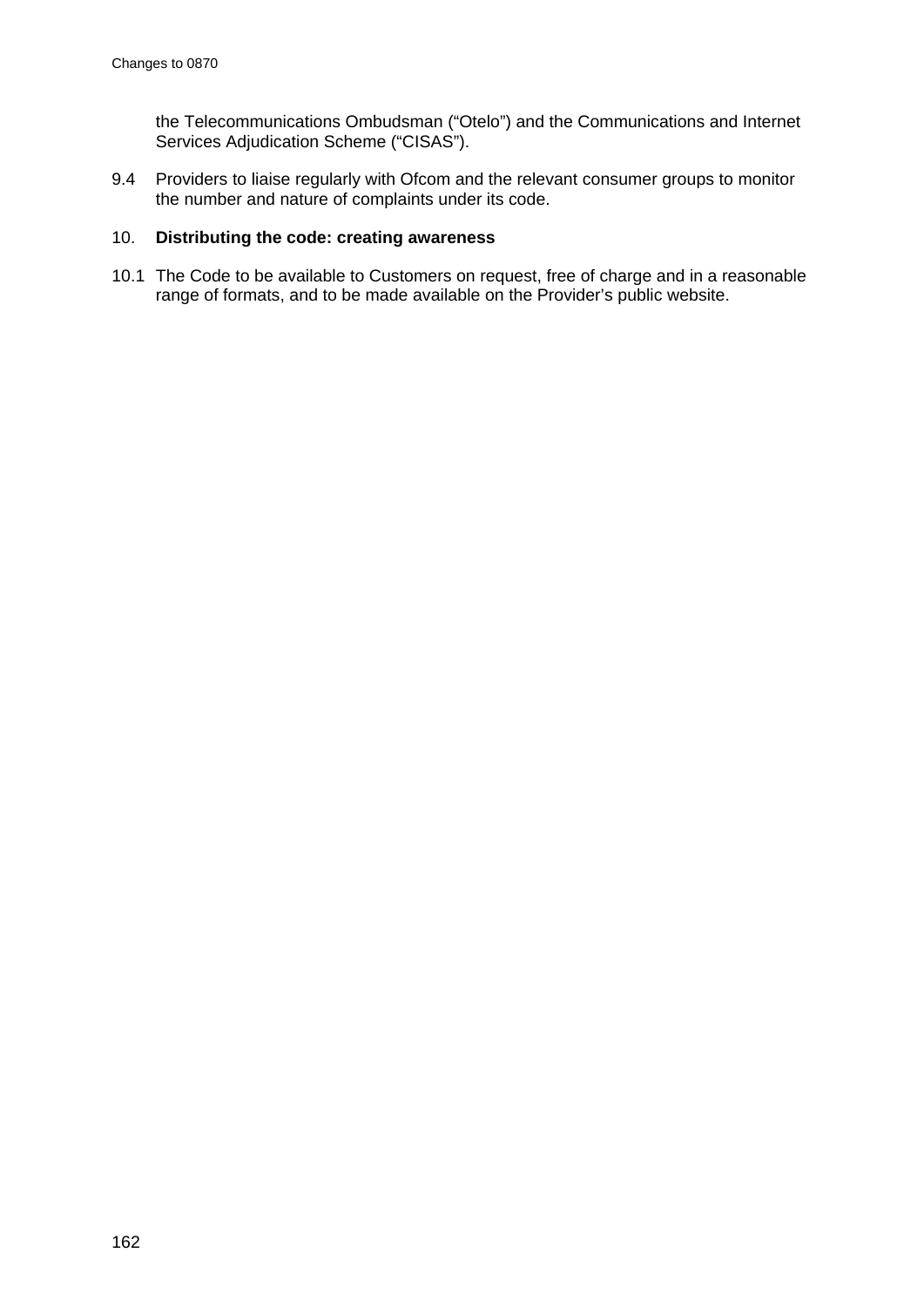the Telecommunications Ombudsman ("Otelo") and the Communications and Internet Services Adjudication Scheme ("CISAS").

9.4 Providers to liaise regularly with Ofcom and the relevant consumer groups to monitor the number and nature of complaints under its code.

10. **Distributing the code: creating awareness**

10.1 The Code to be available to Customers on request, free of charge and in a reasonable range of formats, and to be made available on the Provider's public website.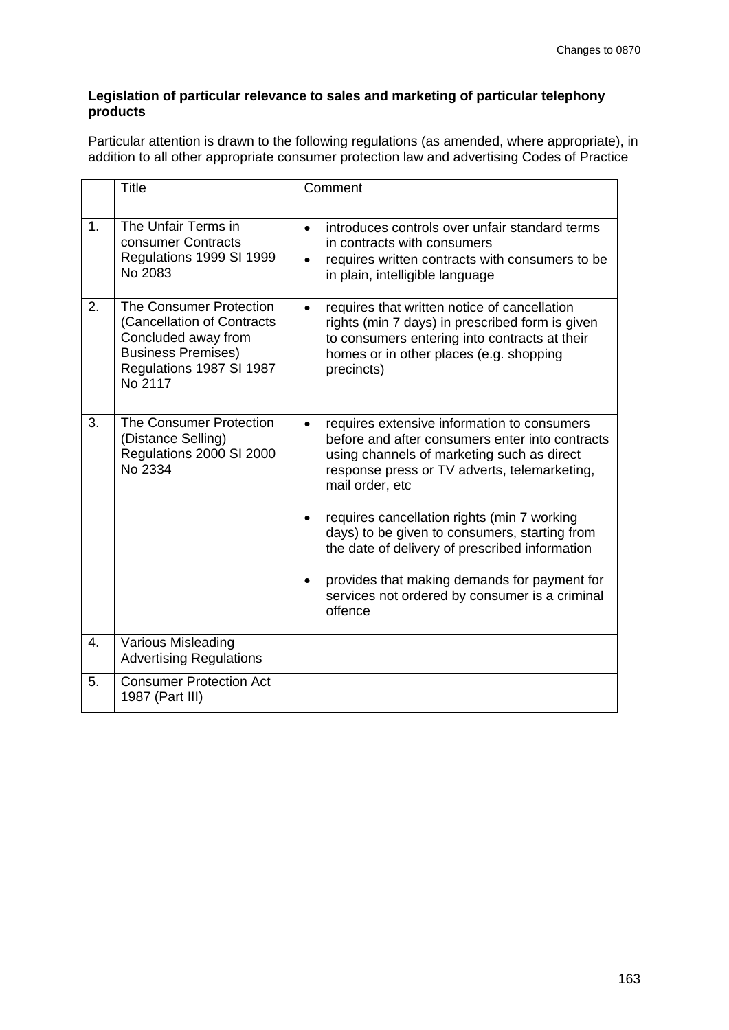**Legislation of particular relevance to sales and marketing of particular telephony products**

Particular attention is drawn to the following regulations (as amended, where appropriate), in addition to all other appropriate consumer protection law and advertising Codes of Practice

| | Title | Comment |
|---|---|---|
| 1. | The Unfair Terms in consumer Contracts Regulations 1999 SI 1999 No 2083 | • introduces controls over unfair standard terms in contracts with consumers<br>• requires written contracts with consumers to be in plain, intelligible language |
| 2. | The Consumer Protection (Cancellation of Contracts Concluded away from Business Premises) Regulations 1987 SI 1987 No 2117 | • requires that written notice of cancellation rights (min 7 days) in prescribed form is given to consumers entering into contracts at their homes or in other places (e.g. shopping precincts) |
| 3. | The Consumer Protection (Distance Selling) Regulations 2000 SI 2000 No 2334 | • requires extensive information to consumers before and after consumers enter into contracts using channels of marketing such as direct response press or TV adverts, telemarketing, mail order, etc<br>• requires cancellation rights (min 7 working days) to be given to consumers, starting from the date of delivery of prescribed information<br>• provides that making demands for payment for services not ordered by consumer is a criminal offence |
| 4. | Various Misleading Advertising Regulations | |
| 5. | Consumer Protection Act 1987 (Part III) | |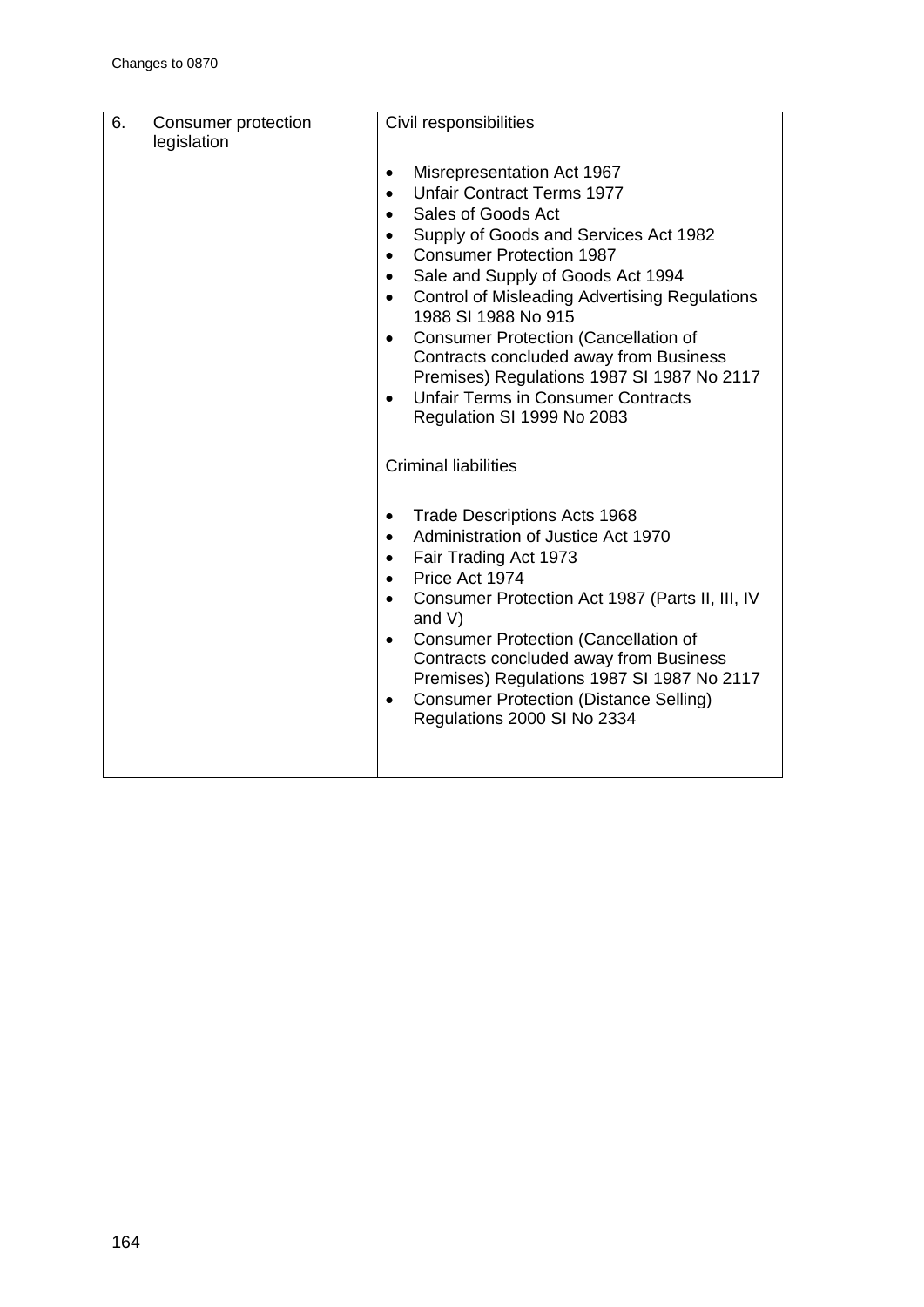| 6. | Consumer protection legislation | Civil responsibilities<br><br>• Misrepresentation Act 1967<br>• Unfair Contract Terms 1977<br>• Sales of Goods Act<br>• Supply of Goods and Services Act 1982<br>• Consumer Protection 1987<br>• Sale and Supply of Goods Act 1994<br>• Control of Misleading Advertising Regulations 1988 SI 1988 No 915<br>• Consumer Protection (Cancellation of Contracts concluded away from Business Premises) Regulations 1987 SI 1987 No 2117<br>• Unfair Terms in Consumer Contracts Regulation SI 1999 No 2083<br><br>Criminal liabilities<br><br>• Trade Descriptions Acts 1968<br>• Administration of Justice Act 1970<br>• Fair Trading Act 1973<br>• Price Act 1974<br>• Consumer Protection Act 1987 (Parts II, III, IV and V)<br>• Consumer Protection (Cancellation of Contracts concluded away from Business Premises) Regulations 1987 SI 1987 No 2117<br>• Consumer Protection (Distance Selling) Regulations 2000 SI No 2334 |
|---|---|---|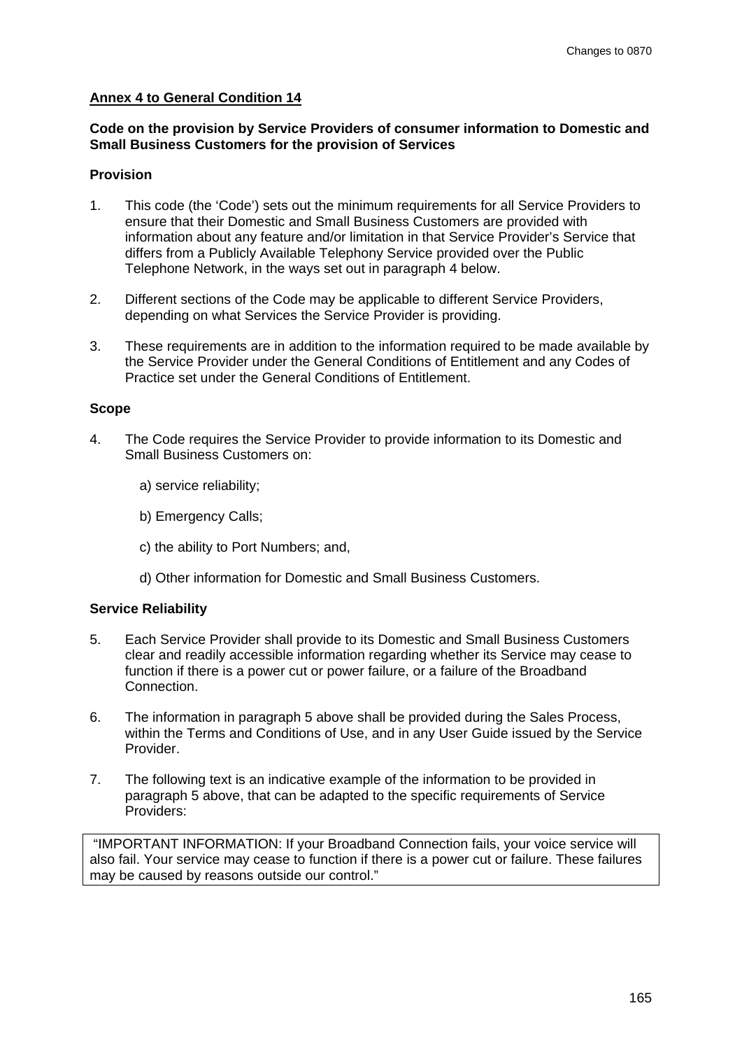**Annex 4 to General Condition 14**

**Code on the provision by Service Providers of consumer information to Domestic and Small Business Customers for the provision of Services**

**Provision**

1. This code (the 'Code') sets out the minimum requirements for all Service Providers to ensure that their Domestic and Small Business Customers are provided with information about any feature and/or limitation in that Service Provider's Service that differs from a Publicly Available Telephony Service provided over the Public Telephone Network, in the ways set out in paragraph 4 below.

2. Different sections of the Code may be applicable to different Service Providers, depending on what Services the Service Provider is providing.

3. These requirements are in addition to the information required to be made available by the Service Provider under the General Conditions of Entitlement and any Codes of Practice set under the General Conditions of Entitlement.

**Scope**

4. The Code requires the Service Provider to provide information to its Domestic and Small Business Customers on:

   a) service reliability;

   b) Emergency Calls;

   c) the ability to Port Numbers; and,

   d) Other information for Domestic and Small Business Customers.

**Service Reliability**

5. Each Service Provider shall provide to its Domestic and Small Business Customers clear and readily accessible information regarding whether its Service may cease to function if there is a power cut or power failure, or a failure of the Broadband Connection.

6. The information in paragraph 5 above shall be provided during the Sales Process, within the Terms and Conditions of Use, and in any User Guide issued by the Service Provider.

7. The following text is an indicative example of the information to be provided in paragraph 5 above, that can be adapted to the specific requirements of Service Providers:

> "IMPORTANT INFORMATION: If your Broadband Connection fails, your voice service will also fail. Your service may cease to function if there is a power cut or failure. These failures may be caused by reasons outside our control."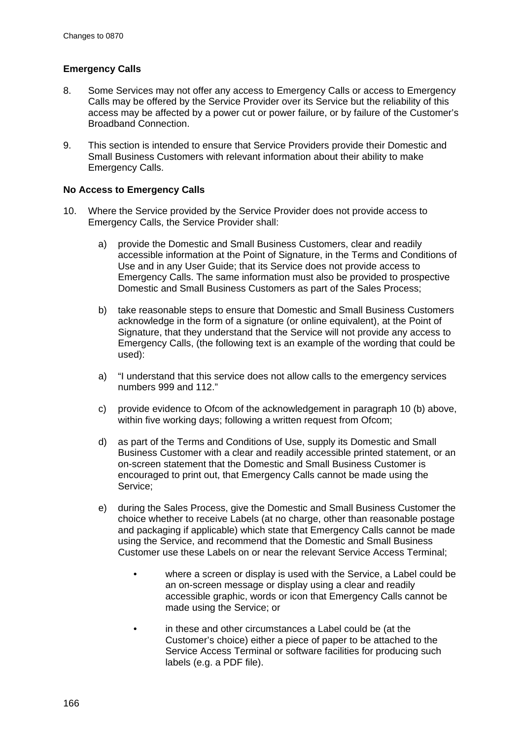## Emergency Calls

8. Some Services may not offer any access to Emergency Calls or access to Emergency Calls may be offered by the Service Provider over its Service but the reliability of this access may be affected by a power cut or power failure, or by failure of the Customer's Broadband Connection.

9. This section is intended to ensure that Service Providers provide their Domestic and Small Business Customers with relevant information about their ability to make Emergency Calls.

## No Access to Emergency Calls

10. Where the Service provided by the Service Provider does not provide access to Emergency Calls, the Service Provider shall:

    a) provide the Domestic and Small Business Customers, clear and readily accessible information at the Point of Signature, in the Terms and Conditions of Use and in any User Guide; that its Service does not provide access to Emergency Calls. The same information must also be provided to prospective Domestic and Small Business Customers as part of the Sales Process;

    b) take reasonable steps to ensure that Domestic and Small Business Customers acknowledge in the form of a signature (or online equivalent), at the Point of Signature, that they understand that the Service will not provide any access to Emergency Calls, (the following text is an example of the wording that could be used):

    a) "I understand that this service does not allow calls to the emergency services numbers 999 and 112."

    c) provide evidence to Ofcom of the acknowledgement in paragraph 10 (b) above, within five working days; following a written request from Ofcom;

    d) as part of the Terms and Conditions of Use, supply its Domestic and Small Business Customer with a clear and readily accessible printed statement, or an on-screen statement that the Domestic and Small Business Customer is encouraged to print out, that Emergency Calls cannot be made using the Service;

    e) during the Sales Process, give the Domestic and Small Business Customer the choice whether to receive Labels (at no charge, other than reasonable postage and packaging if applicable) which state that Emergency Calls cannot be made using the Service, and recommend that the Domestic and Small Business Customer use these Labels on or near the relevant Service Access Terminal;

        - where a screen or display is used with the Service, a Label could be an on-screen message or display using a clear and readily accessible graphic, words or icon that Emergency Calls cannot be made using the Service; or

        - in these and other circumstances a Label could be (at the Customer's choice) either a piece of paper to be attached to the Service Access Terminal or software facilities for producing such labels (e.g. a PDF file).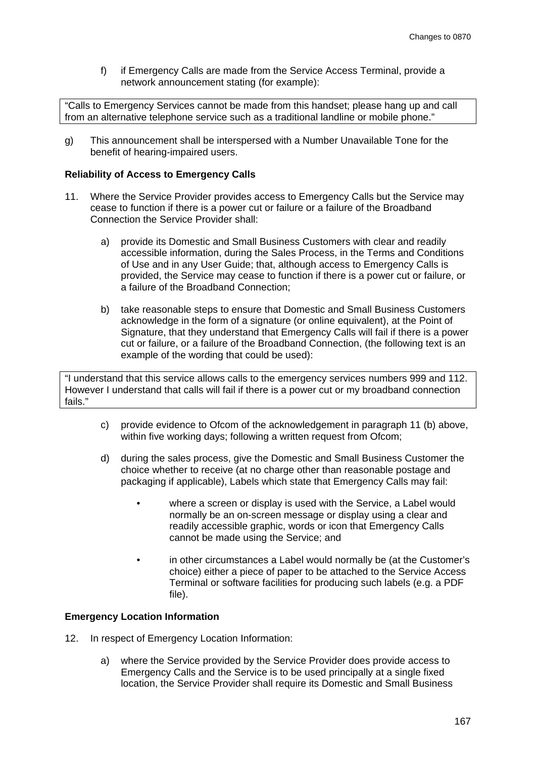f) if Emergency Calls are made from the Service Access Terminal, provide a network announcement stating (for example):

> "Calls to Emergency Services cannot be made from this handset; please hang up and call from an alternative telephone service such as a traditional landline or mobile phone."

g) This announcement shall be interspersed with a Number Unavailable Tone for the benefit of hearing-impaired users.

**Reliability of Access to Emergency Calls**

11. Where the Service Provider provides access to Emergency Calls but the Service may cease to function if there is a power cut or failure or a failure of the Broadband Connection the Service Provider shall:

   a) provide its Domestic and Small Business Customers with clear and readily accessible information, during the Sales Process, in the Terms and Conditions of Use and in any User Guide; that, although access to Emergency Calls is provided, the Service may cease to function if there is a power cut or failure, or a failure of the Broadband Connection;

   b) take reasonable steps to ensure that Domestic and Small Business Customers acknowledge in the form of a signature (or online equivalent), at the Point of Signature, that they understand that Emergency Calls will fail if there is a power cut or failure, or a failure of the Broadband Connection, (the following text is an example of the wording that could be used):

> "I understand that this service allows calls to the emergency services numbers 999 and 112. However I understand that calls will fail if there is a power cut or my broadband connection fails."

   c) provide evidence to Ofcom of the acknowledgement in paragraph 11 (b) above, within five working days; following a written request from Ofcom;

   d) during the sales process, give the Domestic and Small Business Customer the choice whether to receive (at no charge other than reasonable postage and packaging if applicable), Labels which state that Emergency Calls may fail:

      - where a screen or display is used with the Service, a Label would normally be an on-screen message or display using a clear and readily accessible graphic, words or icon that Emergency Calls cannot be made using the Service; and

      - in other circumstances a Label would normally be (at the Customer's choice) either a piece of paper to be attached to the Service Access Terminal or software facilities for producing such labels (e.g. a PDF file).

**Emergency Location Information**

12. In respect of Emergency Location Information:

   a) where the Service provided by the Service Provider does provide access to Emergency Calls and the Service is to be used principally at a single fixed location, the Service Provider shall require its Domestic and Small Business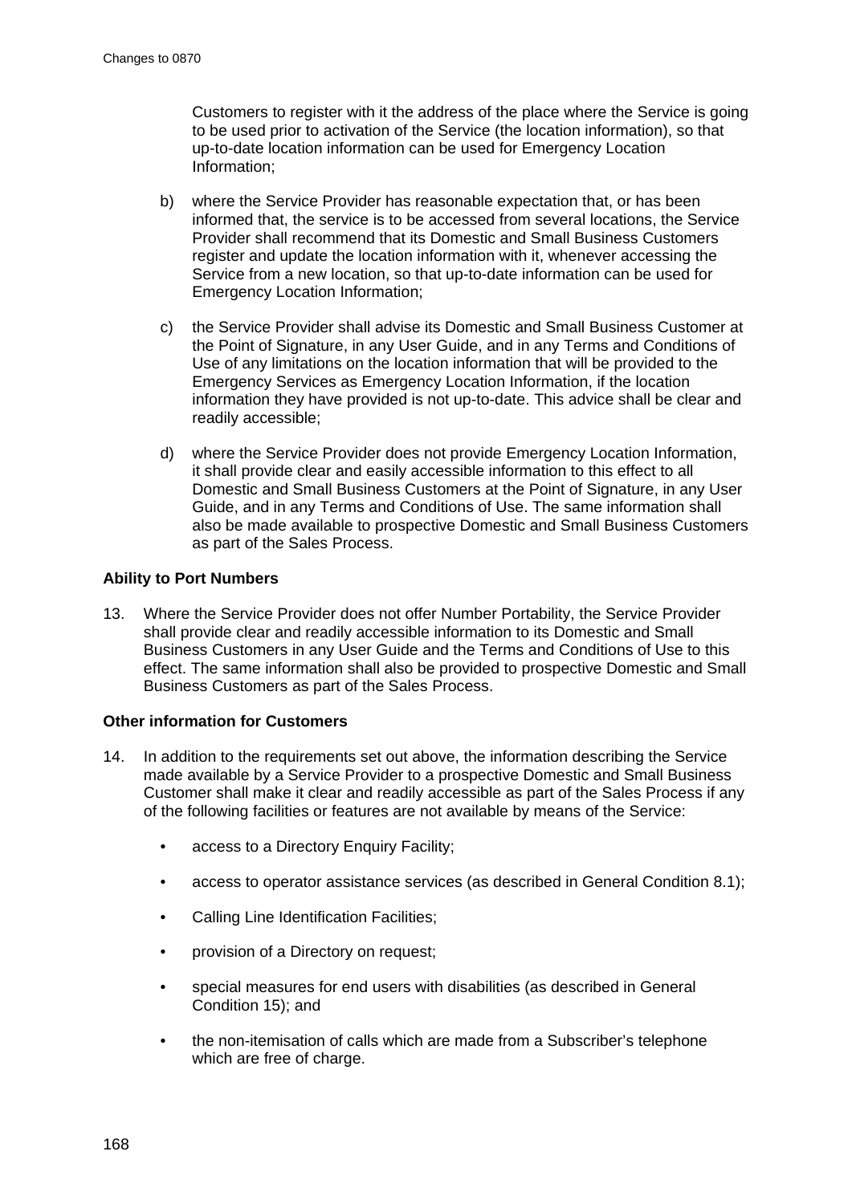Customers to register with it the address of the place where the Service is going to be used prior to activation of the Service (the location information), so that up-to-date location information can be used for Emergency Location Information;

b) where the Service Provider has reasonable expectation that, or has been informed that, the service is to be accessed from several locations, the Service Provider shall recommend that its Domestic and Small Business Customers register and update the location information with it, whenever accessing the Service from a new location, so that up-to-date information can be used for Emergency Location Information;

c) the Service Provider shall advise its Domestic and Small Business Customer at the Point of Signature, in any User Guide, and in any Terms and Conditions of Use of any limitations on the location information that will be provided to the Emergency Services as Emergency Location Information, if the location information they have provided is not up-to-date. This advice shall be clear and readily accessible;

d) where the Service Provider does not provide Emergency Location Information, it shall provide clear and easily accessible information to this effect to all Domestic and Small Business Customers at the Point of Signature, in any User Guide, and in any Terms and Conditions of Use. The same information shall also be made available to prospective Domestic and Small Business Customers as part of the Sales Process.

**Ability to Port Numbers**

13. Where the Service Provider does not offer Number Portability, the Service Provider shall provide clear and readily accessible information to its Domestic and Small Business Customers in any User Guide and the Terms and Conditions of Use to this effect. The same information shall also be provided to prospective Domestic and Small Business Customers as part of the Sales Process.

**Other information for Customers**

14. In addition to the requirements set out above, the information describing the Service made available by a Service Provider to a prospective Domestic and Small Business Customer shall make it clear and readily accessible as part of the Sales Process if any of the following facilities or features are not available by means of the Service:

   - access to a Directory Enquiry Facility;
   - access to operator assistance services (as described in General Condition 8.1);
   - Calling Line Identification Facilities;
   - provision of a Directory on request;
   - special measures for end users with disabilities (as described in General Condition 15); and
   - the non-itemisation of calls which are made from a Subscriber's telephone which are free of charge.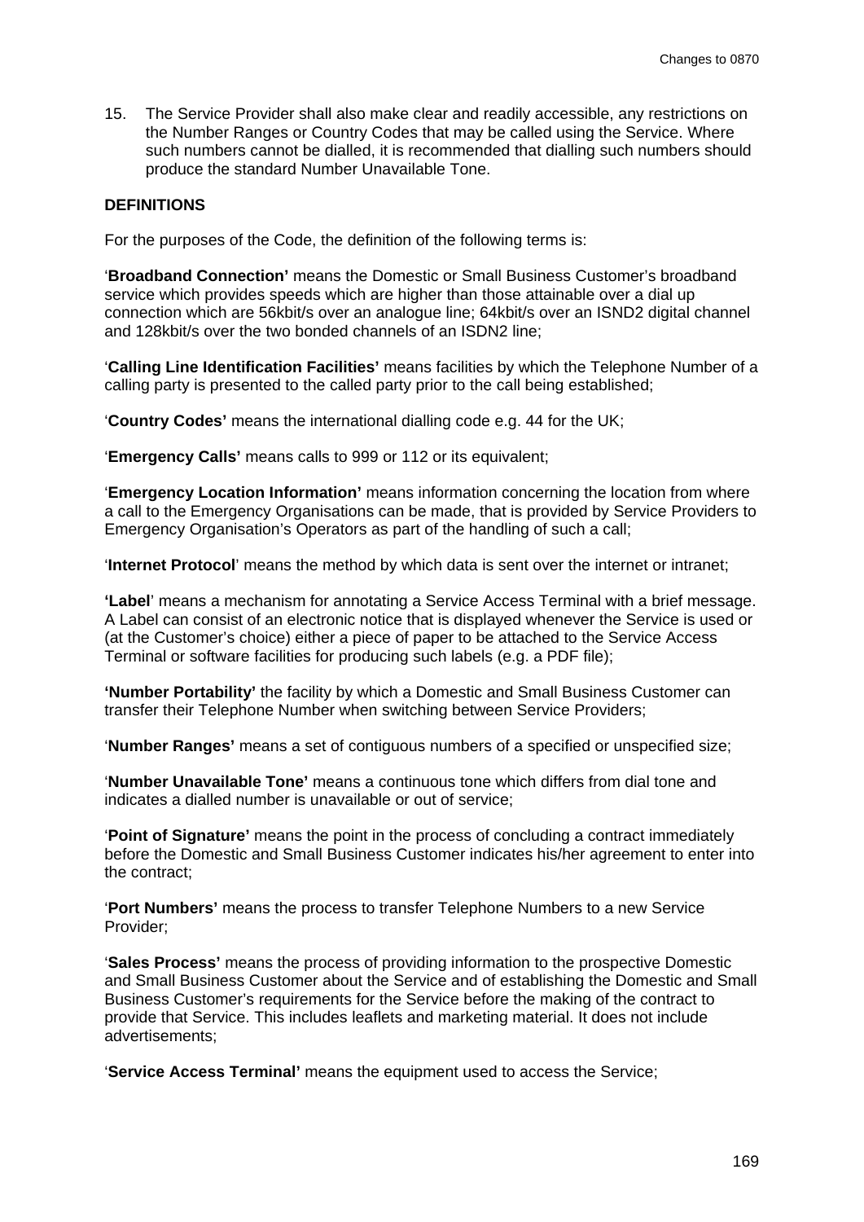15. The Service Provider shall also make clear and readily accessible, any restrictions on the Number Ranges or Country Codes that may be called using the Service. Where such numbers cannot be dialled, it is recommended that dialling such numbers should produce the standard Number Unavailable Tone.

**DEFINITIONS**

For the purposes of the Code, the definition of the following terms is:

'**Broadband Connection'** means the Domestic or Small Business Customer's broadband service which provides speeds which are higher than those attainable over a dial up connection which are 56kbit/s over an analogue line; 64kbit/s over an ISND2 digital channel and 128kbit/s over the two bonded channels of an ISDN2 line;

'**Calling Line Identification Facilities'** means facilities by which the Telephone Number of a calling party is presented to the called party prior to the call being established;

'**Country Codes'** means the international dialling code e.g. 44 for the UK;

'**Emergency Calls'** means calls to 999 or 112 or its equivalent;

'**Emergency Location Information'** means information concerning the location from where a call to the Emergency Organisations can be made, that is provided by Service Providers to Emergency Organisation's Operators as part of the handling of such a call;

'**Internet Protocol**' means the method by which data is sent over the internet or intranet;

**'Label**' means a mechanism for annotating a Service Access Terminal with a brief message. A Label can consist of an electronic notice that is displayed whenever the Service is used or (at the Customer's choice) either a piece of paper to be attached to the Service Access Terminal or software facilities for producing such labels (e.g. a PDF file);

**'Number Portability'** the facility by which a Domestic and Small Business Customer can transfer their Telephone Number when switching between Service Providers;

'**Number Ranges'** means a set of contiguous numbers of a specified or unspecified size;

'**Number Unavailable Tone'** means a continuous tone which differs from dial tone and indicates a dialled number is unavailable or out of service;

'**Point of Signature'** means the point in the process of concluding a contract immediately before the Domestic and Small Business Customer indicates his/her agreement to enter into the contract;

'**Port Numbers'** means the process to transfer Telephone Numbers to a new Service Provider;

'**Sales Process'** means the process of providing information to the prospective Domestic and Small Business Customer about the Service and of establishing the Domestic and Small Business Customer's requirements for the Service before the making of the contract to provide that Service. This includes leaflets and marketing material. It does not include advertisements;

'**Service Access Terminal'** means the equipment used to access the Service;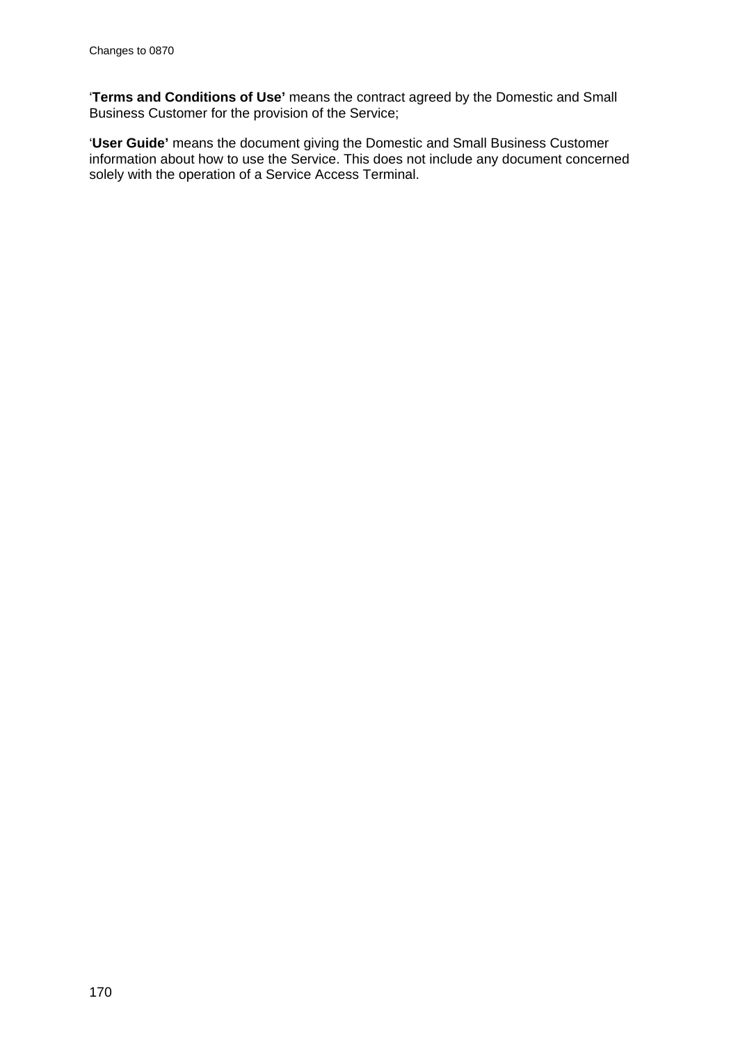'**Terms and Conditions of Use'** means the contract agreed by the Domestic and Small Business Customer for the provision of the Service;

'**User Guide'** means the document giving the Domestic and Small Business Customer information about how to use the Service. This does not include any document concerned solely with the operation of a Service Access Terminal.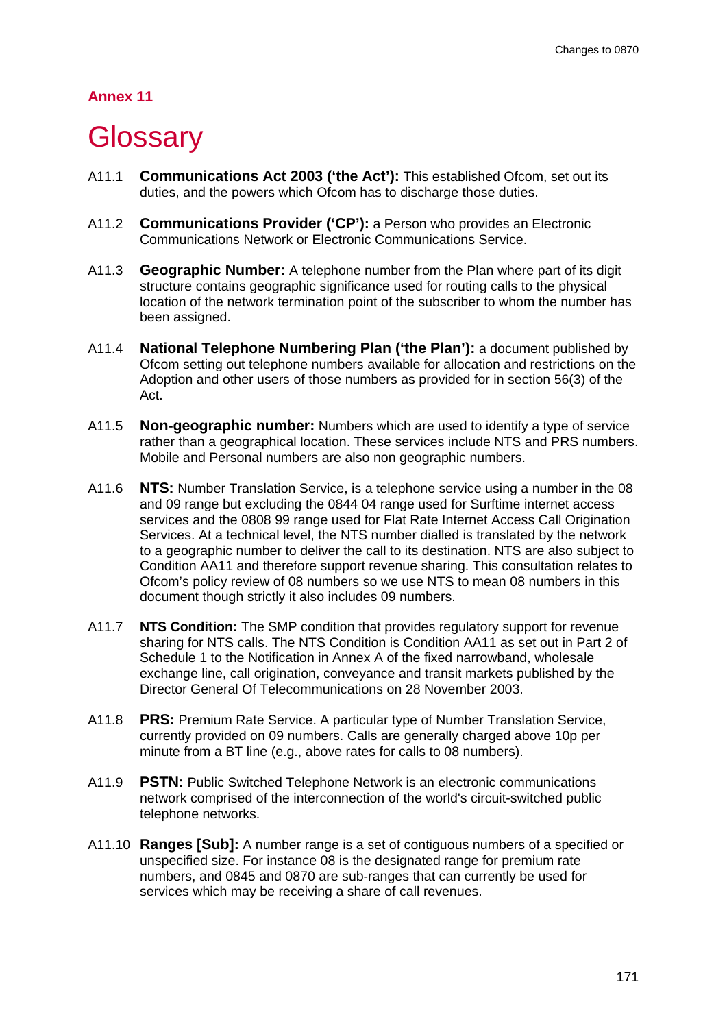## Annex 11

# Glossary

A11.1 **Communications Act 2003 ('the Act'):** This established Ofcom, set out its duties, and the powers which Ofcom has to discharge those duties.

A11.2 **Communications Provider ('CP'):** a Person who provides an Electronic Communications Network or Electronic Communications Service.

A11.3 **Geographic Number:** A telephone number from the Plan where part of its digit structure contains geographic significance used for routing calls to the physical location of the network termination point of the subscriber to whom the number has been assigned.

A11.4 **National Telephone Numbering Plan ('the Plan'):** a document published by Ofcom setting out telephone numbers available for allocation and restrictions on the Adoption and other users of those numbers as provided for in section 56(3) of the Act.

A11.5 **Non-geographic number:** Numbers which are used to identify a type of service rather than a geographical location. These services include NTS and PRS numbers. Mobile and Personal numbers are also non geographic numbers.

A11.6 **NTS:** Number Translation Service, is a telephone service using a number in the 08 and 09 range but excluding the 0844 04 range used for Surftime internet access services and the 0808 99 range used for Flat Rate Internet Access Call Origination Services. At a technical level, the NTS number dialled is translated by the network to a geographic number to deliver the call to its destination. NTS are also subject to Condition AA11 and therefore support revenue sharing. This consultation relates to Ofcom's policy review of 08 numbers so we use NTS to mean 08 numbers in this document though strictly it also includes 09 numbers.

A11.7 **NTS Condition:** The SMP condition that provides regulatory support for revenue sharing for NTS calls. The NTS Condition is Condition AA11 as set out in Part 2 of Schedule 1 to the Notification in Annex A of the fixed narrowband, wholesale exchange line, call origination, conveyance and transit markets published by the Director General Of Telecommunications on 28 November 2003.

A11.8 **PRS:** Premium Rate Service. A particular type of Number Translation Service, currently provided on 09 numbers. Calls are generally charged above 10p per minute from a BT line (e.g., above rates for calls to 08 numbers).

A11.9 **PSTN:** Public Switched Telephone Network is an electronic communications network comprised of the interconnection of the world's circuit-switched public telephone networks.

A11.10 **Ranges [Sub]:** A number range is a set of contiguous numbers of a specified or unspecified size. For instance 08 is the designated range for premium rate numbers, and 0845 and 0870 are sub-ranges that can currently be used for services which may be receiving a share of call revenues.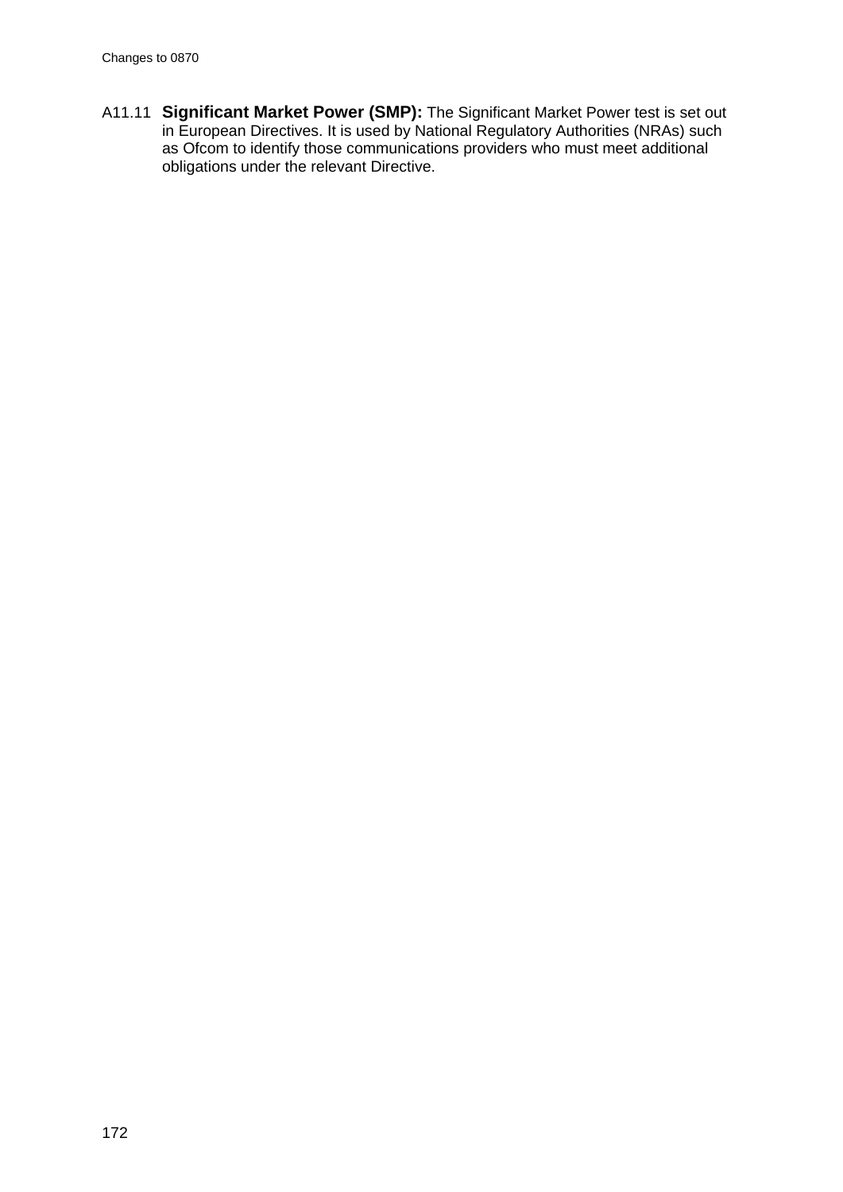A11.11 **Significant Market Power (SMP):** The Significant Market Power test is set out in European Directives. It is used by National Regulatory Authorities (NRAs) such as Ofcom to identify those communications providers who must meet additional obligations under the relevant Directive.